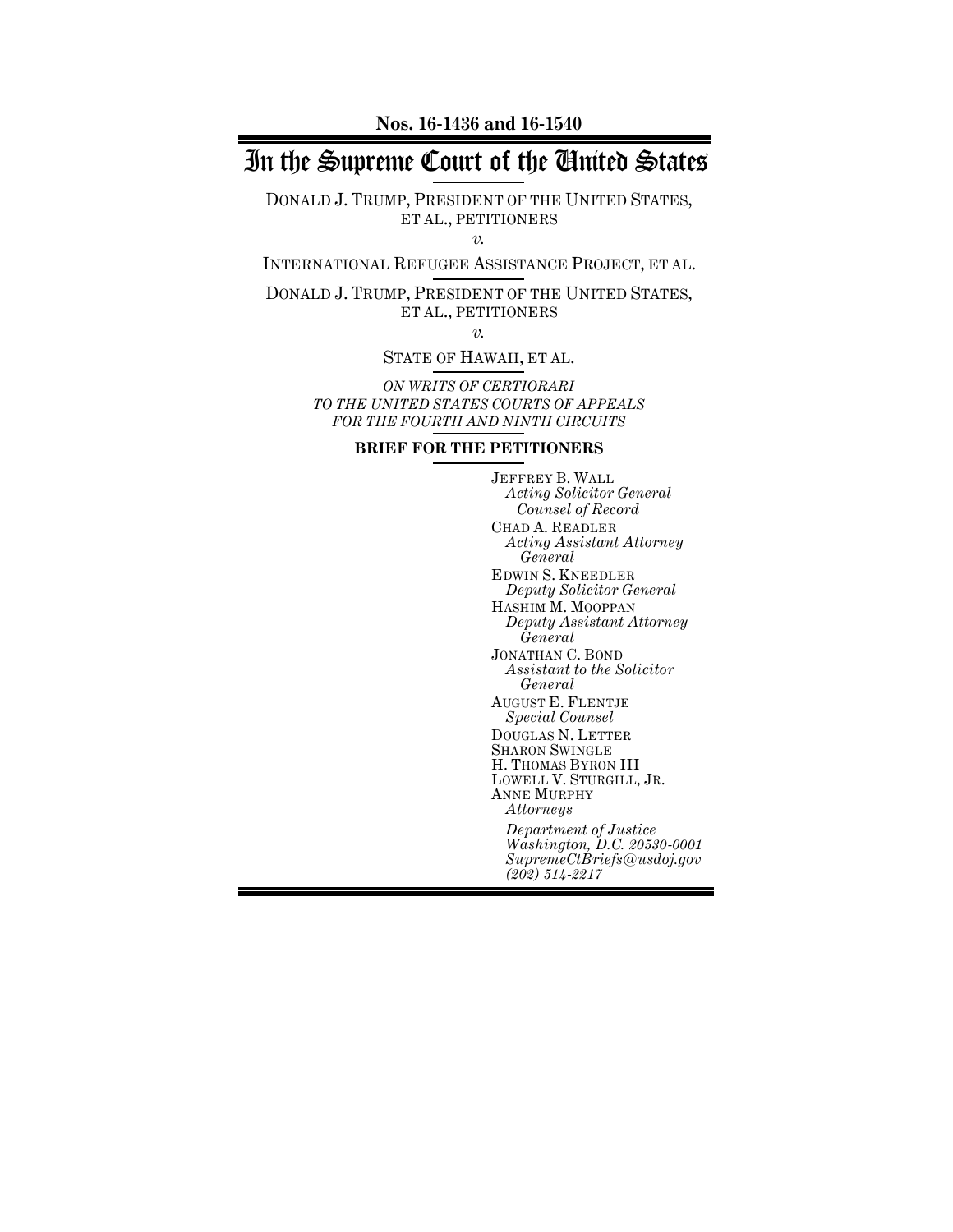**Nos. 16-1436 and 16-1540**

# In the Supreme Court of the United States

DONALD J. TRUMP, PRESIDENT OF THE UNITED STATES, ET AL., PETITIONERS

*v.*

INTERNATIONAL REFUGEE ASSISTANCE PROJECT, ET AL.

DONALD J. TRUMP, PRESIDENT OF THE UNITED STATES, ET AL., PETITIONERS

*v.*

STATE OF HAWAII, ET AL.

*ON WRITS OF CERTIORARI TO THE UNITED STATES COURTS OF APPEALS FOR THE FOURTH AND NINTH CIRCUITS*

**BRIEF FOR THE PETITIONERS**

JEFFREY B. WALL
*Acting Solicitor General*
*Counsel of Record*

CHAD A. READLER
*Acting Assistant Attorney General*

EDWIN S. KNEEDLER
*Deputy Solicitor General*

HASHIM M. MOOPPAN
*Deputy Assistant Attorney General*

JONATHAN C. BOND
*Assistant to the Solicitor General*

AUGUST E. FLENTJE
*Special Counsel*

DOUGLAS N. LETTER
SHARON SWINGLE
H. THOMAS BYRON III
LOWELL V. STURGILL, JR.
ANNE MURPHY
*Attorneys*

*Department of Justice*
*Washington, D.C. 20530-0001*
*SupremeCtBriefs@usdoj.gov*
*(202) 514-2217*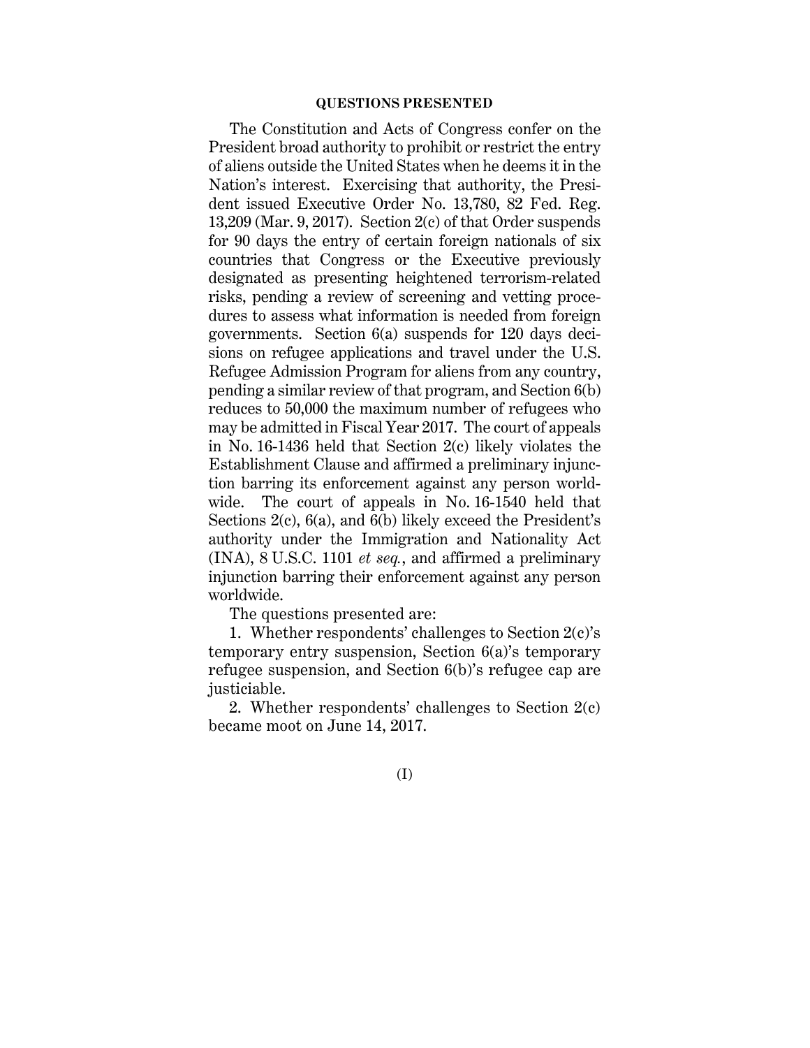## QUESTIONS PRESENTED

The Constitution and Acts of Congress confer on the President broad authority to prohibit or restrict the entry of aliens outside the United States when he deems it in the Nation's interest. Exercising that authority, the President issued Executive Order No. 13,780, 82 Fed. Reg. 13,209 (Mar. 9, 2017). Section 2(c) of that Order suspends for 90 days the entry of certain foreign nationals of six countries that Congress or the Executive previously designated as presenting heightened terrorism-related risks, pending a review of screening and vetting procedures to assess what information is needed from foreign governments. Section 6(a) suspends for 120 days decisions on refugee applications and travel under the U.S. Refugee Admission Program for aliens from any country, pending a similar review of that program, and Section 6(b) reduces to 50,000 the maximum number of refugees who may be admitted in Fiscal Year 2017. The court of appeals in No. 16-1436 held that Section 2(c) likely violates the Establishment Clause and affirmed a preliminary injunction barring its enforcement against any person worldwide. The court of appeals in No. 16-1540 held that Sections 2(c), 6(a), and 6(b) likely exceed the President's authority under the Immigration and Nationality Act (INA), 8 U.S.C. 1101 *et seq.*, and affirmed a preliminary injunction barring their enforcement against any person worldwide.

The questions presented are:

1. Whether respondents' challenges to Section 2(c)'s temporary entry suspension, Section 6(a)'s temporary refugee suspension, and Section 6(b)'s refugee cap are justiciable.

2. Whether respondents' challenges to Section 2(c) became moot on June 14, 2017.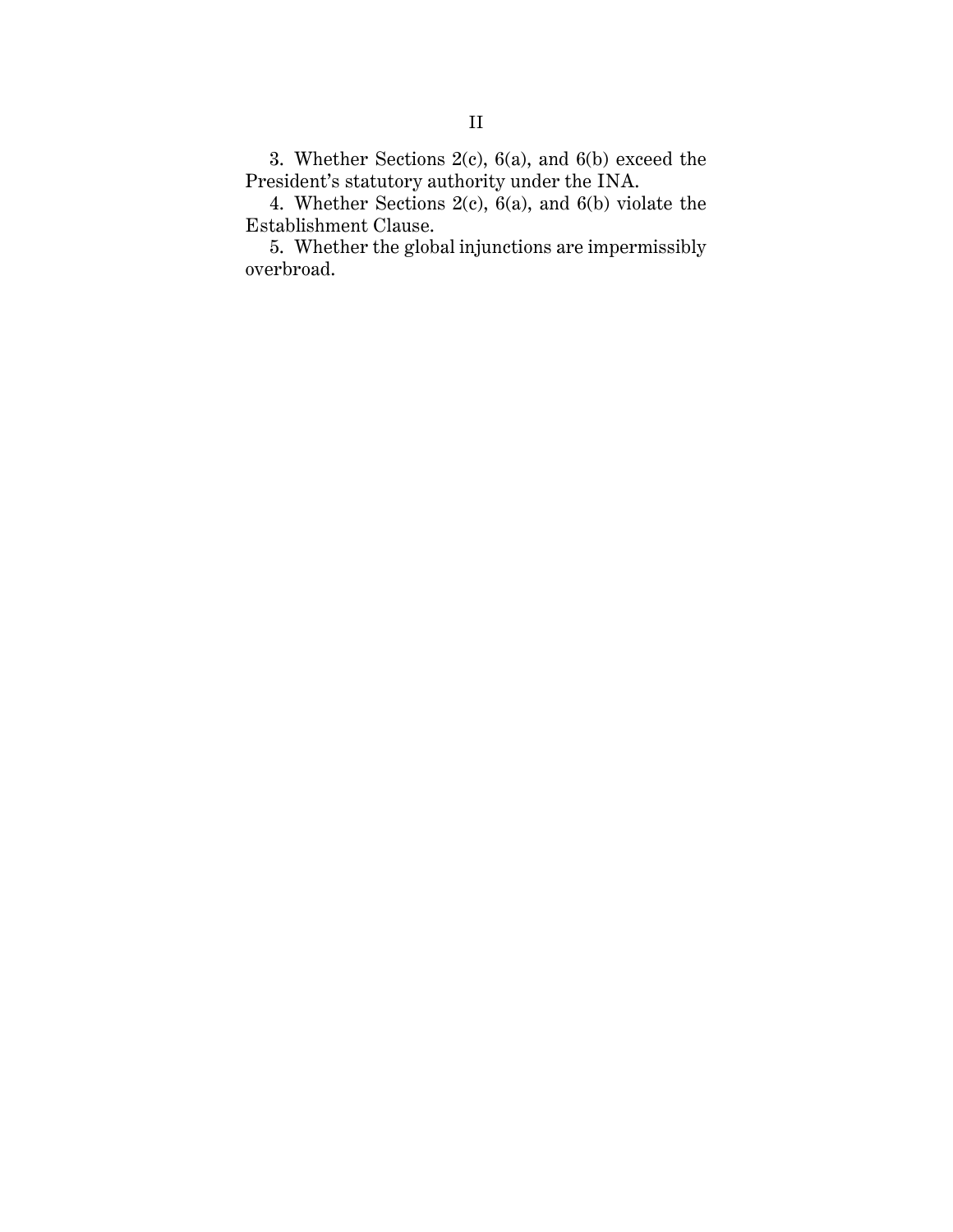3. Whether Sections 2(c), 6(a), and 6(b) exceed the President's statutory authority under the INA.

4. Whether Sections 2(c), 6(a), and 6(b) violate the Establishment Clause.

5. Whether the global injunctions are impermissibly overbroad.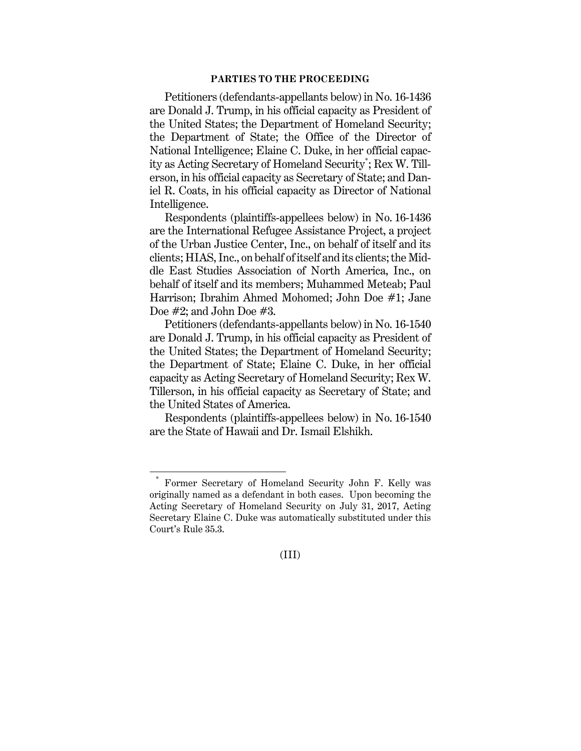## PARTIES TO THE PROCEEDING

Petitioners (defendants-appellants below) in No. 16-1436 are Donald J. Trump, in his official capacity as President of the United States; the Department of Homeland Security; the Department of State; the Office of the Director of National Intelligence; Elaine C. Duke, in her official capacity as Acting Secretary of Homeland Security*; Rex W. Tillerson, in his official capacity as Secretary of State; and Daniel R. Coats, in his official capacity as Director of National Intelligence.

Respondents (plaintiffs-appellees below) in No. 16-1436 are the International Refugee Assistance Project, a project of the Urban Justice Center, Inc., on behalf of itself and its clients; HIAS, Inc., on behalf of itself and its clients; the Middle East Studies Association of North America, Inc., on behalf of itself and its members; Muhammed Meteab; Paul Harrison; Ibrahim Ahmed Mohomed; John Doe #1; Jane Doe #2; and John Doe #3.

Petitioners (defendants-appellants below) in No. 16-1540 are Donald J. Trump, in his official capacity as President of the United States; the Department of Homeland Security; the Department of State; Elaine C. Duke, in her official capacity as Acting Secretary of Homeland Security; Rex W. Tillerson, in his official capacity as Secretary of State; and the United States of America.

Respondents (plaintiffs-appellees below) in No. 16-1540 are the State of Hawaii and Dr. Ismail Elshikh.

---

* Former Secretary of Homeland Security John F. Kelly was originally named as a defendant in both cases. Upon becoming the Acting Secretary of Homeland Security on July 31, 2017, Acting Secretary Elaine C. Duke was automatically substituted under this Court's Rule 35.3.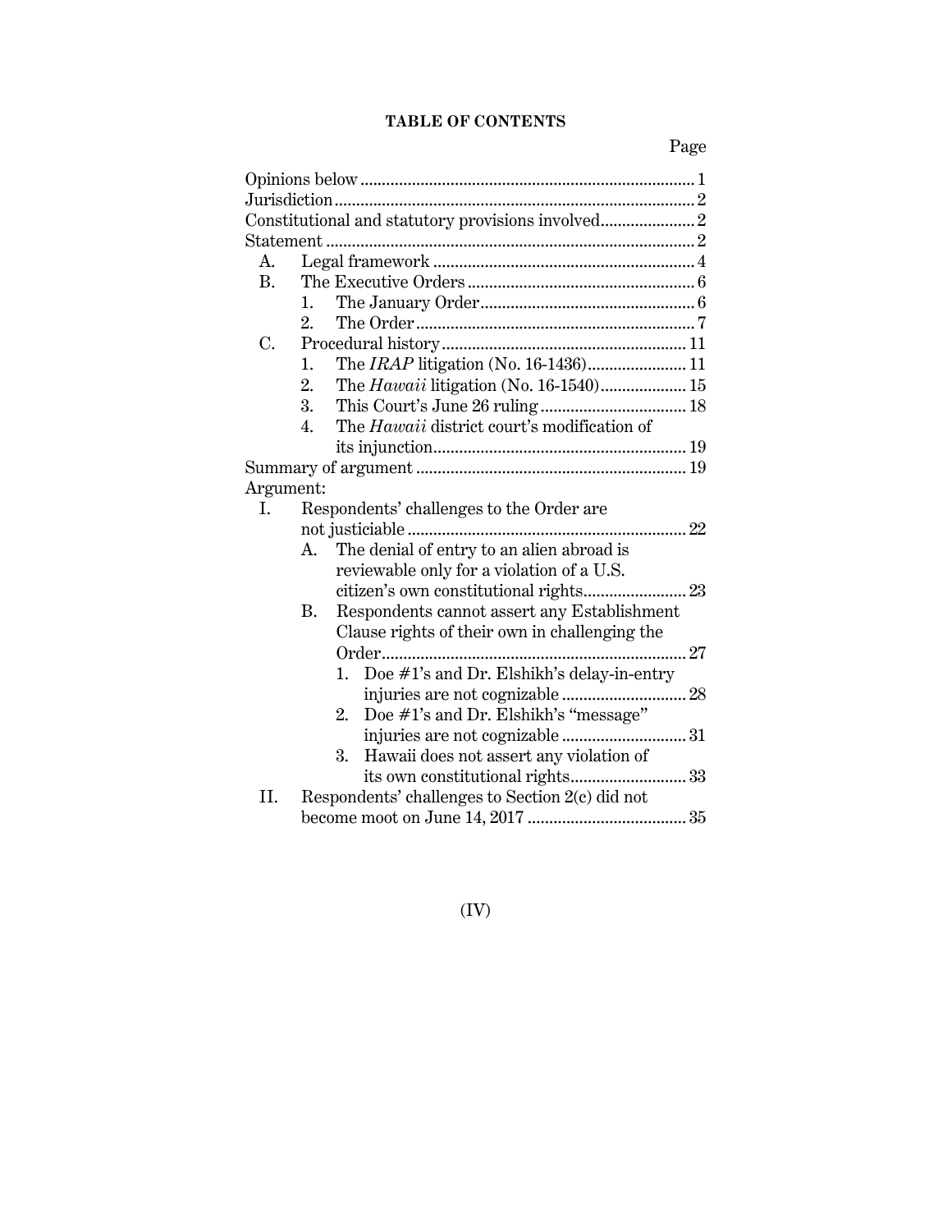**TABLE OF CONTENTS**

Page

Opinions below ............................................................................ 1
Jurisdiction .................................................................................. 2
Constitutional and statutory provisions involved ...................... 2
Statement .................................................................................... 2

- A. Legal framework ............................................................ 4
- B. The Executive Orders .................................................... 6
  - 1. The January Order .................................................. 6
  - 2. The Order ................................................................ 7
- C. Procedural history ........................................................ 11
  - 1. The *IRAP* litigation (No. 16-1436) ....................... 11
  - 2. The *Hawaii* litigation (No. 16-1540) .................... 15
  - 3. This Court's June 26 ruling .................................. 18
  - 4. The *Hawaii* district court's modification of its injunction .......................................................... 19

Summary of argument .............................................................. 19

Argument:

- I. Respondents' challenges to the Order are not justiciable ............................................................... 22
  - A. The denial of entry to an alien abroad is reviewable only for a violation of a U.S. citizen's own constitutional rights ........................ 23
  - B. Respondents cannot assert any Establishment Clause rights of their own in challenging the Order ...................................................................... 27
    - 1. Doe #1's and Dr. Elshikh's delay-in-entry injuries are not cognizable ............................ 28
    - 2. Doe #1's and Dr. Elshikh's "message" injuries are not cognizable ............................ 31
    - 3. Hawaii does not assert any violation of its own constitutional rights .......................... 33
- II. Respondents' challenges to Section 2(c) did not become moot on June 14, 2017 .................................... 35

(IV)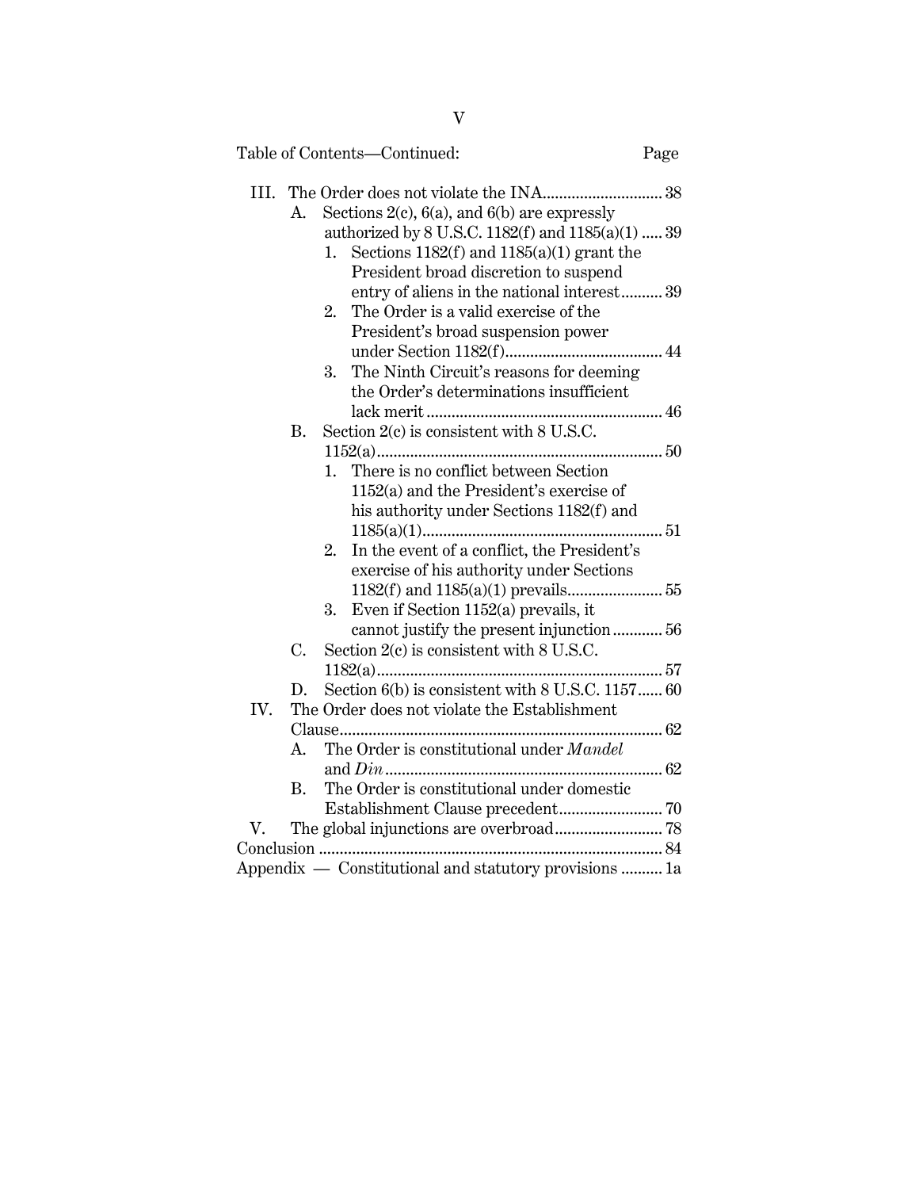Table of Contents—Continued: Page

- III. The Order does not violate the INA ........ 38
  - A. Sections 2(c), 6(a), and 6(b) are expressly authorized by 8 U.S.C. 1182(f) and 1185(a)(1) ........ 39
    1. Sections 1182(f) and 1185(a)(1) grant the President broad discretion to suspend entry of aliens in the national interest ........ 39
    2. The Order is a valid exercise of the President's broad suspension power under Section 1182(f) ........ 44
    3. The Ninth Circuit's reasons for deeming the Order's determinations insufficient lack merit ........ 46
  - B. Section 2(c) is consistent with 8 U.S.C. 1152(a) ........ 50
    1. There is no conflict between Section 1152(a) and the President's exercise of his authority under Sections 1182(f) and 1185(a)(1) ........ 51
    2. In the event of a conflict, the President's exercise of his authority under Sections 1182(f) and 1185(a)(1) prevails ........ 55
    3. Even if Section 1152(a) prevails, it cannot justify the present injunction ........ 56
  - C. Section 2(c) is consistent with 8 U.S.C. 1182(a) ........ 57
  - D. Section 6(b) is consistent with 8 U.S.C. 1157 ........ 60
- IV. The Order does not violate the Establishment Clause ........ 62
  - A. The Order is constitutional under *Mandel* and *Din* ........ 62
  - B. The Order is constitutional under domestic Establishment Clause precedent ........ 70
- V. The global injunctions are overbroad ........ 78

Conclusion ........ 84

Appendix — Constitutional and statutory provisions ........ 1a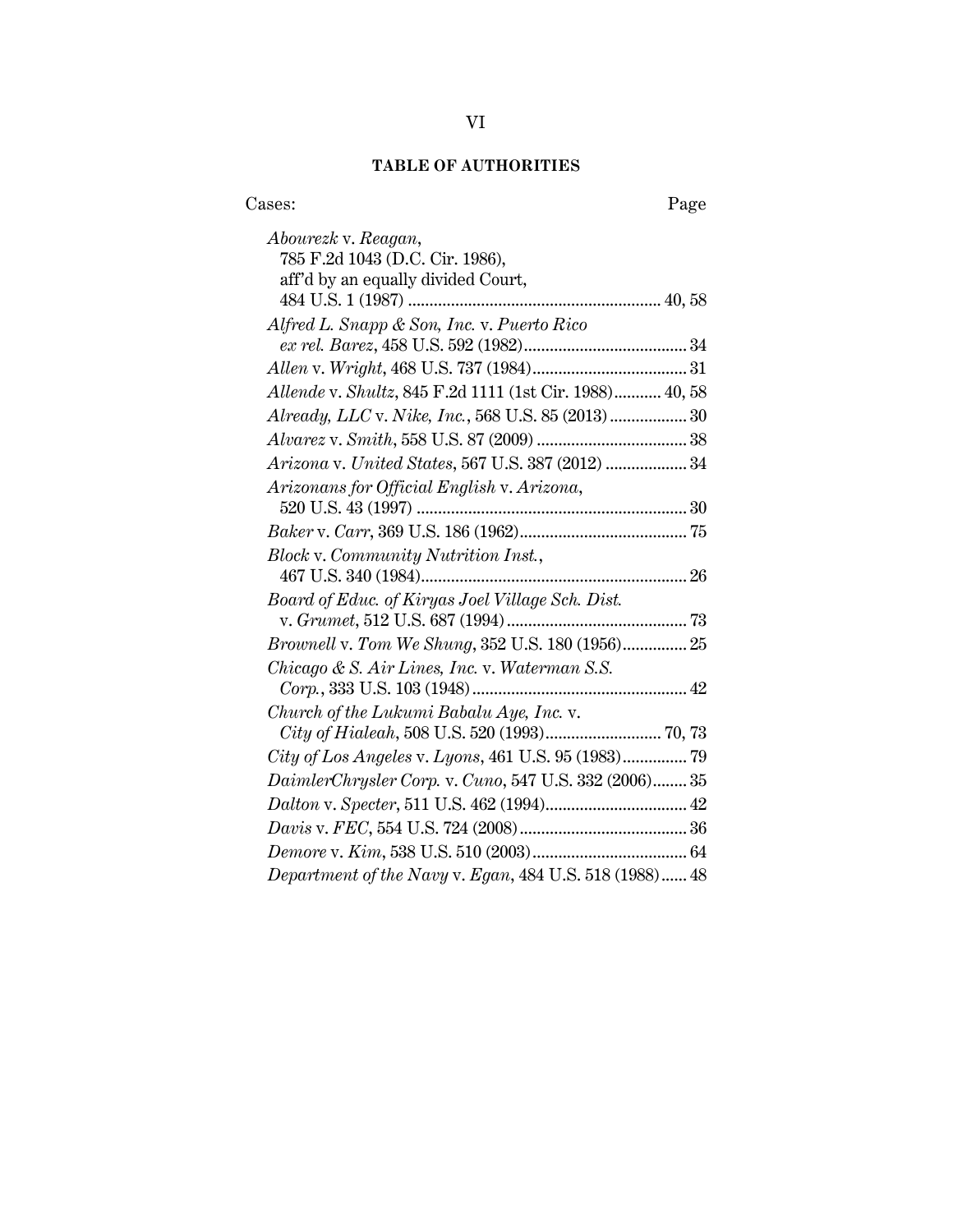## TABLE OF AUTHORITIES

Cases: Page

*Abourezk* v. *Reagan*, 785 F.2d 1043 (D.C. Cir. 1986), aff'd by an equally divided Court, 484 U.S. 1 (1987) .......... 40, 58

*Alfred L. Snapp & Son, Inc.* v. *Puerto Rico ex rel. Barez*, 458 U.S. 592 (1982) .......... 34

*Allen* v. *Wright*, 468 U.S. 737 (1984) .......... 31

*Allende* v. *Shultz*, 845 F.2d 1111 (1st Cir. 1988) .......... 40, 58

*Already, LLC* v. *Nike, Inc.*, 568 U.S. 85 (2013) .......... 30

*Alvarez* v. *Smith*, 558 U.S. 87 (2009) .......... 38

*Arizona* v. *United States*, 567 U.S. 387 (2012) .......... 34

*Arizonans for Official English* v. *Arizona*, 520 U.S. 43 (1997) .......... 30

*Baker* v. *Carr*, 369 U.S. 186 (1962) .......... 75

*Block* v. *Community Nutrition Inst.*, 467 U.S. 340 (1984) .......... 26

*Board of Educ. of Kiryas Joel Village Sch. Dist.* v. *Grumet*, 512 U.S. 687 (1994) .......... 73

*Brownell* v. *Tom We Shung*, 352 U.S. 180 (1956) .......... 25

*Chicago & S. Air Lines, Inc.* v. *Waterman S.S. Corp.*, 333 U.S. 103 (1948) .......... 42

*Church of the Lukumi Babalu Aye, Inc.* v. *City of Hialeah*, 508 U.S. 520 (1993) .......... 70, 73

*City of Los Angeles* v. *Lyons*, 461 U.S. 95 (1983) .......... 79

*DaimlerChrysler Corp.* v. *Cuno*, 547 U.S. 332 (2006) .......... 35

*Dalton* v. *Specter*, 511 U.S. 462 (1994) .......... 42

*Davis* v. *FEC*, 554 U.S. 724 (2008) .......... 36

*Demore* v. *Kim*, 538 U.S. 510 (2003) .......... 64

*Department of the Navy* v. *Egan*, 484 U.S. 518 (1988) .......... 48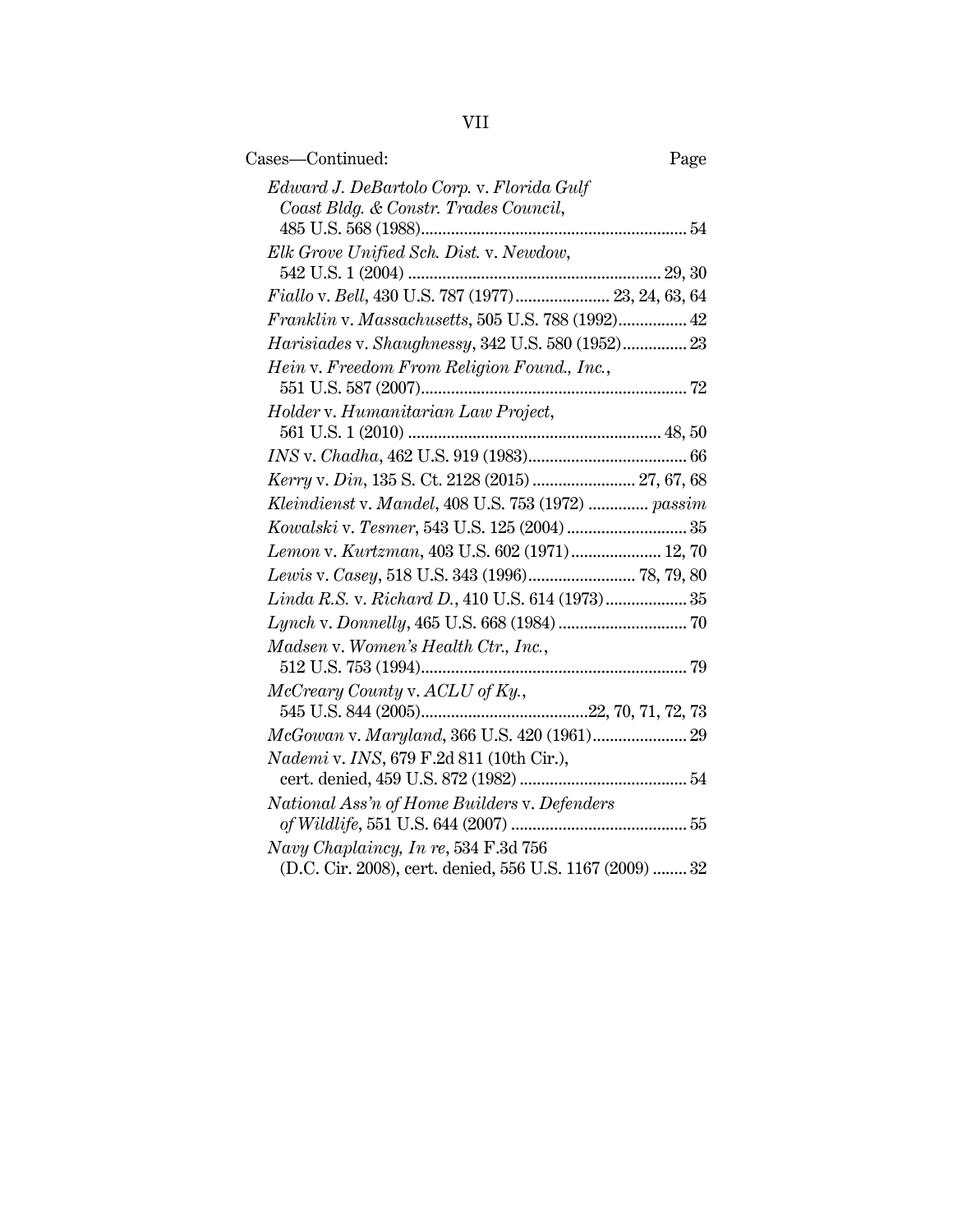Cases—Continued: Page

*Edward J. DeBartolo Corp.* v. *Florida Gulf Coast Bldg. & Constr. Trades Council*, 485 U.S. 568 (1988) .......... 54

*Elk Grove Unified Sch. Dist.* v. *Newdow*, 542 U.S. 1 (2004) .......... 29, 30

*Fiallo* v. *Bell*, 430 U.S. 787 (1977) .......... 23, 24, 63, 64

*Franklin* v. *Massachusetts*, 505 U.S. 788 (1992) .......... 42

*Harisiades* v. *Shaughnessy*, 342 U.S. 580 (1952) .......... 23

*Hein* v. *Freedom From Religion Found., Inc.*, 551 U.S. 587 (2007) .......... 72

*Holder* v. *Humanitarian Law Project*, 561 U.S. 1 (2010) .......... 48, 50

*INS* v. *Chadha*, 462 U.S. 919 (1983) .......... 66

*Kerry* v. *Din*, 135 S. Ct. 2128 (2015) .......... 27, 67, 68

*Kleindienst* v. *Mandel*, 408 U.S. 753 (1972) .......... *passim*

*Kowalski* v. *Tesmer*, 543 U.S. 125 (2004) .......... 35

*Lemon* v. *Kurtzman*, 403 U.S. 602 (1971) .......... 12, 70

*Lewis* v. *Casey*, 518 U.S. 343 (1996) .......... 78, 79, 80

*Linda R.S.* v. *Richard D.*, 410 U.S. 614 (1973) .......... 35

*Lynch* v. *Donnelly*, 465 U.S. 668 (1984) .......... 70

*Madsen* v. *Women's Health Ctr., Inc.*, 512 U.S. 753 (1994) .......... 79

*McCreary County* v. *ACLU of Ky.*, 545 U.S. 844 (2005) .......... 22, 70, 71, 72, 73

*McGowan* v. *Maryland*, 366 U.S. 420 (1961) .......... 29

*Nademi* v. *INS*, 679 F.2d 811 (10th Cir.), cert. denied, 459 U.S. 872 (1982) .......... 54

*National Ass'n of Home Builders* v. *Defenders of Wildlife*, 551 U.S. 644 (2007) .......... 55

*Navy Chaplaincy, In re*, 534 F.3d 756 (D.C. Cir. 2008), cert. denied, 556 U.S. 1167 (2009) .......... 32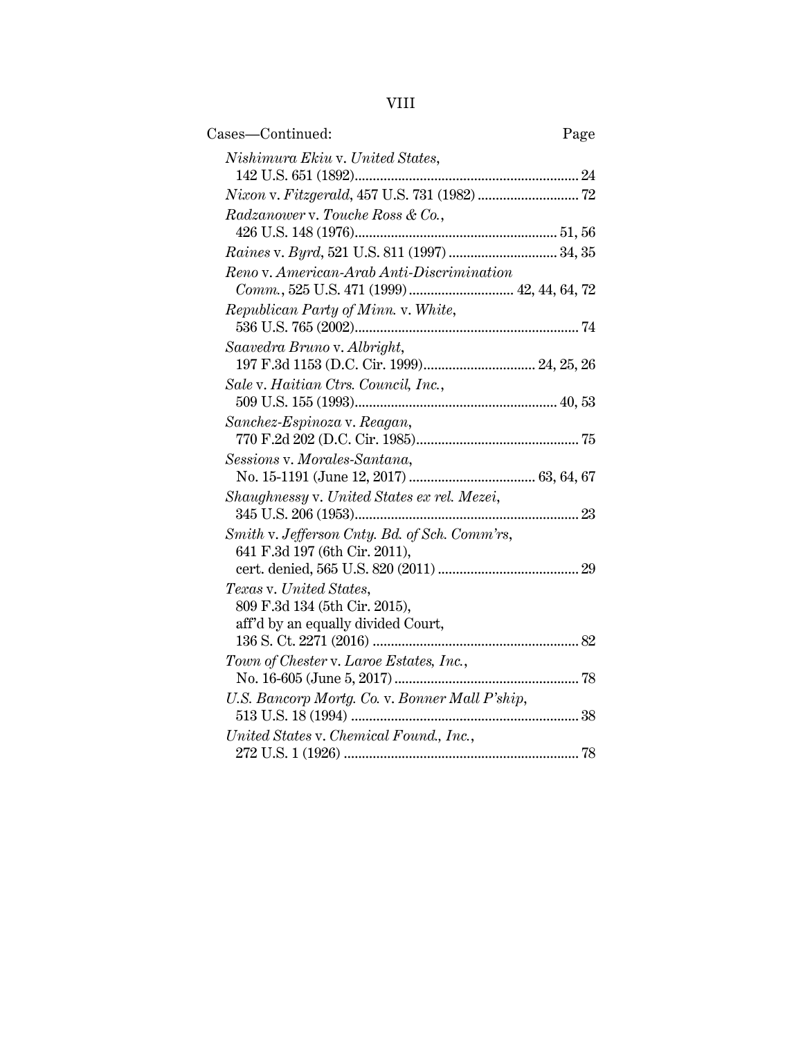Cases—Continued: Page

*Nishimura Ekiu* v. *United States*, 142 U.S. 651 (1892) .......... 24

*Nixon* v. *Fitzgerald*, 457 U.S. 731 (1982) .......... 72

*Radzanower* v. *Touche Ross & Co.*, 426 U.S. 148 (1976) .......... 51, 56

*Raines* v. *Byrd*, 521 U.S. 811 (1997) .......... 34, 35

*Reno* v. *American-Arab Anti-Discrimination Comm.*, 525 U.S. 471 (1999) .......... 42, 44, 64, 72

*Republican Party of Minn.* v. *White*, 536 U.S. 765 (2002) .......... 74

*Saavedra Bruno* v. *Albright*, 197 F.3d 1153 (D.C. Cir. 1999) .......... 24, 25, 26

*Sale* v. *Haitian Ctrs. Council, Inc.*, 509 U.S. 155 (1993) .......... 40, 53

*Sanchez-Espinoza* v. *Reagan*, 770 F.2d 202 (D.C. Cir. 1985) .......... 75

*Sessions* v. *Morales-Santana*, No. 15-1191 (June 12, 2017) .......... 63, 64, 67

*Shaughnessy* v. *United States ex rel. Mezei*, 345 U.S. 206 (1953) .......... 23

*Smith* v. *Jefferson Cnty. Bd. of Sch. Comm'rs*, 641 F.3d 197 (6th Cir. 2011), cert. denied, 565 U.S. 820 (2011) .......... 29

*Texas* v. *United States*, 809 F.3d 134 (5th Cir. 2015), aff'd by an equally divided Court, 136 S. Ct. 2271 (2016) .......... 82

*Town of Chester* v. *Laroe Estates, Inc.*, No. 16-605 (June 5, 2017) .......... 78

*U.S. Bancorp Mortg. Co.* v. *Bonner Mall P'ship*, 513 U.S. 18 (1994) .......... 38

*United States* v. *Chemical Found., Inc.*, 272 U.S. 1 (1926) .......... 78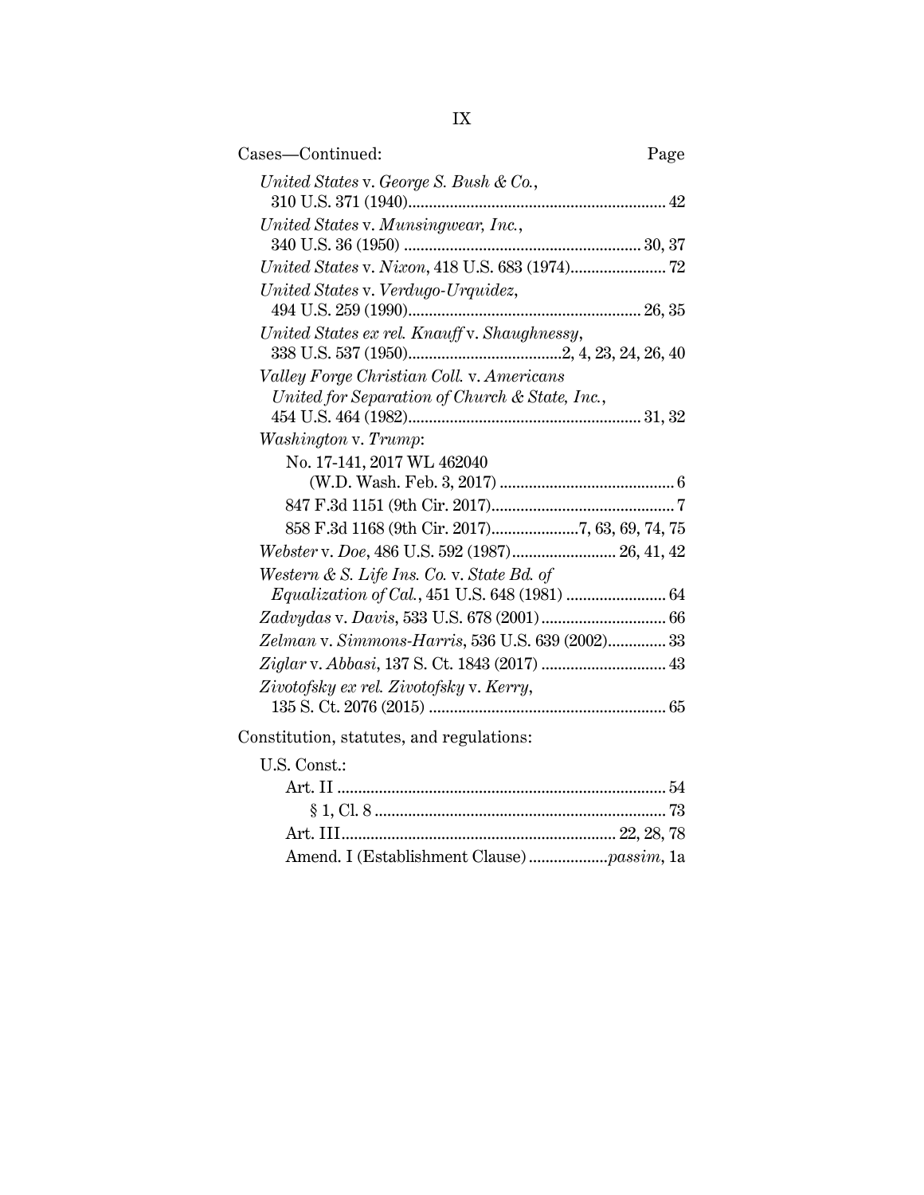Cases—Continued: Page

*United States* v. *George S. Bush & Co.*, 310 U.S. 371 (1940) ... 42

*United States* v. *Munsingwear, Inc.*, 340 U.S. 36 (1950) ... 30, 37

*United States* v. *Nixon*, 418 U.S. 683 (1974) ... 72

*United States* v. *Verdugo-Urquidez*, 494 U.S. 259 (1990) ... 26, 35

*United States ex rel. Knauff* v. *Shaughnessy*, 338 U.S. 537 (1950) ... 2, 4, 23, 24, 26, 40

*Valley Forge Christian Coll.* v. *Americans United for Separation of Church & State, Inc.*, 454 U.S. 464 (1982) ... 31, 32

*Washington* v. *Trump*:

- No. 17-141, 2017 WL 462040 (W.D. Wash. Feb. 3, 2017) ... 6
- 847 F.3d 1151 (9th Cir. 2017) ... 7
- 858 F.3d 1168 (9th Cir. 2017) ... 7, 63, 69, 74, 75

*Webster* v. *Doe*, 486 U.S. 592 (1987) ... 26, 41, 42

*Western & S. Life Ins. Co.* v. *State Bd. of Equalization of Cal.*, 451 U.S. 648 (1981) ... 64

*Zadvydas* v. *Davis*, 533 U.S. 678 (2001) ... 66

*Zelman* v. *Simmons-Harris*, 536 U.S. 639 (2002) ... 33

*Ziglar* v. *Abbasi*, 137 S. Ct. 1843 (2017) ... 43

*Zivotofsky ex rel. Zivotofsky* v. *Kerry*, 135 S. Ct. 2076 (2015) ... 65

Constitution, statutes, and regulations:

U.S. Const.:

- Art. II ... 54
  - § 1, Cl. 8 ... 73
- Art. III ... 22, 28, 78
- Amend. I (Establishment Clause) ... *passim*, 1a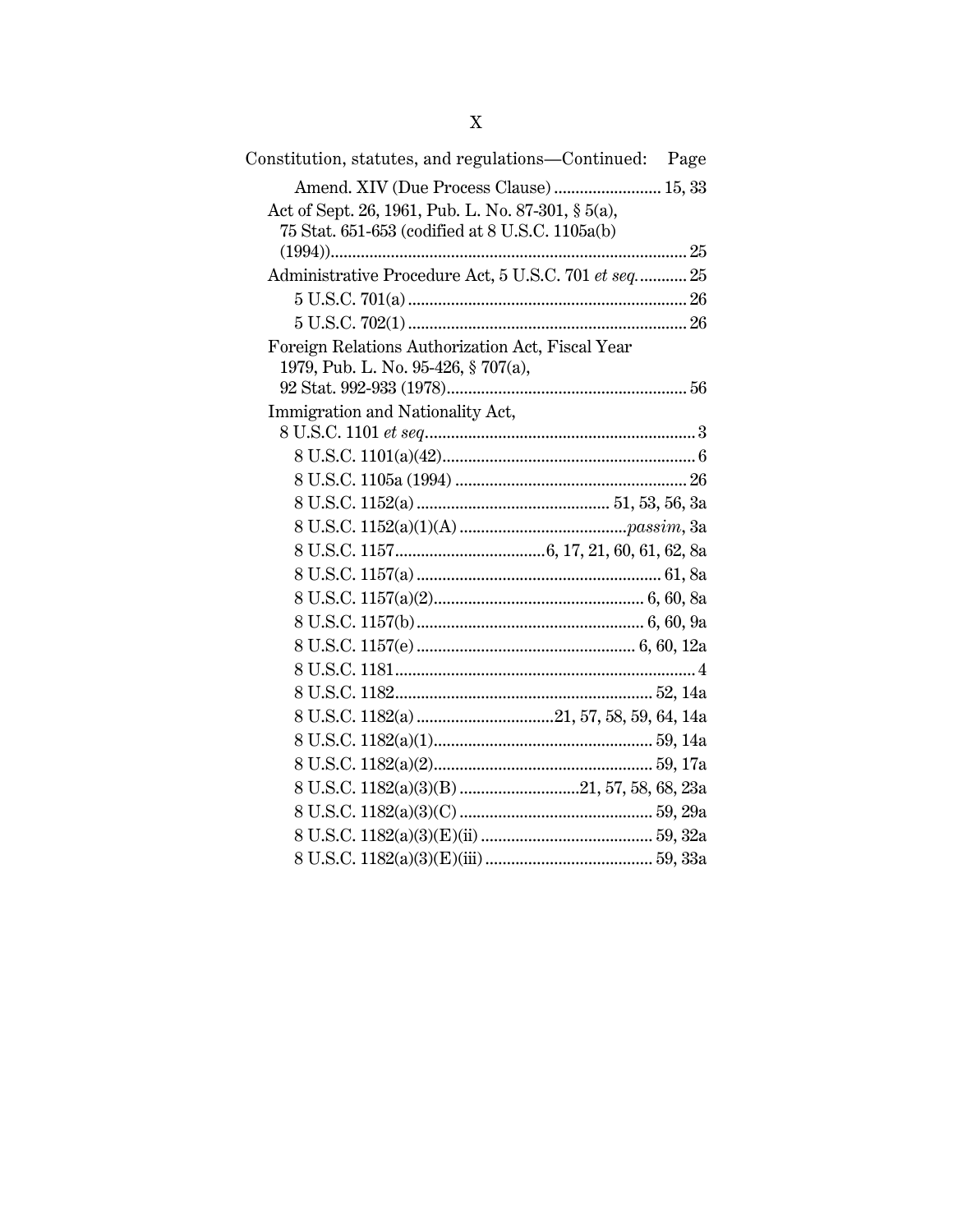Constitution, statutes, and regulations—Continued: Page

Amend. XIV (Due Process Clause) ........................ 15, 33

Act of Sept. 26, 1961, Pub. L. No. 87-301, § 5(a), 75 Stat. 651-653 (codified at 8 U.S.C. 1105a(b) (1994)).................................................................................. 25

Administrative Procedure Act, 5 U.S.C. 701 *et seq.*........... 25

5 U.S.C. 701(a) ................................................................ 26

5 U.S.C. 702(1) ................................................................ 26

Foreign Relations Authorization Act, Fiscal Year 1979, Pub. L. No. 95-426, § 707(a), 92 Stat. 992-933 (1978)....................................................... 56

Immigration and Nationality Act, 8 U.S.C. 1101 *et seq*.............................................................. 3

8 U.S.C. 1101(a)(42)........................................................... 6

8 U.S.C. 1105a (1994) ..................................................... 26

8 U.S.C. 1152(a) ............................................ 51, 53, 56, 3a

8 U.S.C. 1152(a)(1)(A) ......................................*passim*, 3a

8 U.S.C. 1157..................................6, 17, 21, 60, 61, 62, 8a

8 U.S.C. 1157(a) ........................................................ 61, 8a

8 U.S.C. 1157(a)(2)................................................ 6, 60, 8a

8 U.S.C. 1157(b).................................................... 6, 60, 9a

8 U.S.C. 1157(e) .................................................. 6, 60, 12a

8 U.S.C. 1181...................................................................... 4

8 U.S.C. 1182............................................................ 52, 14a

8 U.S.C. 1182(a) ................................21, 57, 58, 59, 64, 14a

8 U.S.C. 1182(a)(1)................................................... 59, 14a

8 U.S.C. 1182(a)(2)................................................... 59, 17a

8 U.S.C. 1182(a)(3)(B) ............................21, 57, 58, 68, 23a

8 U.S.C. 1182(a)(3)(C) ............................................. 59, 29a

8 U.S.C. 1182(a)(3)(E)(ii) ........................................ 59, 32a

8 U.S.C. 1182(a)(3)(E)(iii) ....................................... 59, 33a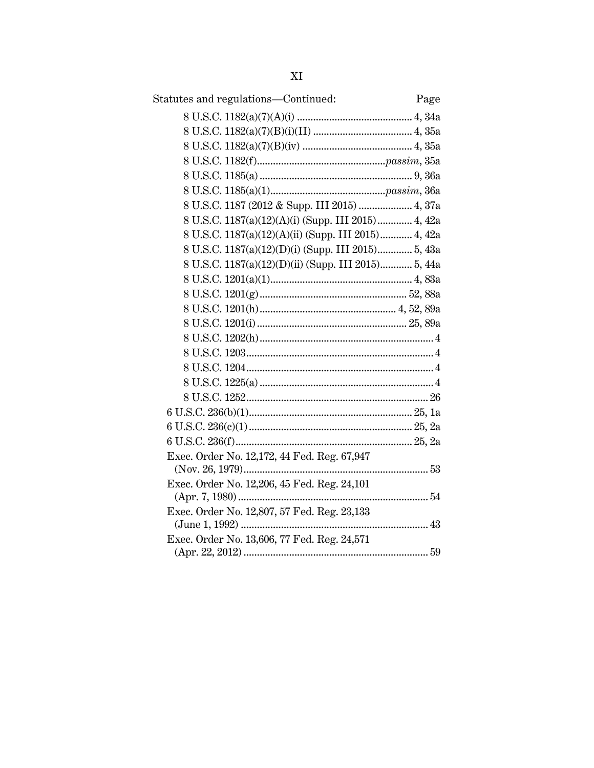Statutes and regulations—Continued: Page

8 U.S.C. 1182(a)(7)(A)(i) .......................................... 4, 34a
8 U.S.C. 1182(a)(7)(B)(i)(II) .................................... 4, 35a
8 U.S.C. 1182(a)(7)(B)(iv) ........................................ 4, 35a
8 U.S.C. 1182(f)...............................................*passim*, 35a
8 U.S.C. 1185(a) ........................................................ 9, 36a
8 U.S.C. 1185(a)(1)..........................................*passim*, 36a
8 U.S.C. 1187 (2012 & Supp. III 2015) .................... 4, 37a
8 U.S.C. 1187(a)(12)(A)(i) (Supp. III 2015)............. 4, 42a
8 U.S.C. 1187(a)(12)(A)(ii) (Supp. III 2015)............ 4, 42a
8 U.S.C. 1187(a)(12)(D)(i) (Supp. III 2015)............. 5, 43a
8 U.S.C. 1187(a)(12)(D)(ii) (Supp. III 2015)............ 5, 44a
8 U.S.C. 1201(a)(1).................................................... 4, 83a
8 U.S.C. 1201(g)...................................................... 52, 88a
8 U.S.C. 1201(h).................................................. 4, 52, 89a
8 U.S.C. 1201(i)....................................................... 25, 89a
8 U.S.C. 1202(h)................................................................ 4
8 U.S.C. 1203..................................................................... 4
8 U.S.C. 1204..................................................................... 4
8 U.S.C. 1225(a) ................................................................ 4
8 U.S.C. 1252................................................................... 26
6 U.S.C. 236(b)(1)............................................................ 25, 1a
6 U.S.C. 236(c)(1) ............................................................ 25, 2a
6 U.S.C. 236(f)................................................................. 25, 2a
Exec. Order No. 12,172, 44 Fed. Reg. 67,947 (Nov. 26, 1979).................................................................... 53
Exec. Order No. 12,206, 45 Fed. Reg. 24,101 (Apr. 7, 1980) ..................................................................... 54
Exec. Order No. 12,807, 57 Fed. Reg. 23,133 (June 1, 1992) ..................................................................... 43
Exec. Order No. 13,606, 77 Fed. Reg. 24,571 (Apr. 22, 2012) ..................................................................... 59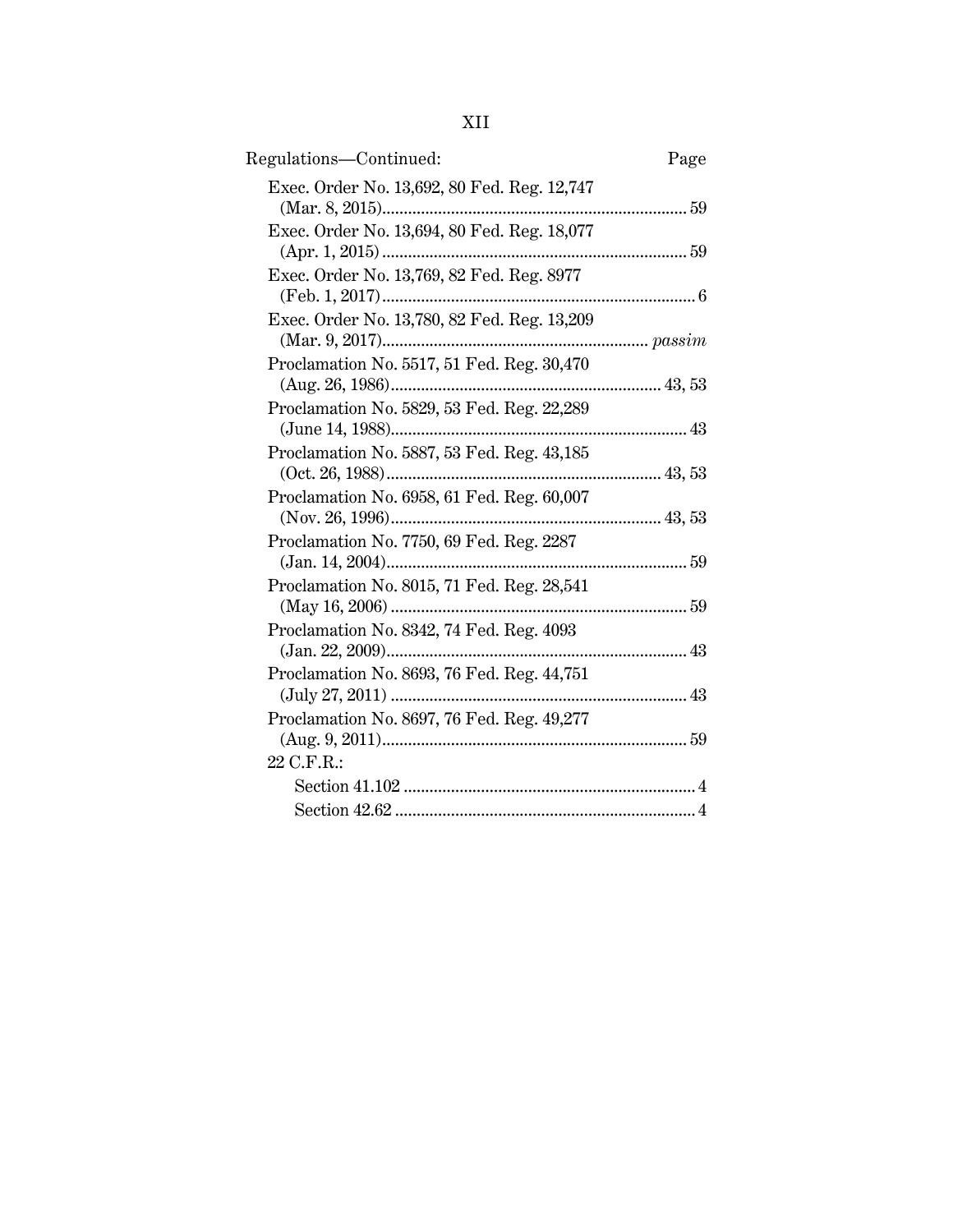Regulations—Continued: Page

Exec. Order No. 13,692, 80 Fed. Reg. 12,747 (Mar. 8, 2015)........................................................................ 59

Exec. Order No. 13,694, 80 Fed. Reg. 18,077 (Apr. 1, 2015)........................................................................ 59

Exec. Order No. 13,769, 82 Fed. Reg. 8977 (Feb. 1, 2017)........................................................................ 6

Exec. Order No. 13,780, 82 Fed. Reg. 13,209 (Mar. 9, 2017)............................................................ *passim*

Proclamation No. 5517, 51 Fed. Reg. 30,470 (Aug. 26, 1986).............................................................. 43, 53

Proclamation No. 5829, 53 Fed. Reg. 22,289 (June 14, 1988).................................................................... 43

Proclamation No. 5887, 53 Fed. Reg. 43,185 (Oct. 26, 1988).............................................................. 43, 53

Proclamation No. 6958, 61 Fed. Reg. 60,007 (Nov. 26, 1996).............................................................. 43, 53

Proclamation No. 7750, 69 Fed. Reg. 2287 (Jan. 14, 2004)..................................................................... 59

Proclamation No. 8015, 71 Fed. Reg. 28,541 (May 16, 2006)..................................................................... 59

Proclamation No. 8342, 74 Fed. Reg. 4093 (Jan. 22, 2009)..................................................................... 43

Proclamation No. 8693, 76 Fed. Reg. 44,751 (July 27, 2011)..................................................................... 43

Proclamation No. 8697, 76 Fed. Reg. 49,277 (Aug. 9, 2011)...................................................................... 59

22 C.F.R.:

- Section 41.102 .................................................................... 4
- Section 42.62 ...................................................................... 4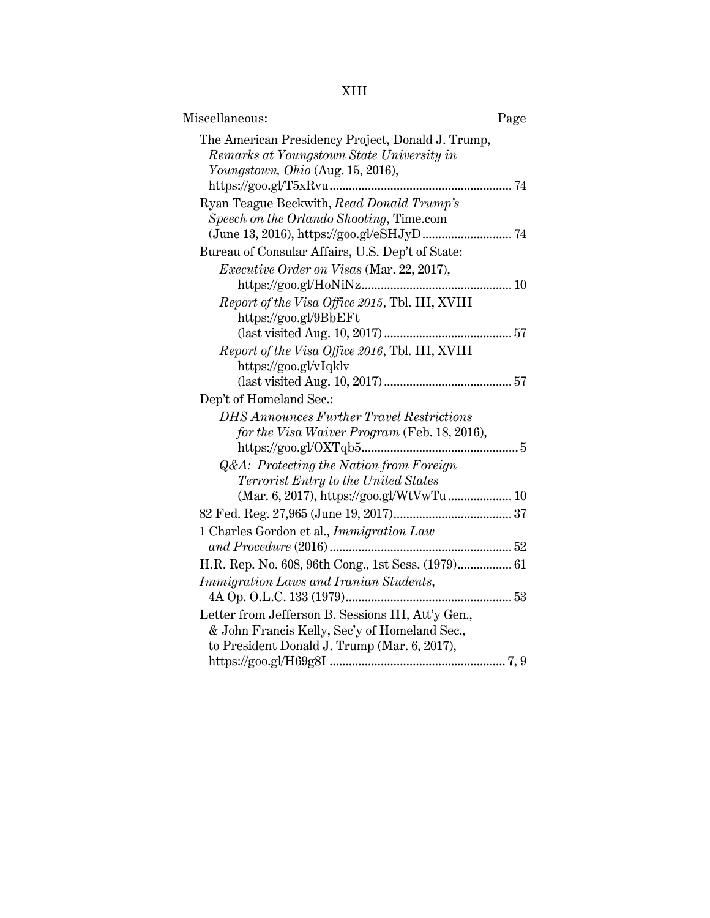Miscellaneous: Page

The American Presidency Project, Donald J. Trump, *Remarks at Youngstown State University in Youngstown, Ohio* (Aug. 15, 2016), https://goo.gl/T5xRvu ........................................................ 74

Ryan Teague Beckwith, *Read Donald Trump's Speech on the Orlando Shooting*, Time.com (June 13, 2016), https://goo.gl/eSHJyD ............................ 74

Bureau of Consular Affairs, U.S. Dep't of State:

- *Executive Order on Visas* (Mar. 22, 2017), https://goo.gl/HoNiNz .............................................. 10
- *Report of the Visa Office 2015*, Tbl. III, XVIII https://goo.gl/9BbEFt (last visited Aug. 10, 2017) ........................................ 57
- *Report of the Visa Office 2016*, Tbl. III, XVIII https://goo.gl/vIqklv (last visited Aug. 10, 2017) ........................................ 57

Dep't of Homeland Sec.:

- *DHS Announces Further Travel Restrictions for the Visa Waiver Program* (Feb. 18, 2016), https://goo.gl/OXTqb5................................................ 5
- *Q&A: Protecting the Nation from Foreign Terrorist Entry to the United States* (Mar. 6, 2017), https://goo.gl/WtVwTu .................... 10

82 Fed. Reg. 27,965 (June 19, 2017)..................................... 37

1 Charles Gordon et al., *Immigration Law and Procedure* (2016) ........................................................ 52

H.R. Rep. No. 608, 96th Cong., 1st Sess. (1979)................. 61

*Immigration Laws and Iranian Students*, 4A Op. O.L.C. 133 (1979).................................................... 53

Letter from Jefferson B. Sessions III, Att'y Gen., & John Francis Kelly, Sec'y of Homeland Sec., to President Donald J. Trump (Mar. 6, 2017), https://goo.gl/H69g8I ...................................................... 7, 9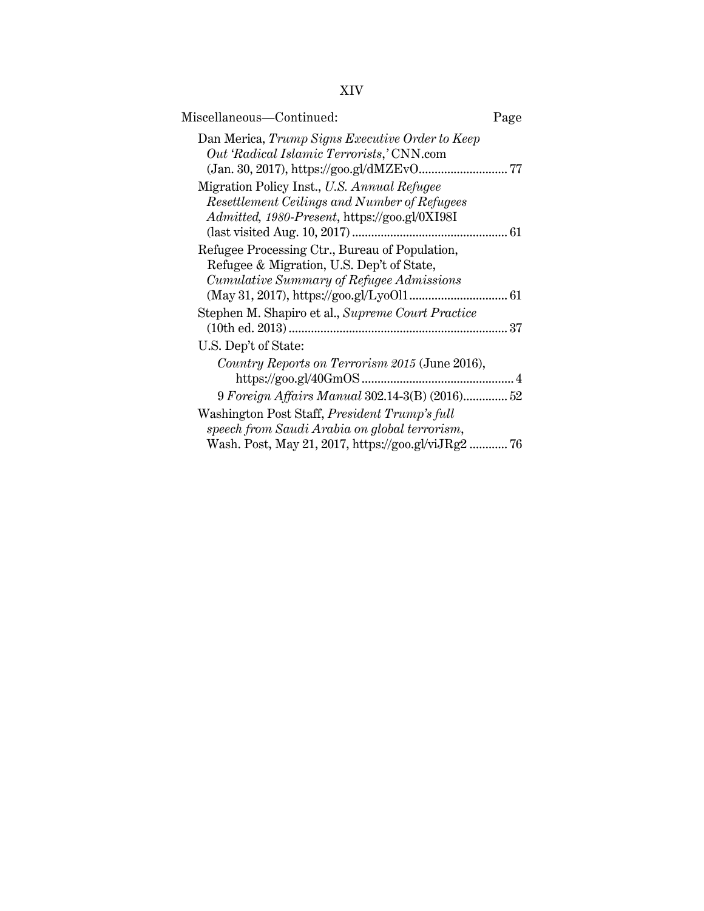Miscellaneous—Continued: Page

Dan Merica, *Trump Signs Executive Order to Keep Out 'Radical Islamic Terrorists,'* CNN.com (Jan. 30, 2017), https://goo.gl/dMZEvO............................ 77

Migration Policy Inst., *U.S. Annual Refugee Resettlement Ceilings and Number of Refugees Admitted, 1980-Present*, https://goo.gl/0XI98I (last visited Aug. 10, 2017)................................................ 61

Refugee Processing Ctr., Bureau of Population, Refugee & Migration, U.S. Dep't of State, *Cumulative Summary of Refugee Admissions* (May 31, 2017), https://goo.gl/LyoOl1.............................. 61

Stephen M. Shapiro et al., *Supreme Court Practice* (10th ed. 2013).................................................................... 37

U.S. Dep't of State:

- *Country Reports on Terrorism 2015* (June 2016), https://goo.gl/40GmOS................................................ 4
- 9 *Foreign Affairs Manual* 302.14-3(B) (2016).............. 52

Washington Post Staff, *President Trump's full speech from Saudi Arabia on global terrorism*, Wash. Post, May 21, 2017, https://goo.gl/viJRg2 ............ 76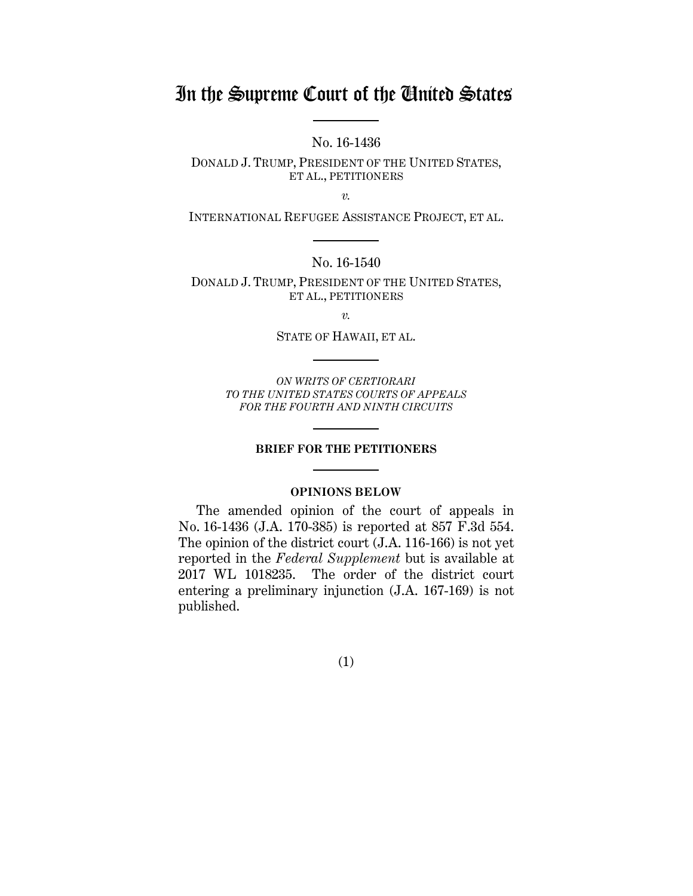# In the Supreme Court of the United States

No. 16-1436

DONALD J. TRUMP, PRESIDENT OF THE UNITED STATES, ET AL., PETITIONERS

*v.*

INTERNATIONAL REFUGEE ASSISTANCE PROJECT, ET AL.

No. 16-1540

DONALD J. TRUMP, PRESIDENT OF THE UNITED STATES, ET AL., PETITIONERS

*v.*

STATE OF HAWAII, ET AL.

*ON WRITS OF CERTIORARI TO THE UNITED STATES COURTS OF APPEALS FOR THE FOURTH AND NINTH CIRCUITS*

**BRIEF FOR THE PETITIONERS**

**OPINIONS BELOW**

The amended opinion of the court of appeals in No. 16-1436 (J.A. 170-385) is reported at 857 F.3d 554. The opinion of the district court (J.A. 116-166) is not yet reported in the *Federal Supplement* but is available at 2017 WL 1018235. The order of the district court entering a preliminary injunction (J.A. 167-169) is not published.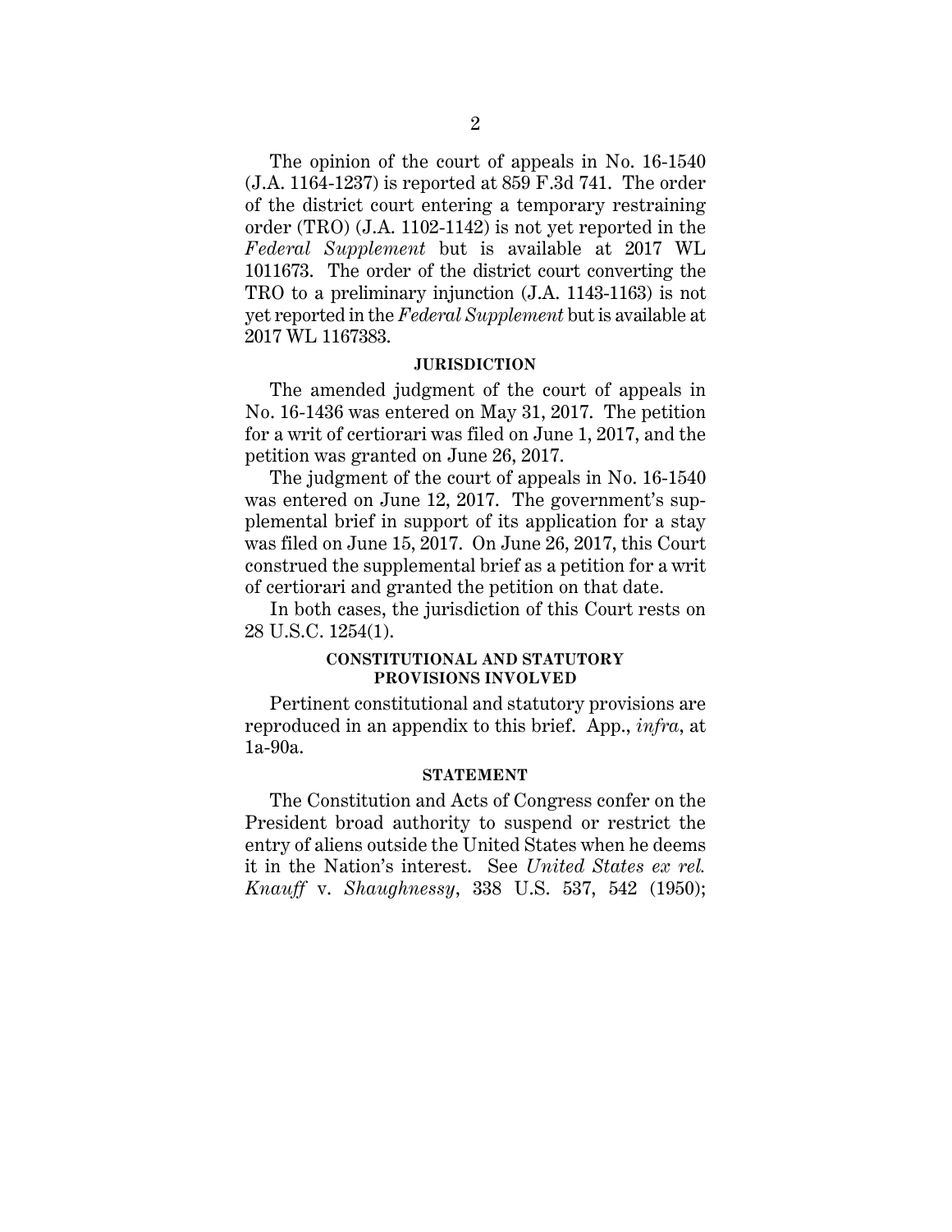The opinion of the court of appeals in No. 16-1540 (J.A. 1164-1237) is reported at 859 F.3d 741. The order of the district court entering a temporary restraining order (TRO) (J.A. 1102-1142) is not yet reported in the *Federal Supplement* but is available at 2017 WL 1011673. The order of the district court converting the TRO to a preliminary injunction (J.A. 1143-1163) is not yet reported in the *Federal Supplement* but is available at 2017 WL 1167383.

## JURISDICTION

The amended judgment of the court of appeals in No. 16-1436 was entered on May 31, 2017. The petition for a writ of certiorari was filed on June 1, 2017, and the petition was granted on June 26, 2017.

The judgment of the court of appeals in No. 16-1540 was entered on June 12, 2017. The government's supplemental brief in support of its application for a stay was filed on June 15, 2017. On June 26, 2017, this Court construed the supplemental brief as a petition for a writ of certiorari and granted the petition on that date.

In both cases, the jurisdiction of this Court rests on 28 U.S.C. 1254(1).

## CONSTITUTIONAL AND STATUTORY PROVISIONS INVOLVED

Pertinent constitutional and statutory provisions are reproduced in an appendix to this brief. App., *infra*, at 1a-90a.

## STATEMENT

The Constitution and Acts of Congress confer on the President broad authority to suspend or restrict the entry of aliens outside the United States when he deems it in the Nation's interest. See *United States ex rel. Knauff* v. *Shaughnessy*, 338 U.S. 537, 542 (1950);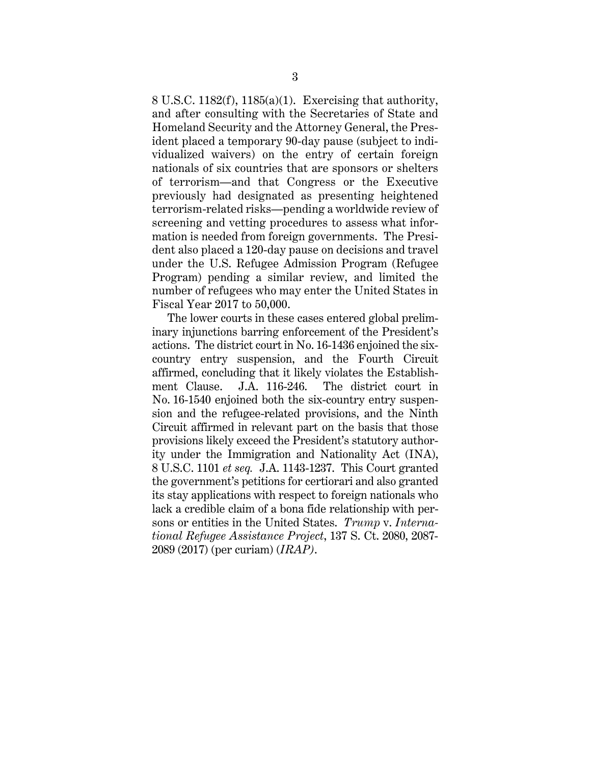8 U.S.C. 1182(f), 1185(a)(1). Exercising that authority, and after consulting with the Secretaries of State and Homeland Security and the Attorney General, the President placed a temporary 90-day pause (subject to individualized waivers) on the entry of certain foreign nationals of six countries that are sponsors or shelters of terrorism—and that Congress or the Executive previously had designated as presenting heightened terrorism-related risks—pending a worldwide review of screening and vetting procedures to assess what information is needed from foreign governments. The President also placed a 120-day pause on decisions and travel under the U.S. Refugee Admission Program (Refugee Program) pending a similar review, and limited the number of refugees who may enter the United States in Fiscal Year 2017 to 50,000.

The lower courts in these cases entered global preliminary injunctions barring enforcement of the President's actions. The district court in No. 16-1436 enjoined the six-country entry suspension, and the Fourth Circuit affirmed, concluding that it likely violates the Establishment Clause. J.A. 116-246. The district court in No. 16-1540 enjoined both the six-country entry suspension and the refugee-related provisions, and the Ninth Circuit affirmed in relevant part on the basis that those provisions likely exceed the President's statutory authority under the Immigration and Nationality Act (INA), 8 U.S.C. 1101 *et seq.* J.A. 1143-1237. This Court granted the government's petitions for certiorari and also granted its stay applications with respect to foreign nationals who lack a credible claim of a bona fide relationship with persons or entities in the United States. *Trump* v. *International Refugee Assistance Project*, 137 S. Ct. 2080, 2087-2089 (2017) (per curiam) (*IRAP*).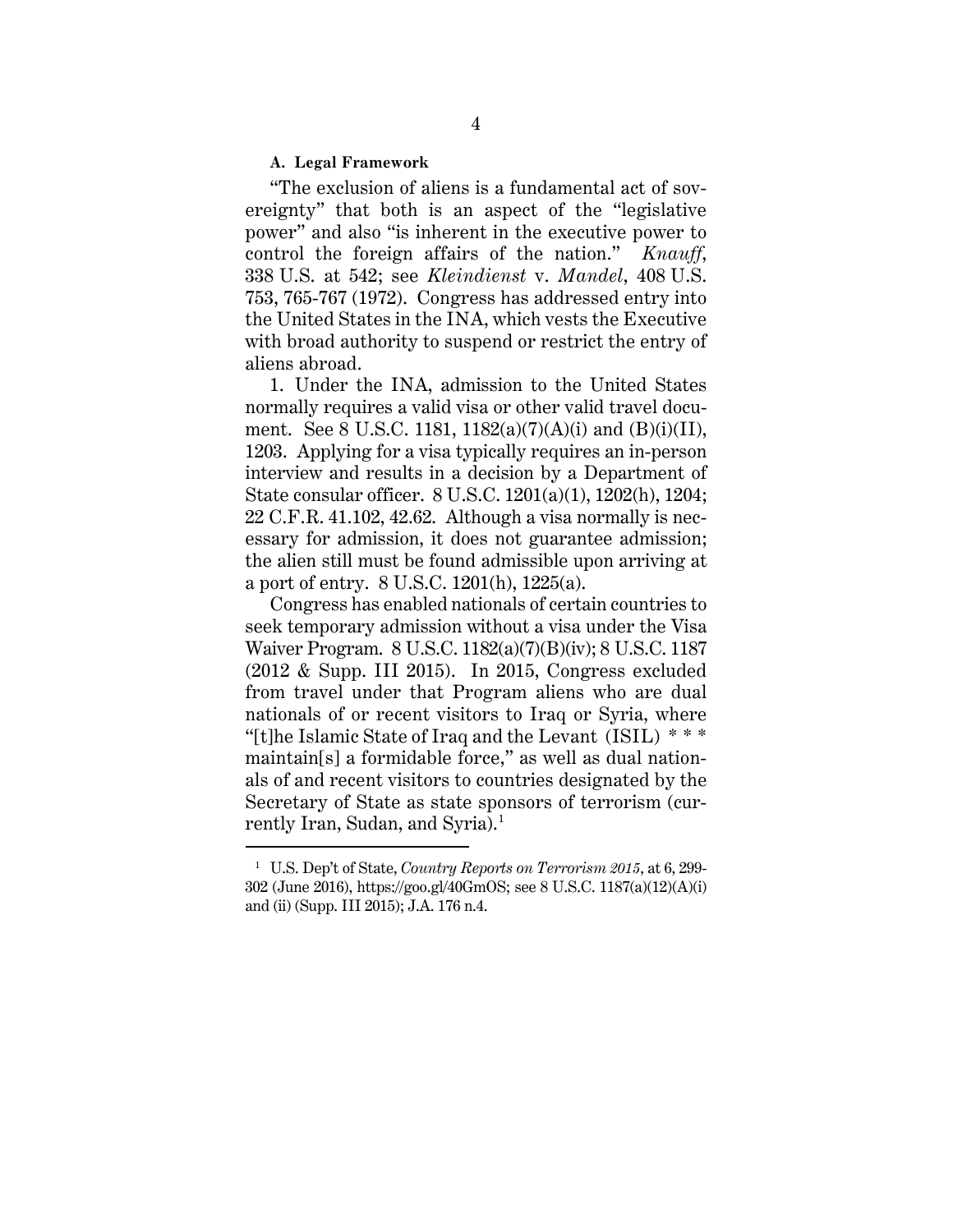#### A. Legal Framework

"The exclusion of aliens is a fundamental act of sovereignty" that both is an aspect of the "legislative power" and also "is inherent in the executive power to control the foreign affairs of the nation." *Knauff*, 338 U.S. at 542; see *Kleindienst* v. *Mandel*, 408 U.S. 753, 765-767 (1972). Congress has addressed entry into the United States in the INA, which vests the Executive with broad authority to suspend or restrict the entry of aliens abroad.

1. Under the INA, admission to the United States normally requires a valid visa or other valid travel document. See 8 U.S.C. 1181, 1182(a)(7)(A)(i) and (B)(i)(II), 1203. Applying for a visa typically requires an in-person interview and results in a decision by a Department of State consular officer. 8 U.S.C. 1201(a)(1), 1202(h), 1204; 22 C.F.R. 41.102, 42.62. Although a visa normally is necessary for admission, it does not guarantee admission; the alien still must be found admissible upon arriving at a port of entry. 8 U.S.C. 1201(h), 1225(a).

Congress has enabled nationals of certain countries to seek temporary admission without a visa under the Visa Waiver Program. 8 U.S.C. 1182(a)(7)(B)(iv); 8 U.S.C. 1187 (2012 & Supp. III 2015). In 2015, Congress excluded from travel under that Program aliens who are dual nationals of or recent visitors to Iraq or Syria, where "[t]he Islamic State of Iraq and the Levant (ISIL) * * * maintain[s] a formidable force," as well as dual nationals of and recent visitors to countries designated by the Secretary of State as state sponsors of terrorism (currently Iran, Sudan, and Syria).[1]

---

[1] U.S. Dep't of State, *Country Reports on Terrorism 2015*, at 6, 299-302 (June 2016), https://goo.gl/40GmOS; see 8 U.S.C. 1187(a)(12)(A)(i) and (ii) (Supp. III 2015); J.A. 176 n.4.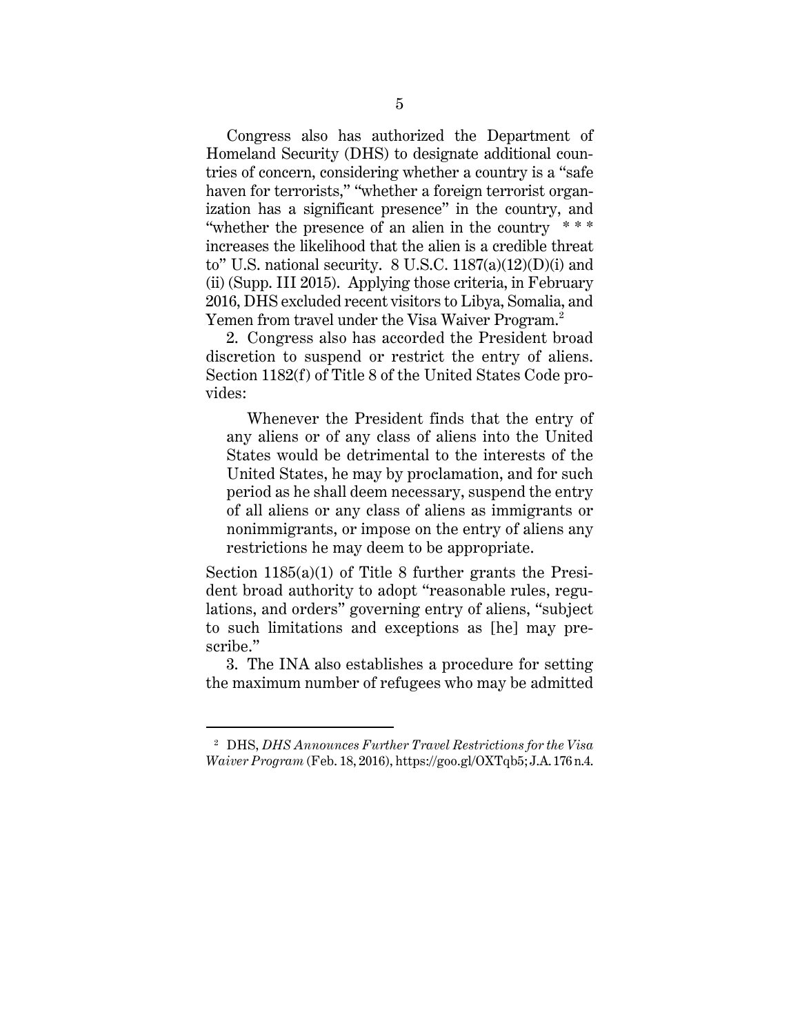Congress also has authorized the Department of Homeland Security (DHS) to designate additional countries of concern, considering whether a country is a "safe haven for terrorists," "whether a foreign terrorist organization has a significant presence" in the country, and "whether the presence of an alien in the country * * * increases the likelihood that the alien is a credible threat to" U.S. national security. 8 U.S.C. 1187(a)(12)(D)(i) and (ii) (Supp. III 2015). Applying those criteria, in February 2016, DHS excluded recent visitors to Libya, Somalia, and Yemen from travel under the Visa Waiver Program.[2]

2. Congress also has accorded the President broad discretion to suspend or restrict the entry of aliens. Section 1182(f) of Title 8 of the United States Code provides:

> Whenever the President finds that the entry of any aliens or of any class of aliens into the United States would be detrimental to the interests of the United States, he may by proclamation, and for such period as he shall deem necessary, suspend the entry of all aliens or any class of aliens as immigrants or nonimmigrants, or impose on the entry of aliens any restrictions he may deem to be appropriate.

Section 1185(a)(1) of Title 8 further grants the President broad authority to adopt "reasonable rules, regulations, and orders" governing entry of aliens, "subject to such limitations and exceptions as [he] may prescribe."

3. The INA also establishes a procedure for setting the maximum number of refugees who may be admitted

---

[2] DHS, *DHS Announces Further Travel Restrictions for the Visa Waiver Program* (Feb. 18, 2016), https://goo.gl/OXTqb5; J.A. 176 n.4.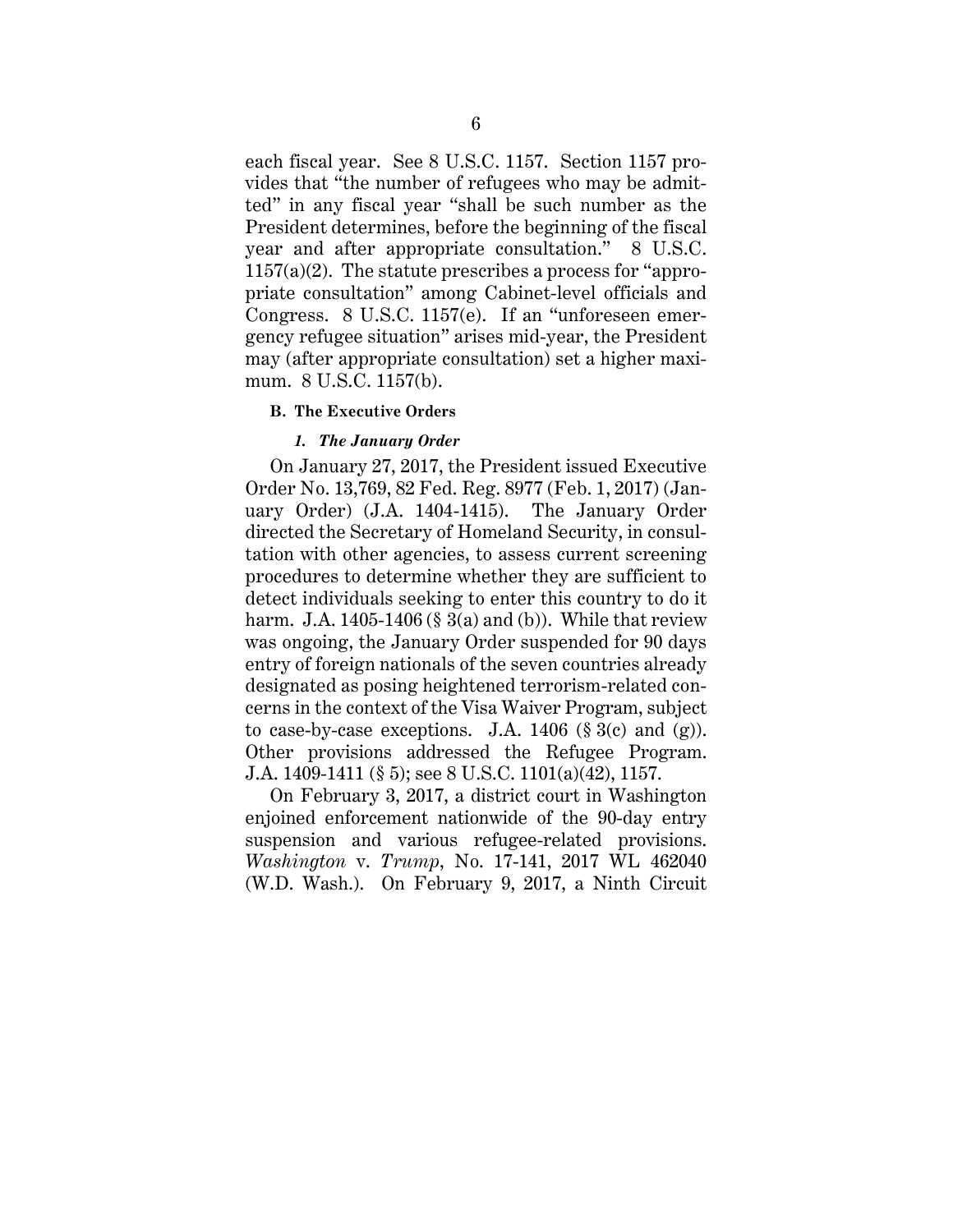each fiscal year. See 8 U.S.C. 1157. Section 1157 provides that "the number of refugees who may be admitted" in any fiscal year "shall be such number as the President determines, before the beginning of the fiscal year and after appropriate consultation." 8 U.S.C. 1157(a)(2). The statute prescribes a process for "appropriate consultation" among Cabinet-level officials and Congress. 8 U.S.C. 1157(e). If an "unforeseen emergency refugee situation" arises mid-year, the President may (after appropriate consultation) set a higher maximum. 8 U.S.C. 1157(b).

### B. The Executive Orders

#### *1. The January Order*

On January 27, 2017, the President issued Executive Order No. 13,769, 82 Fed. Reg. 8977 (Feb. 1, 2017) (January Order) (J.A. 1404-1415). The January Order directed the Secretary of Homeland Security, in consultation with other agencies, to assess current screening procedures to determine whether they are sufficient to detect individuals seeking to enter this country to do it harm. J.A. 1405-1406 (§ 3(a) and (b)). While that review was ongoing, the January Order suspended for 90 days entry of foreign nationals of the seven countries already designated as posing heightened terrorism-related concerns in the context of the Visa Waiver Program, subject to case-by-case exceptions. J.A. 1406 (§ 3(c) and (g)). Other provisions addressed the Refugee Program. J.A. 1409-1411 (§ 5); see 8 U.S.C. 1101(a)(42), 1157.

On February 3, 2017, a district court in Washington enjoined enforcement nationwide of the 90-day entry suspension and various refugee-related provisions. *Washington* v. *Trump*, No. 17-141, 2017 WL 462040 (W.D. Wash.). On February 9, 2017, a Ninth Circuit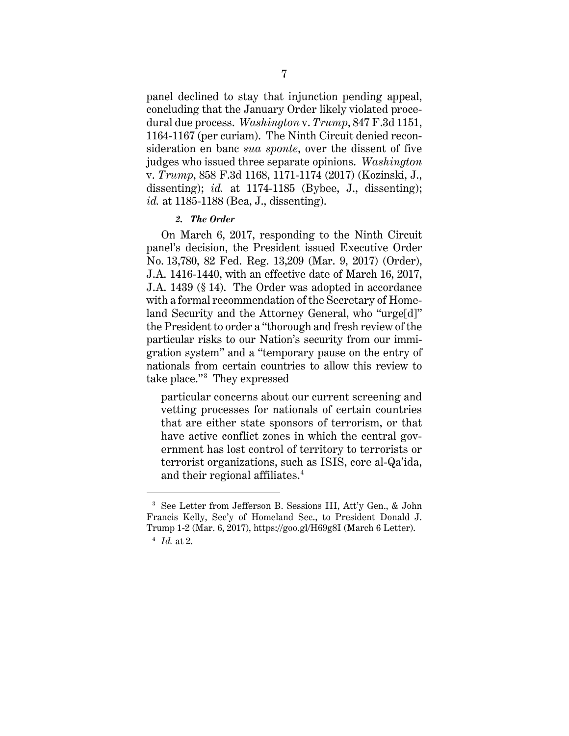panel declined to stay that injunction pending appeal, concluding that the January Order likely violated procedural due process. *Washington* v. *Trump*, 847 F.3d 1151, 1164-1167 (per curiam). The Ninth Circuit denied reconsideration en banc *sua sponte*, over the dissent of five judges who issued three separate opinions. *Washington* v. *Trump*, 858 F.3d 1168, 1171-1174 (2017) (Kozinski, J., dissenting); *id.* at 1174-1185 (Bybee, J., dissenting); *id.* at 1185-1188 (Bea, J., dissenting).

### *2. The Order*

On March 6, 2017, responding to the Ninth Circuit panel's decision, the President issued Executive Order No. 13,780, 82 Fed. Reg. 13,209 (Mar. 9, 2017) (Order), J.A. 1416-1440, with an effective date of March 16, 2017, J.A. 1439 (§ 14). The Order was adopted in accordance with a formal recommendation of the Secretary of Homeland Security and the Attorney General, who "urge[d]" the President to order a "thorough and fresh review of the particular risks to our Nation's security from our immigration system" and a "temporary pause on the entry of nationals from certain countries to allow this review to take place."[3] They expressed

> particular concerns about our current screening and vetting processes for nationals of certain countries that are either state sponsors of terrorism, or that have active conflict zones in which the central government has lost control of territory to terrorists or terrorist organizations, such as ISIS, core al-Qa'ida, and their regional affiliates.[4]

---

[3] See Letter from Jefferson B. Sessions III, Att'y Gen., & John Francis Kelly, Sec'y of Homeland Sec., to President Donald J. Trump 1-2 (Mar. 6, 2017), https://goo.gl/H69g8I (March 6 Letter).

[4] *Id.* at 2.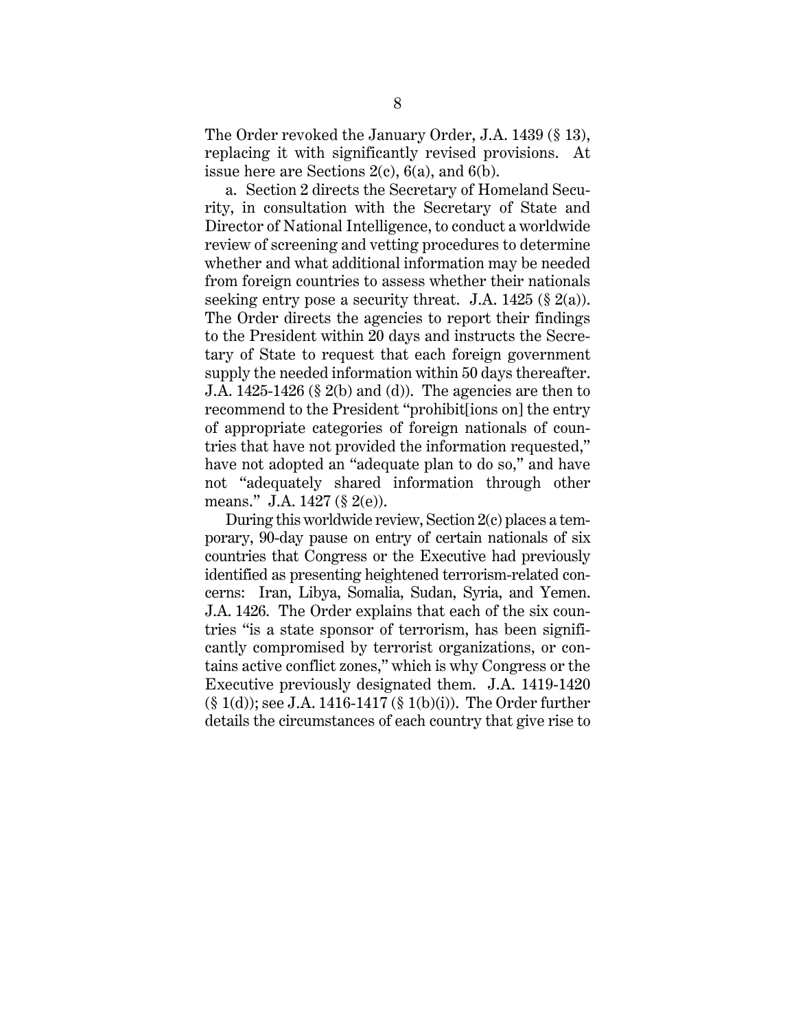The Order revoked the January Order, J.A. 1439 (§ 13), replacing it with significantly revised provisions. At issue here are Sections 2(c), 6(a), and 6(b).

a. Section 2 directs the Secretary of Homeland Security, in consultation with the Secretary of State and Director of National Intelligence, to conduct a worldwide review of screening and vetting procedures to determine whether and what additional information may be needed from foreign countries to assess whether their nationals seeking entry pose a security threat. J.A. 1425 (§ 2(a)). The Order directs the agencies to report their findings to the President within 20 days and instructs the Secretary of State to request that each foreign government supply the needed information within 50 days thereafter. J.A. 1425-1426 (§ 2(b) and (d)). The agencies are then to recommend to the President "prohibit[ions on] the entry of appropriate categories of foreign nationals of countries that have not provided the information requested," have not adopted an "adequate plan to do so," and have not "adequately shared information through other means." J.A. 1427 (§ 2(e)).

During this worldwide review, Section 2(c) places a temporary, 90-day pause on entry of certain nationals of six countries that Congress or the Executive had previously identified as presenting heightened terrorism-related concerns: Iran, Libya, Somalia, Sudan, Syria, and Yemen. J.A. 1426. The Order explains that each of the six countries "is a state sponsor of terrorism, has been significantly compromised by terrorist organizations, or contains active conflict zones," which is why Congress or the Executive previously designated them. J.A. 1419-1420 (§ 1(d)); see J.A. 1416-1417 (§ 1(b)(i)). The Order further details the circumstances of each country that give rise to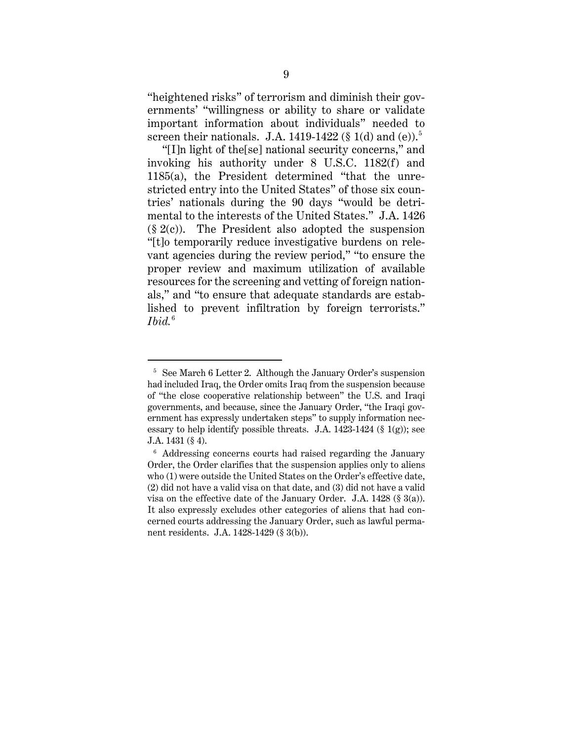"heightened risks" of terrorism and diminish their governments' "willingness or ability to share or validate important information about individuals" needed to screen their nationals. J.A. 1419-1422 (§ 1(d) and (e)).[5]

"[I]n light of the[se] national security concerns," and invoking his authority under 8 U.S.C. 1182(f) and 1185(a), the President determined "that the unrestricted entry into the United States" of those six countries' nationals during the 90 days "would be detrimental to the interests of the United States." J.A. 1426 (§ 2(c)). The President also adopted the suspension "[t]o temporarily reduce investigative burdens on relevant agencies during the review period," "to ensure the proper review and maximum utilization of available resources for the screening and vetting of foreign nationals," and "to ensure that adequate standards are established to prevent infiltration by foreign terrorists." *Ibid.*[6]

---

[5] See March 6 Letter 2. Although the January Order's suspension had included Iraq, the Order omits Iraq from the suspension because of "the close cooperative relationship between" the U.S. and Iraqi governments, and because, since the January Order, "the Iraqi government has expressly undertaken steps" to supply information necessary to help identify possible threats. J.A. 1423-1424 (§ 1(g)); see J.A. 1431 (§ 4).

[6] Addressing concerns courts had raised regarding the January Order, the Order clarifies that the suspension applies only to aliens who (1) were outside the United States on the Order's effective date, (2) did not have a valid visa on that date, and (3) did not have a valid visa on the effective date of the January Order. J.A. 1428 (§ 3(a)). It also expressly excludes other categories of aliens that had concerned courts addressing the January Order, such as lawful permanent residents. J.A. 1428-1429 (§ 3(b)).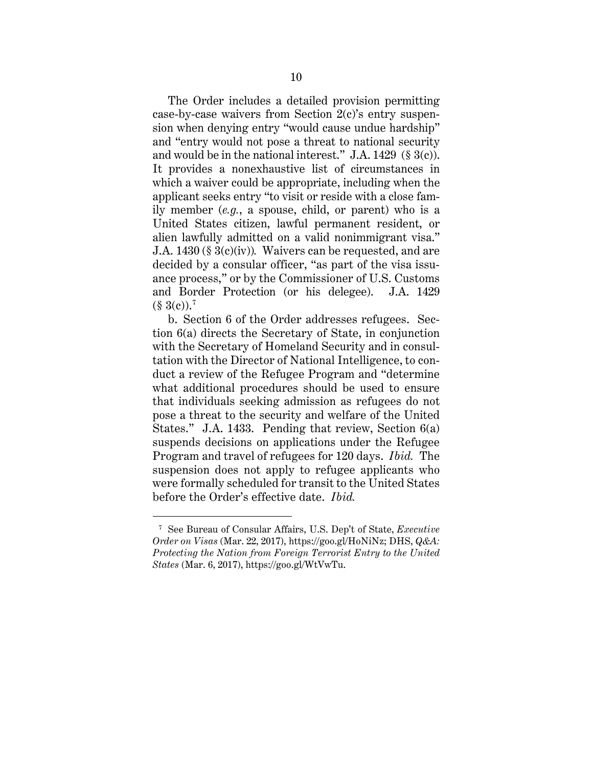The Order includes a detailed provision permitting case-by-case waivers from Section 2(c)'s entry suspension when denying entry "would cause undue hardship" and "entry would not pose a threat to national security and would be in the national interest." J.A. 1429 (§ 3(c)). It provides a nonexhaustive list of circumstances in which a waiver could be appropriate, including when the applicant seeks entry "to visit or reside with a close family member (*e.g.*, a spouse, child, or parent) who is a United States citizen, lawful permanent resident, or alien lawfully admitted on a valid nonimmigrant visa." J.A. 1430 (§ 3(c)(iv)). Waivers can be requested, and are decided by a consular officer, "as part of the visa issuance process," or by the Commissioner of U.S. Customs and Border Protection (or his delegee). J.A. 1429 (§ 3(c)).[7]

b. Section 6 of the Order addresses refugees. Section 6(a) directs the Secretary of State, in conjunction with the Secretary of Homeland Security and in consultation with the Director of National Intelligence, to conduct a review of the Refugee Program and "determine what additional procedures should be used to ensure that individuals seeking admission as refugees do not pose a threat to the security and welfare of the United States." J.A. 1433. Pending that review, Section 6(a) suspends decisions on applications under the Refugee Program and travel of refugees for 120 days. *Ibid.* The suspension does not apply to refugee applicants who were formally scheduled for transit to the United States before the Order's effective date. *Ibid.*

---

[7] See Bureau of Consular Affairs, U.S. Dep't of State, *Executive Order on Visas* (Mar. 22, 2017), https://goo.gl/HoNiNz; DHS, *Q&A: Protecting the Nation from Foreign Terrorist Entry to the United States* (Mar. 6, 2017), https://goo.gl/WtVwTu.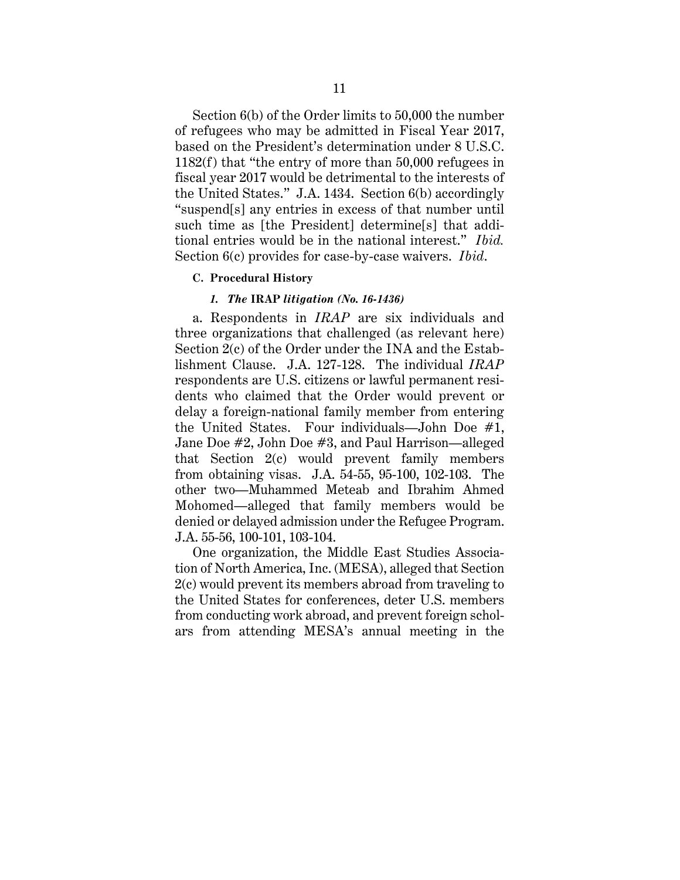Section 6(b) of the Order limits to 50,000 the number of refugees who may be admitted in Fiscal Year 2017, based on the President's determination under 8 U.S.C. 1182(f) that "the entry of more than 50,000 refugees in fiscal year 2017 would be detrimental to the interests of the United States." J.A. 1434. Section 6(b) accordingly "suspend[s] any entries in excess of that number until such time as [the President] determine[s] that additional entries would be in the national interest." *Ibid.* Section 6(c) provides for case-by-case waivers. *Ibid.*

### C. Procedural History

#### *1. The* IRAP *litigation (No. 16-1436)*

a. Respondents in *IRAP* are six individuals and three organizations that challenged (as relevant here) Section 2(c) of the Order under the INA and the Establishment Clause. J.A. 127-128. The individual *IRAP* respondents are U.S. citizens or lawful permanent residents who claimed that the Order would prevent or delay a foreign-national family member from entering the United States. Four individuals—John Doe #1, Jane Doe #2, John Doe #3, and Paul Harrison—alleged that Section 2(c) would prevent family members from obtaining visas. J.A. 54-55, 95-100, 102-103. The other two—Muhammed Meteab and Ibrahim Ahmed Mohomed—alleged that family members would be denied or delayed admission under the Refugee Program. J.A. 55-56, 100-101, 103-104.

One organization, the Middle East Studies Association of North America, Inc. (MESA), alleged that Section 2(c) would prevent its members abroad from traveling to the United States for conferences, deter U.S. members from conducting work abroad, and prevent foreign scholars from attending MESA's annual meeting in the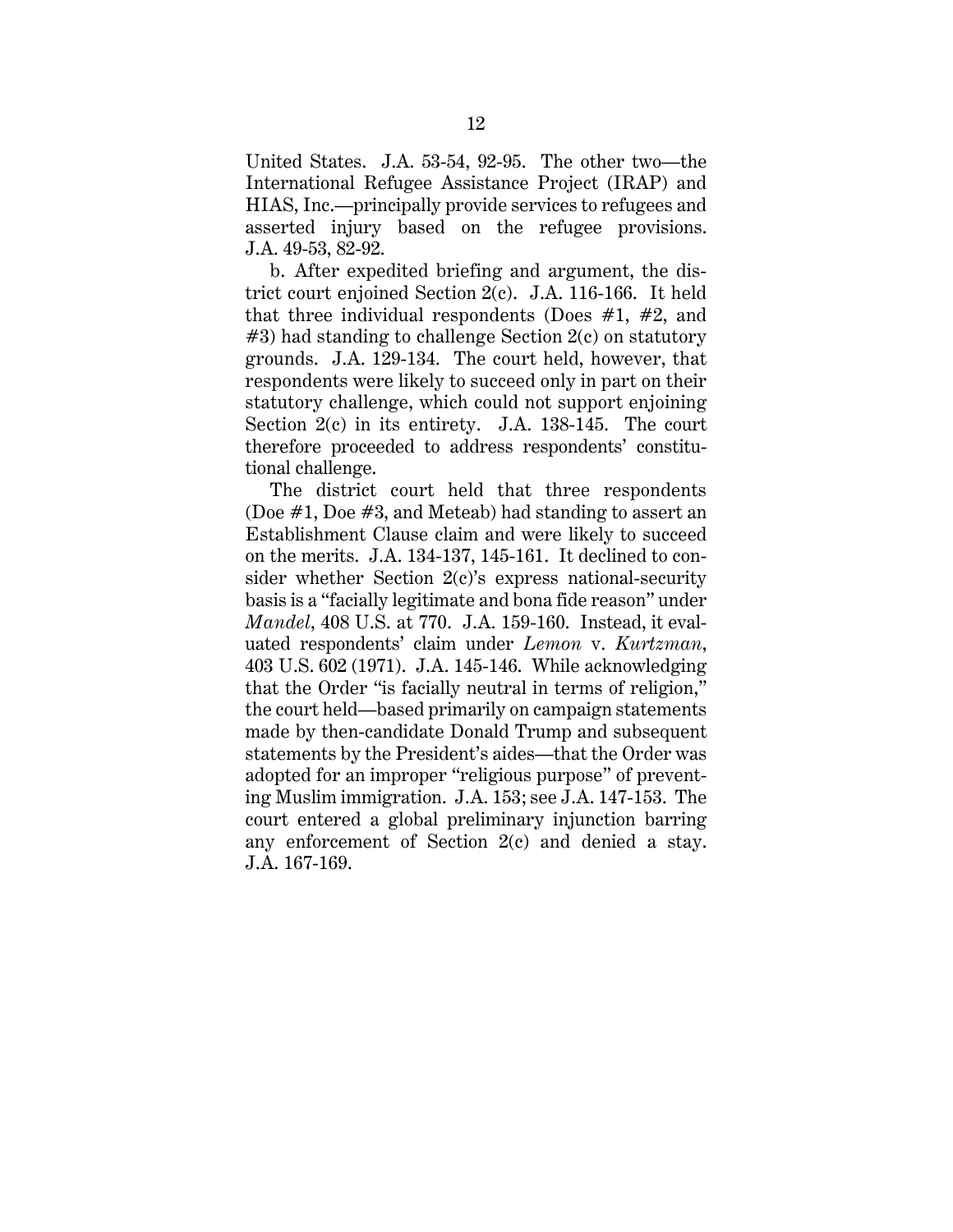United States. J.A. 53-54, 92-95. The other two—the International Refugee Assistance Project (IRAP) and HIAS, Inc.—principally provide services to refugees and asserted injury based on the refugee provisions. J.A. 49-53, 82-92.

b. After expedited briefing and argument, the district court enjoined Section 2(c). J.A. 116-166. It held that three individual respondents (Does #1, #2, and #3) had standing to challenge Section 2(c) on statutory grounds. J.A. 129-134. The court held, however, that respondents were likely to succeed only in part on their statutory challenge, which could not support enjoining Section 2(c) in its entirety. J.A. 138-145. The court therefore proceeded to address respondents' constitutional challenge.

The district court held that three respondents (Doe #1, Doe #3, and Meteab) had standing to assert an Establishment Clause claim and were likely to succeed on the merits. J.A. 134-137, 145-161. It declined to consider whether Section 2(c)'s express national-security basis is a "facially legitimate and bona fide reason" under *Mandel*, 408 U.S. at 770. J.A. 159-160. Instead, it evaluated respondents' claim under *Lemon* v. *Kurtzman*, 403 U.S. 602 (1971). J.A. 145-146. While acknowledging that the Order "is facially neutral in terms of religion," the court held—based primarily on campaign statements made by then-candidate Donald Trump and subsequent statements by the President's aides—that the Order was adopted for an improper "religious purpose" of preventing Muslim immigration. J.A. 153; see J.A. 147-153. The court entered a global preliminary injunction barring any enforcement of Section 2(c) and denied a stay. J.A. 167-169.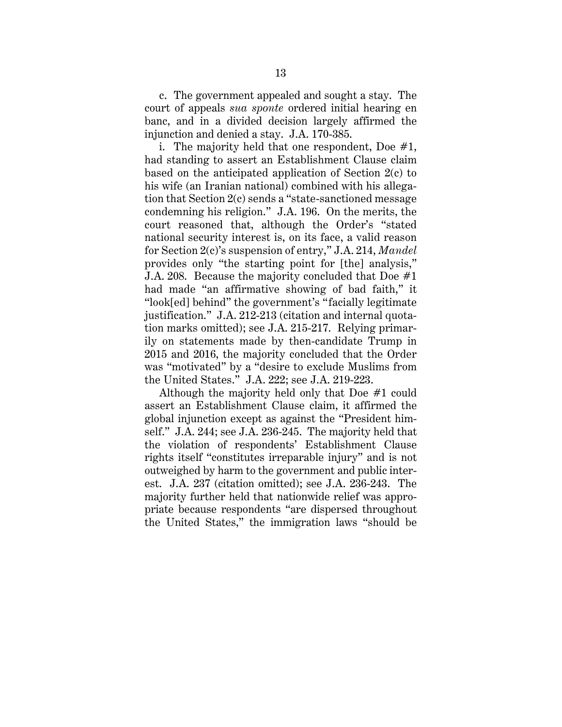c. The government appealed and sought a stay. The court of appeals *sua sponte* ordered initial hearing en banc, and in a divided decision largely affirmed the injunction and denied a stay. J.A. 170-385.

i. The majority held that one respondent, Doe #1, had standing to assert an Establishment Clause claim based on the anticipated application of Section 2(c) to his wife (an Iranian national) combined with his allegation that Section 2(c) sends a "state-sanctioned message condemning his religion." J.A. 196. On the merits, the court reasoned that, although the Order's "stated national security interest is, on its face, a valid reason for Section 2(c)'s suspension of entry," J.A. 214, *Mandel* provides only "the starting point for [the] analysis," J.A. 208. Because the majority concluded that Doe #1 had made "an affirmative showing of bad faith," it "look[ed] behind" the government's "facially legitimate justification." J.A. 212-213 (citation and internal quotation marks omitted); see J.A. 215-217. Relying primarily on statements made by then-candidate Trump in 2015 and 2016, the majority concluded that the Order was "motivated" by a "desire to exclude Muslims from the United States." J.A. 222; see J.A. 219-223.

Although the majority held only that Doe #1 could assert an Establishment Clause claim, it affirmed the global injunction except as against the "President himself." J.A. 244; see J.A. 236-245. The majority held that the violation of respondents' Establishment Clause rights itself "constitutes irreparable injury" and is not outweighed by harm to the government and public interest. J.A. 237 (citation omitted); see J.A. 236-243. The majority further held that nationwide relief was appropriate because respondents "are dispersed throughout the United States," the immigration laws "should be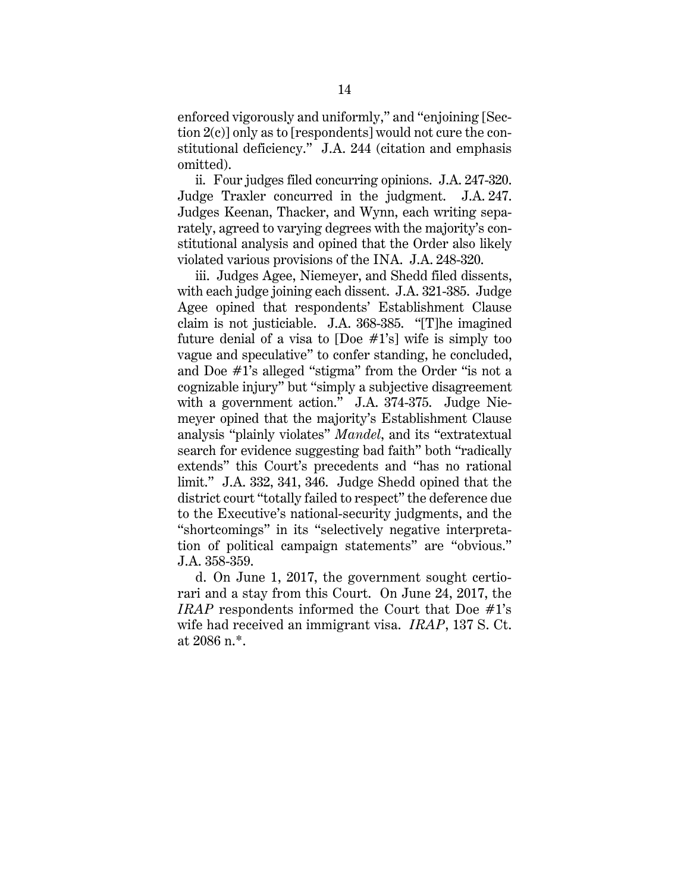enforced vigorously and uniformly," and "enjoining [Section 2(c)] only as to [respondents] would not cure the constitutional deficiency." J.A. 244 (citation and emphasis omitted).

ii. Four judges filed concurring opinions. J.A. 247-320. Judge Traxler concurred in the judgment. J.A. 247. Judges Keenan, Thacker, and Wynn, each writing separately, agreed to varying degrees with the majority's constitutional analysis and opined that the Order also likely violated various provisions of the INA. J.A. 248-320.

iii. Judges Agee, Niemeyer, and Shedd filed dissents, with each judge joining each dissent. J.A. 321-385. Judge Agee opined that respondents' Establishment Clause claim is not justiciable. J.A. 368-385. "[T]he imagined future denial of a visa to [Doe #1's] wife is simply too vague and speculative" to confer standing, he concluded, and Doe #1's alleged "stigma" from the Order "is not a cognizable injury" but "simply a subjective disagreement with a government action." J.A. 374-375. Judge Niemeyer opined that the majority's Establishment Clause analysis "plainly violates" *Mandel*, and its "extratextual search for evidence suggesting bad faith" both "radically extends" this Court's precedents and "has no rational limit." J.A. 332, 341, 346. Judge Shedd opined that the district court "totally failed to respect" the deference due to the Executive's national-security judgments, and the "shortcomings" in its "selectively negative interpretation of political campaign statements" are "obvious." J.A. 358-359.

d. On June 1, 2017, the government sought certiorari and a stay from this Court. On June 24, 2017, the *IRAP* respondents informed the Court that Doe #1's wife had received an immigrant visa. *IRAP*, 137 S. Ct. at 2086 n.*.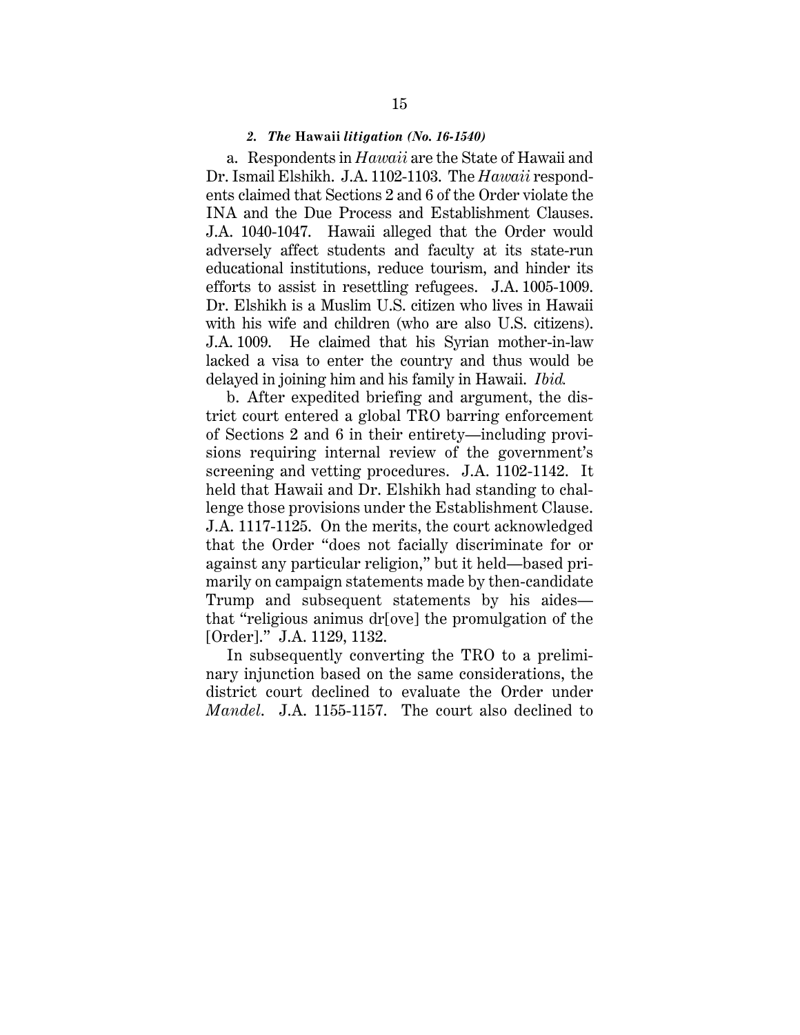### *2. The* **Hawaii** *litigation (No. 16-1540)*

a. Respondents in *Hawaii* are the State of Hawaii and Dr. Ismail Elshikh. J.A. 1102-1103. The *Hawaii* respondents claimed that Sections 2 and 6 of the Order violate the INA and the Due Process and Establishment Clauses. J.A. 1040-1047. Hawaii alleged that the Order would adversely affect students and faculty at its state-run educational institutions, reduce tourism, and hinder its efforts to assist in resettling refugees. J.A. 1005-1009. Dr. Elshikh is a Muslim U.S. citizen who lives in Hawaii with his wife and children (who are also U.S. citizens). J.A. 1009. He claimed that his Syrian mother-in-law lacked a visa to enter the country and thus would be delayed in joining him and his family in Hawaii. *Ibid.*

b. After expedited briefing and argument, the district court entered a global TRO barring enforcement of Sections 2 and 6 in their entirety—including provisions requiring internal review of the government's screening and vetting procedures. J.A. 1102-1142. It held that Hawaii and Dr. Elshikh had standing to challenge those provisions under the Establishment Clause. J.A. 1117-1125. On the merits, the court acknowledged that the Order "does not facially discriminate for or against any particular religion," but it held—based primarily on campaign statements made by then-candidate Trump and subsequent statements by his aides—that "religious animus dr[ove] the promulgation of the [Order]." J.A. 1129, 1132.

In subsequently converting the TRO to a preliminary injunction based on the same considerations, the district court declined to evaluate the Order under *Mandel*. J.A. 1155-1157. The court also declined to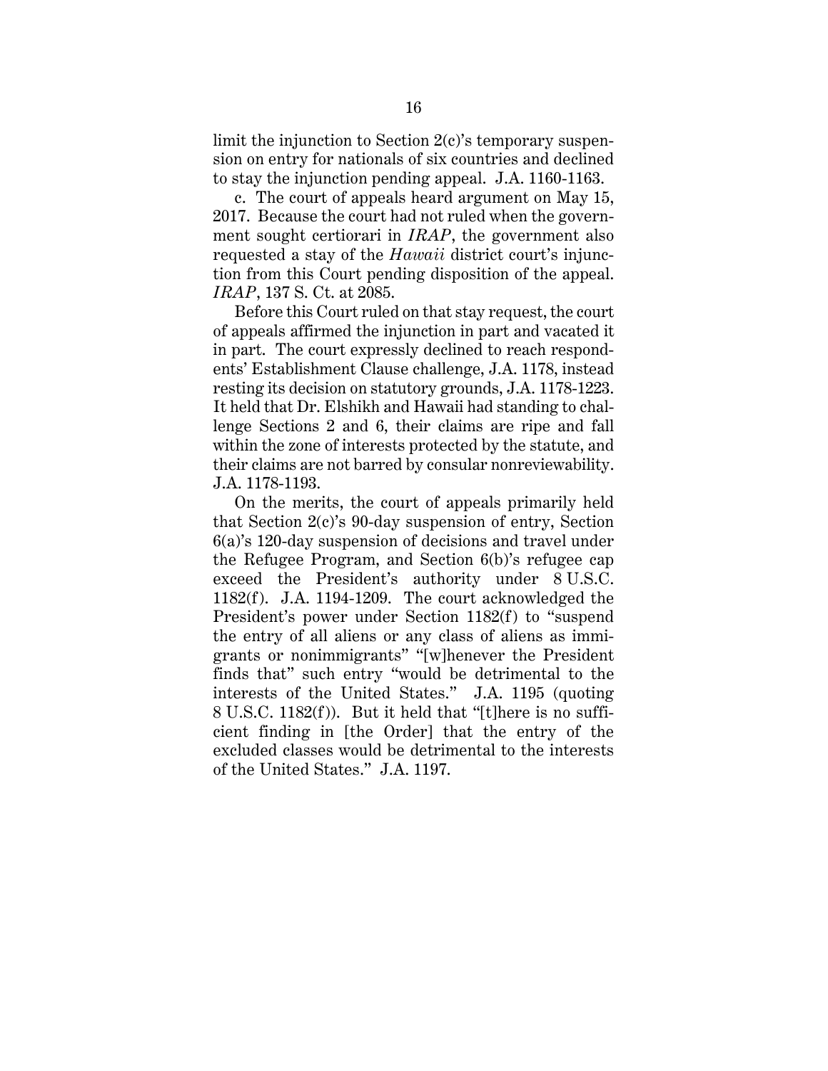limit the injunction to Section 2(c)'s temporary suspension on entry for nationals of six countries and declined to stay the injunction pending appeal. J.A. 1160-1163.

c. The court of appeals heard argument on May 15, 2017. Because the court had not ruled when the government sought certiorari in *IRAP*, the government also requested a stay of the *Hawaii* district court's injunction from this Court pending disposition of the appeal. *IRAP*, 137 S. Ct. at 2085.

Before this Court ruled on that stay request, the court of appeals affirmed the injunction in part and vacated it in part. The court expressly declined to reach respondents' Establishment Clause challenge, J.A. 1178, instead resting its decision on statutory grounds, J.A. 1178-1223. It held that Dr. Elshikh and Hawaii had standing to challenge Sections 2 and 6, their claims are ripe and fall within the zone of interests protected by the statute, and their claims are not barred by consular nonreviewability. J.A. 1178-1193.

On the merits, the court of appeals primarily held that Section 2(c)'s 90-day suspension of entry, Section 6(a)'s 120-day suspension of decisions and travel under the Refugee Program, and Section 6(b)'s refugee cap exceed the President's authority under 8 U.S.C. 1182(f). J.A. 1194-1209. The court acknowledged the President's power under Section 1182(f) to "suspend the entry of all aliens or any class of aliens as immigrants or nonimmigrants" "[w]henever the President finds that" such entry "would be detrimental to the interests of the United States." J.A. 1195 (quoting 8 U.S.C. 1182(f)). But it held that "[t]here is no sufficient finding in [the Order] that the entry of the excluded classes would be detrimental to the interests of the United States." J.A. 1197.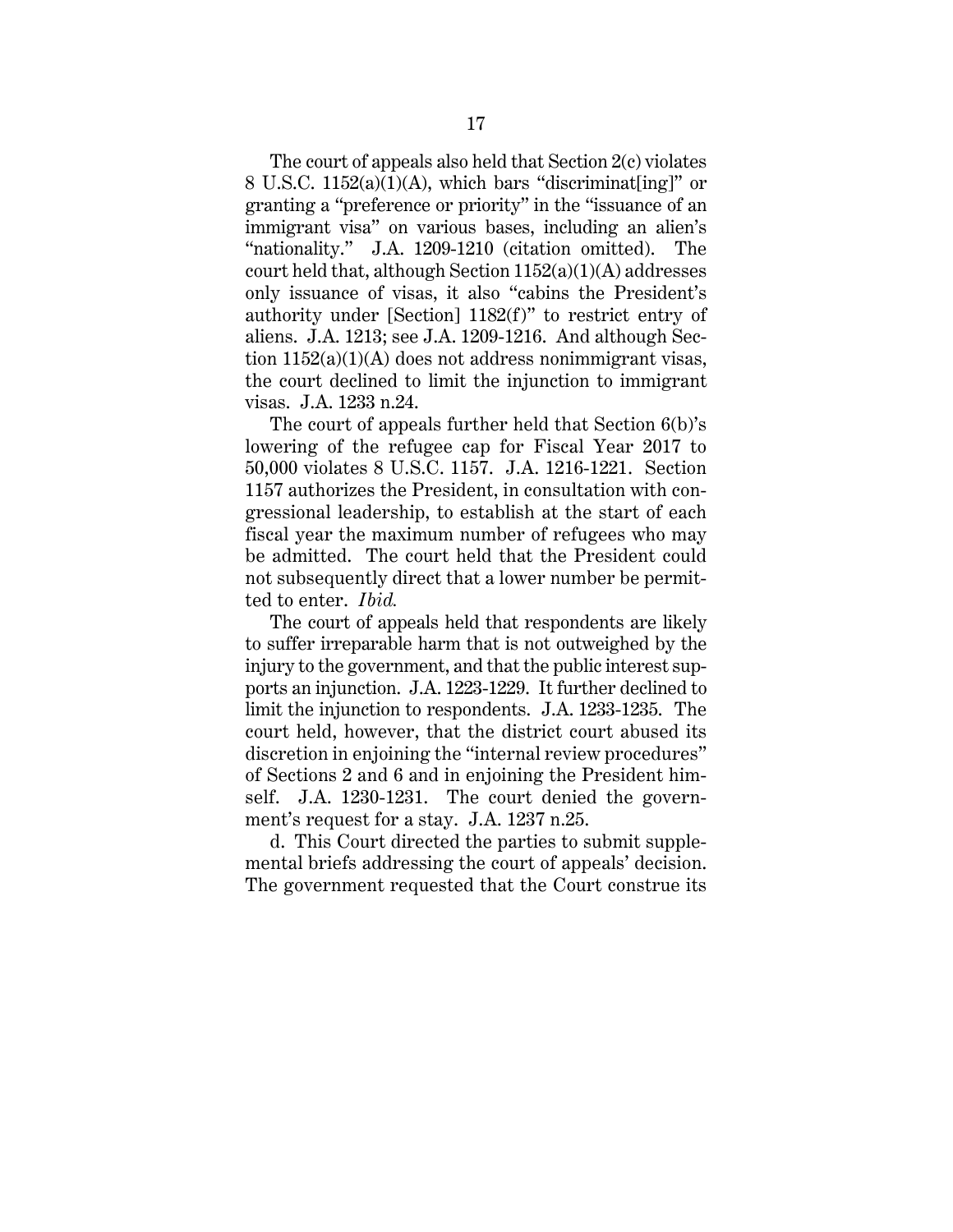The court of appeals also held that Section 2(c) violates 8 U.S.C. 1152(a)(1)(A), which bars "discriminat[ing]" or granting a "preference or priority" in the "issuance of an immigrant visa" on various bases, including an alien's "nationality." J.A. 1209-1210 (citation omitted). The court held that, although Section 1152(a)(1)(A) addresses only issuance of visas, it also "cabins the President's authority under [Section] 1182(f)" to restrict entry of aliens. J.A. 1213; see J.A. 1209-1216. And although Section 1152(a)(1)(A) does not address nonimmigrant visas, the court declined to limit the injunction to immigrant visas. J.A. 1233 n.24.

The court of appeals further held that Section 6(b)'s lowering of the refugee cap for Fiscal Year 2017 to 50,000 violates 8 U.S.C. 1157. J.A. 1216-1221. Section 1157 authorizes the President, in consultation with congressional leadership, to establish at the start of each fiscal year the maximum number of refugees who may be admitted. The court held that the President could not subsequently direct that a lower number be permitted to enter. *Ibid.*

The court of appeals held that respondents are likely to suffer irreparable harm that is not outweighed by the injury to the government, and that the public interest supports an injunction. J.A. 1223-1229. It further declined to limit the injunction to respondents. J.A. 1233-1235. The court held, however, that the district court abused its discretion in enjoining the "internal review procedures" of Sections 2 and 6 and in enjoining the President himself. J.A. 1230-1231. The court denied the government's request for a stay. J.A. 1237 n.25.

d. This Court directed the parties to submit supplemental briefs addressing the court of appeals' decision. The government requested that the Court construe its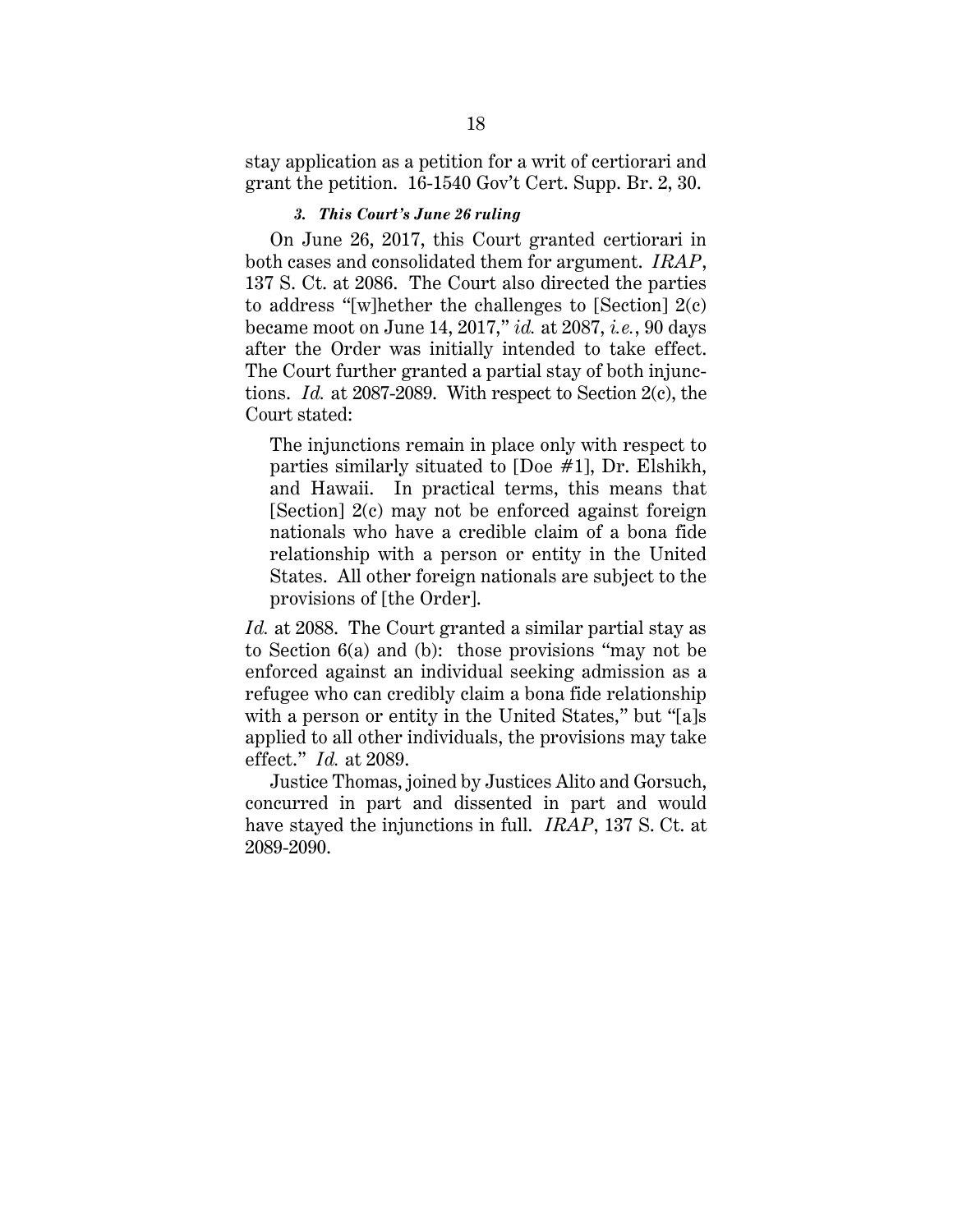stay application as a petition for a writ of certiorari and grant the petition. 16-1540 Gov't Cert. Supp. Br. 2, 30.

#### *3. This Court's June 26 ruling*

On June 26, 2017, this Court granted certiorari in both cases and consolidated them for argument. *IRAP*, 137 S. Ct. at 2086. The Court also directed the parties to address "[w]hether the challenges to [Section] 2(c) became moot on June 14, 2017," *id.* at 2087, *i.e.*, 90 days after the Order was initially intended to take effect. The Court further granted a partial stay of both injunctions. *Id.* at 2087-2089. With respect to Section 2(c), the Court stated:

> The injunctions remain in place only with respect to parties similarly situated to [Doe #1], Dr. Elshikh, and Hawaii. In practical terms, this means that [Section] 2(c) may not be enforced against foreign nationals who have a credible claim of a bona fide relationship with a person or entity in the United States. All other foreign nationals are subject to the provisions of [the Order].

*Id.* at 2088. The Court granted a similar partial stay as to Section 6(a) and (b): those provisions "may not be enforced against an individual seeking admission as a refugee who can credibly claim a bona fide relationship with a person or entity in the United States," but "[a]s applied to all other individuals, the provisions may take effect." *Id.* at 2089.

Justice Thomas, joined by Justices Alito and Gorsuch, concurred in part and dissented in part and would have stayed the injunctions in full. *IRAP*, 137 S. Ct. at 2089-2090.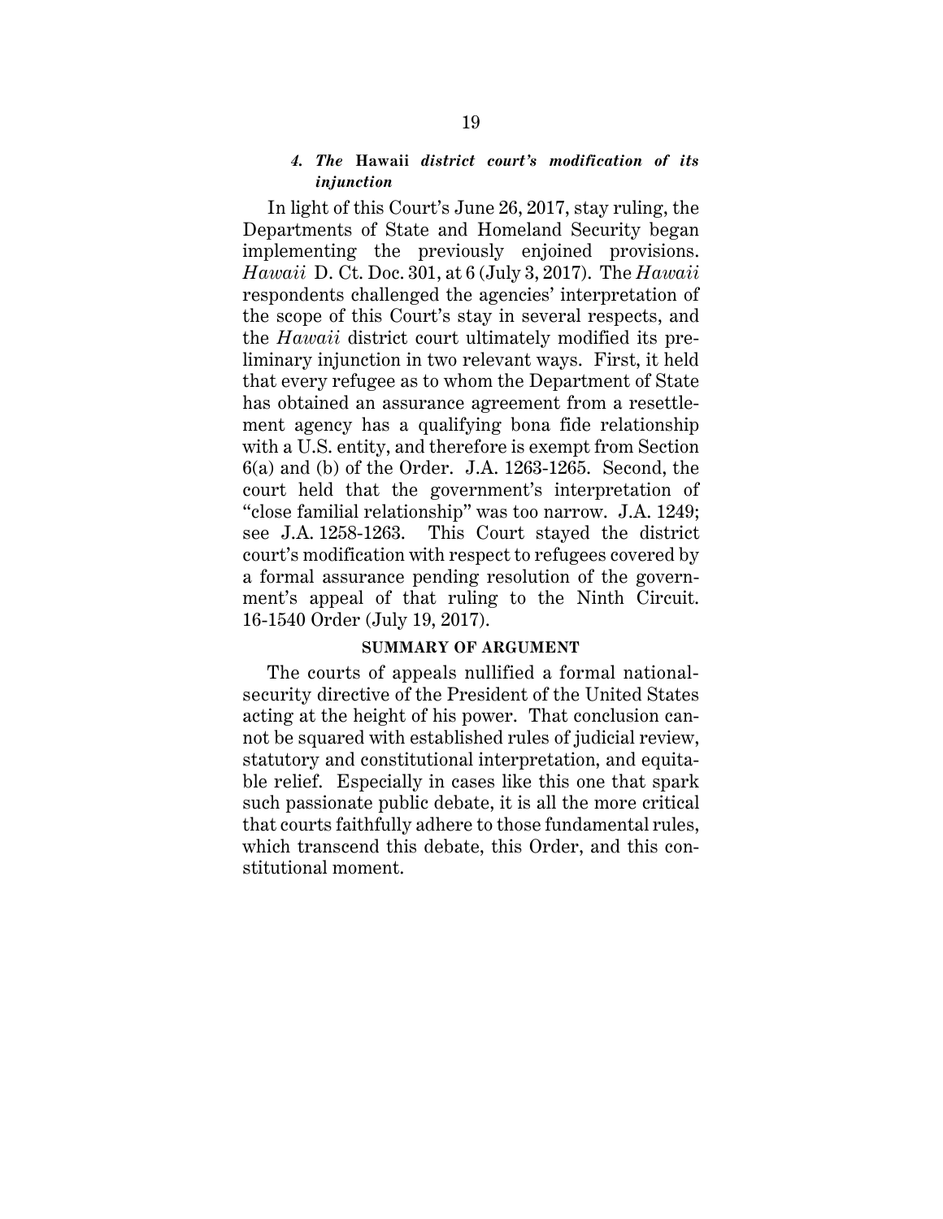#### *4. The* **Hawaii** *district court's modification of its injunction*

In light of this Court's June 26, 2017, stay ruling, the Departments of State and Homeland Security began implementing the previously enjoined provisions. *Hawaii* D. Ct. Doc. 301, at 6 (July 3, 2017). The *Hawaii* respondents challenged the agencies' interpretation of the scope of this Court's stay in several respects, and the *Hawaii* district court ultimately modified its preliminary injunction in two relevant ways. First, it held that every refugee as to whom the Department of State has obtained an assurance agreement from a resettlement agency has a qualifying bona fide relationship with a U.S. entity, and therefore is exempt from Section 6(a) and (b) of the Order. J.A. 1263-1265. Second, the court held that the government's interpretation of "close familial relationship" was too narrow. J.A. 1249; see J.A. 1258-1263. This Court stayed the district court's modification with respect to refugees covered by a formal assurance pending resolution of the government's appeal of that ruling to the Ninth Circuit. 16-1540 Order (July 19, 2017).

## SUMMARY OF ARGUMENT

The courts of appeals nullified a formal national-security directive of the President of the United States acting at the height of his power. That conclusion cannot be squared with established rules of judicial review, statutory and constitutional interpretation, and equitable relief. Especially in cases like this one that spark such passionate public debate, it is all the more critical that courts faithfully adhere to those fundamental rules, which transcend this debate, this Order, and this constitutional moment.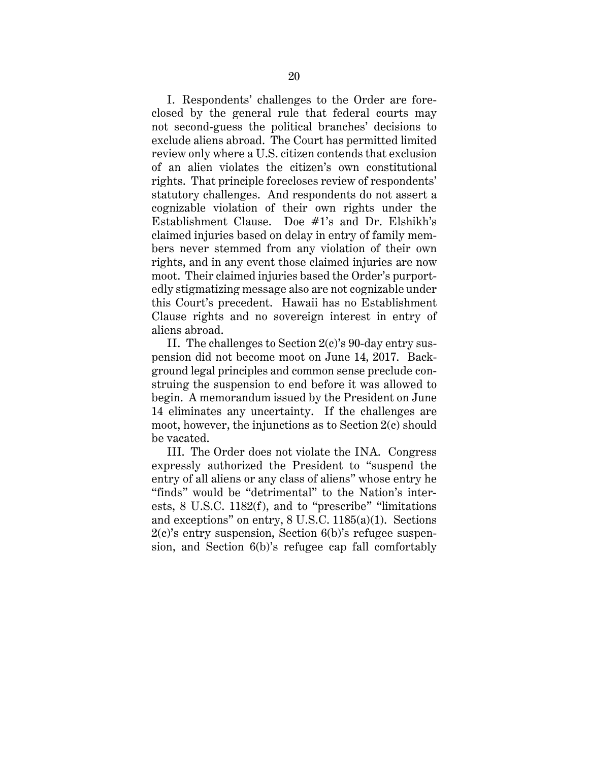I. Respondents' challenges to the Order are foreclosed by the general rule that federal courts may not second-guess the political branches' decisions to exclude aliens abroad. The Court has permitted limited review only where a U.S. citizen contends that exclusion of an alien violates the citizen's own constitutional rights. That principle forecloses review of respondents' statutory challenges. And respondents do not assert a cognizable violation of their own rights under the Establishment Clause. Doe #1's and Dr. Elshikh's claimed injuries based on delay in entry of family members never stemmed from any violation of their own rights, and in any event those claimed injuries are now moot. Their claimed injuries based the Order's purportedly stigmatizing message also are not cognizable under this Court's precedent. Hawaii has no Establishment Clause rights and no sovereign interest in entry of aliens abroad.

II. The challenges to Section 2(c)'s 90-day entry suspension did not become moot on June 14, 2017. Background legal principles and common sense preclude construing the suspension to end before it was allowed to begin. A memorandum issued by the President on June 14 eliminates any uncertainty. If the challenges are moot, however, the injunctions as to Section 2(c) should be vacated.

III. The Order does not violate the INA. Congress expressly authorized the President to "suspend the entry of all aliens or any class of aliens" whose entry he "finds" would be "detrimental" to the Nation's interests, 8 U.S.C. 1182(f), and to "prescribe" "limitations and exceptions" on entry, 8 U.S.C. 1185(a)(1). Sections 2(c)'s entry suspension, Section 6(b)'s refugee suspension, and Section 6(b)'s refugee cap fall comfortably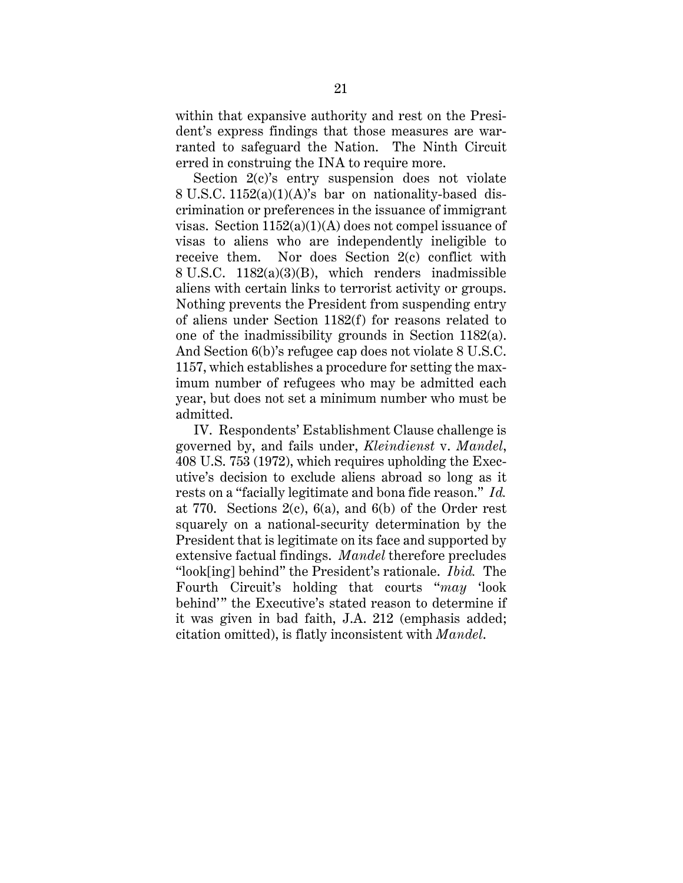within that expansive authority and rest on the President's express findings that those measures are warranted to safeguard the Nation. The Ninth Circuit erred in construing the INA to require more.

Section 2(c)'s entry suspension does not violate 8 U.S.C. 1152(a)(1)(A)'s bar on nationality-based discrimination or preferences in the issuance of immigrant visas. Section 1152(a)(1)(A) does not compel issuance of visas to aliens who are independently ineligible to receive them. Nor does Section 2(c) conflict with 8 U.S.C. 1182(a)(3)(B), which renders inadmissible aliens with certain links to terrorist activity or groups. Nothing prevents the President from suspending entry of aliens under Section 1182(f) for reasons related to one of the inadmissibility grounds in Section 1182(a). And Section 6(b)'s refugee cap does not violate 8 U.S.C. 1157, which establishes a procedure for setting the maximum number of refugees who may be admitted each year, but does not set a minimum number who must be admitted.

IV. Respondents' Establishment Clause challenge is governed by, and fails under, *Kleindienst* v. *Mandel*, 408 U.S. 753 (1972), which requires upholding the Executive's decision to exclude aliens abroad so long as it rests on a "facially legitimate and bona fide reason." *Id.* at 770. Sections 2(c), 6(a), and 6(b) of the Order rest squarely on a national-security determination by the President that is legitimate on its face and supported by extensive factual findings. *Mandel* therefore precludes "look[ing] behind" the President's rationale. *Ibid.* The Fourth Circuit's holding that courts "*may* 'look behind'" the Executive's stated reason to determine if it was given in bad faith, J.A. 212 (emphasis added; citation omitted), is flatly inconsistent with *Mandel*.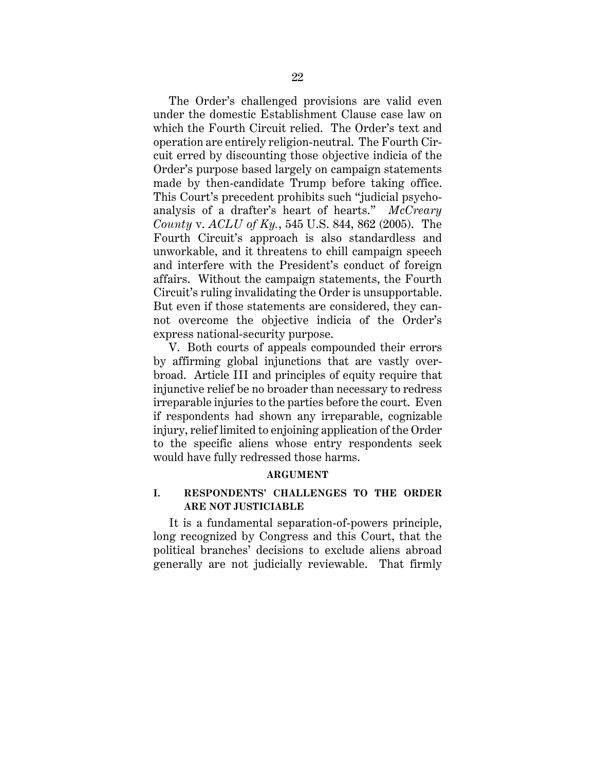The Order's challenged provisions are valid even under the domestic Establishment Clause case law on which the Fourth Circuit relied. The Order's text and operation are entirely religion-neutral. The Fourth Circuit erred by discounting those objective indicia of the Order's purpose based largely on campaign statements made by then-candidate Trump before taking office. This Court's precedent prohibits such "judicial psychoanalysis of a drafter's heart of hearts." *McCreary County* v. *ACLU of Ky.*, 545 U.S. 844, 862 (2005). The Fourth Circuit's approach is also standardless and unworkable, and it threatens to chill campaign speech and interfere with the President's conduct of foreign affairs. Without the campaign statements, the Fourth Circuit's ruling invalidating the Order is unsupportable. But even if those statements are considered, they cannot overcome the objective indicia of the Order's express national-security purpose.

V. Both courts of appeals compounded their errors by affirming global injunctions that are vastly overbroad. Article III and principles of equity require that injunctive relief be no broader than necessary to redress irreparable injuries to the parties before the court. Even if respondents had shown any irreparable, cognizable injury, relief limited to enjoining application of the Order to the specific aliens whose entry respondents seek would have fully redressed those harms.

## ARGUMENT

### I. RESPONDENTS' CHALLENGES TO THE ORDER ARE NOT JUSTICIABLE

It is a fundamental separation-of-powers principle, long recognized by Congress and this Court, that the political branches' decisions to exclude aliens abroad generally are not judicially reviewable. That firmly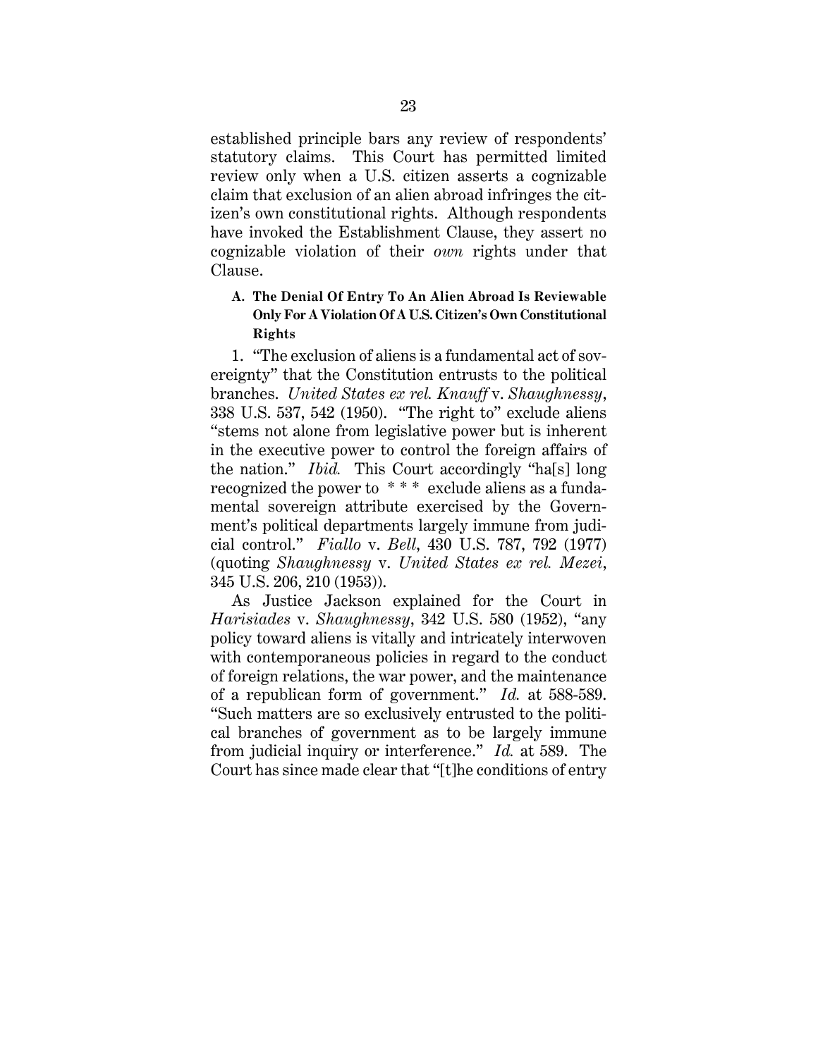established principle bars any review of respondents' statutory claims. This Court has permitted limited review only when a U.S. citizen asserts a cognizable claim that exclusion of an alien abroad infringes the citizen's own constitutional rights. Although respondents have invoked the Establishment Clause, they assert no cognizable violation of their *own* rights under that Clause.

### A. The Denial Of Entry To An Alien Abroad Is Reviewable Only For A Violation Of A U.S. Citizen's Own Constitutional Rights

1. "The exclusion of aliens is a fundamental act of sovereignty" that the Constitution entrusts to the political branches. *United States ex rel. Knauff* v. *Shaughnessy*, 338 U.S. 537, 542 (1950). "The right to" exclude aliens "stems not alone from legislative power but is inherent in the executive power to control the foreign affairs of the nation." *Ibid.* This Court accordingly "ha[s] long recognized the power to * * * exclude aliens as a fundamental sovereign attribute exercised by the Government's political departments largely immune from judicial control." *Fiallo* v. *Bell*, 430 U.S. 787, 792 (1977) (quoting *Shaughnessy* v. *United States ex rel. Mezei*, 345 U.S. 206, 210 (1953)).

As Justice Jackson explained for the Court in *Harisiades* v. *Shaughnessy*, 342 U.S. 580 (1952), "any policy toward aliens is vitally and intricately interwoven with contemporaneous policies in regard to the conduct of foreign relations, the war power, and the maintenance of a republican form of government." *Id.* at 588-589. "Such matters are so exclusively entrusted to the political branches of government as to be largely immune from judicial inquiry or interference." *Id.* at 589. The Court has since made clear that "[t]he conditions of entry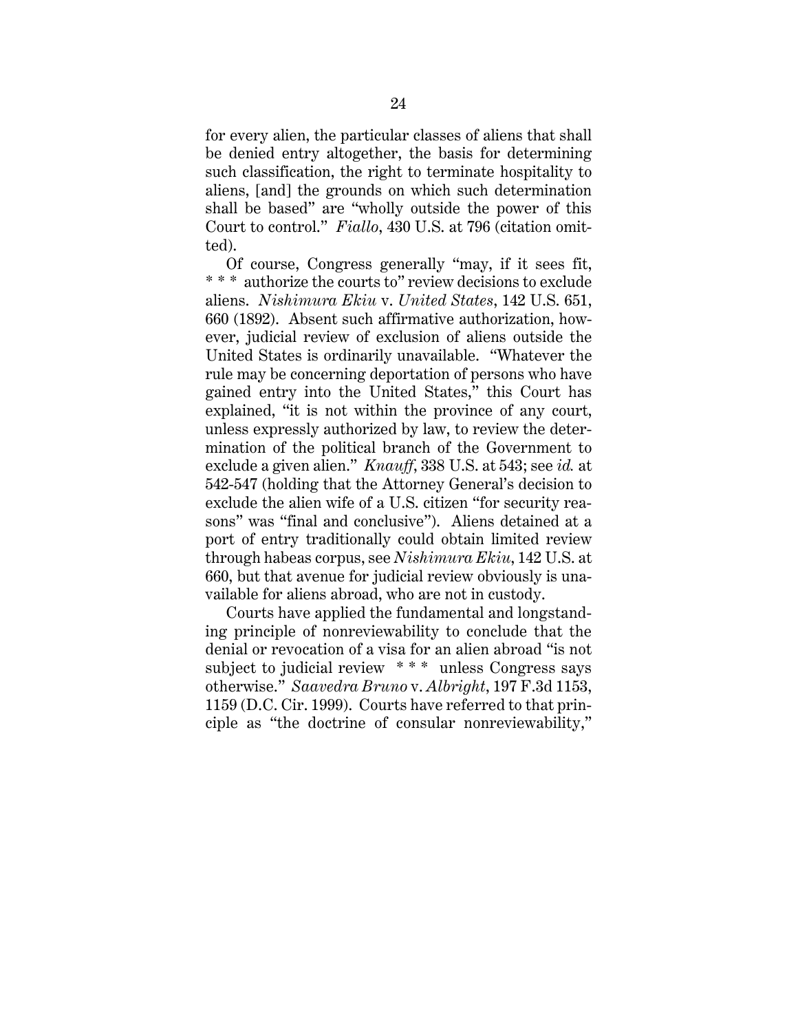for every alien, the particular classes of aliens that shall be denied entry altogether, the basis for determining such classification, the right to terminate hospitality to aliens, [and] the grounds on which such determination shall be based" are "wholly outside the power of this Court to control." *Fiallo*, 430 U.S. at 796 (citation omitted).

Of course, Congress generally "may, if it sees fit, * * * authorize the courts to" review decisions to exclude aliens. *Nishimura Ekiu* v. *United States*, 142 U.S. 651, 660 (1892). Absent such affirmative authorization, however, judicial review of exclusion of aliens outside the United States is ordinarily unavailable. "Whatever the rule may be concerning deportation of persons who have gained entry into the United States," this Court has explained, "it is not within the province of any court, unless expressly authorized by law, to review the determination of the political branch of the Government to exclude a given alien." *Knauff*, 338 U.S. at 543; see *id.* at 542-547 (holding that the Attorney General's decision to exclude the alien wife of a U.S. citizen "for security reasons" was "final and conclusive"). Aliens detained at a port of entry traditionally could obtain limited review through habeas corpus, see *Nishimura Ekiu*, 142 U.S. at 660, but that avenue for judicial review obviously is unavailable for aliens abroad, who are not in custody.

Courts have applied the fundamental and longstanding principle of nonreviewability to conclude that the denial or revocation of a visa for an alien abroad "is not subject to judicial review * * * unless Congress says otherwise." *Saavedra Bruno* v. *Albright*, 197 F.3d 1153, 1159 (D.C. Cir. 1999). Courts have referred to that principle as "the doctrine of consular nonreviewability,"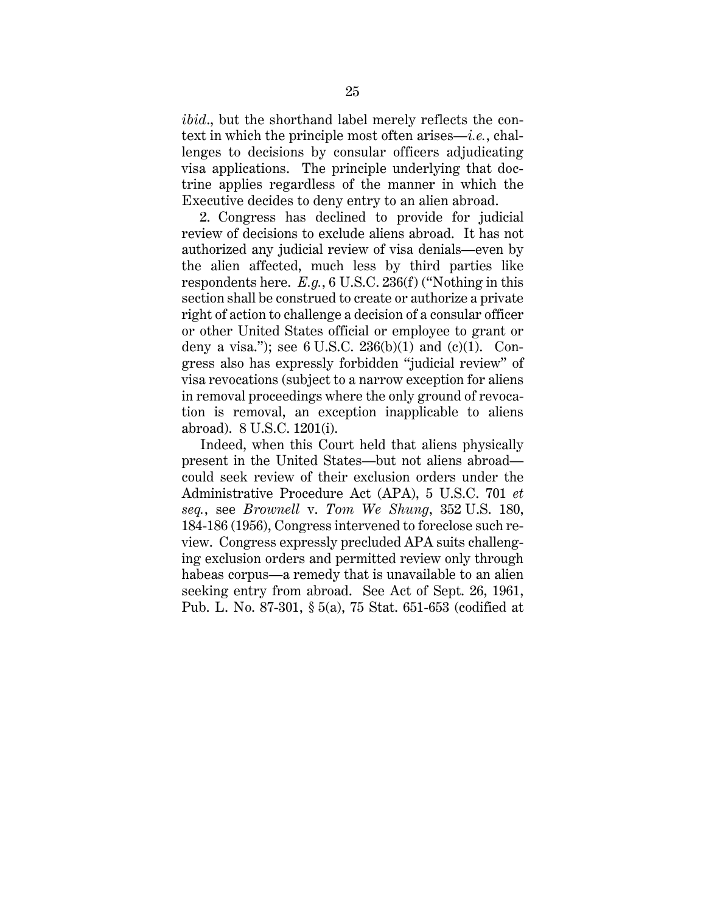*ibid.*, but the shorthand label merely reflects the context in which the principle most often arises—*i.e.*, challenges to decisions by consular officers adjudicating visa applications. The principle underlying that doctrine applies regardless of the manner in which the Executive decides to deny entry to an alien abroad.

2. Congress has declined to provide for judicial review of decisions to exclude aliens abroad. It has not authorized any judicial review of visa denials—even by the alien affected, much less by third parties like respondents here. *E.g.*, 6 U.S.C. 236(f) ("Nothing in this section shall be construed to create or authorize a private right of action to challenge a decision of a consular officer or other United States official or employee to grant or deny a visa."); see 6 U.S.C. 236(b)(1) and (c)(1). Congress also has expressly forbidden "judicial review" of visa revocations (subject to a narrow exception for aliens in removal proceedings where the only ground of revocation is removal, an exception inapplicable to aliens abroad). 8 U.S.C. 1201(i).

Indeed, when this Court held that aliens physically present in the United States—but not aliens abroad—could seek review of their exclusion orders under the Administrative Procedure Act (APA), 5 U.S.C. 701 *et seq.*, see *Brownell* v. *Tom We Shung*, 352 U.S. 180, 184-186 (1956), Congress intervened to foreclose such review. Congress expressly precluded APA suits challenging exclusion orders and permitted review only through habeas corpus—a remedy that is unavailable to an alien seeking entry from abroad. See Act of Sept. 26, 1961, Pub. L. No. 87-301, § 5(a), 75 Stat. 651-653 (codified at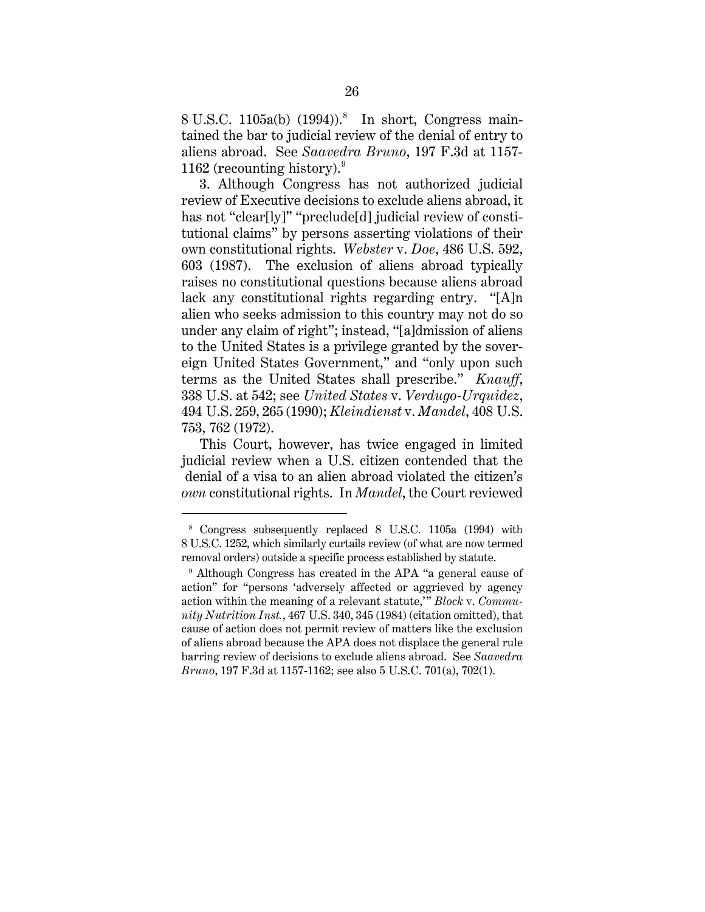8 U.S.C. 1105a(b) (1994)).[8] In short, Congress maintained the bar to judicial review of the denial of entry to aliens abroad. See *Saavedra Bruno*, 197 F.3d at 1157-1162 (recounting history).[9]

3. Although Congress has not authorized judicial review of Executive decisions to exclude aliens abroad, it has not "clear[ly]" "preclude[d] judicial review of constitutional claims" by persons asserting violations of their own constitutional rights. *Webster* v. *Doe*, 486 U.S. 592, 603 (1987). The exclusion of aliens abroad typically raises no constitutional questions because aliens abroad lack any constitutional rights regarding entry. "[A]n alien who seeks admission to this country may not do so under any claim of right"; instead, "[a]dmission of aliens to the United States is a privilege granted by the sovereign United States Government," and "only upon such terms as the United States shall prescribe." *Knauff*, 338 U.S. at 542; see *United States* v. *Verdugo-Urquidez*, 494 U.S. 259, 265 (1990); *Kleindienst* v. *Mandel*, 408 U.S. 753, 762 (1972).

This Court, however, has twice engaged in limited judicial review when a U.S. citizen contended that the denial of a visa to an alien abroad violated the citizen's *own* constitutional rights. In *Mandel*, the Court reviewed

---

[8] Congress subsequently replaced 8 U.S.C. 1105a (1994) with 8 U.S.C. 1252, which similarly curtails review (of what are now termed removal orders) outside a specific process established by statute.

[9] Although Congress has created in the APA "a general cause of action" for "persons 'adversely affected or aggrieved by agency action within the meaning of a relevant statute,'" *Block* v. *Community Nutrition Inst.*, 467 U.S. 340, 345 (1984) (citation omitted), that cause of action does not permit review of matters like the exclusion of aliens abroad because the APA does not displace the general rule barring review of decisions to exclude aliens abroad. See *Saavedra Bruno*, 197 F.3d at 1157-1162; see also 5 U.S.C. 701(a), 702(1).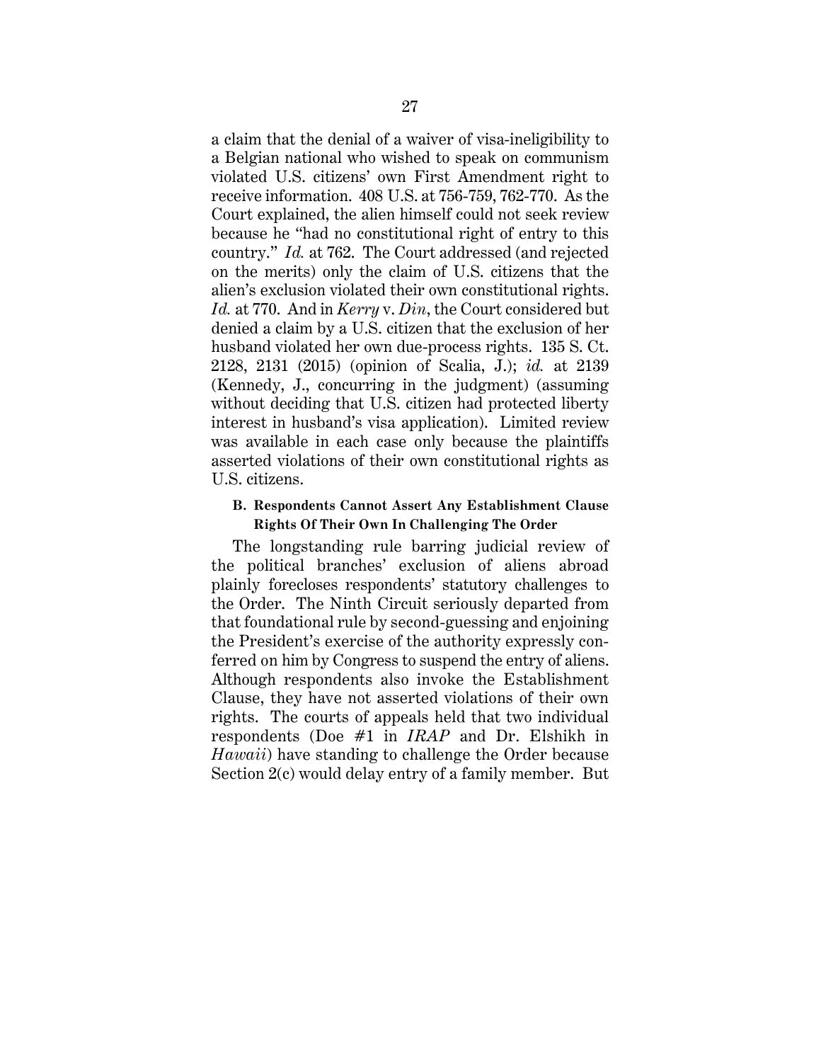a claim that the denial of a waiver of visa-ineligibility to a Belgian national who wished to speak on communism violated U.S. citizens' own First Amendment right to receive information. 408 U.S. at 756-759, 762-770. As the Court explained, the alien himself could not seek review because he "had no constitutional right of entry to this country." *Id.* at 762. The Court addressed (and rejected on the merits) only the claim of U.S. citizens that the alien's exclusion violated their own constitutional rights. *Id.* at 770. And in *Kerry* v. *Din*, the Court considered but denied a claim by a U.S. citizen that the exclusion of her husband violated her own due-process rights. 135 S. Ct. 2128, 2131 (2015) (opinion of Scalia, J.); *id.* at 2139 (Kennedy, J., concurring in the judgment) (assuming without deciding that U.S. citizen had protected liberty interest in husband's visa application). Limited review was available in each case only because the plaintiffs asserted violations of their own constitutional rights as U.S. citizens.

### B. Respondents Cannot Assert Any Establishment Clause Rights Of Their Own In Challenging The Order

The longstanding rule barring judicial review of the political branches' exclusion of aliens abroad plainly forecloses respondents' statutory challenges to the Order. The Ninth Circuit seriously departed from that foundational rule by second-guessing and enjoining the President's exercise of the authority expressly conferred on him by Congress to suspend the entry of aliens. Although respondents also invoke the Establishment Clause, they have not asserted violations of their own rights. The courts of appeals held that two individual respondents (Doe #1 in *IRAP* and Dr. Elshikh in *Hawaii*) have standing to challenge the Order because Section 2(c) would delay entry of a family member. But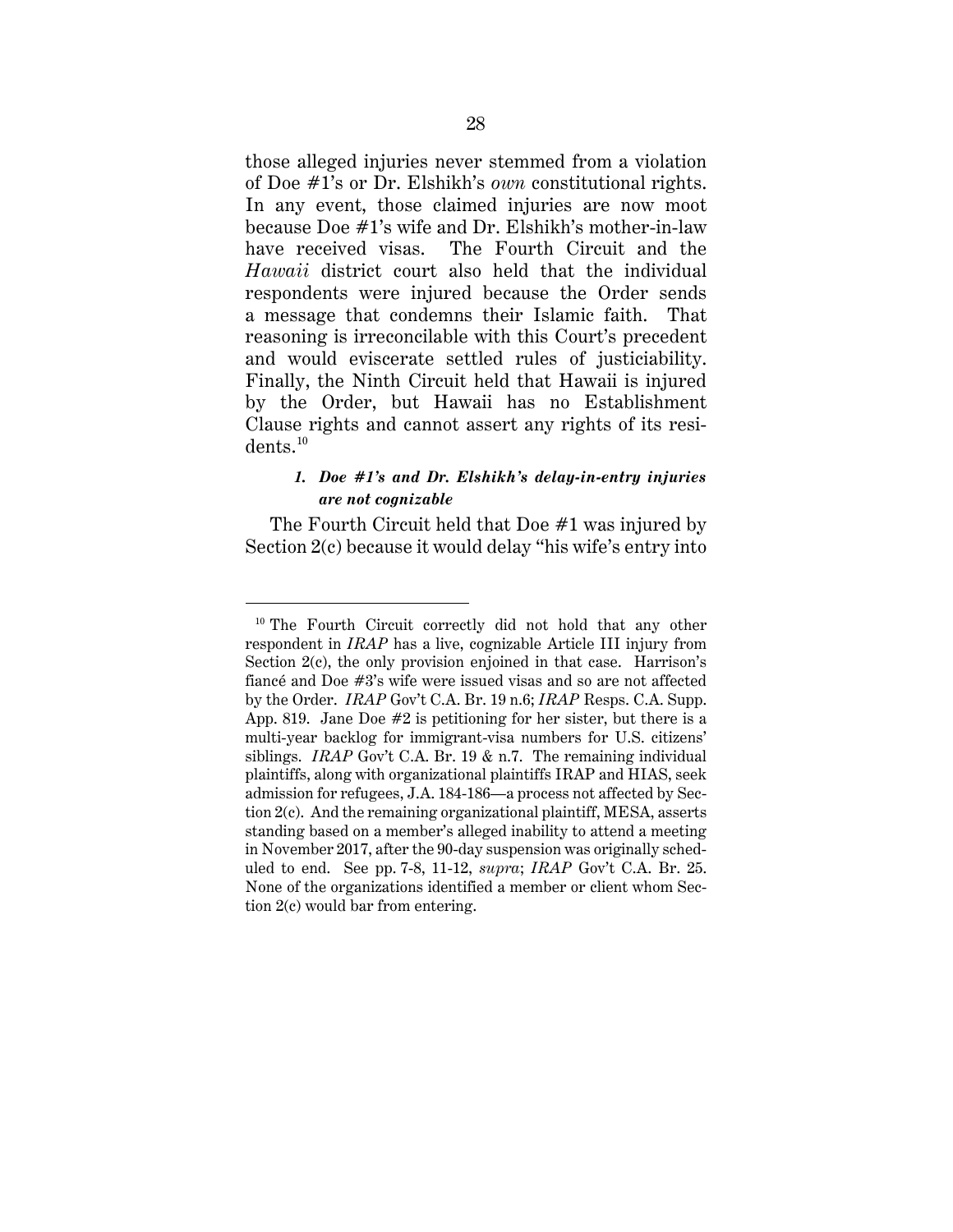those alleged injuries never stemmed from a violation of Doe #1's or Dr. Elshikh's *own* constitutional rights. In any event, those claimed injuries are now moot because Doe #1's wife and Dr. Elshikh's mother-in-law have received visas. The Fourth Circuit and the *Hawaii* district court also held that the individual respondents were injured because the Order sends a message that condemns their Islamic faith. That reasoning is irreconcilable with this Court's precedent and would eviscerate settled rules of justiciability. Finally, the Ninth Circuit held that Hawaii is injured by the Order, but Hawaii has no Establishment Clause rights and cannot assert any rights of its residents.[10]

#### *1. Doe #1's and Dr. Elshikh's delay-in-entry injuries are not cognizable*

The Fourth Circuit held that Doe #1 was injured by Section 2(c) because it would delay "his wife's entry into

[10] The Fourth Circuit correctly did not hold that any other respondent in *IRAP* has a live, cognizable Article III injury from Section 2(c), the only provision enjoined in that case. Harrison's fiancé and Doe #3's wife were issued visas and so are not affected by the Order. *IRAP* Gov't C.A. Br. 19 n.6; *IRAP* Resps. C.A. Supp. App. 819. Jane Doe #2 is petitioning for her sister, but there is a multi-year backlog for immigrant-visa numbers for U.S. citizens' siblings. *IRAP* Gov't C.A. Br. 19 & n.7. The remaining individual plaintiffs, along with organizational plaintiffs IRAP and HIAS, seek admission for refugees, J.A. 184-186—a process not affected by Section 2(c). And the remaining organizational plaintiff, MESA, asserts standing based on a member's alleged inability to attend a meeting in November 2017, after the 90-day suspension was originally scheduled to end. See pp. 7-8, 11-12, *supra*; *IRAP* Gov't C.A. Br. 25. None of the organizations identified a member or client whom Section 2(c) would bar from entering.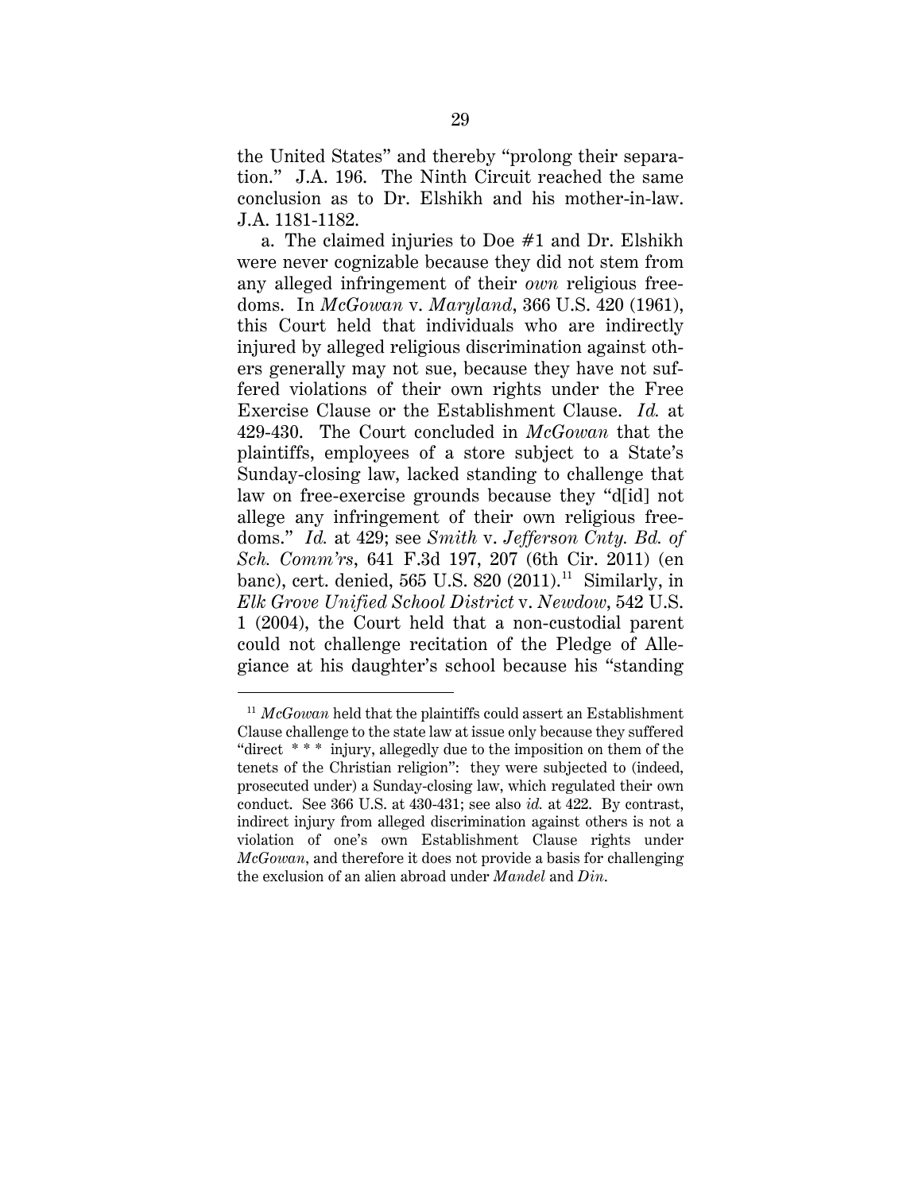the United States" and thereby "prolong their separation." J.A. 196. The Ninth Circuit reached the same conclusion as to Dr. Elshikh and his mother-in-law. J.A. 1181-1182.

a. The claimed injuries to Doe #1 and Dr. Elshikh were never cognizable because they did not stem from any alleged infringement of their *own* religious freedoms. In *McGowan* v. *Maryland*, 366 U.S. 420 (1961), this Court held that individuals who are indirectly injured by alleged religious discrimination against others generally may not sue, because they have not suffered violations of their own rights under the Free Exercise Clause or the Establishment Clause. *Id.* at 429-430. The Court concluded in *McGowan* that the plaintiffs, employees of a store subject to a State's Sunday-closing law, lacked standing to challenge that law on free-exercise grounds because they "d[id] not allege any infringement of their own religious freedoms." *Id.* at 429; see *Smith* v. *Jefferson Cnty. Bd. of Sch. Comm'rs*, 641 F.3d 197, 207 (6th Cir. 2011) (en banc), cert. denied, 565 U.S. 820 (2011).[11] Similarly, in *Elk Grove Unified School District* v. *Newdow*, 542 U.S. 1 (2004), the Court held that a non-custodial parent could not challenge recitation of the Pledge of Allegiance at his daughter's school because his "standing

---

[11] *McGowan* held that the plaintiffs could assert an Establishment Clause challenge to the state law at issue only because they suffered "direct * * * injury, allegedly due to the imposition on them of the tenets of the Christian religion": they were subjected to (indeed, prosecuted under) a Sunday-closing law, which regulated their own conduct. See 366 U.S. at 430-431; see also *id.* at 422. By contrast, indirect injury from alleged discrimination against others is not a violation of one's own Establishment Clause rights under *McGowan*, and therefore it does not provide a basis for challenging the exclusion of an alien abroad under *Mandel* and *Din*.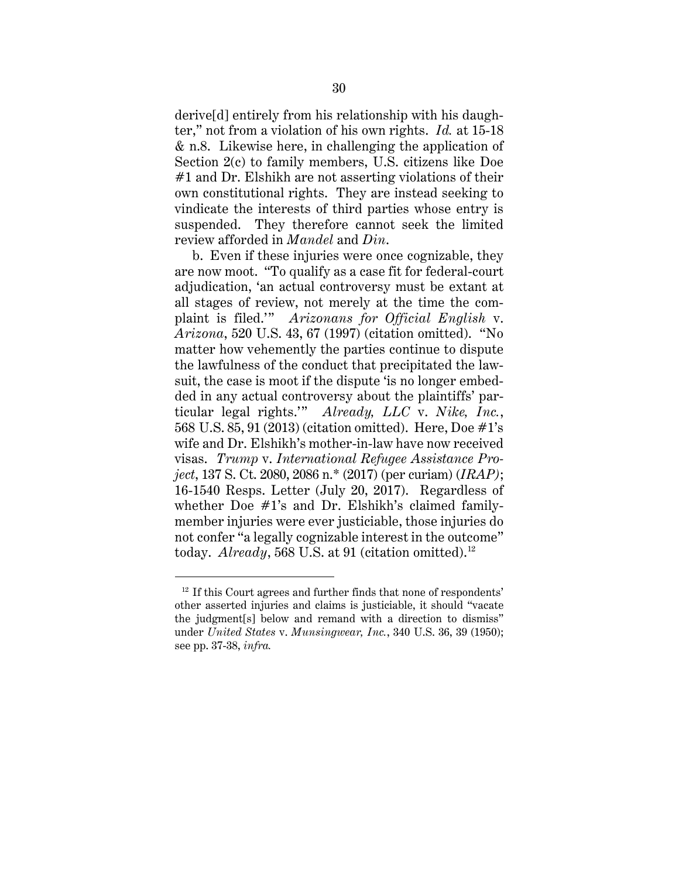derive[d] entirely from his relationship with his daughter," not from a violation of his own rights. *Id.* at 15-18 & n.8. Likewise here, in challenging the application of Section 2(c) to family members, U.S. citizens like Doe #1 and Dr. Elshikh are not asserting violations of their own constitutional rights. They are instead seeking to vindicate the interests of third parties whose entry is suspended. They therefore cannot seek the limited review afforded in *Mandel* and *Din*.

b. Even if these injuries were once cognizable, they are now moot. "To qualify as a case fit for federal-court adjudication, 'an actual controversy must be extant at all stages of review, not merely at the time the complaint is filed.'" *Arizonans for Official English* v. *Arizona*, 520 U.S. 43, 67 (1997) (citation omitted). "No matter how vehemently the parties continue to dispute the lawfulness of the conduct that precipitated the lawsuit, the case is moot if the dispute 'is no longer embedded in any actual controversy about the plaintiffs' particular legal rights.'" *Already, LLC* v. *Nike, Inc.*, 568 U.S. 85, 91 (2013) (citation omitted). Here, Doe #1's wife and Dr. Elshikh's mother-in-law have now received visas. *Trump* v. *International Refugee Assistance Project*, 137 S. Ct. 2080, 2086 n.* (2017) (per curiam) (*IRAP)*; 16-1540 Resps. Letter (July 20, 2017). Regardless of whether Doe #1's and Dr. Elshikh's claimed family-member injuries were ever justiciable, those injuries do not confer "a legally cognizable interest in the outcome" today. *Already*, 568 U.S. at 91 (citation omitted).[12]

---

[12] If this Court agrees and further finds that none of respondents' other asserted injuries and claims is justiciable, it should "vacate the judgment[s] below and remand with a direction to dismiss" under *United States* v. *Munsingwear, Inc.*, 340 U.S. 36, 39 (1950); see pp. 37-38, *infra.*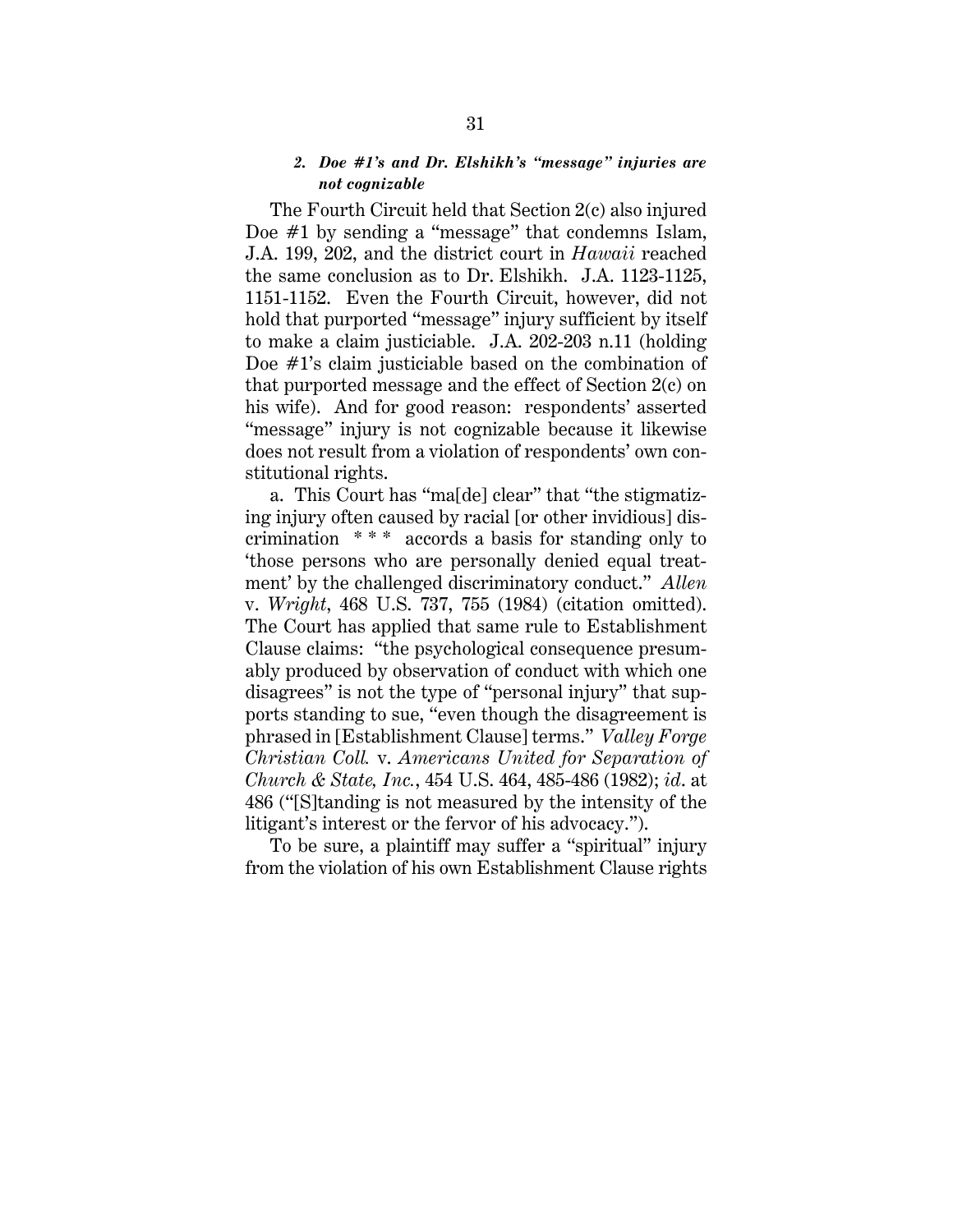#### *2. Doe #1's and Dr. Elshikh's "message" injuries are not cognizable*

The Fourth Circuit held that Section 2(c) also injured Doe #1 by sending a "message" that condemns Islam, J.A. 199, 202, and the district court in *Hawaii* reached the same conclusion as to Dr. Elshikh. J.A. 1123-1125, 1151-1152. Even the Fourth Circuit, however, did not hold that purported "message" injury sufficient by itself to make a claim justiciable. J.A. 202-203 n.11 (holding Doe #1's claim justiciable based on the combination of that purported message and the effect of Section 2(c) on his wife). And for good reason: respondents' asserted "message" injury is not cognizable because it likewise does not result from a violation of respondents' own constitutional rights.

a. This Court has "ma[de] clear" that "the stigmatizing injury often caused by racial [or other invidious] discrimination \* \* \* accords a basis for standing only to 'those persons who are personally denied equal treatment' by the challenged discriminatory conduct." *Allen* v. *Wright*, 468 U.S. 737, 755 (1984) (citation omitted). The Court has applied that same rule to Establishment Clause claims: "the psychological consequence presumably produced by observation of conduct with which one disagrees" is not the type of "personal injury" that supports standing to sue, "even though the disagreement is phrased in [Establishment Clause] terms." *Valley Forge Christian Coll.* v. *Americans United for Separation of Church & State, Inc.*, 454 U.S. 464, 485-486 (1982); *id*. at 486 ("[S]tanding is not measured by the intensity of the litigant's interest or the fervor of his advocacy.").

To be sure, a plaintiff may suffer a "spiritual" injury from the violation of his own Establishment Clause rights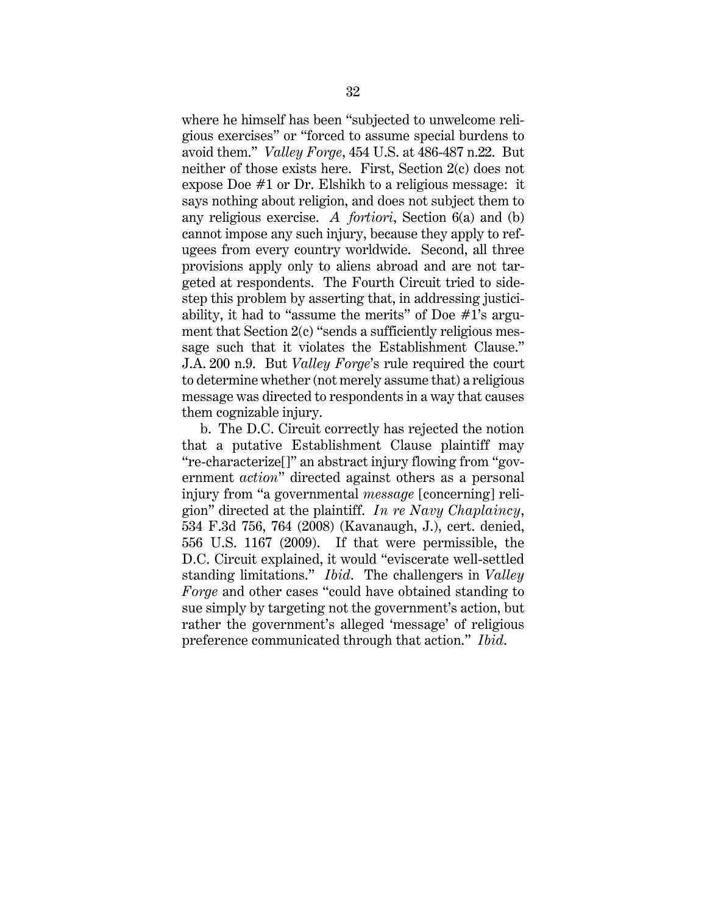where he himself has been "subjected to unwelcome religious exercises" or "forced to assume special burdens to avoid them." *Valley Forge*, 454 U.S. at 486-487 n.22. But neither of those exists here. First, Section 2(c) does not expose Doe #1 or Dr. Elshikh to a religious message: it says nothing about religion, and does not subject them to any religious exercise. *A fortiori*, Section 6(a) and (b) cannot impose any such injury, because they apply to refugees from every country worldwide. Second, all three provisions apply only to aliens abroad and are not targeted at respondents. The Fourth Circuit tried to sidestep this problem by asserting that, in addressing justiciability, it had to "assume the merits" of Doe #1's argument that Section 2(c) "sends a sufficiently religious message such that it violates the Establishment Clause." J.A. 200 n.9. But *Valley Forge*'s rule required the court to determine whether (not merely assume that) a religious message was directed to respondents in a way that causes them cognizable injury.

b. The D.C. Circuit correctly has rejected the notion that a putative Establishment Clause plaintiff may "re-characterize[]" an abstract injury flowing from "government *action*" directed against others as a personal injury from "a governmental *message* [concerning] religion" directed at the plaintiff. *In re Navy Chaplaincy*, 534 F.3d 756, 764 (2008) (Kavanaugh, J.), cert. denied, 556 U.S. 1167 (2009). If that were permissible, the D.C. Circuit explained, it would "eviscerate well-settled standing limitations." *Ibid.* The challengers in *Valley Forge* and other cases "could have obtained standing to sue simply by targeting not the government's action, but rather the government's alleged 'message' of religious preference communicated through that action." *Ibid.*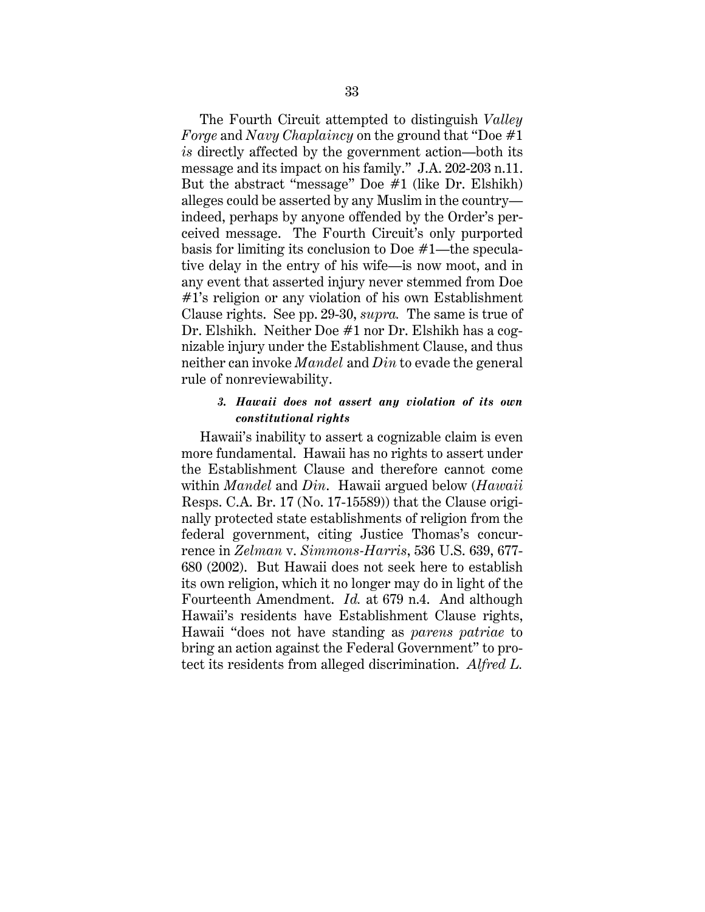The Fourth Circuit attempted to distinguish *Valley Forge* and *Navy Chaplaincy* on the ground that "Doe #1 *is* directly affected by the government action—both its message and its impact on his family." J.A. 202-203 n.11. But the abstract "message" Doe #1 (like Dr. Elshikh) alleges could be asserted by any Muslim in the country—indeed, perhaps by anyone offended by the Order's perceived message. The Fourth Circuit's only purported basis for limiting its conclusion to Doe #1—the speculative delay in the entry of his wife—is now moot, and in any event that asserted injury never stemmed from Doe #1's religion or any violation of his own Establishment Clause rights. See pp. 29-30, *supra.* The same is true of Dr. Elshikh. Neither Doe #1 nor Dr. Elshikh has a cognizable injury under the Establishment Clause, and thus neither can invoke *Mandel* and *Din* to evade the general rule of nonreviewability.

#### *3. Hawaii does not assert any violation of its own constitutional rights*

Hawaii's inability to assert a cognizable claim is even more fundamental. Hawaii has no rights to assert under the Establishment Clause and therefore cannot come within *Mandel* and *Din*. Hawaii argued below (*Hawaii* Resps. C.A. Br. 17 (No. 17-15589)) that the Clause originally protected state establishments of religion from the federal government, citing Justice Thomas's concurrence in *Zelman* v. *Simmons-Harris*, 536 U.S. 639, 677-680 (2002). But Hawaii does not seek here to establish its own religion, which it no longer may do in light of the Fourteenth Amendment. *Id.* at 679 n.4. And although Hawaii's residents have Establishment Clause rights, Hawaii "does not have standing as *parens patriae* to bring an action against the Federal Government" to protect its residents from alleged discrimination. *Alfred L.*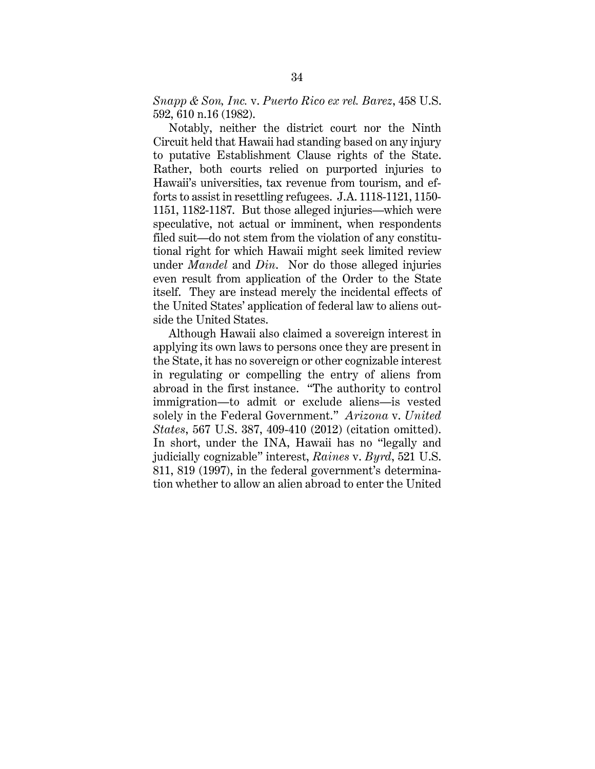*Snapp & Son, Inc.* v. *Puerto Rico ex rel. Barez*, 458 U.S. 592, 610 n.16 (1982).

Notably, neither the district court nor the Ninth Circuit held that Hawaii had standing based on any injury to putative Establishment Clause rights of the State. Rather, both courts relied on purported injuries to Hawaii's universities, tax revenue from tourism, and efforts to assist in resettling refugees. J.A. 1118-1121, 1150-1151, 1182-1187. But those alleged injuries—which were speculative, not actual or imminent, when respondents filed suit—do not stem from the violation of any constitutional right for which Hawaii might seek limited review under *Mandel* and *Din*. Nor do those alleged injuries even result from application of the Order to the State itself. They are instead merely the incidental effects of the United States' application of federal law to aliens outside the United States.

Although Hawaii also claimed a sovereign interest in applying its own laws to persons once they are present in the State, it has no sovereign or other cognizable interest in regulating or compelling the entry of aliens from abroad in the first instance. "The authority to control immigration—to admit or exclude aliens—is vested solely in the Federal Government." *Arizona* v. *United States*, 567 U.S. 387, 409-410 (2012) (citation omitted). In short, under the INA, Hawaii has no "legally and judicially cognizable" interest, *Raines* v. *Byrd*, 521 U.S. 811, 819 (1997), in the federal government's determination whether to allow an alien abroad to enter the United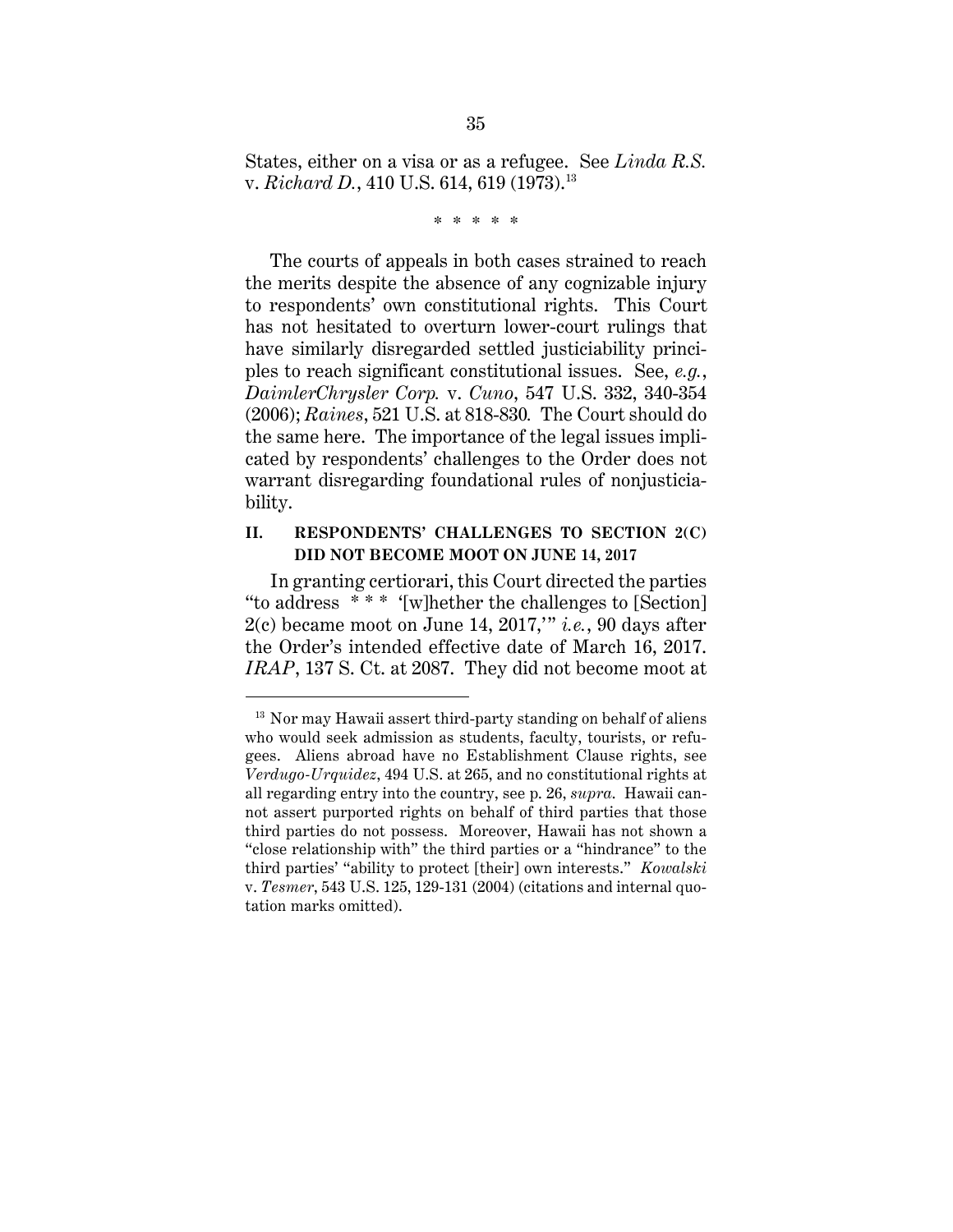States, either on a visa or as a refugee. See *Linda R.S.* v. *Richard D.*, 410 U.S. 614, 619 (1973).[13]

\* \* \* \* \*

The courts of appeals in both cases strained to reach the merits despite the absence of any cognizable injury to respondents' own constitutional rights. This Court has not hesitated to overturn lower-court rulings that have similarly disregarded settled justiciability principles to reach significant constitutional issues. See, *e.g.*, *DaimlerChrysler Corp.* v. *Cuno*, 547 U.S. 332, 340-354 (2006); *Raines*, 521 U.S. at 818-830. The Court should do the same here. The importance of the legal issues implicated by respondents' challenges to the Order does not warrant disregarding foundational rules of nonjusticiability.

## II. RESPONDENTS' CHALLENGES TO SECTION 2(C) DID NOT BECOME MOOT ON JUNE 14, 2017

In granting certiorari, this Court directed the parties "to address \* \* \* '[w]hether the challenges to [Section] 2(c) became moot on June 14, 2017,'" *i.e.*, 90 days after the Order's intended effective date of March 16, 2017. *IRAP*, 137 S. Ct. at 2087. They did not become moot at

[13] Nor may Hawaii assert third-party standing on behalf of aliens who would seek admission as students, faculty, tourists, or refugees. Aliens abroad have no Establishment Clause rights, see *Verdugo-Urquidez*, 494 U.S. at 265, and no constitutional rights at all regarding entry into the country, see p. 26, *supra*. Hawaii cannot assert purported rights on behalf of third parties that those third parties do not possess. Moreover, Hawaii has not shown a "close relationship with" the third parties or a "hindrance" to the third parties' "ability to protect [their] own interests." *Kowalski* v. *Tesmer*, 543 U.S. 125, 129-131 (2004) (citations and internal quotation marks omitted).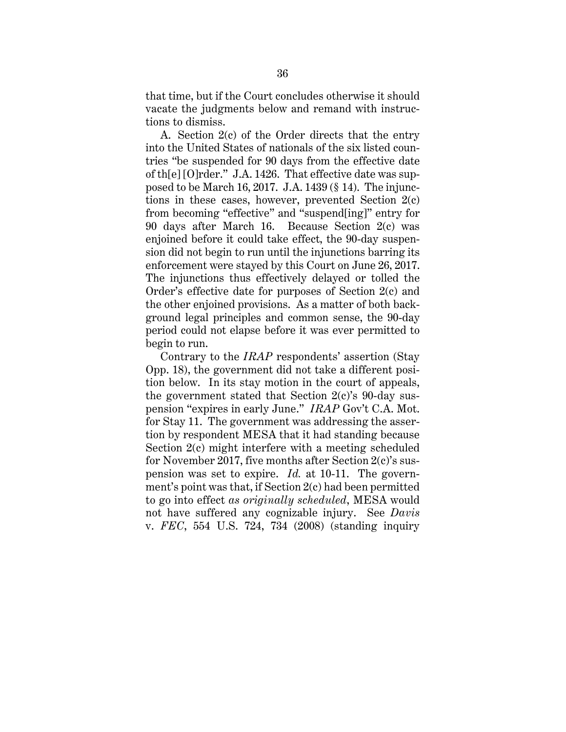that time, but if the Court concludes otherwise it should vacate the judgments below and remand with instructions to dismiss.

A. Section 2(c) of the Order directs that the entry into the United States of nationals of the six listed countries "be suspended for 90 days from the effective date of th[e] [O]rder." J.A. 1426. That effective date was supposed to be March 16, 2017. J.A. 1439 (§ 14). The injunctions in these cases, however, prevented Section 2(c) from becoming "effective" and "suspend[ing]" entry for 90 days after March 16. Because Section 2(c) was enjoined before it could take effect, the 90-day suspension did not begin to run until the injunctions barring its enforcement were stayed by this Court on June 26, 2017. The injunctions thus effectively delayed or tolled the Order's effective date for purposes of Section 2(c) and the other enjoined provisions. As a matter of both background legal principles and common sense, the 90-day period could not elapse before it was ever permitted to begin to run.

Contrary to the *IRAP* respondents' assertion (Stay Opp. 18), the government did not take a different position below. In its stay motion in the court of appeals, the government stated that Section 2(c)'s 90-day suspension "expires in early June." *IRAP* Gov't C.A. Mot. for Stay 11. The government was addressing the assertion by respondent MESA that it had standing because Section 2(c) might interfere with a meeting scheduled for November 2017, five months after Section 2(c)'s suspension was set to expire. *Id.* at 10-11. The government's point was that, if Section 2(c) had been permitted to go into effect *as originally scheduled*, MESA would not have suffered any cognizable injury. See *Davis* v. *FEC*, 554 U.S. 724, 734 (2008) (standing inquiry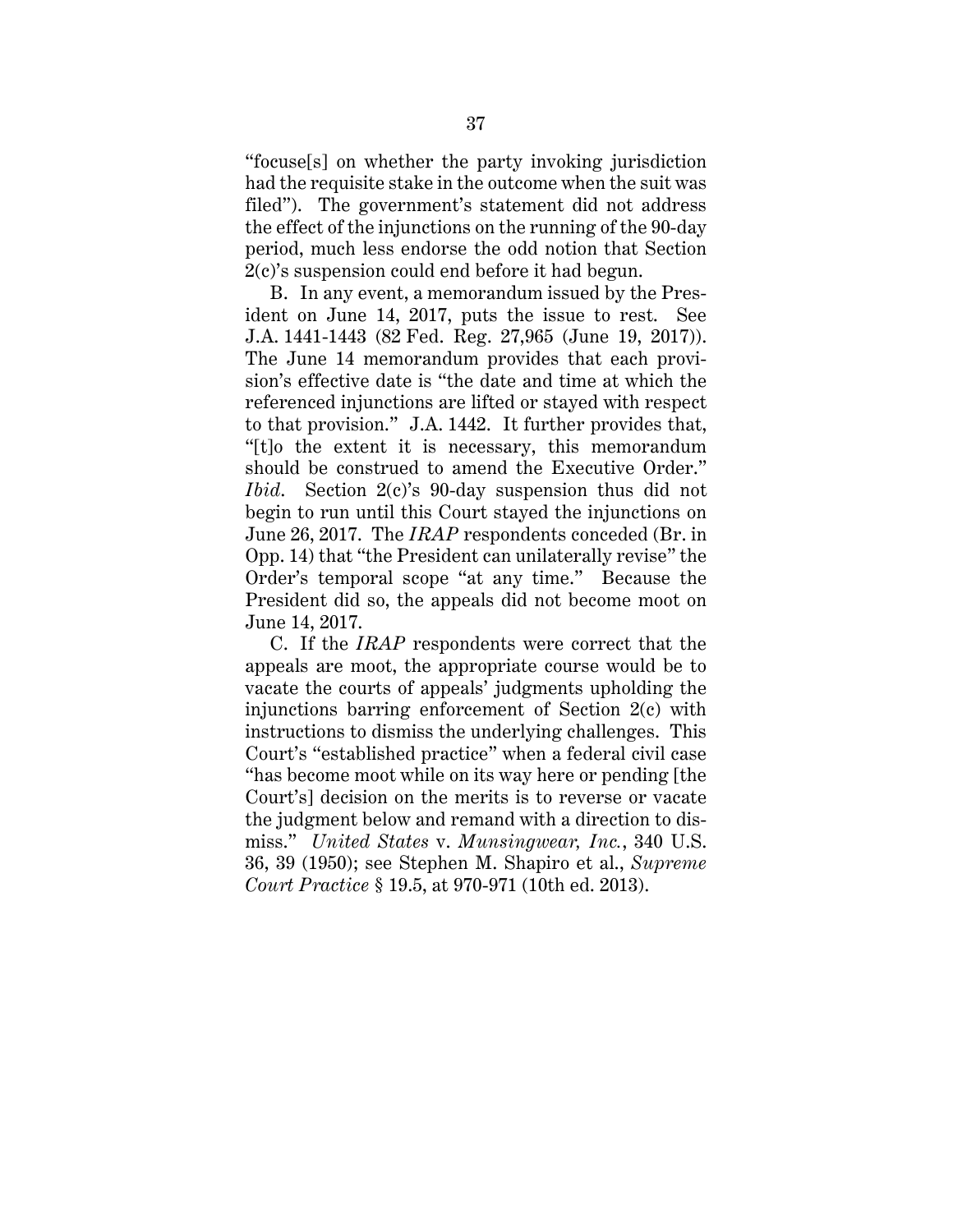"focuse[s] on whether the party invoking jurisdiction had the requisite stake in the outcome when the suit was filed"). The government's statement did not address the effect of the injunctions on the running of the 90-day period, much less endorse the odd notion that Section 2(c)'s suspension could end before it had begun.

B. In any event, a memorandum issued by the President on June 14, 2017, puts the issue to rest. See J.A. 1441-1443 (82 Fed. Reg. 27,965 (June 19, 2017)). The June 14 memorandum provides that each provision's effective date is "the date and time at which the referenced injunctions are lifted or stayed with respect to that provision." J.A. 1442. It further provides that, "[t]o the extent it is necessary, this memorandum should be construed to amend the Executive Order." *Ibid.* Section 2(c)'s 90-day suspension thus did not begin to run until this Court stayed the injunctions on June 26, 2017. The *IRAP* respondents conceded (Br. in Opp. 14) that "the President can unilaterally revise" the Order's temporal scope "at any time." Because the President did so, the appeals did not become moot on June 14, 2017.

C. If the *IRAP* respondents were correct that the appeals are moot, the appropriate course would be to vacate the courts of appeals' judgments upholding the injunctions barring enforcement of Section 2(c) with instructions to dismiss the underlying challenges. This Court's "established practice" when a federal civil case "has become moot while on its way here or pending [the Court's] decision on the merits is to reverse or vacate the judgment below and remand with a direction to dismiss." *United States* v. *Munsingwear, Inc.*, 340 U.S. 36, 39 (1950); see Stephen M. Shapiro et al., *Supreme Court Practice* § 19.5, at 970-971 (10th ed. 2013).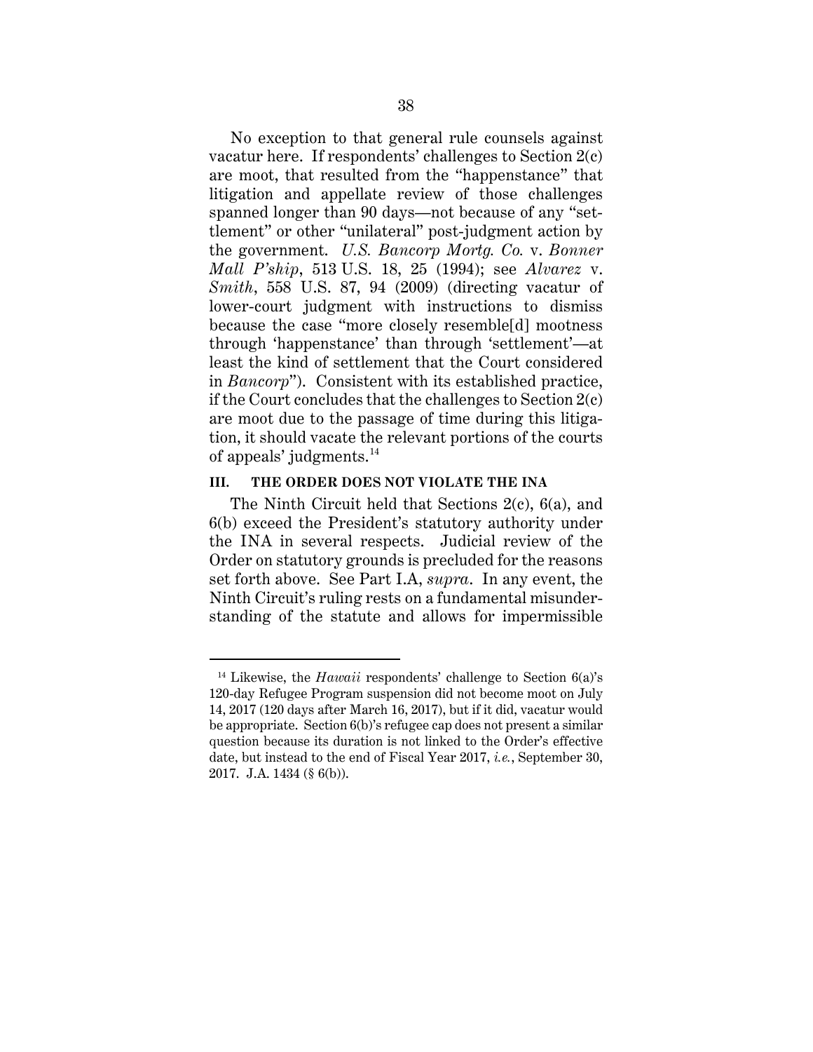No exception to that general rule counsels against vacatur here. If respondents' challenges to Section 2(c) are moot, that resulted from the "happenstance" that litigation and appellate review of those challenges spanned longer than 90 days—not because of any "settlement" or other "unilateral" post-judgment action by the government. *U.S. Bancorp Mortg. Co.* v. *Bonner Mall P'ship*, 513 U.S. 18, 25 (1994); see *Alvarez* v. *Smith*, 558 U.S. 87, 94 (2009) (directing vacatur of lower-court judgment with instructions to dismiss because the case "more closely resemble[d] mootness through 'happenstance' than through 'settlement'—at least the kind of settlement that the Court considered in *Bancorp*"). Consistent with its established practice, if the Court concludes that the challenges to Section 2(c) are moot due to the passage of time during this litigation, it should vacate the relevant portions of the courts of appeals' judgments.[14]

## III. THE ORDER DOES NOT VIOLATE THE INA

The Ninth Circuit held that Sections 2(c), 6(a), and 6(b) exceed the President's statutory authority under the INA in several respects. Judicial review of the Order on statutory grounds is precluded for the reasons set forth above. See Part I.A, *supra*. In any event, the Ninth Circuit's ruling rests on a fundamental misunderstanding of the statute and allows for impermissible

---

[14] Likewise, the *Hawaii* respondents' challenge to Section 6(a)'s 120-day Refugee Program suspension did not become moot on July 14, 2017 (120 days after March 16, 2017), but if it did, vacatur would be appropriate. Section 6(b)'s refugee cap does not present a similar question because its duration is not linked to the Order's effective date, but instead to the end of Fiscal Year 2017, *i.e.*, September 30, 2017. J.A. 1434 (§ 6(b)).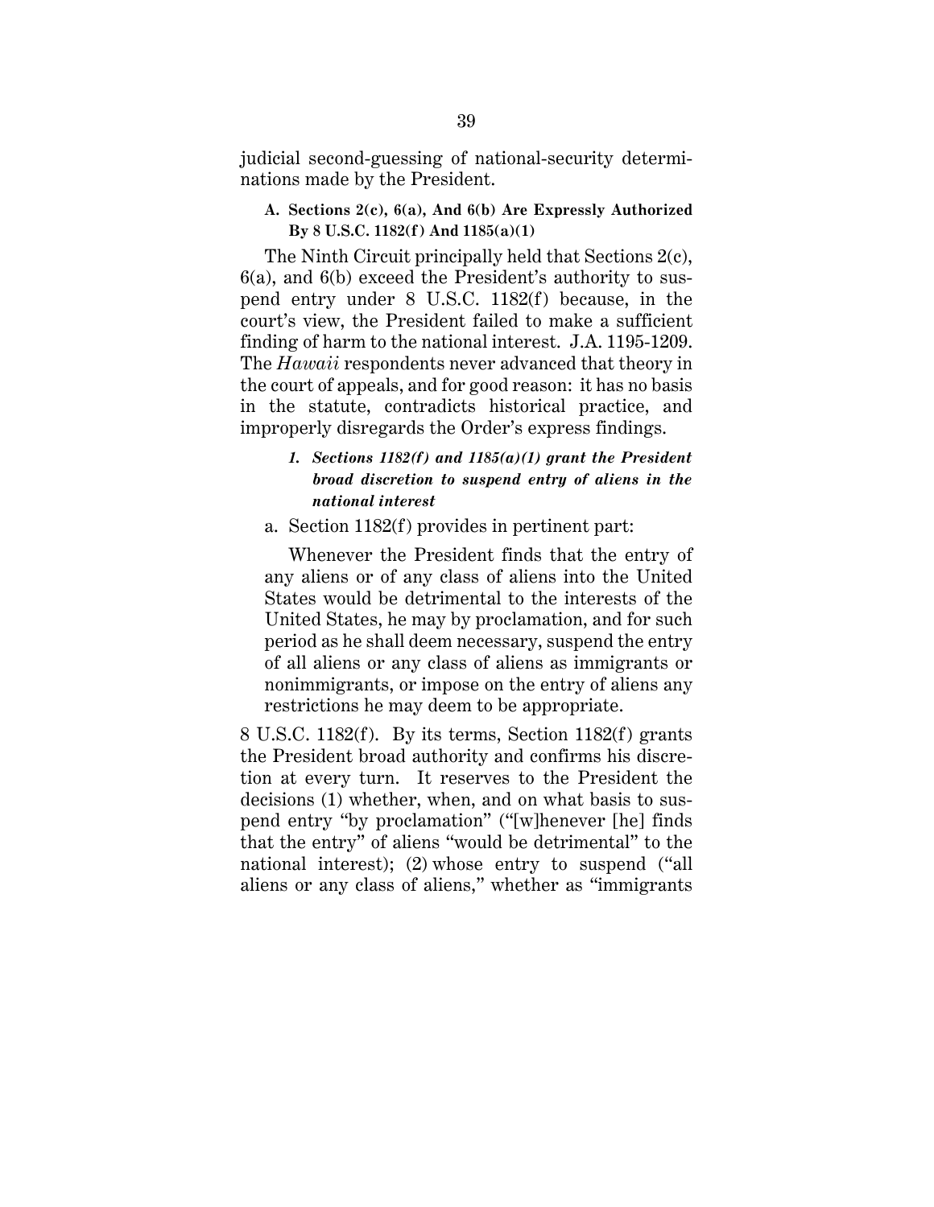judicial second-guessing of national-security determinations made by the President.

### A. Sections 2(c), 6(a), And 6(b) Are Expressly Authorized By 8 U.S.C. 1182(f) And 1185(a)(1)

The Ninth Circuit principally held that Sections 2(c), 6(a), and 6(b) exceed the President's authority to suspend entry under 8 U.S.C. 1182(f) because, in the court's view, the President failed to make a sufficient finding of harm to the national interest. J.A. 1195-1209. The *Hawaii* respondents never advanced that theory in the court of appeals, and for good reason: it has no basis in the statute, contradicts historical practice, and improperly disregards the Order's express findings.

#### *1. Sections 1182(f) and 1185(a)(1) grant the President broad discretion to suspend entry of aliens in the national interest*

a. Section 1182(f) provides in pertinent part:

> Whenever the President finds that the entry of any aliens or of any class of aliens into the United States would be detrimental to the interests of the United States, he may by proclamation, and for such period as he shall deem necessary, suspend the entry of all aliens or any class of aliens as immigrants or nonimmigrants, or impose on the entry of aliens any restrictions he may deem to be appropriate.

8 U.S.C. 1182(f). By its terms, Section 1182(f) grants the President broad authority and confirms his discretion at every turn. It reserves to the President the decisions (1) whether, when, and on what basis to suspend entry "by proclamation" ("[w]henever [he] finds that the entry" of aliens "would be detrimental" to the national interest); (2) whose entry to suspend ("all aliens or any class of aliens," whether as "immigrants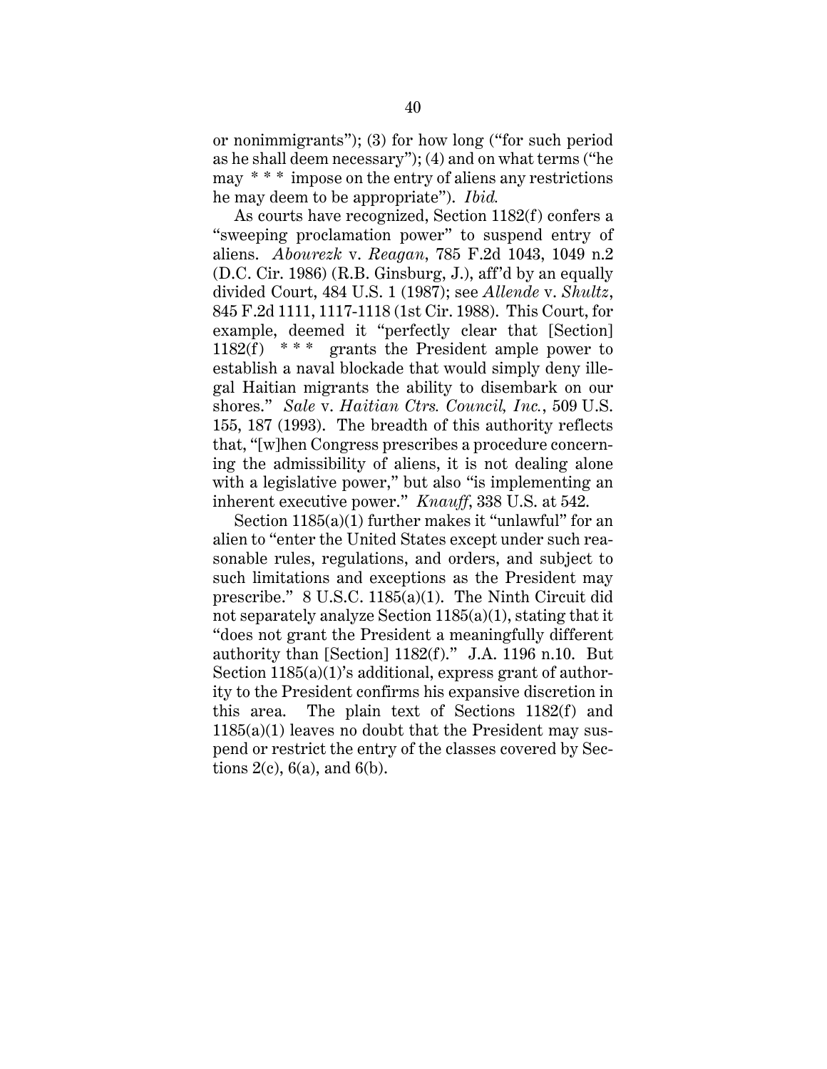or nonimmigrants"); (3) for how long ("for such period as he shall deem necessary"); (4) and on what terms ("he may * * * impose on the entry of aliens any restrictions he may deem to be appropriate"). *Ibid.*

As courts have recognized, Section 1182(f) confers a "sweeping proclamation power" to suspend entry of aliens. *Abourezk* v. *Reagan*, 785 F.2d 1043, 1049 n.2 (D.C. Cir. 1986) (R.B. Ginsburg, J.), aff'd by an equally divided Court, 484 U.S. 1 (1987); see *Allende* v. *Shultz*, 845 F.2d 1111, 1117-1118 (1st Cir. 1988). This Court, for example, deemed it "perfectly clear that [Section] 1182(f) * * * grants the President ample power to establish a naval blockade that would simply deny illegal Haitian migrants the ability to disembark on our shores." *Sale* v. *Haitian Ctrs. Council, Inc.*, 509 U.S. 155, 187 (1993). The breadth of this authority reflects that, "[w]hen Congress prescribes a procedure concerning the admissibility of aliens, it is not dealing alone with a legislative power," but also "is implementing an inherent executive power." *Knauff*, 338 U.S. at 542.

Section 1185(a)(1) further makes it "unlawful" for an alien to "enter the United States except under such reasonable rules, regulations, and orders, and subject to such limitations and exceptions as the President may prescribe." 8 U.S.C. 1185(a)(1). The Ninth Circuit did not separately analyze Section 1185(a)(1), stating that it "does not grant the President a meaningfully different authority than [Section] 1182(f)." J.A. 1196 n.10. But Section 1185(a)(1)'s additional, express grant of authority to the President confirms his expansive discretion in this area. The plain text of Sections 1182(f) and 1185(a)(1) leaves no doubt that the President may suspend or restrict the entry of the classes covered by Sections 2(c), 6(a), and 6(b).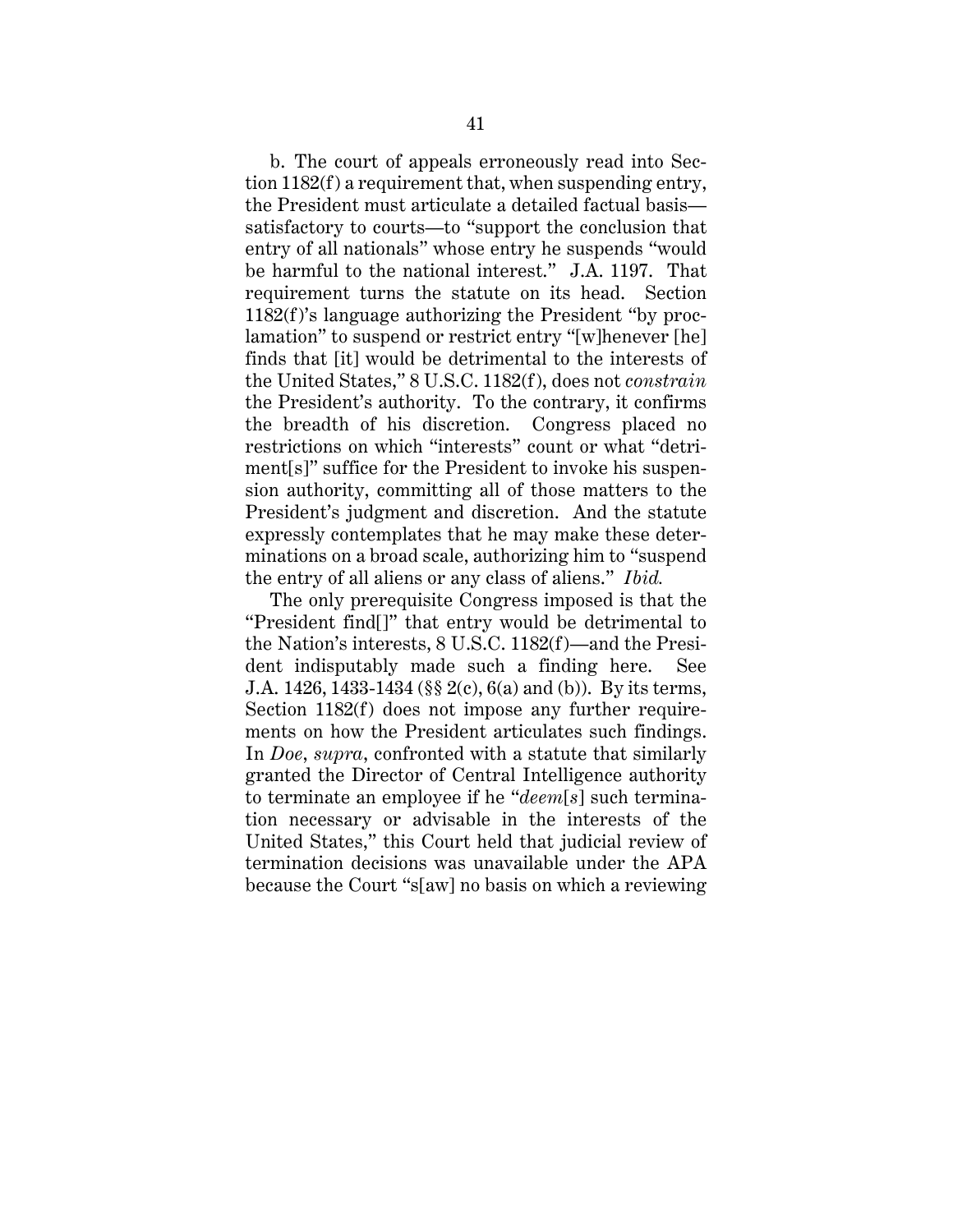b. The court of appeals erroneously read into Section 1182(f) a requirement that, when suspending entry, the President must articulate a detailed factual basis—satisfactory to courts—to "support the conclusion that entry of all nationals" whose entry he suspends "would be harmful to the national interest." J.A. 1197. That requirement turns the statute on its head. Section 1182(f)'s language authorizing the President "by proclamation" to suspend or restrict entry "[w]henever [he] finds that [it] would be detrimental to the interests of the United States," 8 U.S.C. 1182(f), does not *constrain* the President's authority. To the contrary, it confirms the breadth of his discretion. Congress placed no restrictions on which "interests" count or what "detriment[s]" suffice for the President to invoke his suspension authority, committing all of those matters to the President's judgment and discretion. And the statute expressly contemplates that he may make these determinations on a broad scale, authorizing him to "suspend the entry of all aliens or any class of aliens." *Ibid.*

The only prerequisite Congress imposed is that the "President find[]" that entry would be detrimental to the Nation's interests, 8 U.S.C. 1182(f)—and the President indisputably made such a finding here. See J.A. 1426, 1433-1434 (§§ 2(c), 6(a) and (b)). By its terms, Section 1182(f) does not impose any further requirements on how the President articulates such findings. In *Doe*, *supra*, confronted with a statute that similarly granted the Director of Central Intelligence authority to terminate an employee if he "*deem*[*s*] such termination necessary or advisable in the interests of the United States," this Court held that judicial review of termination decisions was unavailable under the APA because the Court "s[aw] no basis on which a reviewing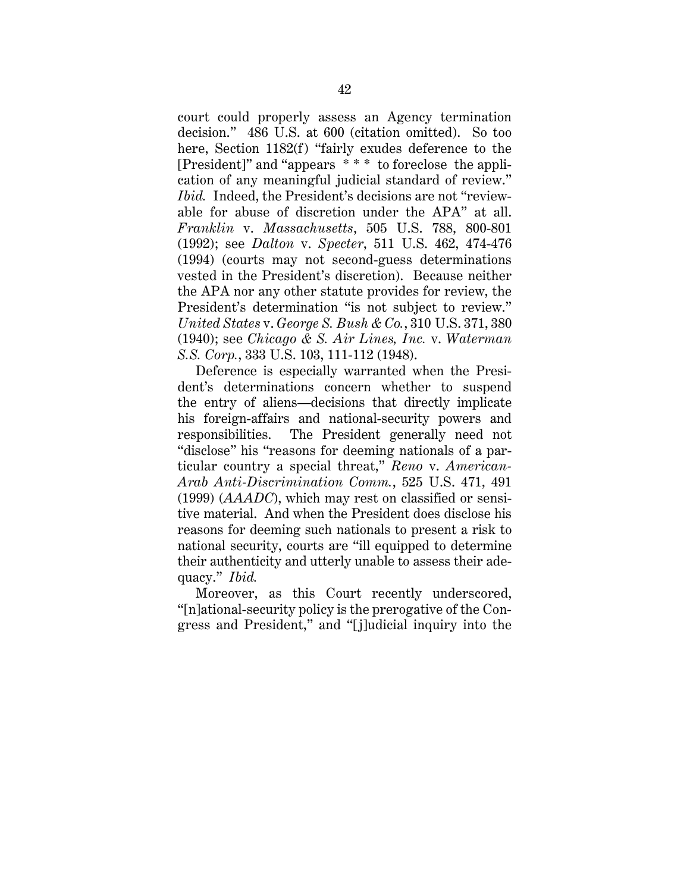court could properly assess an Agency termination decision." 486 U.S. at 600 (citation omitted). So too here, Section 1182(f) "fairly exudes deference to the [President]" and "appears * * * to foreclose the application of any meaningful judicial standard of review." *Ibid.* Indeed, the President's decisions are not "reviewable for abuse of discretion under the APA" at all. *Franklin* v. *Massachusetts*, 505 U.S. 788, 800-801 (1992); see *Dalton* v. *Specter*, 511 U.S. 462, 474-476 (1994) (courts may not second-guess determinations vested in the President's discretion). Because neither the APA nor any other statute provides for review, the President's determination "is not subject to review." *United States* v. *George S. Bush & Co.*, 310 U.S. 371, 380 (1940); see *Chicago & S. Air Lines, Inc.* v. *Waterman S.S. Corp.*, 333 U.S. 103, 111-112 (1948).

Deference is especially warranted when the President's determinations concern whether to suspend the entry of aliens—decisions that directly implicate his foreign-affairs and national-security powers and responsibilities. The President generally need not "disclose" his "reasons for deeming nationals of a particular country a special threat," *Reno* v. *American-Arab Anti-Discrimination Comm.*, 525 U.S. 471, 491 (1999) (*AAADC*), which may rest on classified or sensitive material. And when the President does disclose his reasons for deeming such nationals to present a risk to national security, courts are "ill equipped to determine their authenticity and utterly unable to assess their adequacy." *Ibid.*

Moreover, as this Court recently underscored, "[n]ational-security policy is the prerogative of the Congress and President," and "[j]udicial inquiry into the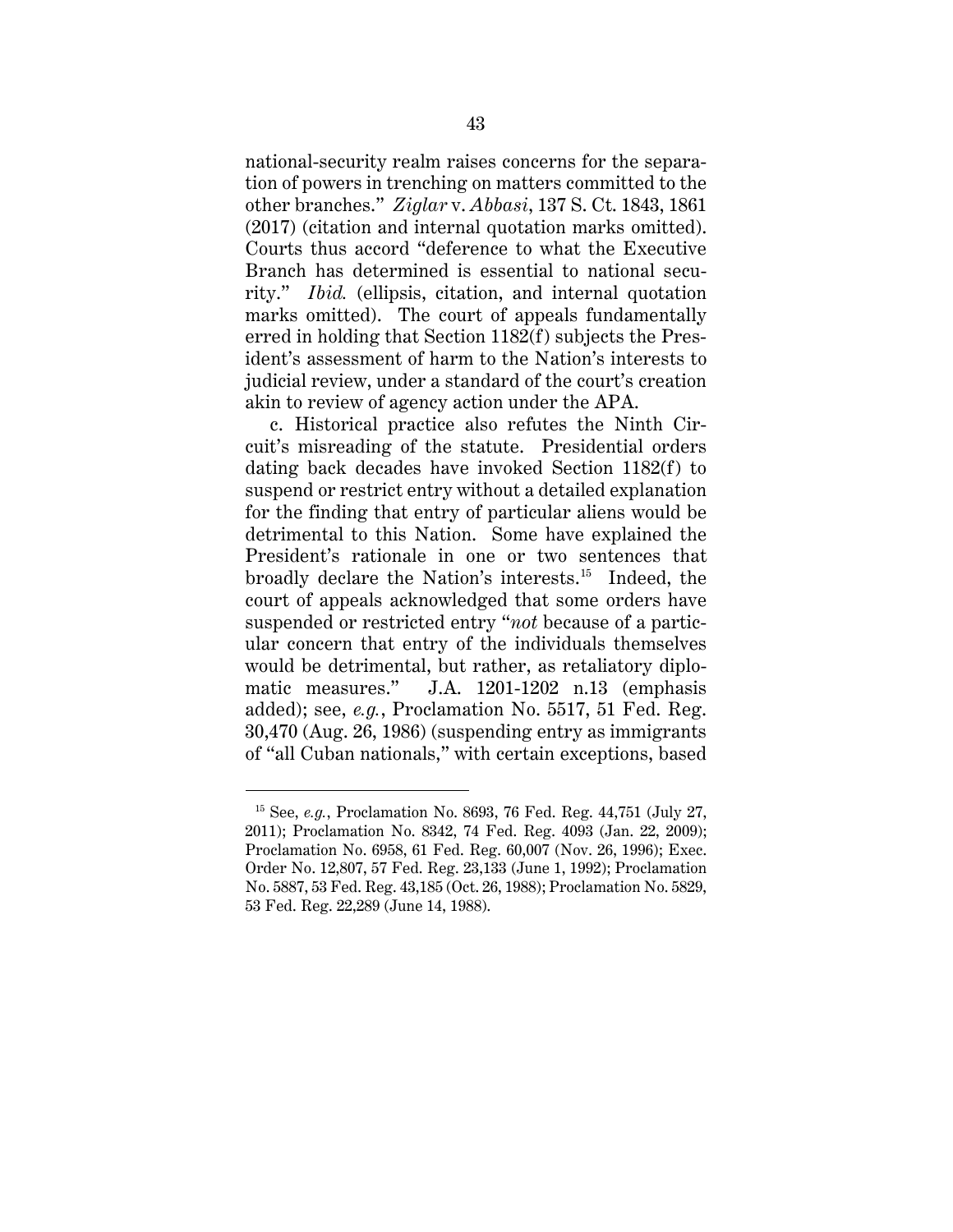national-security realm raises concerns for the separation of powers in trenching on matters committed to the other branches." *Ziglar* v. *Abbasi*, 137 S. Ct. 1843, 1861 (2017) (citation and internal quotation marks omitted). Courts thus accord "deference to what the Executive Branch has determined is essential to national security." *Ibid.* (ellipsis, citation, and internal quotation marks omitted). The court of appeals fundamentally erred in holding that Section 1182(f) subjects the President's assessment of harm to the Nation's interests to judicial review, under a standard of the court's creation akin to review of agency action under the APA.

c. Historical practice also refutes the Ninth Circuit's misreading of the statute. Presidential orders dating back decades have invoked Section 1182(f) to suspend or restrict entry without a detailed explanation for the finding that entry of particular aliens would be detrimental to this Nation. Some have explained the President's rationale in one or two sentences that broadly declare the Nation's interests.[15] Indeed, the court of appeals acknowledged that some orders have suspended or restricted entry "*not* because of a particular concern that entry of the individuals themselves would be detrimental, but rather, as retaliatory diplomatic measures." J.A. 1201-1202 n.13 (emphasis added); see, *e.g.*, Proclamation No. 5517, 51 Fed. Reg. 30,470 (Aug. 26, 1986) (suspending entry as immigrants of "all Cuban nationals," with certain exceptions, based

---

[15] See, *e.g.*, Proclamation No. 8693, 76 Fed. Reg. 44,751 (July 27, 2011); Proclamation No. 8342, 74 Fed. Reg. 4093 (Jan. 22, 2009); Proclamation No. 6958, 61 Fed. Reg. 60,007 (Nov. 26, 1996); Exec. Order No. 12,807, 57 Fed. Reg. 23,133 (June 1, 1992); Proclamation No. 5887, 53 Fed. Reg. 43,185 (Oct. 26, 1988); Proclamation No. 5829, 53 Fed. Reg. 22,289 (June 14, 1988).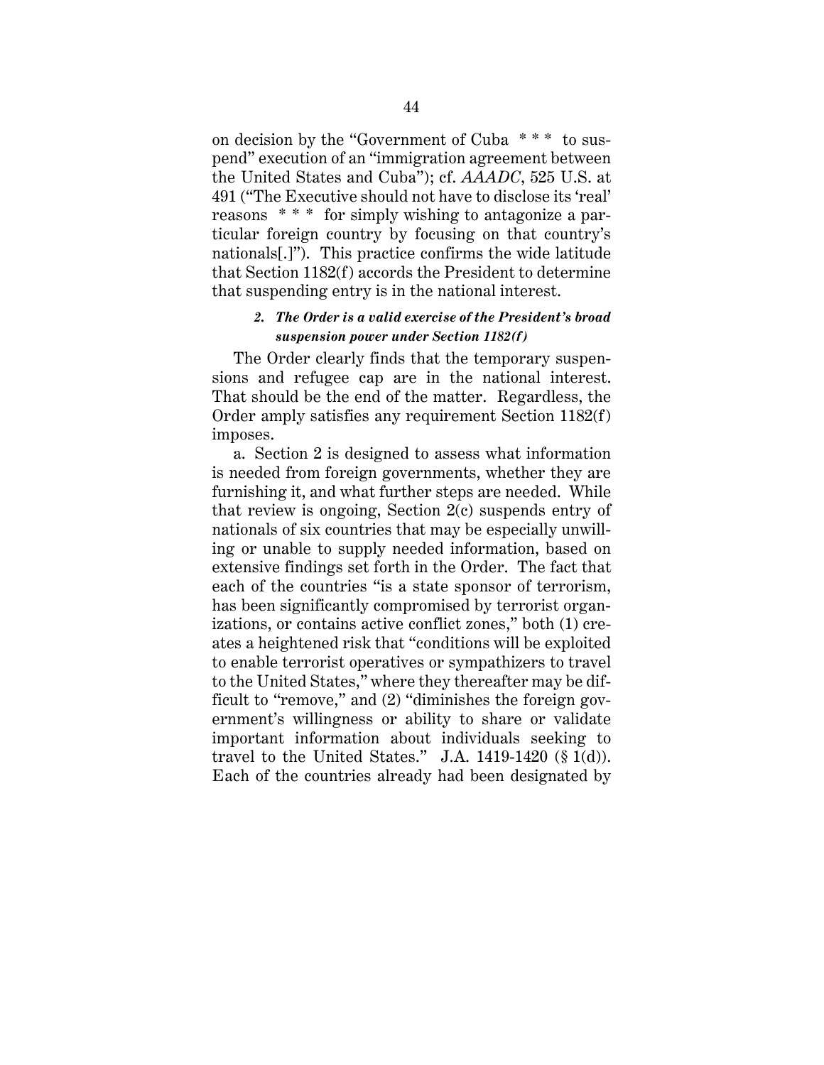on decision by the "Government of Cuba * * * to suspend" execution of an "immigration agreement between the United States and Cuba"); cf. *AAADC*, 525 U.S. at 491 ("The Executive should not have to disclose its 'real' reasons * * * for simply wishing to antagonize a particular foreign country by focusing on that country's nationals[.]"). This practice confirms the wide latitude that Section 1182(f) accords the President to determine that suspending entry is in the national interest.

#### *2. The Order is a valid exercise of the President's broad suspension power under Section 1182(f)*

The Order clearly finds that the temporary suspensions and refugee cap are in the national interest. That should be the end of the matter. Regardless, the Order amply satisfies any requirement Section 1182(f) imposes.

a. Section 2 is designed to assess what information is needed from foreign governments, whether they are furnishing it, and what further steps are needed. While that review is ongoing, Section 2(c) suspends entry of nationals of six countries that may be especially unwilling or unable to supply needed information, based on extensive findings set forth in the Order. The fact that each of the countries "is a state sponsor of terrorism, has been significantly compromised by terrorist organizations, or contains active conflict zones," both (1) creates a heightened risk that "conditions will be exploited to enable terrorist operatives or sympathizers to travel to the United States," where they thereafter may be difficult to "remove," and (2) "diminishes the foreign government's willingness or ability to share or validate important information about individuals seeking to travel to the United States." J.A. 1419-1420 (§ 1(d)). Each of the countries already had been designated by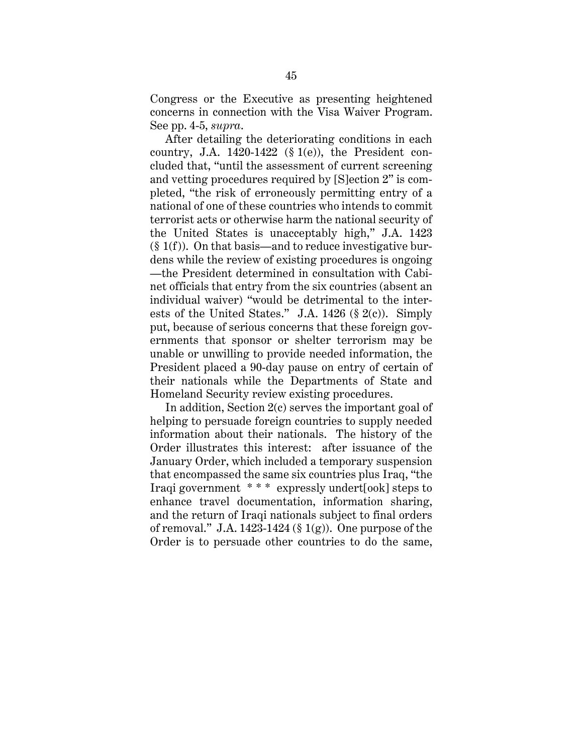Congress or the Executive as presenting heightened concerns in connection with the Visa Waiver Program. See pp. 4-5, *supra*.

After detailing the deteriorating conditions in each country, J.A. 1420-1422 (§ 1(e)), the President concluded that, "until the assessment of current screening and vetting procedures required by [S]ection 2" is completed, "the risk of erroneously permitting entry of a national of one of these countries who intends to commit terrorist acts or otherwise harm the national security of the United States is unacceptably high," J.A. 1423 (§ 1(f)). On that basis—and to reduce investigative burdens while the review of existing procedures is ongoing—the President determined in consultation with Cabinet officials that entry from the six countries (absent an individual waiver) "would be detrimental to the interests of the United States." J.A. 1426 (§ 2(c)). Simply put, because of serious concerns that these foreign governments that sponsor or shelter terrorism may be unable or unwilling to provide needed information, the President placed a 90-day pause on entry of certain of their nationals while the Departments of State and Homeland Security review existing procedures.

In addition, Section 2(c) serves the important goal of helping to persuade foreign countries to supply needed information about their nationals. The history of the Order illustrates this interest: after issuance of the January Order, which included a temporary suspension that encompassed the same six countries plus Iraq, "the Iraqi government * * * expressly undert[ook] steps to enhance travel documentation, information sharing, and the return of Iraqi nationals subject to final orders of removal." J.A. 1423-1424 (§ 1(g)). One purpose of the Order is to persuade other countries to do the same,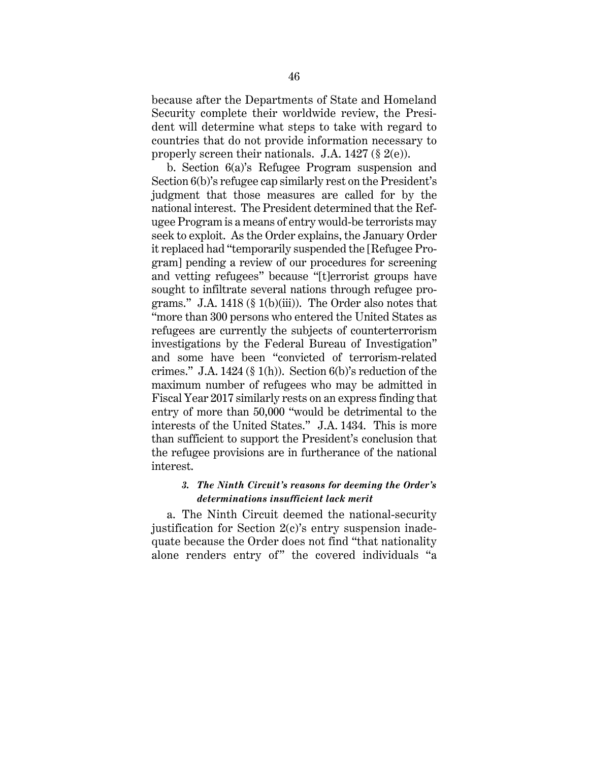because after the Departments of State and Homeland Security complete their worldwide review, the President will determine what steps to take with regard to countries that do not provide information necessary to properly screen their nationals. J.A. 1427 (§ 2(e)).

b. Section 6(a)'s Refugee Program suspension and Section 6(b)'s refugee cap similarly rest on the President's judgment that those measures are called for by the national interest. The President determined that the Refugee Program is a means of entry would-be terrorists may seek to exploit. As the Order explains, the January Order it replaced had "temporarily suspended the [Refugee Program] pending a review of our procedures for screening and vetting refugees" because "[t]errorist groups have sought to infiltrate several nations through refugee programs." J.A. 1418 (§ 1(b)(iii)). The Order also notes that "more than 300 persons who entered the United States as refugees are currently the subjects of counterterrorism investigations by the Federal Bureau of Investigation" and some have been "convicted of terrorism-related crimes." J.A. 1424 (§ 1(h)). Section 6(b)'s reduction of the maximum number of refugees who may be admitted in Fiscal Year 2017 similarly rests on an express finding that entry of more than 50,000 "would be detrimental to the interests of the United States." J.A. 1434. This is more than sufficient to support the President's conclusion that the refugee provisions are in furtherance of the national interest.

#### *3. The Ninth Circuit's reasons for deeming the Order's determinations insufficient lack merit*

a. The Ninth Circuit deemed the national-security justification for Section 2(c)'s entry suspension inadequate because the Order does not find "that nationality alone renders entry of" the covered individuals "a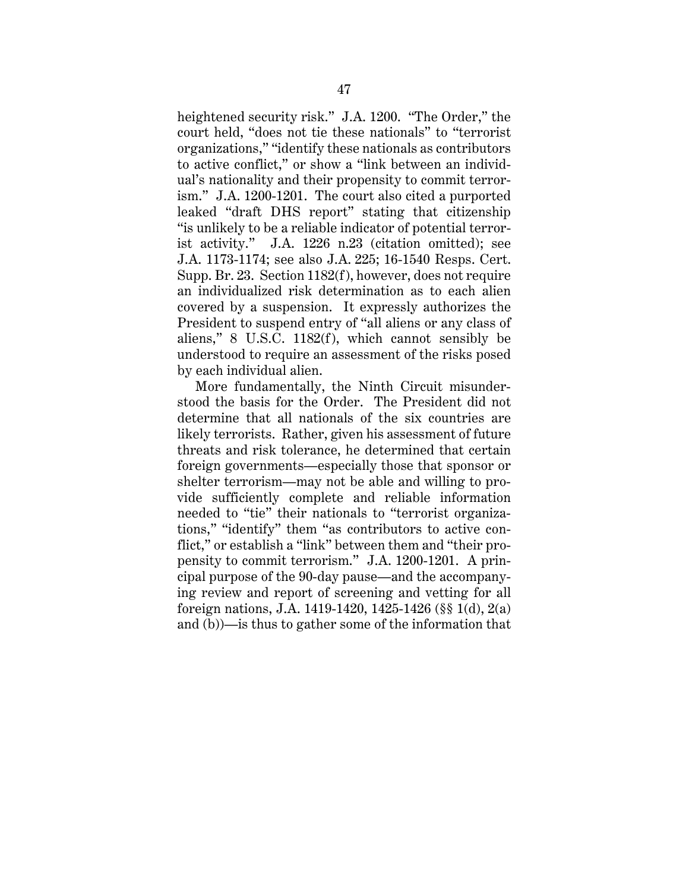heightened security risk." J.A. 1200. "The Order," the court held, "does not tie these nationals" to "terrorist organizations," "identify these nationals as contributors to active conflict," or show a "link between an individual's nationality and their propensity to commit terrorism." J.A. 1200-1201. The court also cited a purported leaked "draft DHS report" stating that citizenship "is unlikely to be a reliable indicator of potential terrorist activity." J.A. 1226 n.23 (citation omitted); see J.A. 1173-1174; see also J.A. 225; 16-1540 Resps. Cert. Supp. Br. 23. Section 1182(f), however, does not require an individualized risk determination as to each alien covered by a suspension. It expressly authorizes the President to suspend entry of "all aliens or any class of aliens," 8 U.S.C. 1182(f), which cannot sensibly be understood to require an assessment of the risks posed by each individual alien.

More fundamentally, the Ninth Circuit misunderstood the basis for the Order. The President did not determine that all nationals of the six countries are likely terrorists. Rather, given his assessment of future threats and risk tolerance, he determined that certain foreign governments—especially those that sponsor or shelter terrorism—may not be able and willing to provide sufficiently complete and reliable information needed to "tie" their nationals to "terrorist organizations," "identify" them "as contributors to active conflict," or establish a "link" between them and "their propensity to commit terrorism." J.A. 1200-1201. A principal purpose of the 90-day pause—and the accompanying review and report of screening and vetting for all foreign nations, J.A. 1419-1420, 1425-1426 (§§ 1(d), 2(a) and (b))—is thus to gather some of the information that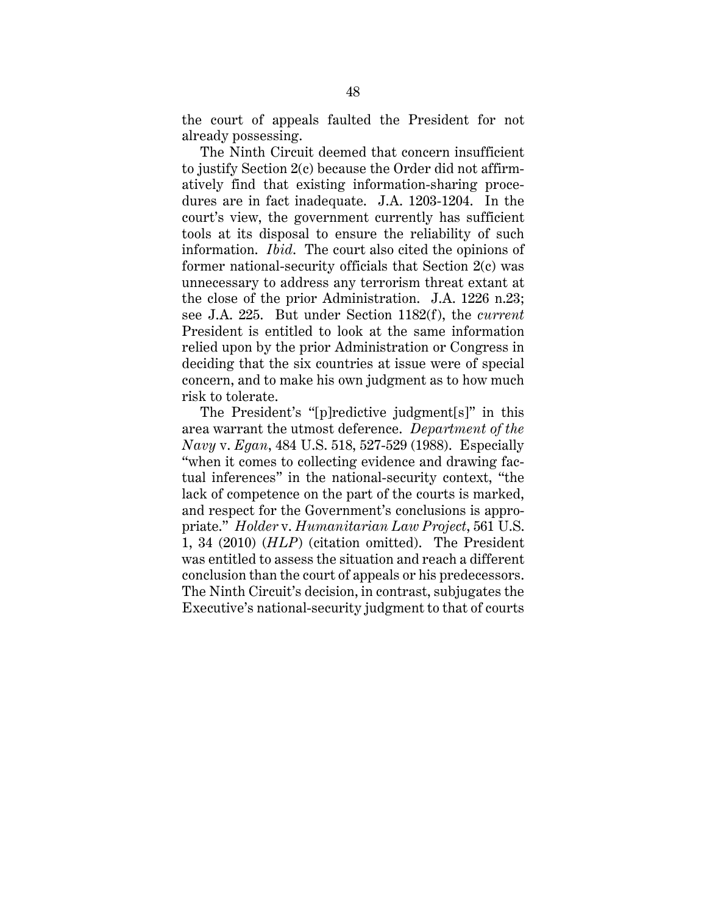the court of appeals faulted the President for not already possessing.

The Ninth Circuit deemed that concern insufficient to justify Section 2(c) because the Order did not affirmatively find that existing information-sharing procedures are in fact inadequate. J.A. 1203-1204. In the court's view, the government currently has sufficient tools at its disposal to ensure the reliability of such information. *Ibid*. The court also cited the opinions of former national-security officials that Section 2(c) was unnecessary to address any terrorism threat extant at the close of the prior Administration. J.A. 1226 n.23; see J.A. 225. But under Section 1182(f), the *current* President is entitled to look at the same information relied upon by the prior Administration or Congress in deciding that the six countries at issue were of special concern, and to make his own judgment as to how much risk to tolerate.

The President's "[p]redictive judgment[s]" in this area warrant the utmost deference. *Department of the Navy* v. *Egan*, 484 U.S. 518, 527-529 (1988). Especially "when it comes to collecting evidence and drawing factual inferences" in the national-security context, "the lack of competence on the part of the courts is marked, and respect for the Government's conclusions is appropriate." *Holder* v. *Humanitarian Law Project*, 561 U.S. 1, 34 (2010) (*HLP*) (citation omitted). The President was entitled to assess the situation and reach a different conclusion than the court of appeals or his predecessors. The Ninth Circuit's decision, in contrast, subjugates the Executive's national-security judgment to that of courts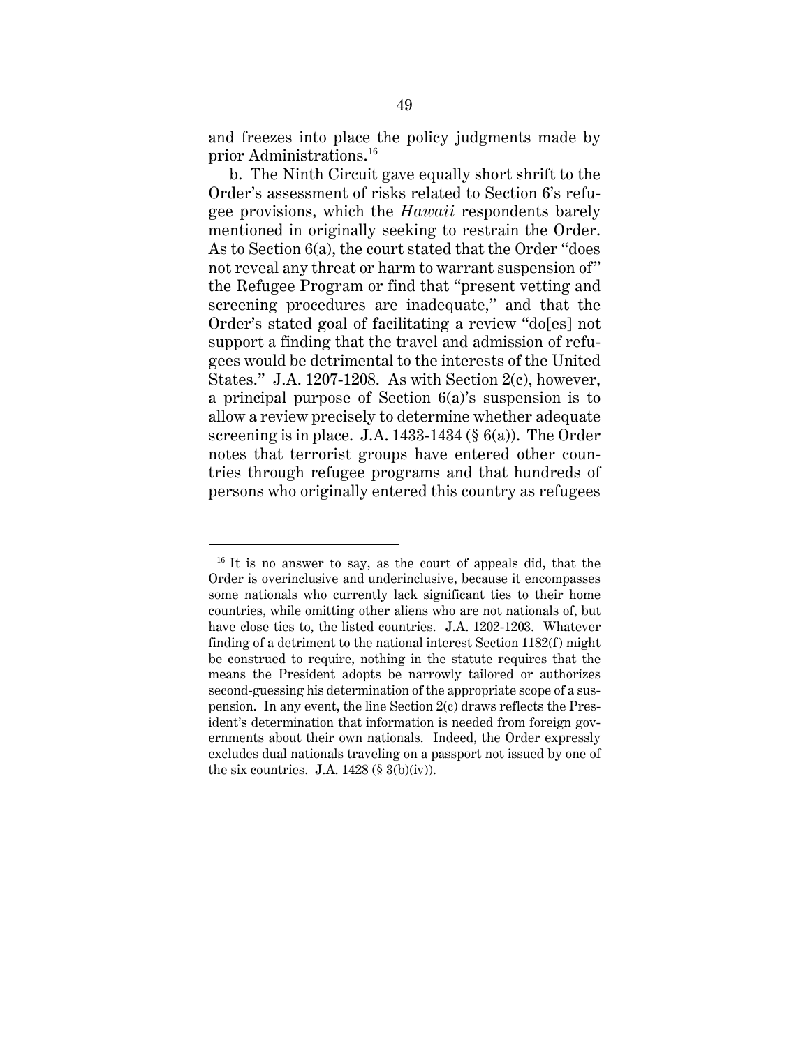and freezes into place the policy judgments made by prior Administrations.[16]

b. The Ninth Circuit gave equally short shrift to the Order's assessment of risks related to Section 6's refugee provisions, which the *Hawaii* respondents barely mentioned in originally seeking to restrain the Order. As to Section 6(a), the court stated that the Order "does not reveal any threat or harm to warrant suspension of" the Refugee Program or find that "present vetting and screening procedures are inadequate," and that the Order's stated goal of facilitating a review "do[es] not support a finding that the travel and admission of refugees would be detrimental to the interests of the United States." J.A. 1207-1208. As with Section 2(c), however, a principal purpose of Section 6(a)'s suspension is to allow a review precisely to determine whether adequate screening is in place. J.A. 1433-1434 (§ 6(a)). The Order notes that terrorist groups have entered other countries through refugee programs and that hundreds of persons who originally entered this country as refugees

---

[16] It is no answer to say, as the court of appeals did, that the Order is overinclusive and underinclusive, because it encompasses some nationals who currently lack significant ties to their home countries, while omitting other aliens who are not nationals of, but have close ties to, the listed countries. J.A. 1202-1203. Whatever finding of a detriment to the national interest Section 1182(f) might be construed to require, nothing in the statute requires that the means the President adopts be narrowly tailored or authorizes second-guessing his determination of the appropriate scope of a suspension. In any event, the line Section 2(c) draws reflects the President's determination that information is needed from foreign governments about their own nationals. Indeed, the Order expressly excludes dual nationals traveling on a passport not issued by one of the six countries. J.A. 1428 (§ 3(b)(iv)).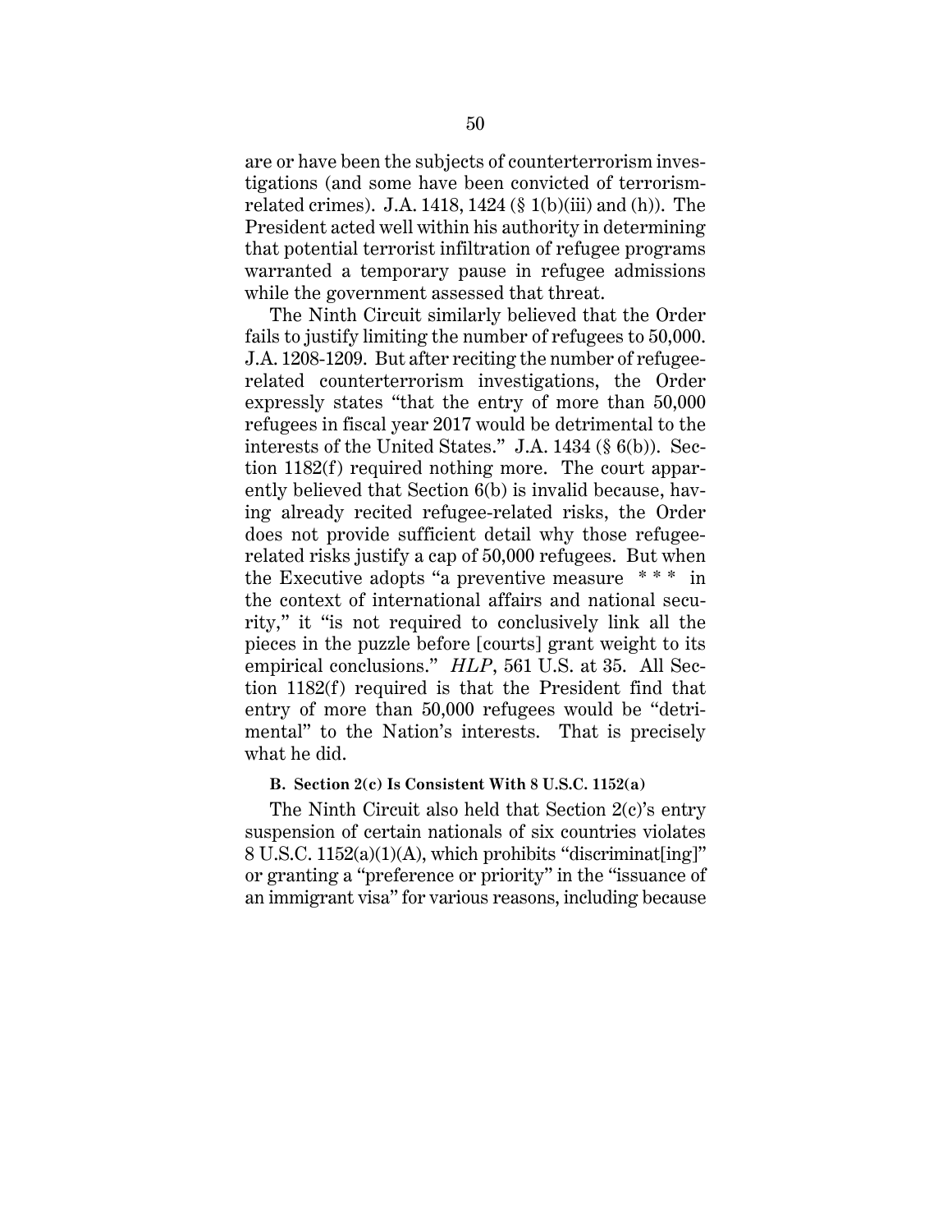are or have been the subjects of counterterrorism investigations (and some have been convicted of terrorism-related crimes). J.A. 1418, 1424 (§ 1(b)(iii) and (h)). The President acted well within his authority in determining that potential terrorist infiltration of refugee programs warranted a temporary pause in refugee admissions while the government assessed that threat.

The Ninth Circuit similarly believed that the Order fails to justify limiting the number of refugees to 50,000. J.A. 1208-1209. But after reciting the number of refugee-related counterterrorism investigations, the Order expressly states "that the entry of more than 50,000 refugees in fiscal year 2017 would be detrimental to the interests of the United States." J.A. 1434 (§ 6(b)). Section 1182(f) required nothing more. The court apparently believed that Section 6(b) is invalid because, having already recited refugee-related risks, the Order does not provide sufficient detail why those refugee-related risks justify a cap of 50,000 refugees. But when the Executive adopts "a preventive measure * * * in the context of international affairs and national security," it "is not required to conclusively link all the pieces in the puzzle before [courts] grant weight to its empirical conclusions." *HLP*, 561 U.S. at 35. All Section 1182(f) required is that the President find that entry of more than 50,000 refugees would be "detrimental" to the Nation's interests. That is precisely what he did.

### B. Section 2(c) Is Consistent With 8 U.S.C. 1152(a)

The Ninth Circuit also held that Section 2(c)'s entry suspension of certain nationals of six countries violates 8 U.S.C. 1152(a)(1)(A), which prohibits "discriminat[ing]" or granting a "preference or priority" in the "issuance of an immigrant visa" for various reasons, including because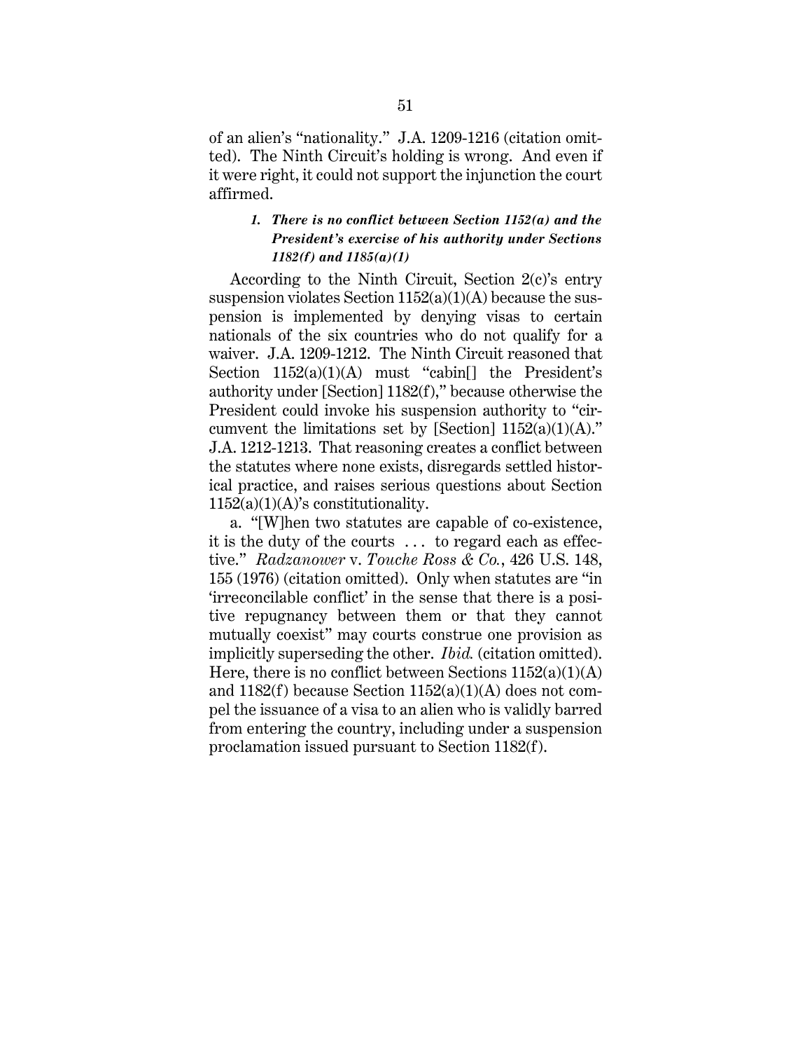of an alien's "nationality." J.A. 1209-1216 (citation omitted). The Ninth Circuit's holding is wrong. And even if it were right, it could not support the injunction the court affirmed.

#### *1. There is no conflict between Section 1152(a) and the President's exercise of his authority under Sections 1182(f) and 1185(a)(1)*

According to the Ninth Circuit, Section 2(c)'s entry suspension violates Section 1152(a)(1)(A) because the suspension is implemented by denying visas to certain nationals of the six countries who do not qualify for a waiver. J.A. 1209-1212. The Ninth Circuit reasoned that Section 1152(a)(1)(A) must "cabin[] the President's authority under [Section] 1182(f)," because otherwise the President could invoke his suspension authority to "circumvent the limitations set by [Section] 1152(a)(1)(A)." J.A. 1212-1213. That reasoning creates a conflict between the statutes where none exists, disregards settled historical practice, and raises serious questions about Section 1152(a)(1)(A)'s constitutionality.

a. "[W]hen two statutes are capable of co-existence, it is the duty of the courts . . . to regard each as effective." *Radzanower* v. *Touche Ross & Co.*, 426 U.S. 148, 155 (1976) (citation omitted). Only when statutes are "in 'irreconcilable conflict' in the sense that there is a positive repugnancy between them or that they cannot mutually coexist" may courts construe one provision as implicitly superseding the other. *Ibid.* (citation omitted). Here, there is no conflict between Sections 1152(a)(1)(A) and 1182(f) because Section 1152(a)(1)(A) does not compel the issuance of a visa to an alien who is validly barred from entering the country, including under a suspension proclamation issued pursuant to Section 1182(f).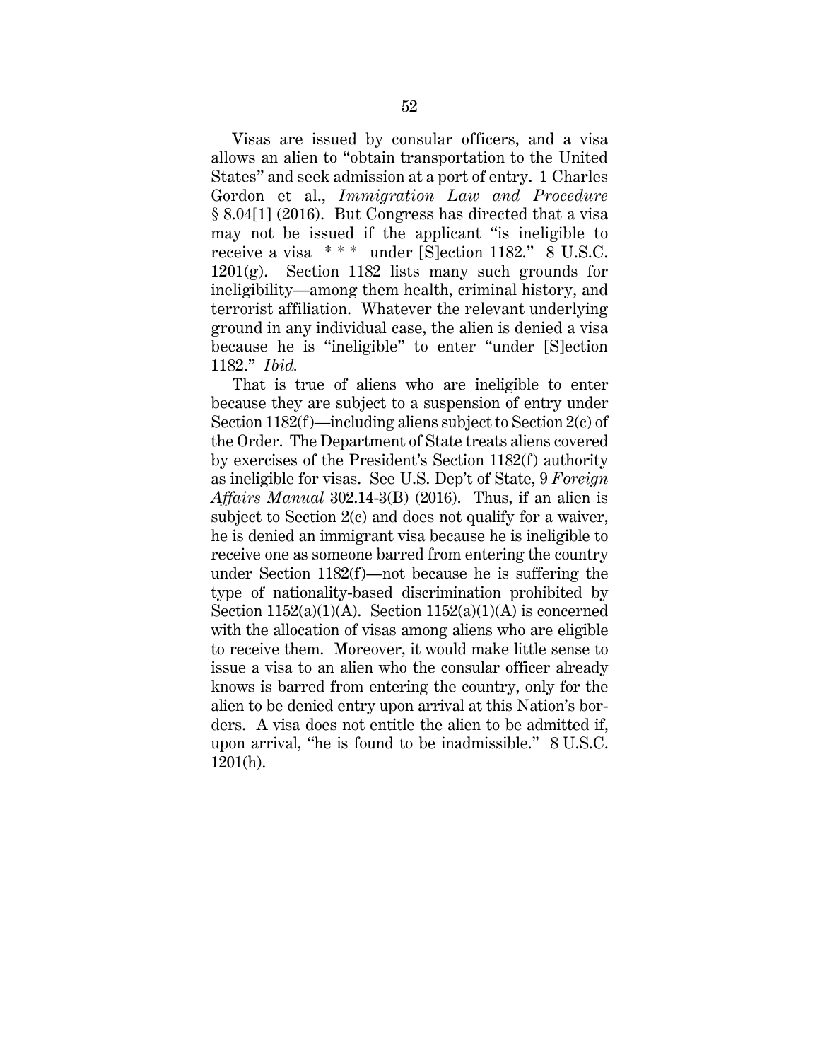Visas are issued by consular officers, and a visa allows an alien to "obtain transportation to the United States" and seek admission at a port of entry. 1 Charles Gordon et al., *Immigration Law and Procedure* § 8.04[1] (2016). But Congress has directed that a visa may not be issued if the applicant "is ineligible to receive a visa * * * under [S]ection 1182." 8 U.S.C. 1201(g). Section 1182 lists many such grounds for ineligibility—among them health, criminal history, and terrorist affiliation. Whatever the relevant underlying ground in any individual case, the alien is denied a visa because he is "ineligible" to enter "under [S]ection 1182." *Ibid.*

That is true of aliens who are ineligible to enter because they are subject to a suspension of entry under Section 1182(f)—including aliens subject to Section 2(c) of the Order. The Department of State treats aliens covered by exercises of the President's Section 1182(f) authority as ineligible for visas. See U.S. Dep't of State, 9 *Foreign Affairs Manual* 302.14-3(B) (2016). Thus, if an alien is subject to Section 2(c) and does not qualify for a waiver, he is denied an immigrant visa because he is ineligible to receive one as someone barred from entering the country under Section 1182(f)—not because he is suffering the type of nationality-based discrimination prohibited by Section 1152(a)(1)(A). Section 1152(a)(1)(A) is concerned with the allocation of visas among aliens who are eligible to receive them. Moreover, it would make little sense to issue a visa to an alien who the consular officer already knows is barred from entering the country, only for the alien to be denied entry upon arrival at this Nation's borders. A visa does not entitle the alien to be admitted if, upon arrival, "he is found to be inadmissible." 8 U.S.C. 1201(h).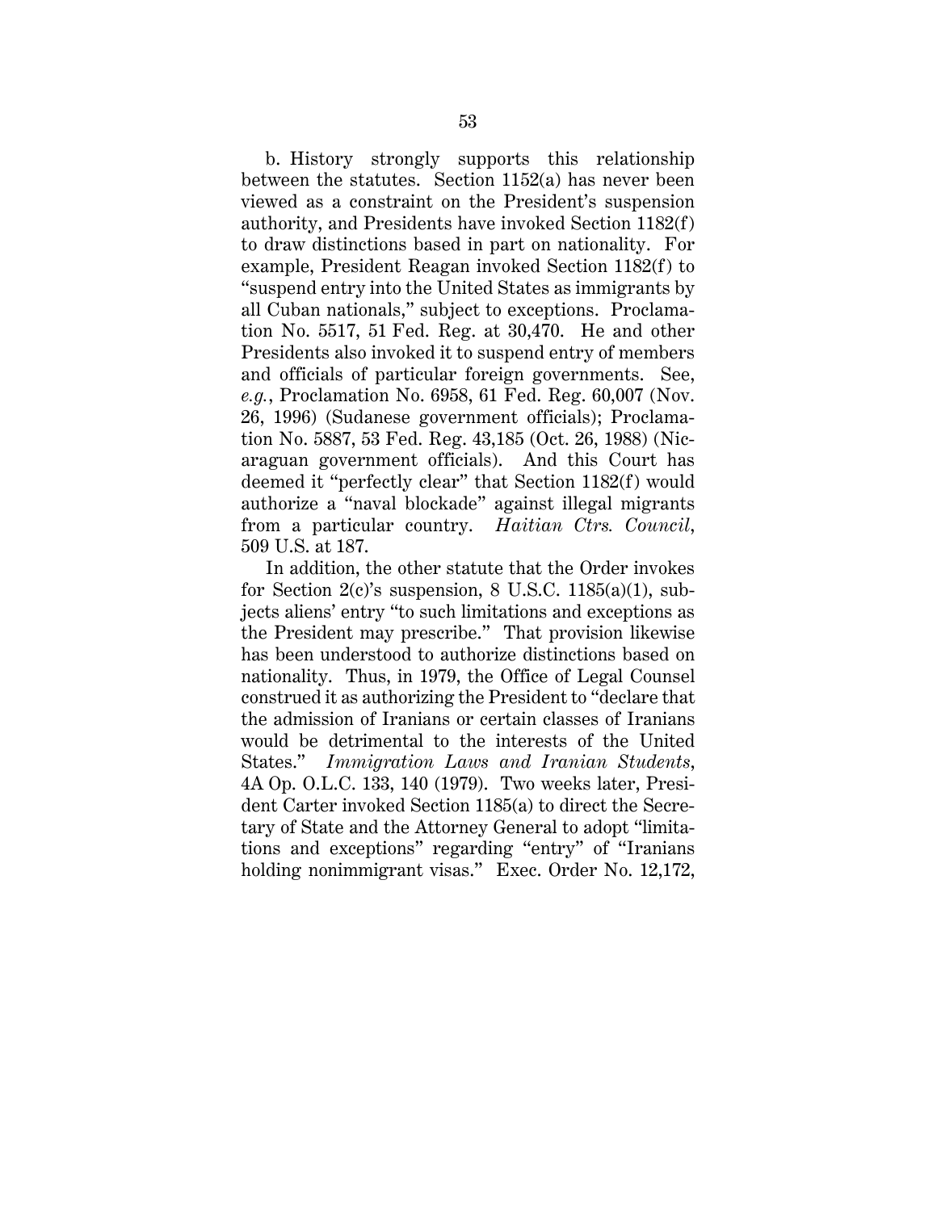b. History strongly supports this relationship between the statutes. Section 1152(a) has never been viewed as a constraint on the President's suspension authority, and Presidents have invoked Section 1182(f) to draw distinctions based in part on nationality. For example, President Reagan invoked Section 1182(f) to "suspend entry into the United States as immigrants by all Cuban nationals," subject to exceptions. Proclamation No. 5517, 51 Fed. Reg. at 30,470. He and other Presidents also invoked it to suspend entry of members and officials of particular foreign governments. See, *e.g.*, Proclamation No. 6958, 61 Fed. Reg. 60,007 (Nov. 26, 1996) (Sudanese government officials); Proclamation No. 5887, 53 Fed. Reg. 43,185 (Oct. 26, 1988) (Nicaraguan government officials). And this Court has deemed it "perfectly clear" that Section 1182(f) would authorize a "naval blockade" against illegal migrants from a particular country. *Haitian Ctrs. Council*, 509 U.S. at 187.

In addition, the other statute that the Order invokes for Section 2(c)'s suspension, 8 U.S.C. 1185(a)(1), subjects aliens' entry "to such limitations and exceptions as the President may prescribe." That provision likewise has been understood to authorize distinctions based on nationality. Thus, in 1979, the Office of Legal Counsel construed it as authorizing the President to "declare that the admission of Iranians or certain classes of Iranians would be detrimental to the interests of the United States." *Immigration Laws and Iranian Students*, 4A Op. O.L.C. 133, 140 (1979). Two weeks later, President Carter invoked Section 1185(a) to direct the Secretary of State and the Attorney General to adopt "limitations and exceptions" regarding "entry" of "Iranians holding nonimmigrant visas." Exec. Order No. 12,172,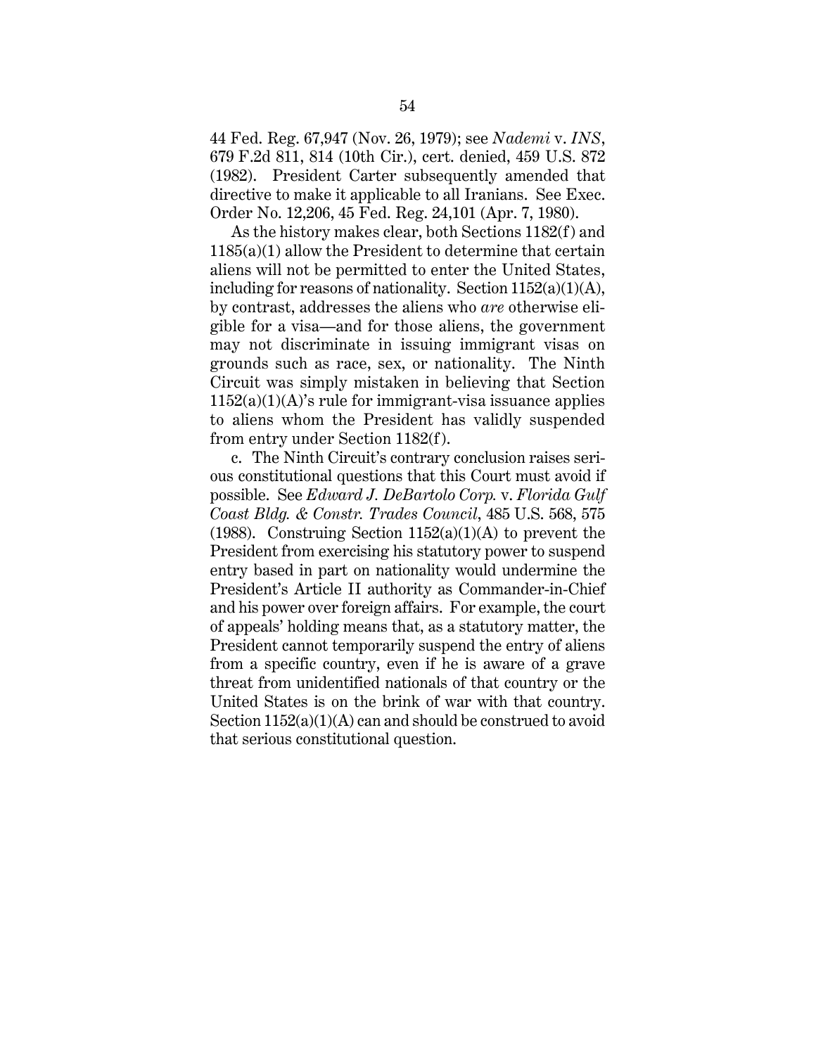44 Fed. Reg. 67,947 (Nov. 26, 1979); see *Nademi* v. *INS*, 679 F.2d 811, 814 (10th Cir.), cert. denied, 459 U.S. 872 (1982). President Carter subsequently amended that directive to make it applicable to all Iranians. See Exec. Order No. 12,206, 45 Fed. Reg. 24,101 (Apr. 7, 1980).

As the history makes clear, both Sections 1182(f) and 1185(a)(1) allow the President to determine that certain aliens will not be permitted to enter the United States, including for reasons of nationality. Section 1152(a)(1)(A), by contrast, addresses the aliens who *are* otherwise eligible for a visa—and for those aliens, the government may not discriminate in issuing immigrant visas on grounds such as race, sex, or nationality. The Ninth Circuit was simply mistaken in believing that Section 1152(a)(1)(A)'s rule for immigrant-visa issuance applies to aliens whom the President has validly suspended from entry under Section 1182(f).

c. The Ninth Circuit's contrary conclusion raises serious constitutional questions that this Court must avoid if possible. See *Edward J. DeBartolo Corp.* v. *Florida Gulf Coast Bldg. & Constr. Trades Council*, 485 U.S. 568, 575 (1988). Construing Section 1152(a)(1)(A) to prevent the President from exercising his statutory power to suspend entry based in part on nationality would undermine the President's Article II authority as Commander-in-Chief and his power over foreign affairs. For example, the court of appeals' holding means that, as a statutory matter, the President cannot temporarily suspend the entry of aliens from a specific country, even if he is aware of a grave threat from unidentified nationals of that country or the United States is on the brink of war with that country. Section 1152(a)(1)(A) can and should be construed to avoid that serious constitutional question.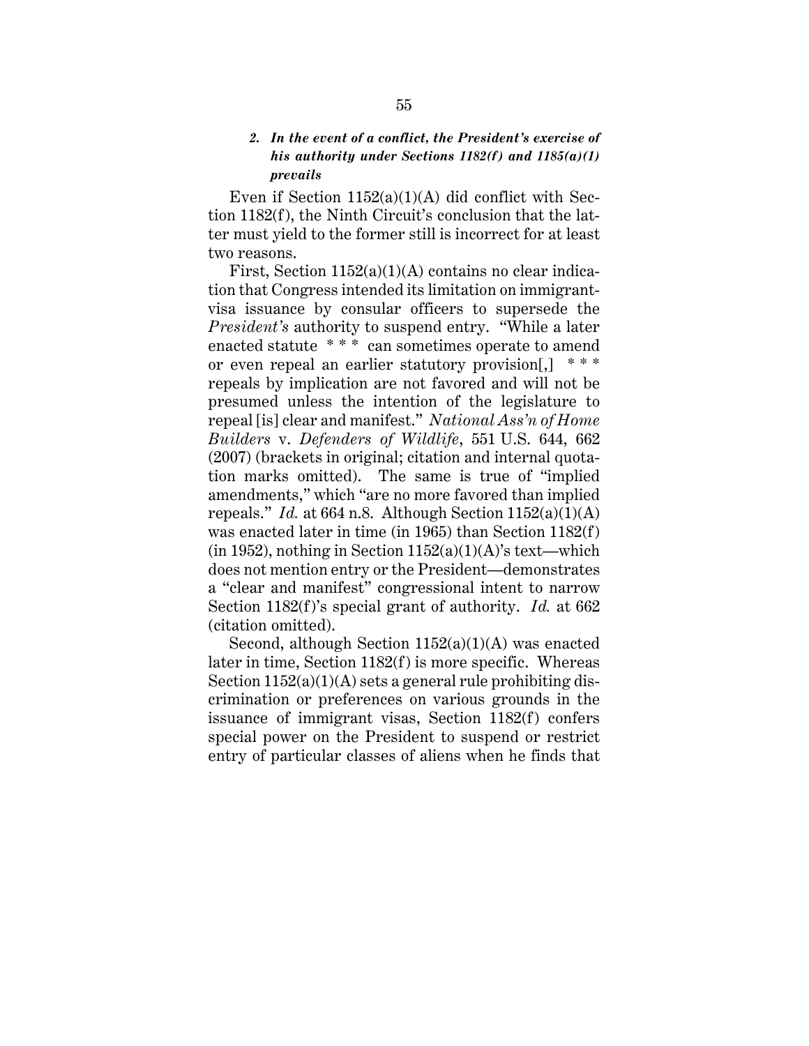### 2. *In the event of a conflict, the President's exercise of his authority under Sections 1182(f) and 1185(a)(1) prevails*

Even if Section 1152(a)(1)(A) did conflict with Section 1182(f), the Ninth Circuit's conclusion that the latter must yield to the former still is incorrect for at least two reasons.

First, Section 1152(a)(1)(A) contains no clear indication that Congress intended its limitation on immigrant-visa issuance by consular officers to supersede the *President's* authority to suspend entry. "While a later enacted statute * * * can sometimes operate to amend or even repeal an earlier statutory provision[,] * * * repeals by implication are not favored and will not be presumed unless the intention of the legislature to repeal [is] clear and manifest." *National Ass'n of Home Builders* v. *Defenders of Wildlife*, 551 U.S. 644, 662 (2007) (brackets in original; citation and internal quotation marks omitted). The same is true of "implied amendments," which "are no more favored than implied repeals." *Id.* at 664 n.8. Although Section 1152(a)(1)(A) was enacted later in time (in 1965) than Section 1182(f) (in 1952), nothing in Section 1152(a)(1)(A)'s text—which does not mention entry or the President—demonstrates a "clear and manifest" congressional intent to narrow Section 1182(f)'s special grant of authority. *Id.* at 662 (citation omitted).

Second, although Section 1152(a)(1)(A) was enacted later in time, Section 1182(f) is more specific. Whereas Section 1152(a)(1)(A) sets a general rule prohibiting discrimination or preferences on various grounds in the issuance of immigrant visas, Section 1182(f) confers special power on the President to suspend or restrict entry of particular classes of aliens when he finds that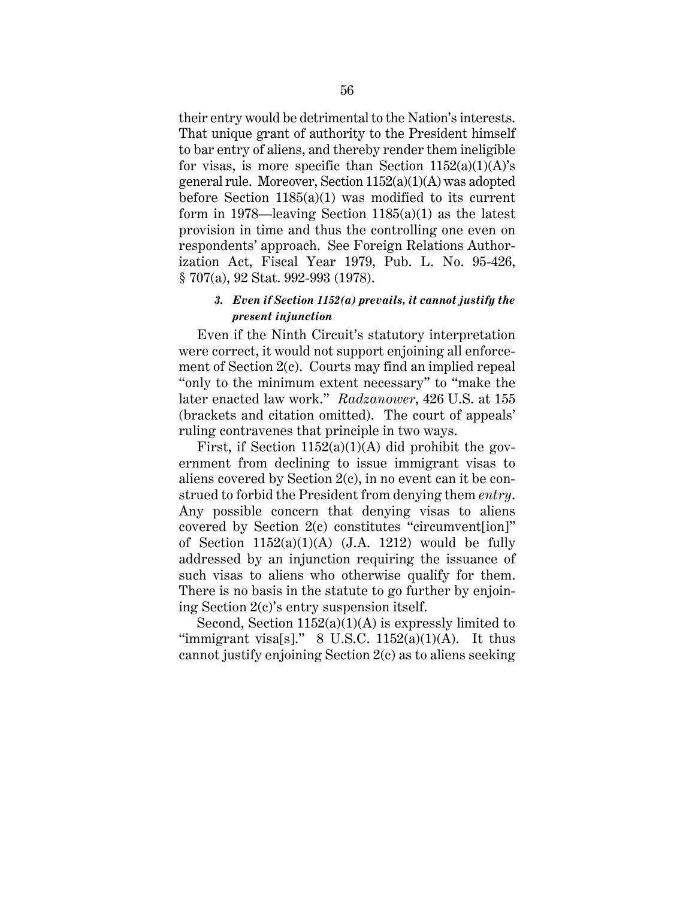their entry would be detrimental to the Nation's interests. That unique grant of authority to the President himself to bar entry of aliens, and thereby render them ineligible for visas, is more specific than Section 1152(a)(1)(A)'s general rule. Moreover, Section 1152(a)(1)(A) was adopted before Section 1185(a)(1) was modified to its current form in 1978—leaving Section 1185(a)(1) as the latest provision in time and thus the controlling one even on respondents' approach. See Foreign Relations Authorization Act, Fiscal Year 1979, Pub. L. No. 95-426, § 707(a), 92 Stat. 992-993 (1978).

#### *3. Even if Section 1152(a) prevails, it cannot justify the present injunction*

Even if the Ninth Circuit's statutory interpretation were correct, it would not support enjoining all enforcement of Section 2(c). Courts may find an implied repeal "only to the minimum extent necessary" to "make the later enacted law work." *Radzanower*, 426 U.S. at 155 (brackets and citation omitted). The court of appeals' ruling contravenes that principle in two ways.

First, if Section 1152(a)(1)(A) did prohibit the government from declining to issue immigrant visas to aliens covered by Section 2(c), in no event can it be construed to forbid the President from denying them *entry*. Any possible concern that denying visas to aliens covered by Section 2(c) constitutes "circumvent[ion]" of Section 1152(a)(1)(A) (J.A. 1212) would be fully addressed by an injunction requiring the issuance of such visas to aliens who otherwise qualify for them. There is no basis in the statute to go further by enjoining Section 2(c)'s entry suspension itself.

Second, Section 1152(a)(1)(A) is expressly limited to "immigrant visa[s]." 8 U.S.C. 1152(a)(1)(A). It thus cannot justify enjoining Section 2(c) as to aliens seeking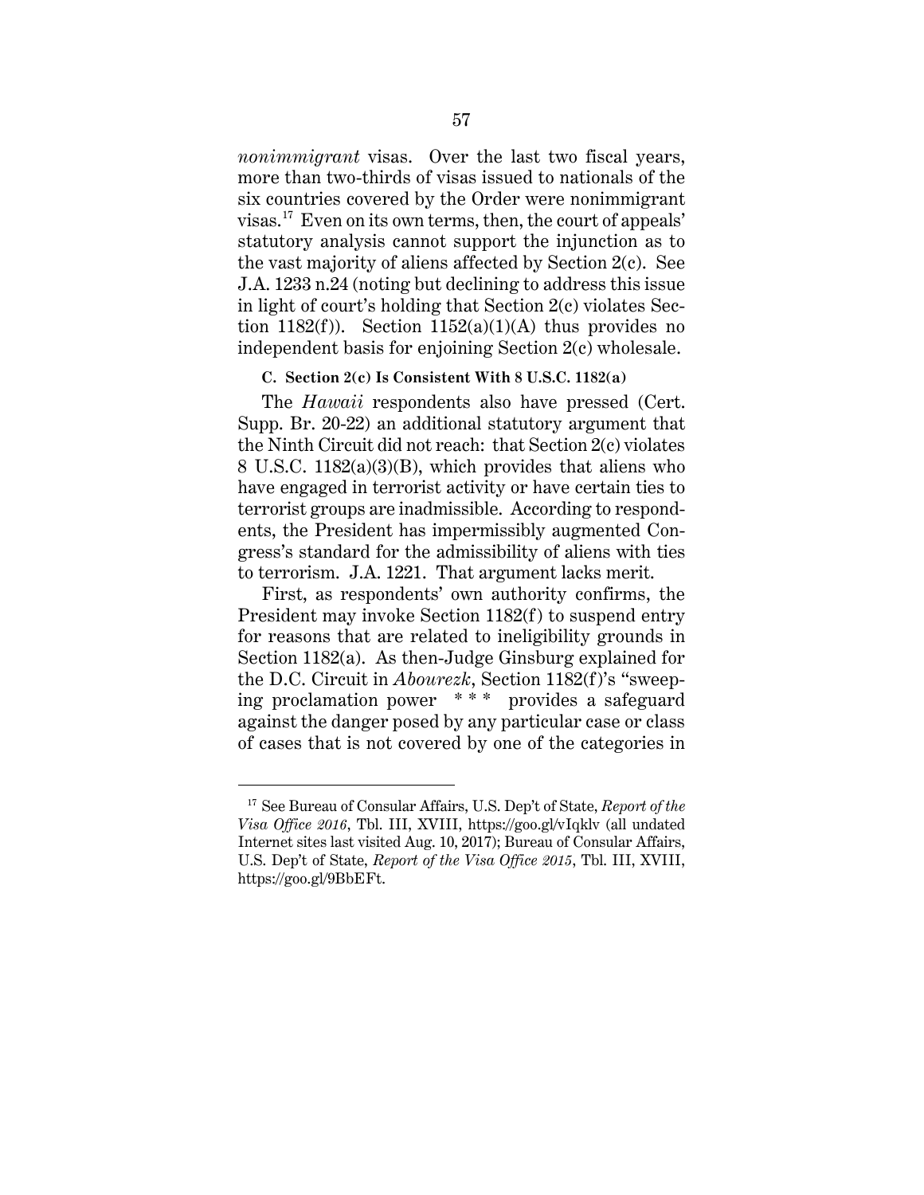*nonimmigrant* visas. Over the last two fiscal years, more than two-thirds of visas issued to nationals of the six countries covered by the Order were nonimmigrant visas.[17] Even on its own terms, then, the court of appeals' statutory analysis cannot support the injunction as to the vast majority of aliens affected by Section 2(c). See J.A. 1233 n.24 (noting but declining to address this issue in light of court's holding that Section 2(c) violates Section 1182(f)). Section 1152(a)(1)(A) thus provides no independent basis for enjoining Section 2(c) wholesale.

### C. Section 2(c) Is Consistent With 8 U.S.C. 1182(a)

The *Hawaii* respondents also have pressed (Cert. Supp. Br. 20-22) an additional statutory argument that the Ninth Circuit did not reach: that Section 2(c) violates 8 U.S.C. 1182(a)(3)(B), which provides that aliens who have engaged in terrorist activity or have certain ties to terrorist groups are inadmissible. According to respondents, the President has impermissibly augmented Congress's standard for the admissibility of aliens with ties to terrorism. J.A. 1221. That argument lacks merit.

First, as respondents' own authority confirms, the President may invoke Section 1182(f) to suspend entry for reasons that are related to ineligibility grounds in Section 1182(a). As then-Judge Ginsburg explained for the D.C. Circuit in *Abourezk*, Section 1182(f)'s "sweeping proclamation power * * * provides a safeguard against the danger posed by any particular case or class of cases that is not covered by one of the categories in

---

[17] See Bureau of Consular Affairs, U.S. Dep't of State, *Report of the Visa Office 2016*, Tbl. III, XVIII, https://goo.gl/vIqklv (all undated Internet sites last visited Aug. 10, 2017); Bureau of Consular Affairs, U.S. Dep't of State, *Report of the Visa Office 2015*, Tbl. III, XVIII, https://goo.gl/9BbEFt.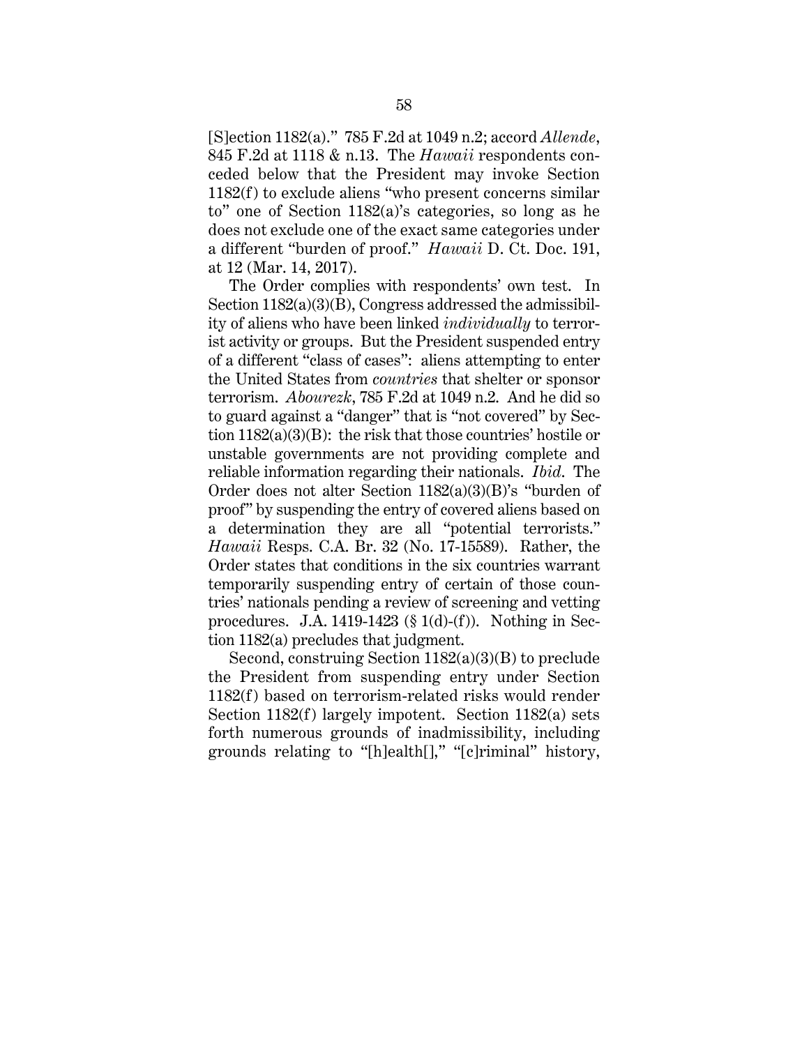[S]ection 1182(a)." 785 F.2d at 1049 n.2; accord *Allende*, 845 F.2d at 1118 & n.13. The *Hawaii* respondents conceded below that the President may invoke Section 1182(f) to exclude aliens "who present concerns similar to" one of Section 1182(a)'s categories, so long as he does not exclude one of the exact same categories under a different "burden of proof." *Hawaii* D. Ct. Doc. 191, at 12 (Mar. 14, 2017).

The Order complies with respondents' own test. In Section 1182(a)(3)(B), Congress addressed the admissibility of aliens who have been linked *individually* to terrorist activity or groups. But the President suspended entry of a different "class of cases": aliens attempting to enter the United States from *countries* that shelter or sponsor terrorism. *Abourezk*, 785 F.2d at 1049 n.2. And he did so to guard against a "danger" that is "not covered" by Section 1182(a)(3)(B): the risk that those countries' hostile or unstable governments are not providing complete and reliable information regarding their nationals. *Ibid*. The Order does not alter Section 1182(a)(3)(B)'s "burden of proof" by suspending the entry of covered aliens based on a determination they are all "potential terrorists." *Hawaii* Resps. C.A. Br. 32 (No. 17-15589). Rather, the Order states that conditions in the six countries warrant temporarily suspending entry of certain of those countries' nationals pending a review of screening and vetting procedures. J.A. 1419-1423 (§ 1(d)-(f)). Nothing in Section 1182(a) precludes that judgment.

Second, construing Section 1182(a)(3)(B) to preclude the President from suspending entry under Section 1182(f) based on terrorism-related risks would render Section 1182(f) largely impotent. Section 1182(a) sets forth numerous grounds of inadmissibility, including grounds relating to "[h]ealth[]," "[c]riminal" history,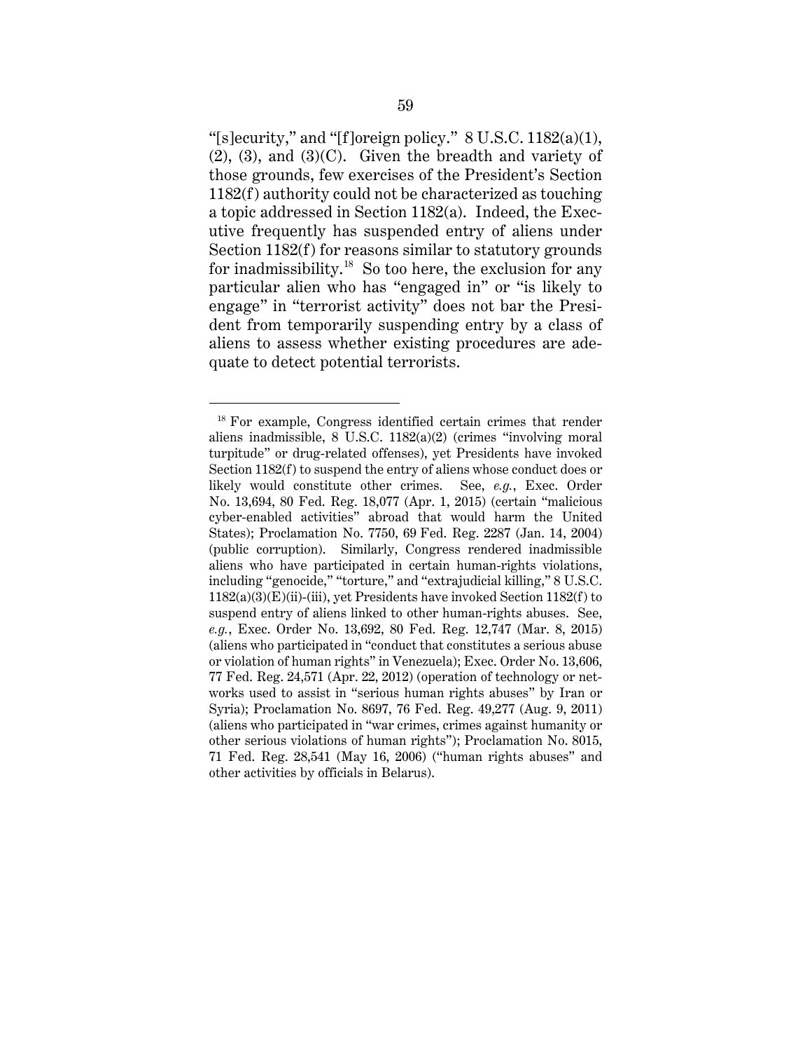"[s]ecurity," and "[f]oreign policy." 8 U.S.C. 1182(a)(1), (2), (3), and (3)(C). Given the breadth and variety of those grounds, few exercises of the President's Section 1182(f) authority could not be characterized as touching a topic addressed in Section 1182(a). Indeed, the Executive frequently has suspended entry of aliens under Section 1182(f) for reasons similar to statutory grounds for inadmissibility.[18] So too here, the exclusion for any particular alien who has "engaged in" or "is likely to engage" in "terrorist activity" does not bar the President from temporarily suspending entry by a class of aliens to assess whether existing procedures are adequate to detect potential terrorists.

---

[18] For example, Congress identified certain crimes that render aliens inadmissible, 8 U.S.C. 1182(a)(2) (crimes "involving moral turpitude" or drug-related offenses), yet Presidents have invoked Section 1182(f) to suspend the entry of aliens whose conduct does or likely would constitute other crimes. See, *e.g.*, Exec. Order No. 13,694, 80 Fed. Reg. 18,077 (Apr. 1, 2015) (certain "malicious cyber-enabled activities" abroad that would harm the United States); Proclamation No. 7750, 69 Fed. Reg. 2287 (Jan. 14, 2004) (public corruption). Similarly, Congress rendered inadmissible aliens who have participated in certain human-rights violations, including "genocide," "torture," and "extrajudicial killing," 8 U.S.C. 1182(a)(3)(E)(ii)-(iii), yet Presidents have invoked Section 1182(f) to suspend entry of aliens linked to other human-rights abuses. See, *e.g.*, Exec. Order No. 13,692, 80 Fed. Reg. 12,747 (Mar. 8, 2015) (aliens who participated in "conduct that constitutes a serious abuse or violation of human rights" in Venezuela); Exec. Order No. 13,606, 77 Fed. Reg. 24,571 (Apr. 22, 2012) (operation of technology or networks used to assist in "serious human rights abuses" by Iran or Syria); Proclamation No. 8697, 76 Fed. Reg. 49,277 (Aug. 9, 2011) (aliens who participated in "war crimes, crimes against humanity or other serious violations of human rights"); Proclamation No. 8015, 71 Fed. Reg. 28,541 (May 16, 2006) ("human rights abuses" and other activities by officials in Belarus).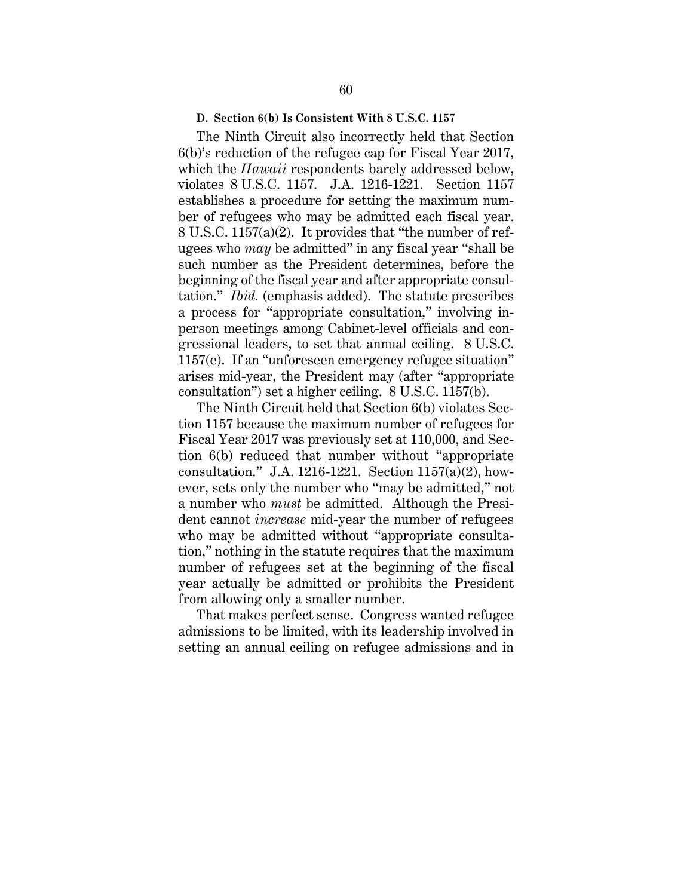### D. Section 6(b) Is Consistent With 8 U.S.C. 1157

The Ninth Circuit also incorrectly held that Section 6(b)'s reduction of the refugee cap for Fiscal Year 2017, which the *Hawaii* respondents barely addressed below, violates 8 U.S.C. 1157. J.A. 1216-1221. Section 1157 establishes a procedure for setting the maximum number of refugees who may be admitted each fiscal year. 8 U.S.C. 1157(a)(2). It provides that "the number of refugees who *may* be admitted" in any fiscal year "shall be such number as the President determines, before the beginning of the fiscal year and after appropriate consultation." *Ibid.* (emphasis added). The statute prescribes a process for "appropriate consultation," involving in-person meetings among Cabinet-level officials and congressional leaders, to set that annual ceiling. 8 U.S.C. 1157(e). If an "unforeseen emergency refugee situation" arises mid-year, the President may (after "appropriate consultation") set a higher ceiling. 8 U.S.C. 1157(b).

The Ninth Circuit held that Section 6(b) violates Section 1157 because the maximum number of refugees for Fiscal Year 2017 was previously set at 110,000, and Section 6(b) reduced that number without "appropriate consultation." J.A. 1216-1221. Section 1157(a)(2), however, sets only the number who "may be admitted," not a number who *must* be admitted. Although the President cannot *increase* mid-year the number of refugees who may be admitted without "appropriate consultation," nothing in the statute requires that the maximum number of refugees set at the beginning of the fiscal year actually be admitted or prohibits the President from allowing only a smaller number.

That makes perfect sense. Congress wanted refugee admissions to be limited, with its leadership involved in setting an annual ceiling on refugee admissions and in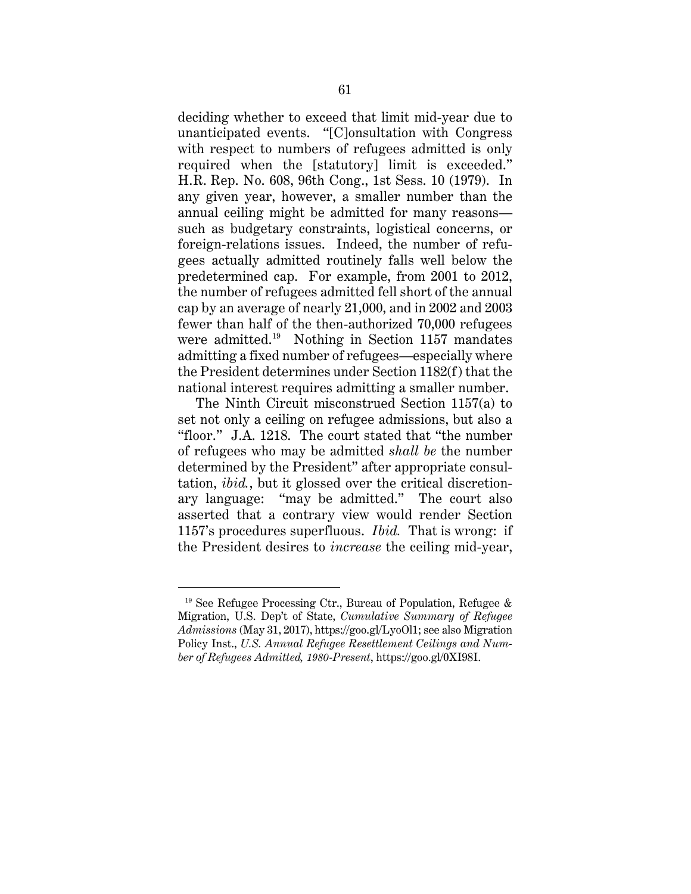deciding whether to exceed that limit mid-year due to unanticipated events. "[C]onsultation with Congress with respect to numbers of refugees admitted is only required when the [statutory] limit is exceeded." H.R. Rep. No. 608, 96th Cong., 1st Sess. 10 (1979). In any given year, however, a smaller number than the annual ceiling might be admitted for many reasons—such as budgetary constraints, logistical concerns, or foreign-relations issues. Indeed, the number of refugees actually admitted routinely falls well below the predetermined cap. For example, from 2001 to 2012, the number of refugees admitted fell short of the annual cap by an average of nearly 21,000, and in 2002 and 2003 fewer than half of the then-authorized 70,000 refugees were admitted.[19] Nothing in Section 1157 mandates admitting a fixed number of refugees—especially where the President determines under Section 1182(f) that the national interest requires admitting a smaller number.

The Ninth Circuit misconstrued Section 1157(a) to set not only a ceiling on refugee admissions, but also a "floor." J.A. 1218. The court stated that "the number of refugees who may be admitted *shall be* the number determined by the President" after appropriate consultation, *ibid.*, but it glossed over the critical discretionary language: "may be admitted." The court also asserted that a contrary view would render Section 1157's procedures superfluous. *Ibid.* That is wrong: if the President desires to *increase* the ceiling mid-year,

---

[19] See Refugee Processing Ctr., Bureau of Population, Refugee & Migration, U.S. Dep't of State, *Cumulative Summary of Refugee Admissions* (May 31, 2017), https://goo.gl/LyoOl1; see also Migration Policy Inst., *U.S. Annual Refugee Resettlement Ceilings and Number of Refugees Admitted, 1980-Present*, https://goo.gl/0XI98I.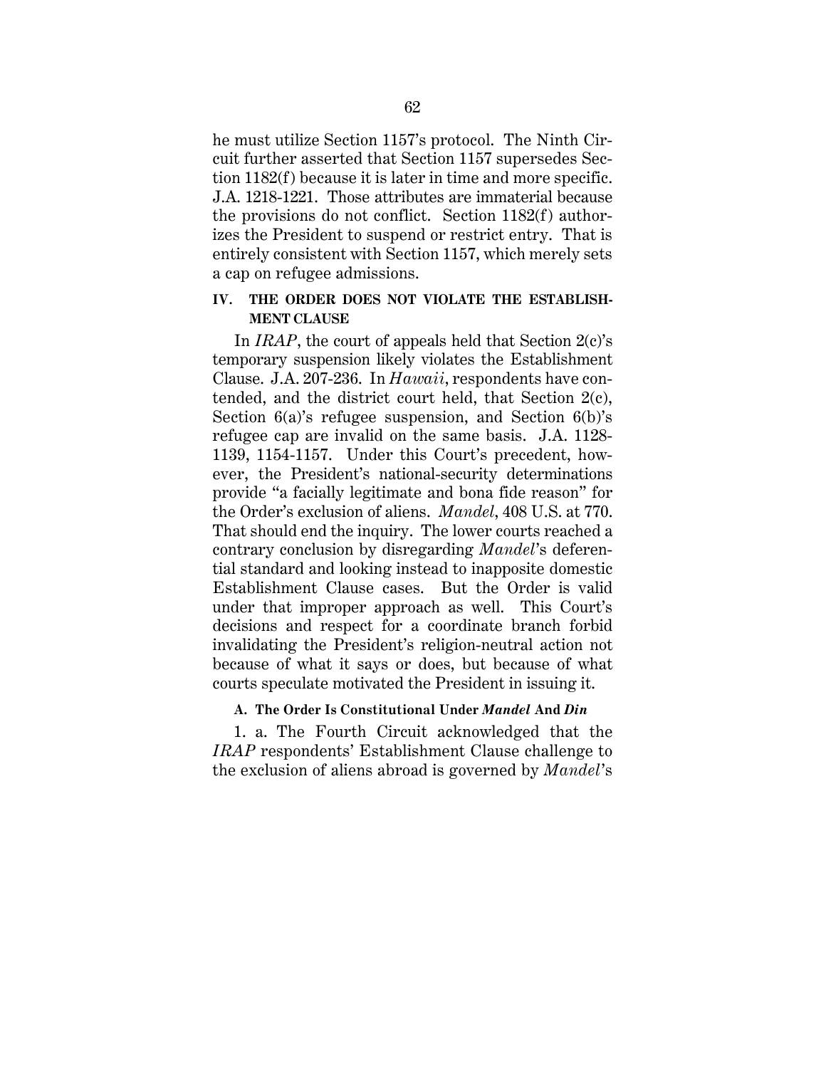he must utilize Section 1157's protocol. The Ninth Circuit further asserted that Section 1157 supersedes Section 1182(f) because it is later in time and more specific. J.A. 1218-1221. Those attributes are immaterial because the provisions do not conflict. Section 1182(f) authorizes the President to suspend or restrict entry. That is entirely consistent with Section 1157, which merely sets a cap on refugee admissions.

## IV. THE ORDER DOES NOT VIOLATE THE ESTABLISHMENT CLAUSE

In *IRAP*, the court of appeals held that Section 2(c)'s temporary suspension likely violates the Establishment Clause. J.A. 207-236. In *Hawaii*, respondents have contended, and the district court held, that Section 2(c), Section 6(a)'s refugee suspension, and Section 6(b)'s refugee cap are invalid on the same basis. J.A. 1128-1139, 1154-1157. Under this Court's precedent, however, the President's national-security determinations provide "a facially legitimate and bona fide reason" for the Order's exclusion of aliens. *Mandel*, 408 U.S. at 770. That should end the inquiry. The lower courts reached a contrary conclusion by disregarding *Mandel*'s deferential standard and looking instead to inapposite domestic Establishment Clause cases. But the Order is valid under that improper approach as well. This Court's decisions and respect for a coordinate branch forbid invalidating the President's religion-neutral action not because of what it says or does, but because of what courts speculate motivated the President in issuing it.

### A. The Order Is Constitutional Under *Mandel* And *Din*

1. a. The Fourth Circuit acknowledged that the *IRAP* respondents' Establishment Clause challenge to the exclusion of aliens abroad is governed by *Mandel*'s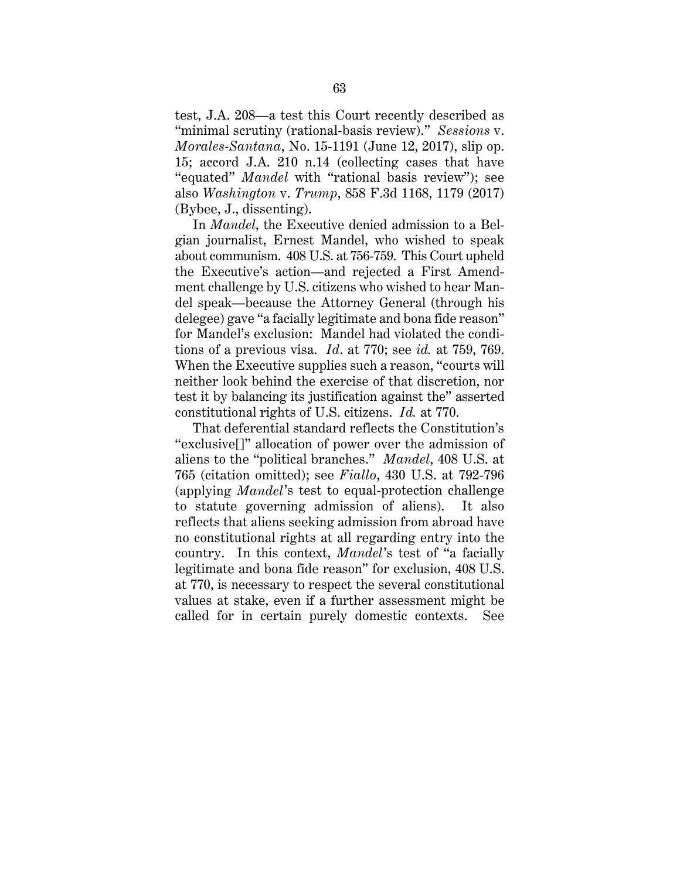test, J.A. 208—a test this Court recently described as "minimal scrutiny (rational-basis review)." *Sessions* v. *Morales-Santana*, No. 15-1191 (June 12, 2017), slip op. 15; accord J.A. 210 n.14 (collecting cases that have "equated" *Mandel* with "rational basis review"); see also *Washington* v. *Trump*, 858 F.3d 1168, 1179 (2017) (Bybee, J., dissenting).

In *Mandel*, the Executive denied admission to a Belgian journalist, Ernest Mandel, who wished to speak about communism. 408 U.S. at 756-759. This Court upheld the Executive's action—and rejected a First Amendment challenge by U.S. citizens who wished to hear Mandel speak—because the Attorney General (through his delegee) gave "a facially legitimate and bona fide reason" for Mandel's exclusion: Mandel had violated the conditions of a previous visa. *Id*. at 770; see *id.* at 759, 769. When the Executive supplies such a reason, "courts will neither look behind the exercise of that discretion, nor test it by balancing its justification against the" asserted constitutional rights of U.S. citizens. *Id.* at 770.

That deferential standard reflects the Constitution's "exclusive[]" allocation of power over the admission of aliens to the "political branches." *Mandel*, 408 U.S. at 765 (citation omitted); see *Fiallo*, 430 U.S. at 792-796 (applying *Mandel*'s test to equal-protection challenge to statute governing admission of aliens). It also reflects that aliens seeking admission from abroad have no constitutional rights at all regarding entry into the country. In this context, *Mandel*'s test of "a facially legitimate and bona fide reason" for exclusion, 408 U.S. at 770, is necessary to respect the several constitutional values at stake, even if a further assessment might be called for in certain purely domestic contexts. See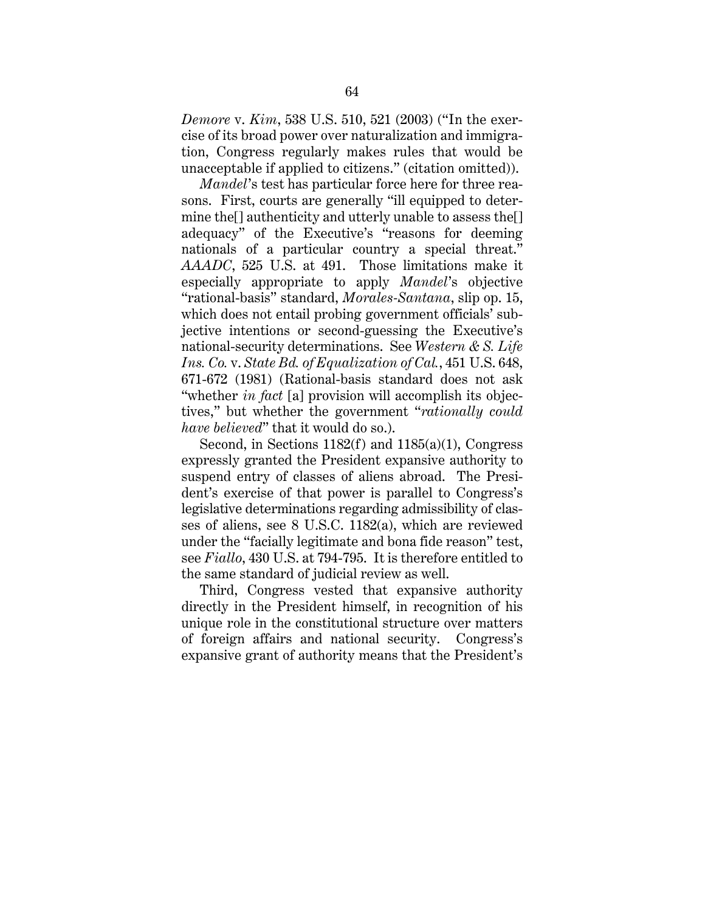*Demore* v. *Kim*, 538 U.S. 510, 521 (2003) ("In the exercise of its broad power over naturalization and immigration, Congress regularly makes rules that would be unacceptable if applied to citizens." (citation omitted)).

*Mandel*'s test has particular force here for three reasons. First, courts are generally "ill equipped to determine the[] authenticity and utterly unable to assess the[] adequacy" of the Executive's "reasons for deeming nationals of a particular country a special threat." *AAADC*, 525 U.S. at 491. Those limitations make it especially appropriate to apply *Mandel*'s objective "rational-basis" standard, *Morales-Santana*, slip op. 15, which does not entail probing government officials' subjective intentions or second-guessing the Executive's national-security determinations. See *Western & S. Life Ins. Co.* v. *State Bd. of Equalization of Cal.*, 451 U.S. 648, 671-672 (1981) (Rational-basis standard does not ask "whether *in fact* [a] provision will accomplish its objectives," but whether the government "*rationally could have believed*" that it would do so.).

Second, in Sections 1182(f) and 1185(a)(1), Congress expressly granted the President expansive authority to suspend entry of classes of aliens abroad. The President's exercise of that power is parallel to Congress's legislative determinations regarding admissibility of classes of aliens, see 8 U.S.C. 1182(a), which are reviewed under the "facially legitimate and bona fide reason" test, see *Fiallo*, 430 U.S. at 794-795. It is therefore entitled to the same standard of judicial review as well.

Third, Congress vested that expansive authority directly in the President himself, in recognition of his unique role in the constitutional structure over matters of foreign affairs and national security. Congress's expansive grant of authority means that the President's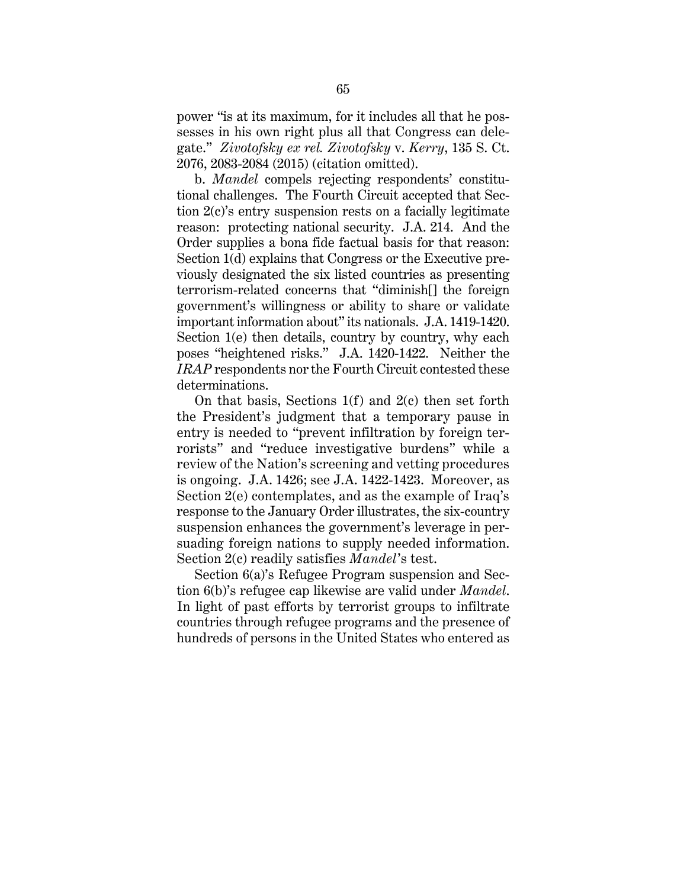power "is at its maximum, for it includes all that he possesses in his own right plus all that Congress can delegate." *Zivotofsky ex rel. Zivotofsky* v. *Kerry*, 135 S. Ct. 2076, 2083-2084 (2015) (citation omitted).

b. *Mandel* compels rejecting respondents' constitutional challenges. The Fourth Circuit accepted that Section 2(c)'s entry suspension rests on a facially legitimate reason: protecting national security. J.A. 214. And the Order supplies a bona fide factual basis for that reason: Section 1(d) explains that Congress or the Executive previously designated the six listed countries as presenting terrorism-related concerns that "diminish[] the foreign government's willingness or ability to share or validate important information about" its nationals. J.A. 1419-1420. Section 1(e) then details, country by country, why each poses "heightened risks." J.A. 1420-1422. Neither the *IRAP* respondents nor the Fourth Circuit contested these determinations.

On that basis, Sections 1(f) and 2(c) then set forth the President's judgment that a temporary pause in entry is needed to "prevent infiltration by foreign terrorists" and "reduce investigative burdens" while a review of the Nation's screening and vetting procedures is ongoing. J.A. 1426; see J.A. 1422-1423. Moreover, as Section 2(e) contemplates, and as the example of Iraq's response to the January Order illustrates, the six-country suspension enhances the government's leverage in persuading foreign nations to supply needed information. Section 2(c) readily satisfies *Mandel*'s test.

Section 6(a)'s Refugee Program suspension and Section 6(b)'s refugee cap likewise are valid under *Mandel*. In light of past efforts by terrorist groups to infiltrate countries through refugee programs and the presence of hundreds of persons in the United States who entered as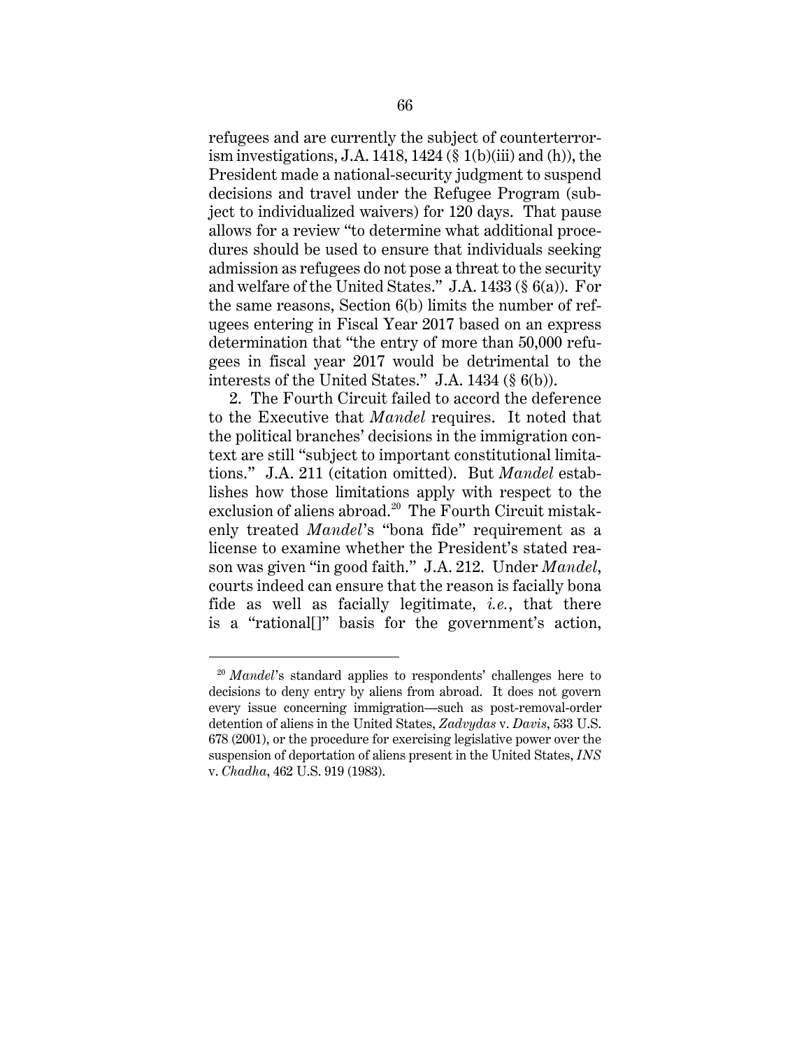refugees and are currently the subject of counterterrorism investigations, J.A. 1418, 1424 (§ 1(b)(iii) and (h)), the President made a national-security judgment to suspend decisions and travel under the Refugee Program (subject to individualized waivers) for 120 days. That pause allows for a review "to determine what additional procedures should be used to ensure that individuals seeking admission as refugees do not pose a threat to the security and welfare of the United States." J.A. 1433 (§ 6(a)). For the same reasons, Section 6(b) limits the number of refugees entering in Fiscal Year 2017 based on an express determination that "the entry of more than 50,000 refugees in fiscal year 2017 would be detrimental to the interests of the United States." J.A. 1434 (§ 6(b)).

2. The Fourth Circuit failed to accord the deference to the Executive that *Mandel* requires. It noted that the political branches' decisions in the immigration context are still "subject to important constitutional limitations." J.A. 211 (citation omitted). But *Mandel* establishes how those limitations apply with respect to the exclusion of aliens abroad.[20] The Fourth Circuit mistakenly treated *Mandel*'s "bona fide" requirement as a license to examine whether the President's stated reason was given "in good faith." J.A. 212. Under *Mandel*, courts indeed can ensure that the reason is facially bona fide as well as facially legitimate, *i.e.*, that there is a "rational[]" basis for the government's action,

[20] *Mandel*'s standard applies to respondents' challenges here to decisions to deny entry by aliens from abroad. It does not govern every issue concerning immigration—such as post-removal-order detention of aliens in the United States, *Zadvydas* v. *Davis*, 533 U.S. 678 (2001), or the procedure for exercising legislative power over the suspension of deportation of aliens present in the United States, *INS* v. *Chadha*, 462 U.S. 919 (1983).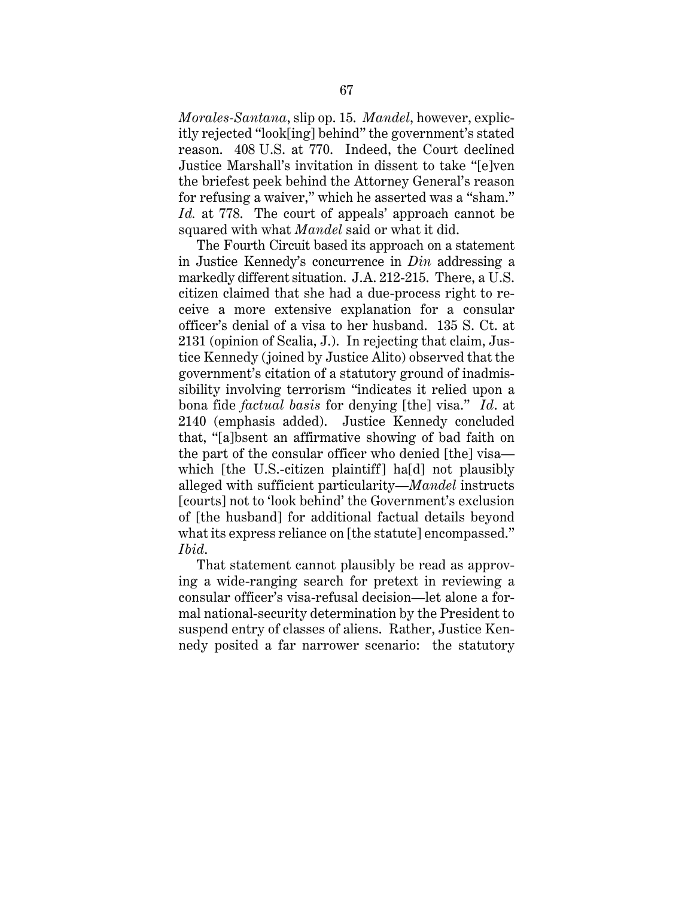*Morales-Santana*, slip op. 15. *Mandel*, however, explicitly rejected "look[ing] behind" the government's stated reason. 408 U.S. at 770. Indeed, the Court declined Justice Marshall's invitation in dissent to take "[e]ven the briefest peek behind the Attorney General's reason for refusing a waiver," which he asserted was a "sham." *Id.* at 778. The court of appeals' approach cannot be squared with what *Mandel* said or what it did.

The Fourth Circuit based its approach on a statement in Justice Kennedy's concurrence in *Din* addressing a markedly different situation. J.A. 212-215. There, a U.S. citizen claimed that she had a due-process right to receive a more extensive explanation for a consular officer's denial of a visa to her husband. 135 S. Ct. at 2131 (opinion of Scalia, J.). In rejecting that claim, Justice Kennedy (joined by Justice Alito) observed that the government's citation of a statutory ground of inadmissibility involving terrorism "indicates it relied upon a bona fide *factual basis* for denying [the] visa." *Id*. at 2140 (emphasis added). Justice Kennedy concluded that, "[a]bsent an affirmative showing of bad faith on the part of the consular officer who denied [the] visa—which [the U.S.-citizen plaintiff] ha[d] not plausibly alleged with sufficient particularity—*Mandel* instructs [courts] not to 'look behind' the Government's exclusion of [the husband] for additional factual details beyond what its express reliance on [the statute] encompassed." *Ibid*.

That statement cannot plausibly be read as approving a wide-ranging search for pretext in reviewing a consular officer's visa-refusal decision—let alone a formal national-security determination by the President to suspend entry of classes of aliens. Rather, Justice Kennedy posited a far narrower scenario: the statutory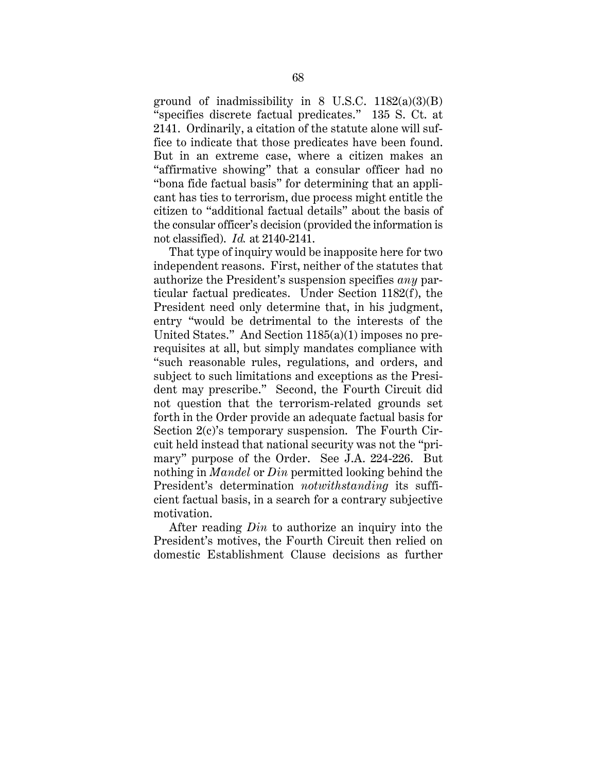ground of inadmissibility in 8 U.S.C. 1182(a)(3)(B) "specifies discrete factual predicates." 135 S. Ct. at 2141. Ordinarily, a citation of the statute alone will suffice to indicate that those predicates have been found. But in an extreme case, where a citizen makes an "affirmative showing" that a consular officer had no "bona fide factual basis" for determining that an applicant has ties to terrorism, due process might entitle the citizen to "additional factual details" about the basis of the consular officer's decision (provided the information is not classified). *Id.* at 2140-2141.

That type of inquiry would be inapposite here for two independent reasons. First, neither of the statutes that authorize the President's suspension specifies *any* particular factual predicates. Under Section 1182(f), the President need only determine that, in his judgment, entry "would be detrimental to the interests of the United States." And Section 1185(a)(1) imposes no prerequisites at all, but simply mandates compliance with "such reasonable rules, regulations, and orders, and subject to such limitations and exceptions as the President may prescribe." Second, the Fourth Circuit did not question that the terrorism-related grounds set forth in the Order provide an adequate factual basis for Section 2(c)'s temporary suspension. The Fourth Circuit held instead that national security was not the "primary" purpose of the Order. See J.A. 224-226. But nothing in *Mandel* or *Din* permitted looking behind the President's determination *notwithstanding* its sufficient factual basis, in a search for a contrary subjective motivation.

After reading *Din* to authorize an inquiry into the President's motives, the Fourth Circuit then relied on domestic Establishment Clause decisions as further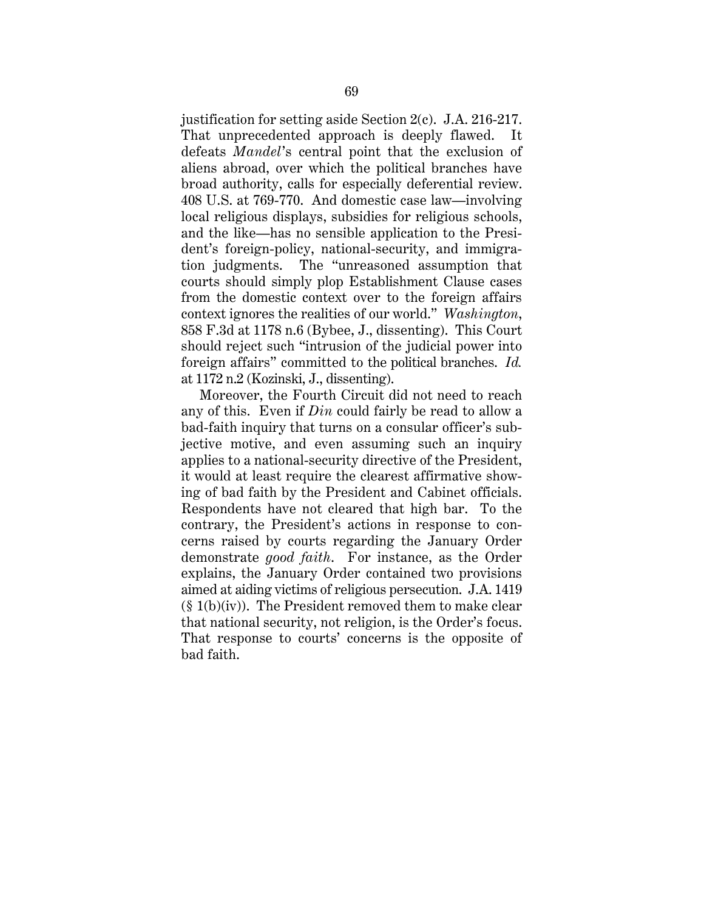justification for setting aside Section 2(c). J.A. 216-217. That unprecedented approach is deeply flawed. It defeats *Mandel*'s central point that the exclusion of aliens abroad, over which the political branches have broad authority, calls for especially deferential review. 408 U.S. at 769-770. And domestic case law—involving local religious displays, subsidies for religious schools, and the like—has no sensible application to the President's foreign-policy, national-security, and immigration judgments. The "unreasoned assumption that courts should simply plop Establishment Clause cases from the domestic context over to the foreign affairs context ignores the realities of our world." *Washington*, 858 F.3d at 1178 n.6 (Bybee, J., dissenting). This Court should reject such "intrusion of the judicial power into foreign affairs" committed to the political branches. *Id.* at 1172 n.2 (Kozinski, J., dissenting).

Moreover, the Fourth Circuit did not need to reach any of this. Even if *Din* could fairly be read to allow a bad-faith inquiry that turns on a consular officer's subjective motive, and even assuming such an inquiry applies to a national-security directive of the President, it would at least require the clearest affirmative showing of bad faith by the President and Cabinet officials. Respondents have not cleared that high bar. To the contrary, the President's actions in response to concerns raised by courts regarding the January Order demonstrate *good faith*. For instance, as the Order explains, the January Order contained two provisions aimed at aiding victims of religious persecution. J.A. 1419 (§ 1(b)(iv)). The President removed them to make clear that national security, not religion, is the Order's focus. That response to courts' concerns is the opposite of bad faith.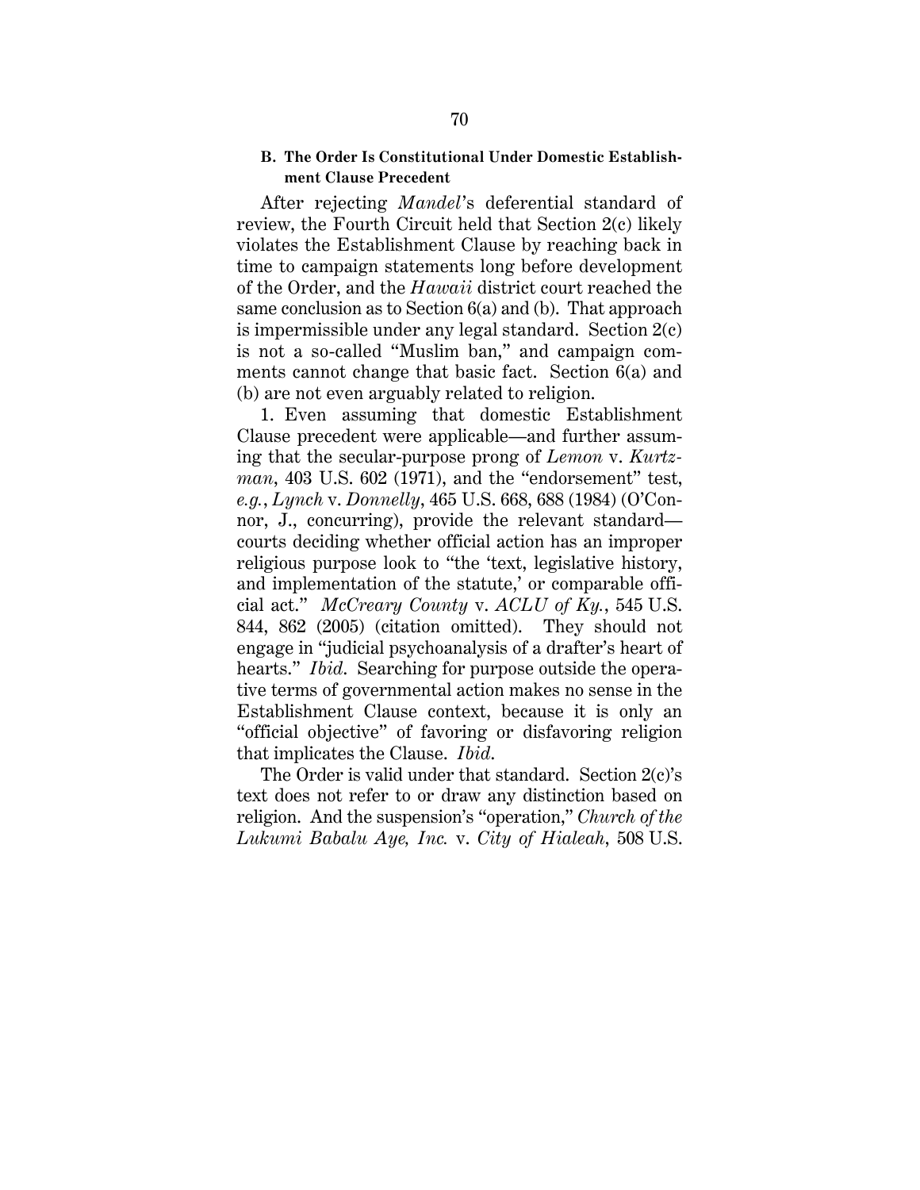### B. The Order Is Constitutional Under Domestic Establishment Clause Precedent

After rejecting *Mandel*'s deferential standard of review, the Fourth Circuit held that Section 2(c) likely violates the Establishment Clause by reaching back in time to campaign statements long before development of the Order, and the *Hawaii* district court reached the same conclusion as to Section 6(a) and (b). That approach is impermissible under any legal standard. Section 2(c) is not a so-called "Muslim ban," and campaign comments cannot change that basic fact. Section 6(a) and (b) are not even arguably related to religion.

1. Even assuming that domestic Establishment Clause precedent were applicable—and further assuming that the secular-purpose prong of *Lemon* v. *Kurtzman*, 403 U.S. 602 (1971), and the "endorsement" test, *e.g.*, *Lynch* v. *Donnelly*, 465 U.S. 668, 688 (1984) (O'Connor, J., concurring), provide the relevant standard—courts deciding whether official action has an improper religious purpose look to "the 'text, legislative history, and implementation of the statute,' or comparable official act." *McCreary County* v. *ACLU of Ky.*, 545 U.S. 844, 862 (2005) (citation omitted). They should not engage in "judicial psychoanalysis of a drafter's heart of hearts." *Ibid.* Searching for purpose outside the operative terms of governmental action makes no sense in the Establishment Clause context, because it is only an "official objective" of favoring or disfavoring religion that implicates the Clause. *Ibid.*

The Order is valid under that standard. Section 2(c)'s text does not refer to or draw any distinction based on religion. And the suspension's "operation," *Church of the Lukumi Babalu Aye, Inc.* v. *City of Hialeah*, 508 U.S.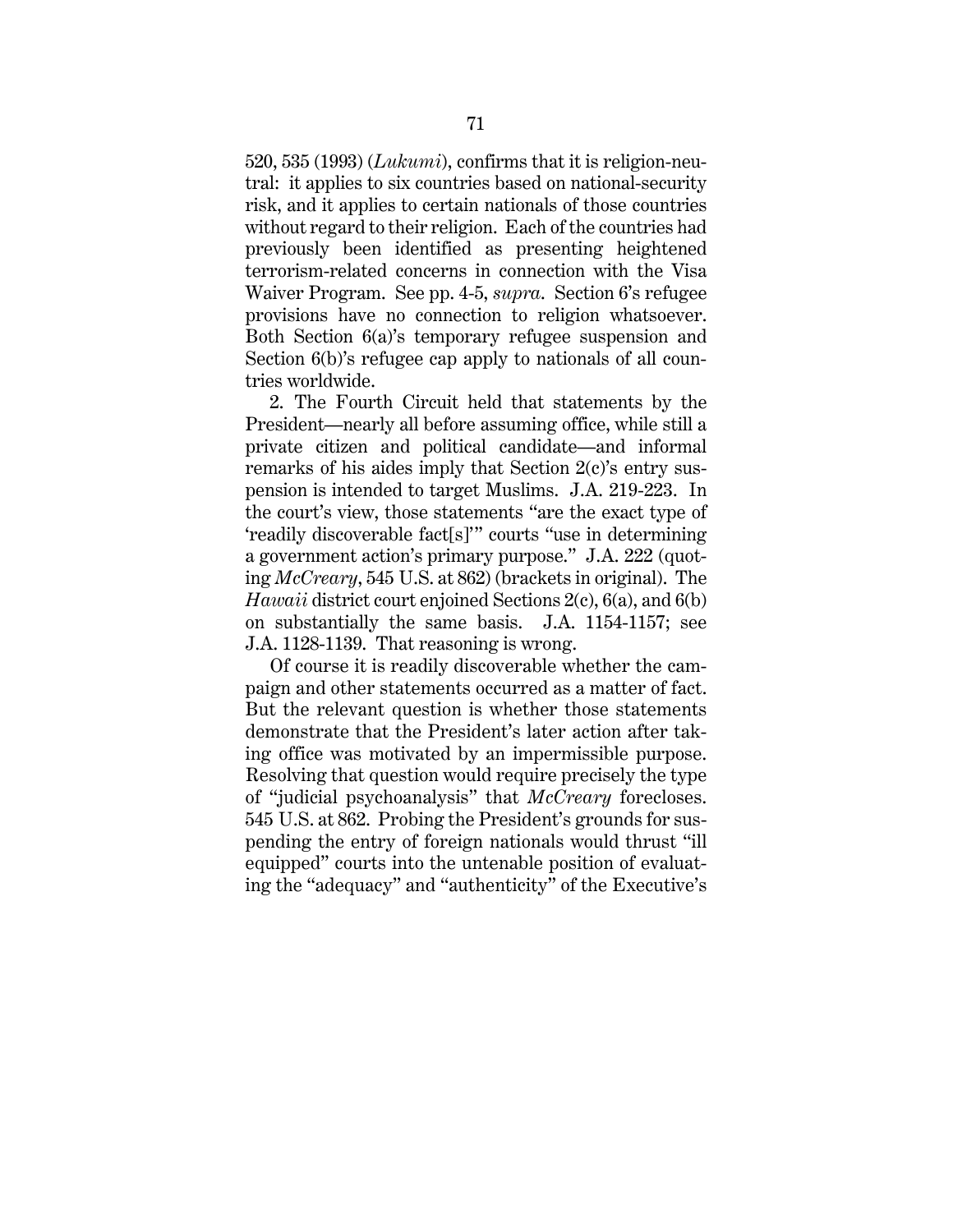520, 535 (1993) (*Lukumi*), confirms that it is religion-neutral: it applies to six countries based on national-security risk, and it applies to certain nationals of those countries without regard to their religion. Each of the countries had previously been identified as presenting heightened terrorism-related concerns in connection with the Visa Waiver Program. See pp. 4-5, *supra*. Section 6's refugee provisions have no connection to religion whatsoever. Both Section 6(a)'s temporary refugee suspension and Section 6(b)'s refugee cap apply to nationals of all countries worldwide.

2. The Fourth Circuit held that statements by the President—nearly all before assuming office, while still a private citizen and political candidate—and informal remarks of his aides imply that Section 2(c)'s entry suspension is intended to target Muslims. J.A. 219-223. In the court's view, those statements "are the exact type of 'readily discoverable fact[s]'" courts "use in determining a government action's primary purpose." J.A. 222 (quoting *McCreary*, 545 U.S. at 862) (brackets in original). The *Hawaii* district court enjoined Sections 2(c), 6(a), and 6(b) on substantially the same basis. J.A. 1154-1157; see J.A. 1128-1139. That reasoning is wrong.

Of course it is readily discoverable whether the campaign and other statements occurred as a matter of fact. But the relevant question is whether those statements demonstrate that the President's later action after taking office was motivated by an impermissible purpose. Resolving that question would require precisely the type of "judicial psychoanalysis" that *McCreary* forecloses. 545 U.S. at 862. Probing the President's grounds for suspending the entry of foreign nationals would thrust "ill equipped" courts into the untenable position of evaluating the "adequacy" and "authenticity" of the Executive's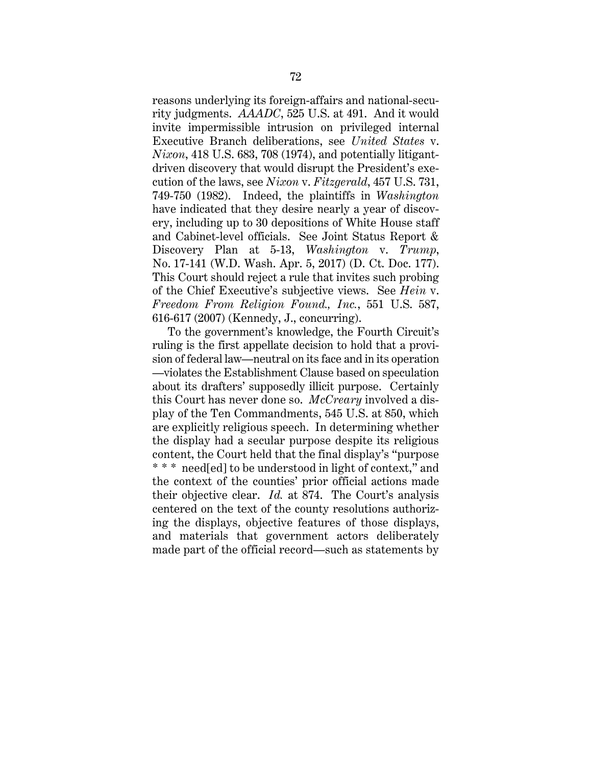reasons underlying its foreign-affairs and national-security judgments. *AAADC*, 525 U.S. at 491. And it would invite impermissible intrusion on privileged internal Executive Branch deliberations, see *United States* v. *Nixon*, 418 U.S. 683, 708 (1974), and potentially litigant-driven discovery that would disrupt the President's execution of the laws, see *Nixon* v. *Fitzgerald*, 457 U.S. 731, 749-750 (1982). Indeed, the plaintiffs in *Washington* have indicated that they desire nearly a year of discovery, including up to 30 depositions of White House staff and Cabinet-level officials. See Joint Status Report & Discovery Plan at 5-13, *Washington* v. *Trump*, No. 17-141 (W.D. Wash. Apr. 5, 2017) (D. Ct. Doc. 177). This Court should reject a rule that invites such probing of the Chief Executive's subjective views. See *Hein* v. *Freedom From Religion Found., Inc.*, 551 U.S. 587, 616-617 (2007) (Kennedy, J., concurring).

To the government's knowledge, the Fourth Circuit's ruling is the first appellate decision to hold that a provision of federal law—neutral on its face and in its operation—violates the Establishment Clause based on speculation about its drafters' supposedly illicit purpose. Certainly this Court has never done so. *McCreary* involved a display of the Ten Commandments, 545 U.S. at 850, which are explicitly religious speech. In determining whether the display had a secular purpose despite its religious content, the Court held that the final display's "purpose * * * need[ed] to be understood in light of context," and the context of the counties' prior official actions made their objective clear. *Id.* at 874. The Court's analysis centered on the text of the county resolutions authorizing the displays, objective features of those displays, and materials that government actors deliberately made part of the official record—such as statements by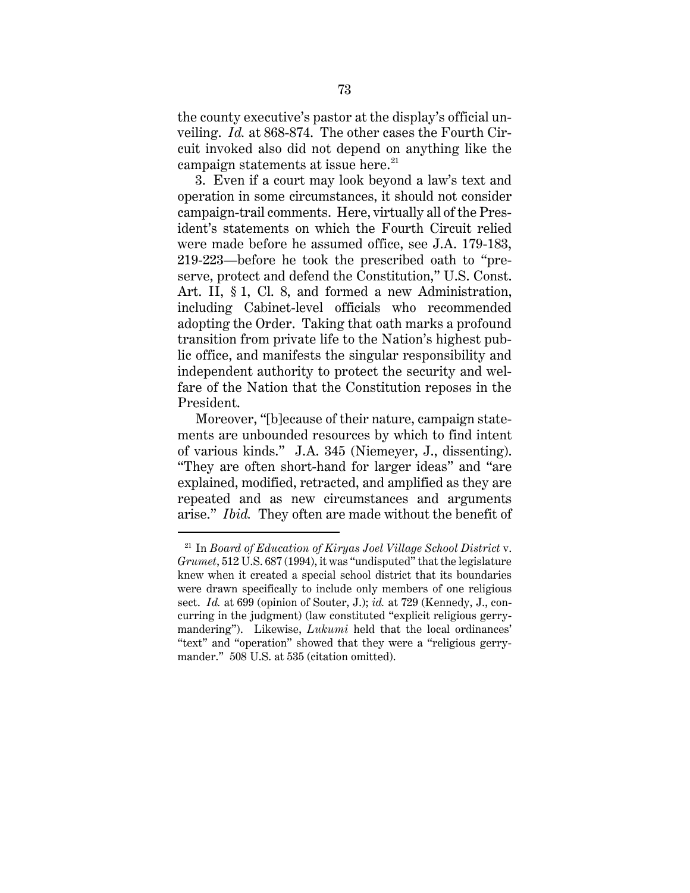the county executive's pastor at the display's official unveiling. *Id.* at 868-874. The other cases the Fourth Circuit invoked also did not depend on anything like the campaign statements at issue here.[21]

3. Even if a court may look beyond a law's text and operation in some circumstances, it should not consider campaign-trail comments. Here, virtually all of the President's statements on which the Fourth Circuit relied were made before he assumed office, see J.A. 179-183, 219-223—before he took the prescribed oath to "preserve, protect and defend the Constitution," U.S. Const. Art. II, § 1, Cl. 8, and formed a new Administration, including Cabinet-level officials who recommended adopting the Order. Taking that oath marks a profound transition from private life to the Nation's highest public office, and manifests the singular responsibility and independent authority to protect the security and welfare of the Nation that the Constitution reposes in the President.

Moreover, "[b]ecause of their nature, campaign statements are unbounded resources by which to find intent of various kinds." J.A. 345 (Niemeyer, J., dissenting). "They are often short-hand for larger ideas" and "are explained, modified, retracted, and amplified as they are repeated and as new circumstances and arguments arise." *Ibid.* They often are made without the benefit of

---

[21] In *Board of Education of Kiryas Joel Village School District* v. *Grumet*, 512 U.S. 687 (1994), it was "undisputed" that the legislature knew when it created a special school district that its boundaries were drawn specifically to include only members of one religious sect. *Id.* at 699 (opinion of Souter, J.); *id.* at 729 (Kennedy, J., concurring in the judgment) (law constituted "explicit religious gerrymandering"). Likewise, *Lukumi* held that the local ordinances' "text" and "operation" showed that they were a "religious gerrymander." 508 U.S. at 535 (citation omitted).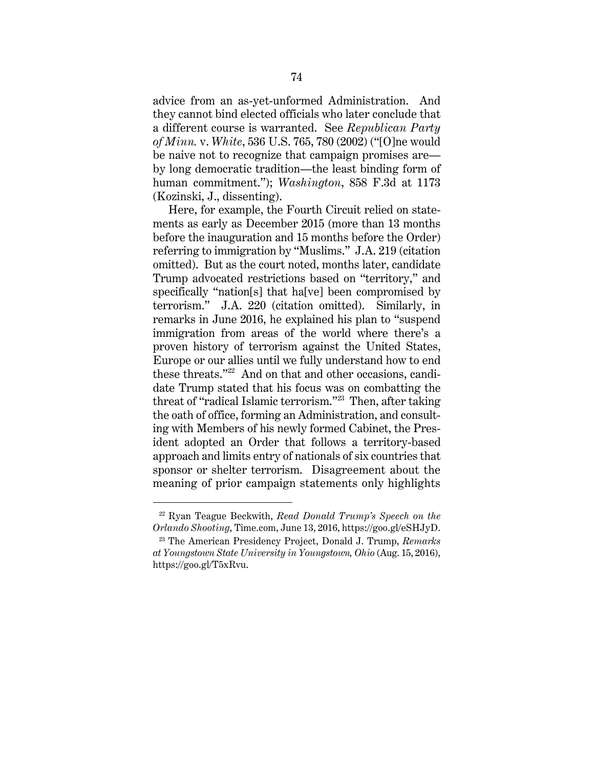advice from an as-yet-unformed Administration. And they cannot bind elected officials who later conclude that a different course is warranted. See *Republican Party of Minn.* v. *White*, 536 U.S. 765, 780 (2002) ("[O]ne would be naive not to recognize that campaign promises are—by long democratic tradition—the least binding form of human commitment."); *Washington*, 858 F.3d at 1173 (Kozinski, J., dissenting).

Here, for example, the Fourth Circuit relied on statements as early as December 2015 (more than 13 months before the inauguration and 15 months before the Order) referring to immigration by "Muslims." J.A. 219 (citation omitted). But as the court noted, months later, candidate Trump advocated restrictions based on "territory," and specifically "nation[s] that ha[ve] been compromised by terrorism." J.A. 220 (citation omitted). Similarly, in remarks in June 2016, he explained his plan to "suspend immigration from areas of the world where there's a proven history of terrorism against the United States, Europe or our allies until we fully understand how to end these threats."[22] And on that and other occasions, candidate Trump stated that his focus was on combatting the threat of "radical Islamic terrorism."[23] Then, after taking the oath of office, forming an Administration, and consulting with Members of his newly formed Cabinet, the President adopted an Order that follows a territory-based approach and limits entry of nationals of six countries that sponsor or shelter terrorism. Disagreement about the meaning of prior campaign statements only highlights

---

[22] Ryan Teague Beckwith, *Read Donald Trump's Speech on the Orlando Shooting*, Time.com, June 13, 2016, https://goo.gl/eSHJyD.

[23] The American Presidency Project, Donald J. Trump, *Remarks at Youngstown State University in Youngstown, Ohio* (Aug. 15, 2016), https://goo.gl/T5xRvu.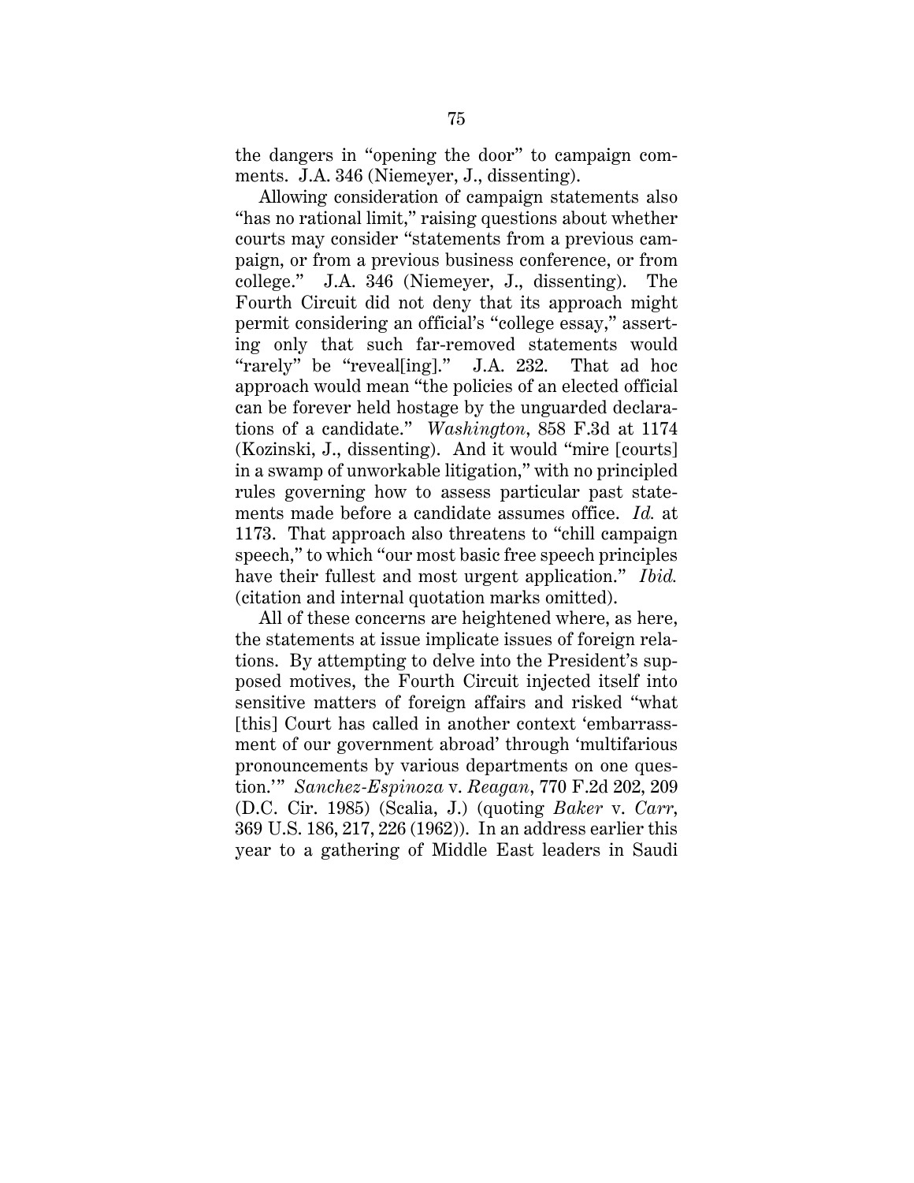the dangers in "opening the door" to campaign comments. J.A. 346 (Niemeyer, J., dissenting).

Allowing consideration of campaign statements also "has no rational limit," raising questions about whether courts may consider "statements from a previous campaign, or from a previous business conference, or from college." J.A. 346 (Niemeyer, J., dissenting). The Fourth Circuit did not deny that its approach might permit considering an official's "college essay," asserting only that such far-removed statements would "rarely" be "reveal[ing]." J.A. 232. That ad hoc approach would mean "the policies of an elected official can be forever held hostage by the unguarded declarations of a candidate." *Washington*, 858 F.3d at 1174 (Kozinski, J., dissenting). And it would "mire [courts] in a swamp of unworkable litigation," with no principled rules governing how to assess particular past statements made before a candidate assumes office. *Id.* at 1173. That approach also threatens to "chill campaign speech," to which "our most basic free speech principles have their fullest and most urgent application." *Ibid.* (citation and internal quotation marks omitted).

All of these concerns are heightened where, as here, the statements at issue implicate issues of foreign relations. By attempting to delve into the President's supposed motives, the Fourth Circuit injected itself into sensitive matters of foreign affairs and risked "what [this] Court has called in another context 'embarrassment of our government abroad' through 'multifarious pronouncements by various departments on one question.'" *Sanchez-Espinoza* v. *Reagan*, 770 F.2d 202, 209 (D.C. Cir. 1985) (Scalia, J.) (quoting *Baker* v. *Carr*, 369 U.S. 186, 217, 226 (1962)). In an address earlier this year to a gathering of Middle East leaders in Saudi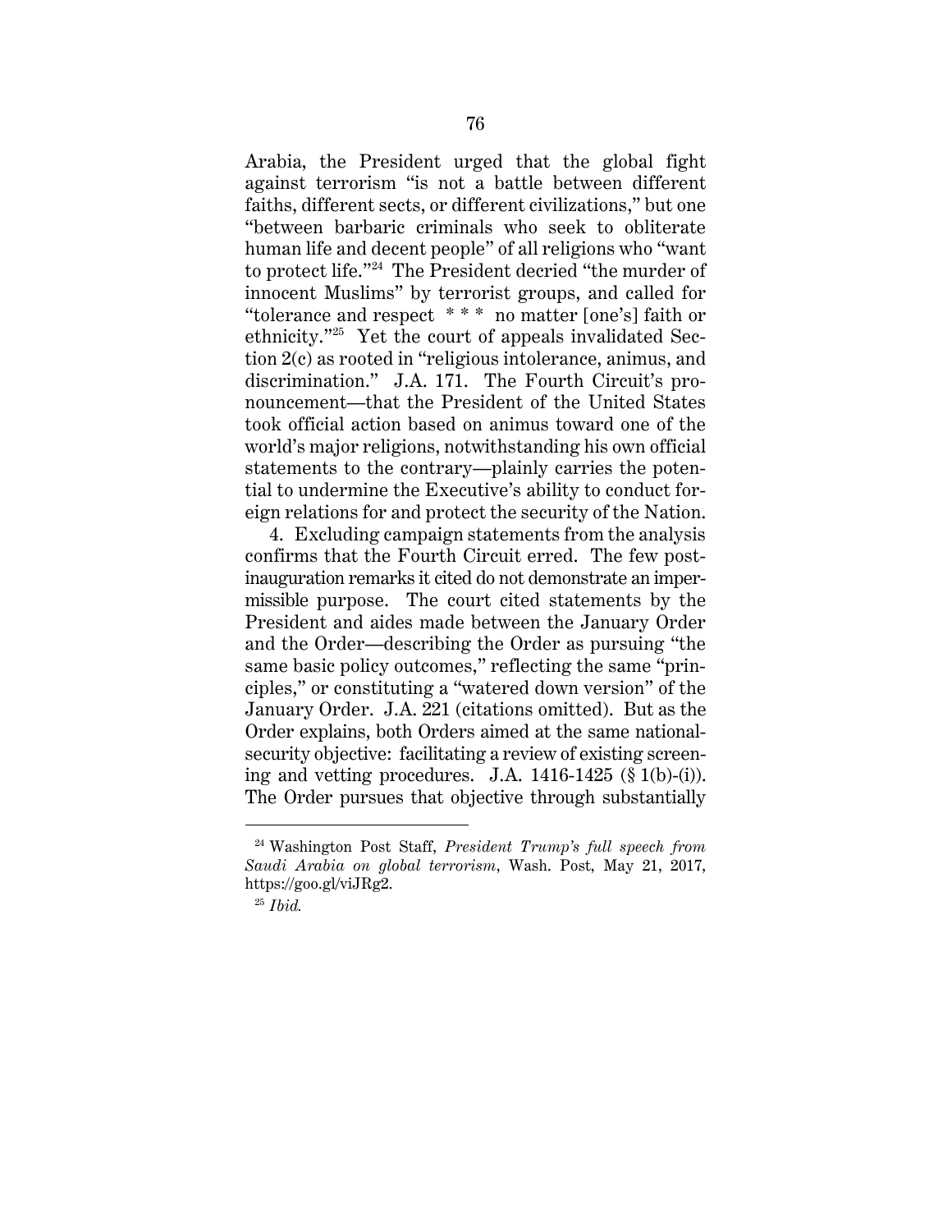Arabia, the President urged that the global fight against terrorism "is not a battle between different faiths, different sects, or different civilizations," but one "between barbaric criminals who seek to obliterate human life and decent people" of all religions who "want to protect life."[24] The President decried "the murder of innocent Muslims" by terrorist groups, and called for "tolerance and respect * * * no matter [one's] faith or ethnicity."[25] Yet the court of appeals invalidated Section 2(c) as rooted in "religious intolerance, animus, and discrimination." J.A. 171. The Fourth Circuit's pronouncement—that the President of the United States took official action based on animus toward one of the world's major religions, notwithstanding his own official statements to the contrary—plainly carries the potential to undermine the Executive's ability to conduct foreign relations for and protect the security of the Nation.

4. Excluding campaign statements from the analysis confirms that the Fourth Circuit erred. The few post-inauguration remarks it cited do not demonstrate an impermissible purpose. The court cited statements by the President and aides made between the January Order and the Order—describing the Order as pursuing "the same basic policy outcomes," reflecting the same "principles," or constituting a "watered down version" of the January Order. J.A. 221 (citations omitted). But as the Order explains, both Orders aimed at the same national-security objective: facilitating a review of existing screening and vetting procedures. J.A. 1416-1425 (§ 1(b)-(i)). The Order pursues that objective through substantially

---

[24] Washington Post Staff, *President Trump's full speech from Saudi Arabia on global terrorism*, Wash. Post, May 21, 2017, https://goo.gl/viJRg2.

[25] *Ibid.*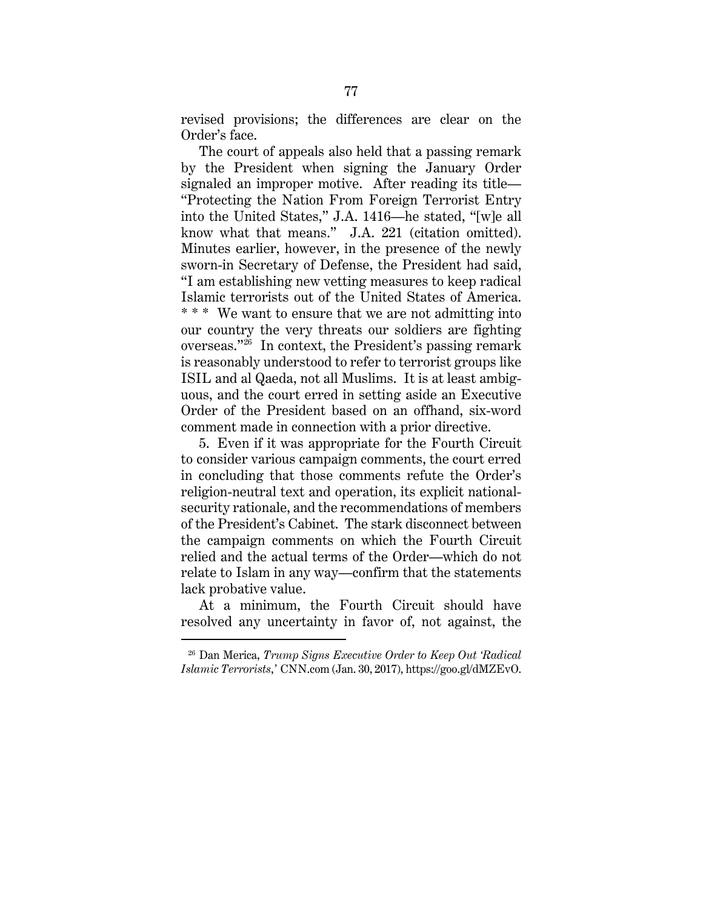revised provisions; the differences are clear on the Order's face.

The court of appeals also held that a passing remark by the President when signing the January Order signaled an improper motive. After reading its title—"Protecting the Nation From Foreign Terrorist Entry into the United States," J.A. 1416—he stated, "[w]e all know what that means." J.A. 221 (citation omitted). Minutes earlier, however, in the presence of the newly sworn-in Secretary of Defense, the President had said, "I am establishing new vetting measures to keep radical Islamic terrorists out of the United States of America. * * * We want to ensure that we are not admitting into our country the very threats our soldiers are fighting overseas."[26] In context, the President's passing remark is reasonably understood to refer to terrorist groups like ISIL and al Qaeda, not all Muslims. It is at least ambiguous, and the court erred in setting aside an Executive Order of the President based on an offhand, six-word comment made in connection with a prior directive.

5. Even if it was appropriate for the Fourth Circuit to consider various campaign comments, the court erred in concluding that those comments refute the Order's religion-neutral text and operation, its explicit national-security rationale, and the recommendations of members of the President's Cabinet. The stark disconnect between the campaign comments on which the Fourth Circuit relied and the actual terms of the Order—which do not relate to Islam in any way—confirm that the statements lack probative value.

At a minimum, the Fourth Circuit should have resolved any uncertainty in favor of, not against, the

---

[26] Dan Merica, *Trump Signs Executive Order to Keep Out 'Radical Islamic Terrorists*,' CNN.com (Jan. 30, 2017), https://goo.gl/dMZEvO.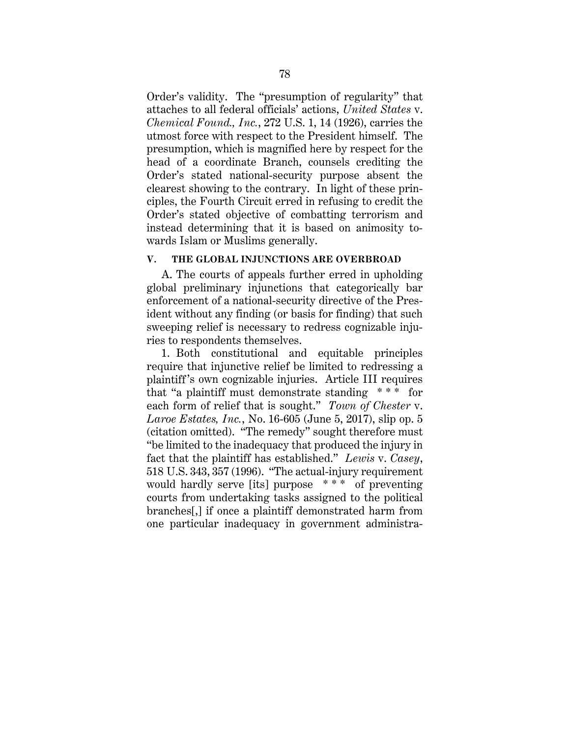Order's validity. The "presumption of regularity" that attaches to all federal officials' actions, *United States* v. *Chemical Found., Inc.*, 272 U.S. 1, 14 (1926), carries the utmost force with respect to the President himself. The presumption, which is magnified here by respect for the head of a coordinate Branch, counsels crediting the Order's stated national-security purpose absent the clearest showing to the contrary. In light of these principles, the Fourth Circuit erred in refusing to credit the Order's stated objective of combatting terrorism and instead determining that it is based on animosity towards Islam or Muslims generally.

## V. THE GLOBAL INJUNCTIONS ARE OVERBROAD

A. The courts of appeals further erred in upholding global preliminary injunctions that categorically bar enforcement of a national-security directive of the President without any finding (or basis for finding) that such sweeping relief is necessary to redress cognizable injuries to respondents themselves.

1. Both constitutional and equitable principles require that injunctive relief be limited to redressing a plaintiff's own cognizable injuries. Article III requires that "a plaintiff must demonstrate standing * * * for each form of relief that is sought." *Town of Chester* v. *Laroe Estates, Inc.*, No. 16-605 (June 5, 2017), slip op. 5 (citation omitted). "The remedy" sought therefore must "be limited to the inadequacy that produced the injury in fact that the plaintiff has established." *Lewis* v. *Casey*, 518 U.S. 343, 357 (1996). "The actual-injury requirement would hardly serve [its] purpose * * * of preventing courts from undertaking tasks assigned to the political branches[,] if once a plaintiff demonstrated harm from one particular inadequacy in government administra-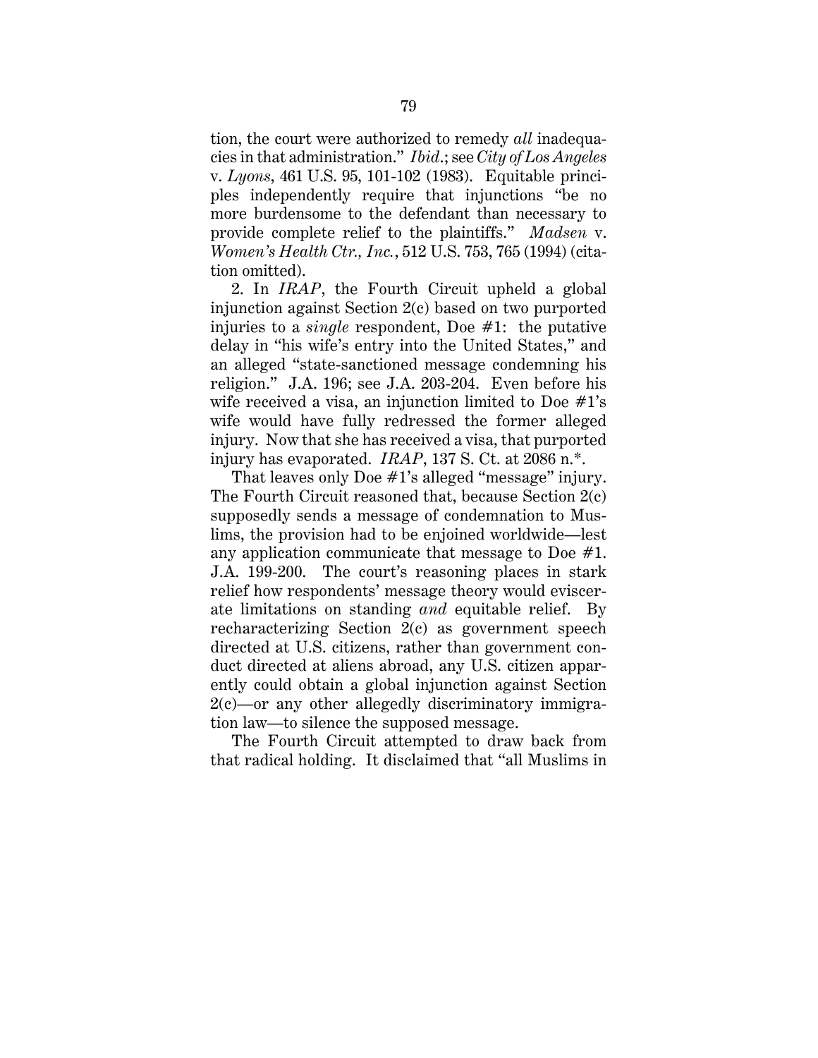tion, the court were authorized to remedy *all* inadequacies in that administration." *Ibid.*; see *City of Los Angeles* v. *Lyons*, 461 U.S. 95, 101-102 (1983). Equitable principles independently require that injunctions "be no more burdensome to the defendant than necessary to provide complete relief to the plaintiffs." *Madsen* v. *Women's Health Ctr., Inc.*, 512 U.S. 753, 765 (1994) (citation omitted).

2. In *IRAP*, the Fourth Circuit upheld a global injunction against Section 2(c) based on two purported injuries to a *single* respondent, Doe #1: the putative delay in "his wife's entry into the United States," and an alleged "state-sanctioned message condemning his religion." J.A. 196; see J.A. 203-204. Even before his wife received a visa, an injunction limited to Doe #1's wife would have fully redressed the former alleged injury. Now that she has received a visa, that purported injury has evaporated. *IRAP*, 137 S. Ct. at 2086 n.*.

That leaves only Doe #1's alleged "message" injury. The Fourth Circuit reasoned that, because Section 2(c) supposedly sends a message of condemnation to Muslims, the provision had to be enjoined worldwide—lest any application communicate that message to Doe #1. J.A. 199-200. The court's reasoning places in stark relief how respondents' message theory would eviscerate limitations on standing *and* equitable relief. By recharacterizing Section 2(c) as government speech directed at U.S. citizens, rather than government conduct directed at aliens abroad, any U.S. citizen apparently could obtain a global injunction against Section 2(c)—or any other allegedly discriminatory immigration law—to silence the supposed message.

The Fourth Circuit attempted to draw back from that radical holding. It disclaimed that "all Muslims in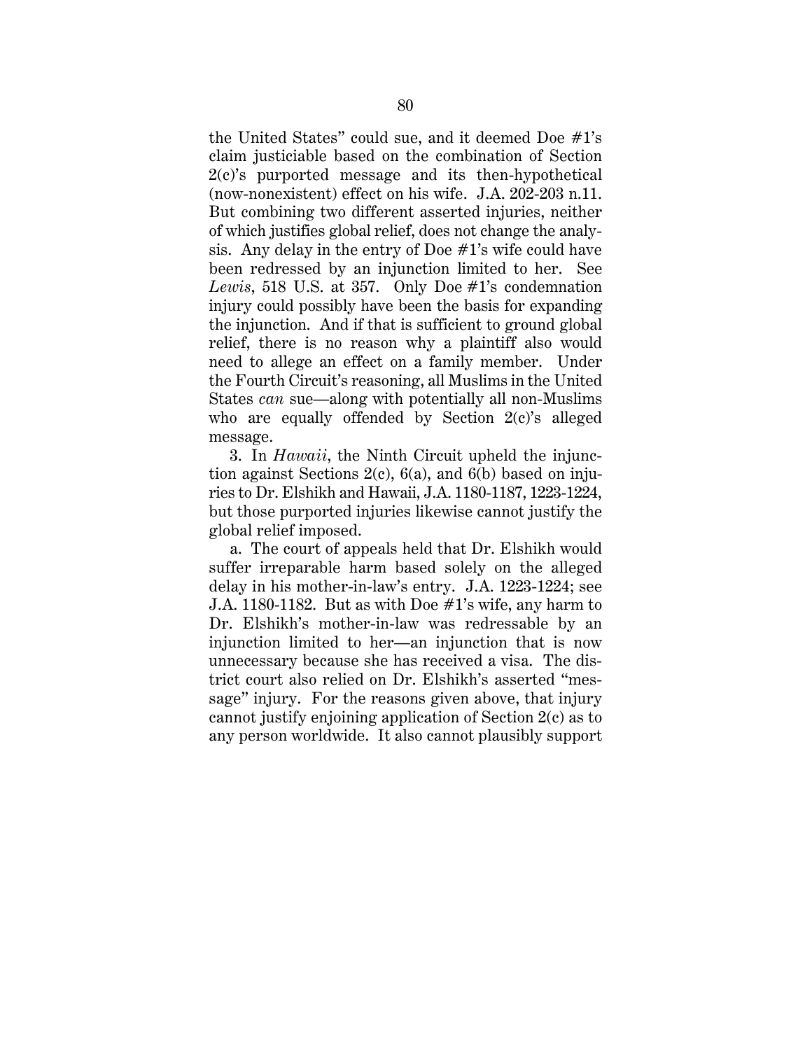the United States" could sue, and it deemed Doe #1's claim justiciable based on the combination of Section 2(c)'s purported message and its then-hypothetical (now-nonexistent) effect on his wife. J.A. 202-203 n.11. But combining two different asserted injuries, neither of which justifies global relief, does not change the analysis. Any delay in the entry of Doe #1's wife could have been redressed by an injunction limited to her. See *Lewis*, 518 U.S. at 357. Only Doe #1's condemnation injury could possibly have been the basis for expanding the injunction. And if that is sufficient to ground global relief, there is no reason why a plaintiff also would need to allege an effect on a family member. Under the Fourth Circuit's reasoning, all Muslims in the United States *can* sue—along with potentially all non-Muslims who are equally offended by Section 2(c)'s alleged message.

3. In *Hawaii*, the Ninth Circuit upheld the injunction against Sections 2(c), 6(a), and 6(b) based on injuries to Dr. Elshikh and Hawaii, J.A. 1180-1187, 1223-1224, but those purported injuries likewise cannot justify the global relief imposed.

a. The court of appeals held that Dr. Elshikh would suffer irreparable harm based solely on the alleged delay in his mother-in-law's entry. J.A. 1223-1224; see J.A. 1180-1182. But as with Doe #1's wife, any harm to Dr. Elshikh's mother-in-law was redressable by an injunction limited to her—an injunction that is now unnecessary because she has received a visa. The district court also relied on Dr. Elshikh's asserted "message" injury. For the reasons given above, that injury cannot justify enjoining application of Section 2(c) as to any person worldwide. It also cannot plausibly support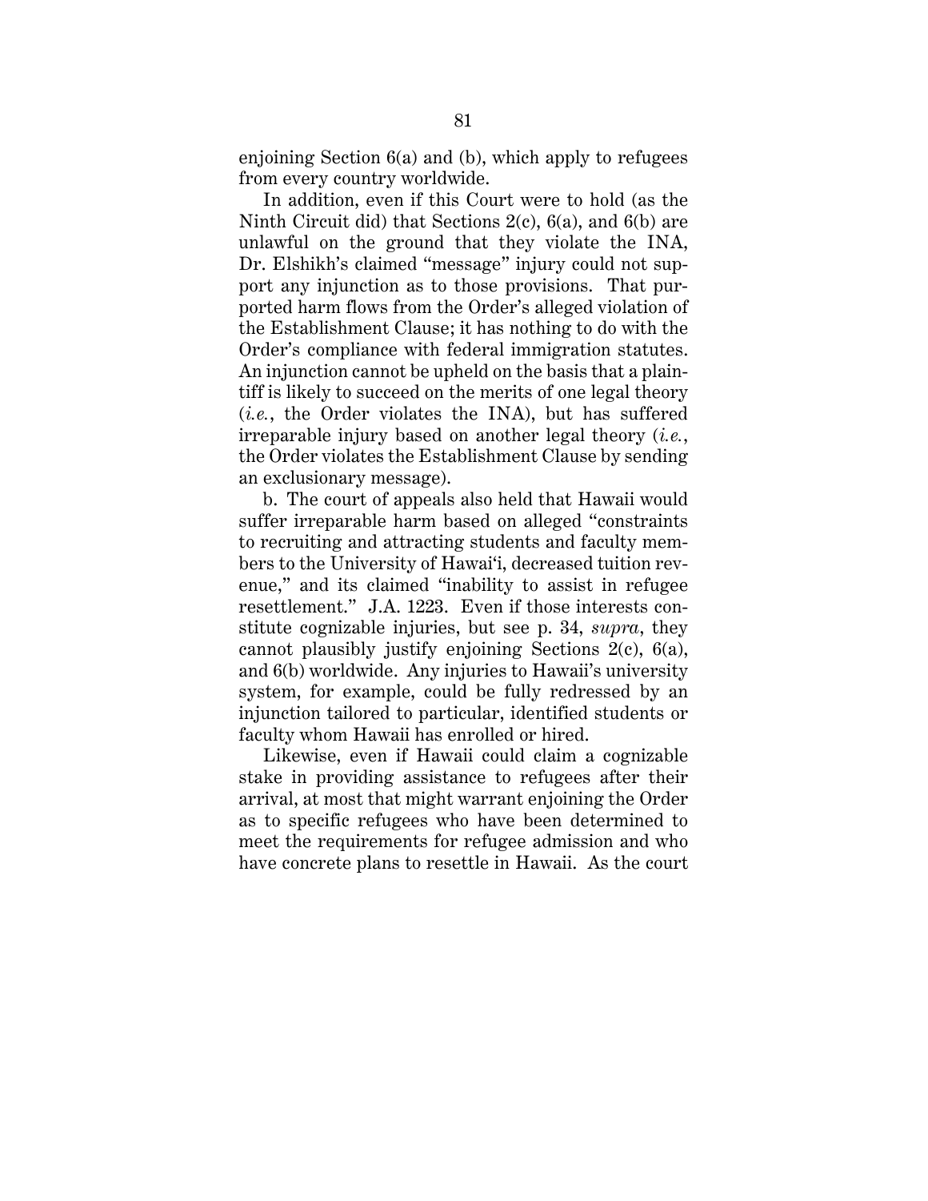enjoining Section 6(a) and (b), which apply to refugees from every country worldwide.

In addition, even if this Court were to hold (as the Ninth Circuit did) that Sections 2(c), 6(a), and 6(b) are unlawful on the ground that they violate the INA, Dr. Elshikh's claimed "message" injury could not support any injunction as to those provisions. That purported harm flows from the Order's alleged violation of the Establishment Clause; it has nothing to do with the Order's compliance with federal immigration statutes. An injunction cannot be upheld on the basis that a plaintiff is likely to succeed on the merits of one legal theory (*i.e.*, the Order violates the INA), but has suffered irreparable injury based on another legal theory (*i.e.*, the Order violates the Establishment Clause by sending an exclusionary message).

b. The court of appeals also held that Hawaii would suffer irreparable harm based on alleged "constraints to recruiting and attracting students and faculty members to the University of Hawai'i, decreased tuition revenue," and its claimed "inability to assist in refugee resettlement." J.A. 1223. Even if those interests constitute cognizable injuries, but see p. 34, *supra*, they cannot plausibly justify enjoining Sections 2(c), 6(a), and 6(b) worldwide. Any injuries to Hawaii's university system, for example, could be fully redressed by an injunction tailored to particular, identified students or faculty whom Hawaii has enrolled or hired.

Likewise, even if Hawaii could claim a cognizable stake in providing assistance to refugees after their arrival, at most that might warrant enjoining the Order as to specific refugees who have been determined to meet the requirements for refugee admission and who have concrete plans to resettle in Hawaii. As the court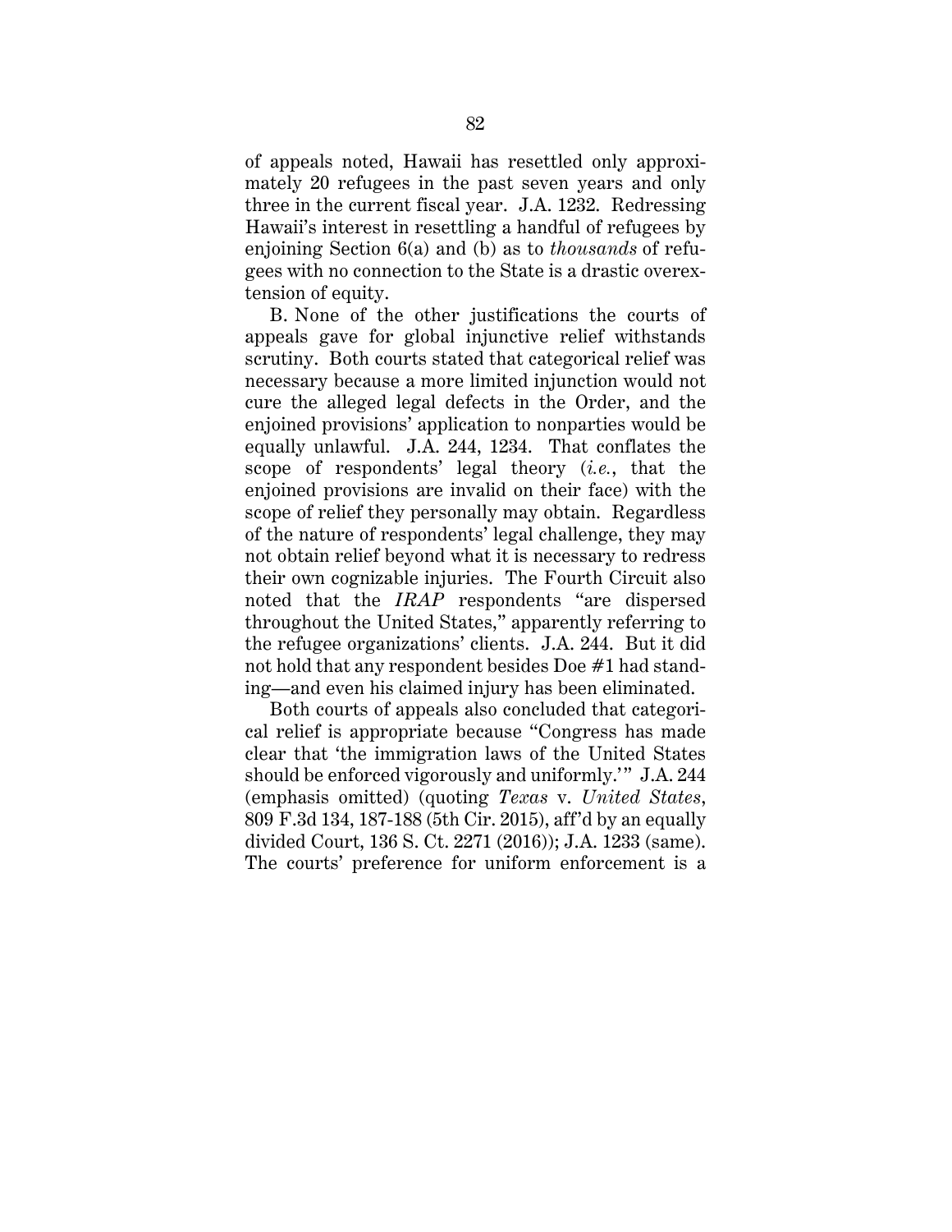of appeals noted, Hawaii has resettled only approximately 20 refugees in the past seven years and only three in the current fiscal year. J.A. 1232. Redressing Hawaii's interest in resettling a handful of refugees by enjoining Section 6(a) and (b) as to *thousands* of refugees with no connection to the State is a drastic overextension of equity.

B. None of the other justifications the courts of appeals gave for global injunctive relief withstands scrutiny. Both courts stated that categorical relief was necessary because a more limited injunction would not cure the alleged legal defects in the Order, and the enjoined provisions' application to nonparties would be equally unlawful. J.A. 244, 1234. That conflates the scope of respondents' legal theory (*i.e.*, that the enjoined provisions are invalid on their face) with the scope of relief they personally may obtain. Regardless of the nature of respondents' legal challenge, they may not obtain relief beyond what it is necessary to redress their own cognizable injuries. The Fourth Circuit also noted that the *IRAP* respondents "are dispersed throughout the United States," apparently referring to the refugee organizations' clients. J.A. 244. But it did not hold that any respondent besides Doe #1 had standing—and even his claimed injury has been eliminated.

Both courts of appeals also concluded that categorical relief is appropriate because "Congress has made clear that 'the immigration laws of the United States should be enforced vigorously and uniformly.'" J.A. 244 (emphasis omitted) (quoting *Texas* v. *United States*, 809 F.3d 134, 187-188 (5th Cir. 2015), aff'd by an equally divided Court, 136 S. Ct. 2271 (2016)); J.A. 1233 (same). The courts' preference for uniform enforcement is a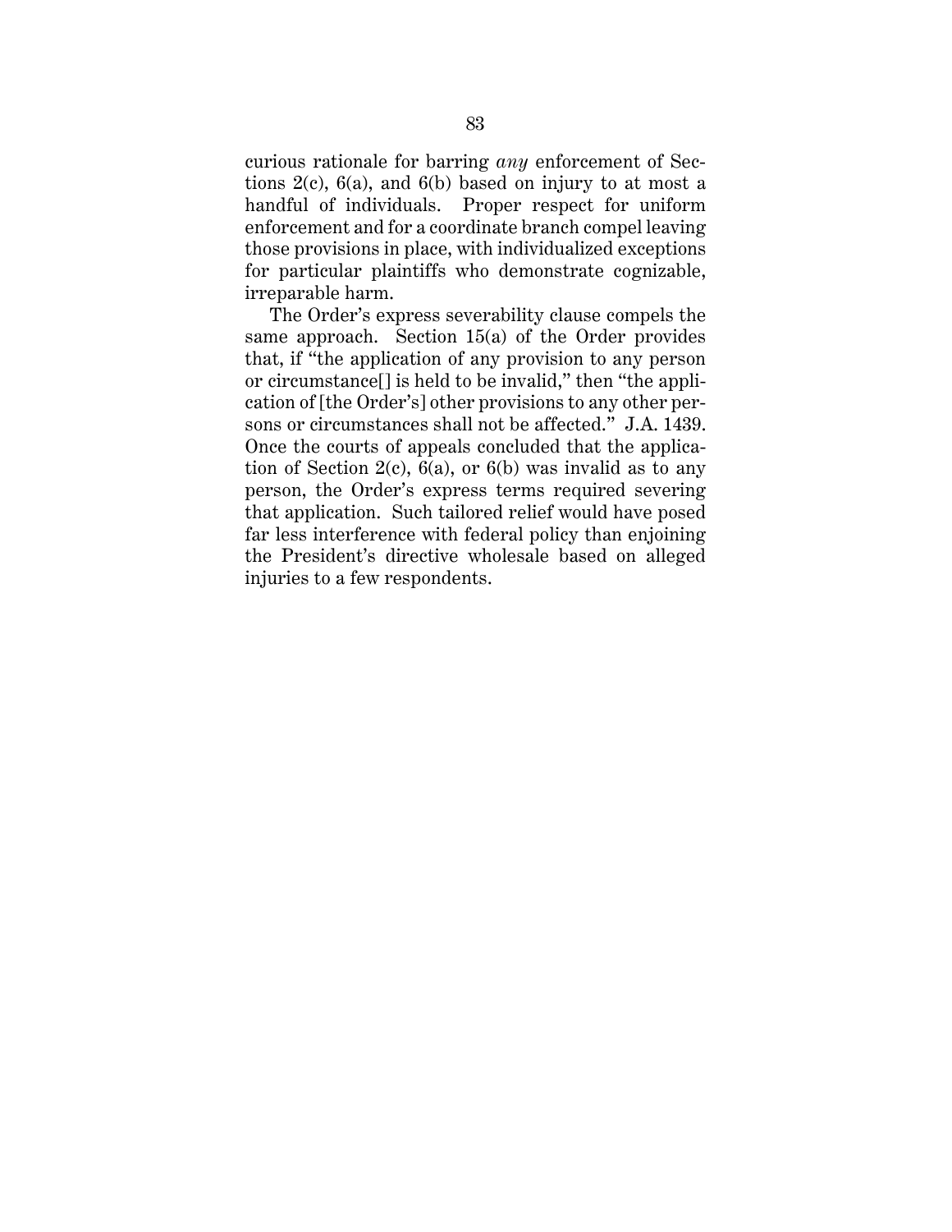curious rationale for barring *any* enforcement of Sections 2(c), 6(a), and 6(b) based on injury to at most a handful of individuals. Proper respect for uniform enforcement and for a coordinate branch compel leaving those provisions in place, with individualized exceptions for particular plaintiffs who demonstrate cognizable, irreparable harm.

The Order's express severability clause compels the same approach. Section 15(a) of the Order provides that, if "the application of any provision to any person or circumstance[] is held to be invalid," then "the application of [the Order's] other provisions to any other persons or circumstances shall not be affected." J.A. 1439. Once the courts of appeals concluded that the application of Section 2(c), 6(a), or 6(b) was invalid as to any person, the Order's express terms required severing that application. Such tailored relief would have posed far less interference with federal policy than enjoining the President's directive wholesale based on alleged injuries to a few respondents.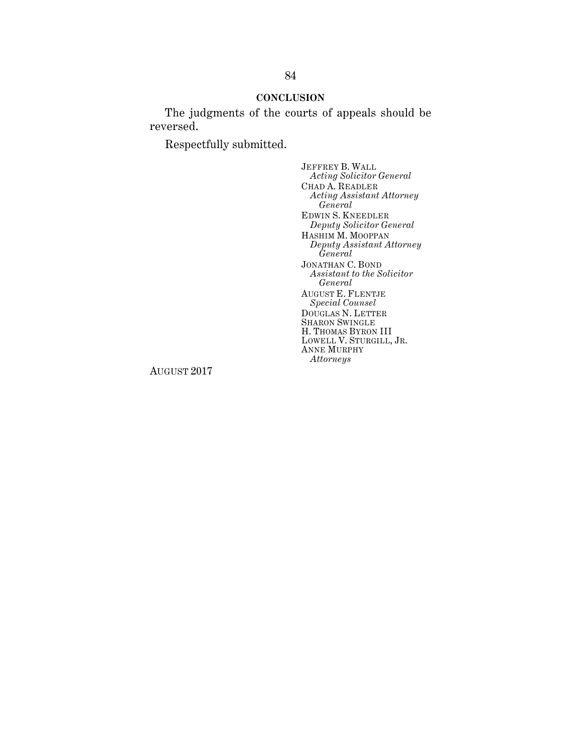## CONCLUSION

The judgments of the courts of appeals should be reversed.

Respectfully submitted.

JEFFREY B. WALL
*Acting Solicitor General*
CHAD A. READLER
*Acting Assistant Attorney General*
EDWIN S. KNEEDLER
*Deputy Solicitor General*
HASHIM M. MOOPPAN
*Deputy Assistant Attorney General*
JONATHAN C. BOND
*Assistant to the Solicitor General*
AUGUST E. FLENTJE
*Special Counsel*
DOUGLAS N. LETTER
SHARON SWINGLE
H. THOMAS BYRON III
LOWELL V. STURGILL, JR.
ANNE MURPHY
*Attorneys*

AUGUST 2017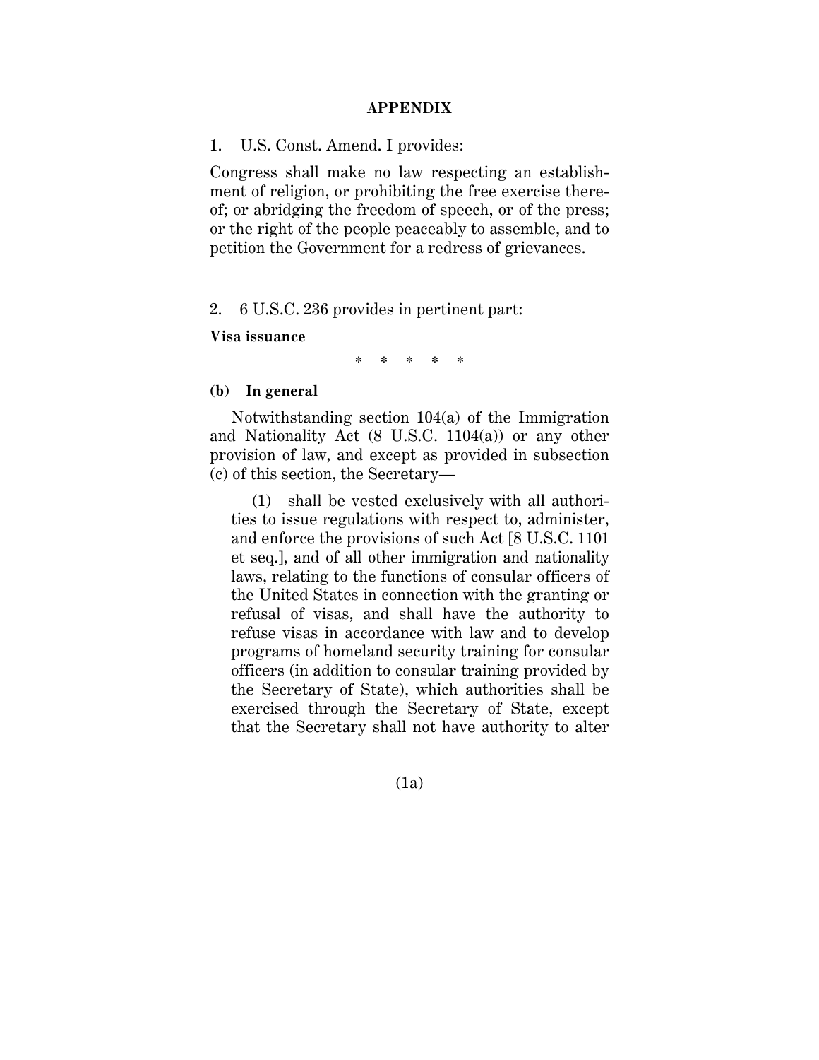# APPENDIX

1. U.S. Const. Amend. I provides:

Congress shall make no law respecting an establishment of religion, or prohibiting the free exercise thereof; or abridging the freedom of speech, or of the press; or the right of the people peaceably to assemble, and to petition the Government for a redress of grievances.

2. 6 U.S.C. 236 provides in pertinent part:

**Visa issuance**

\* \* \* \* \*

**(b) In general**

Notwithstanding section 104(a) of the Immigration and Nationality Act (8 U.S.C. 1104(a)) or any other provision of law, and except as provided in subsection (c) of this section, the Secretary—

(1) shall be vested exclusively with all authorities to issue regulations with respect to, administer, and enforce the provisions of such Act [8 U.S.C. 1101 et seq.], and of all other immigration and nationality laws, relating to the functions of consular officers of the United States in connection with the granting or refusal of visas, and shall have the authority to refuse visas in accordance with law and to develop programs of homeland security training for consular officers (in addition to consular training provided by the Secretary of State), which authorities shall be exercised through the Secretary of State, except that the Secretary shall not have authority to alter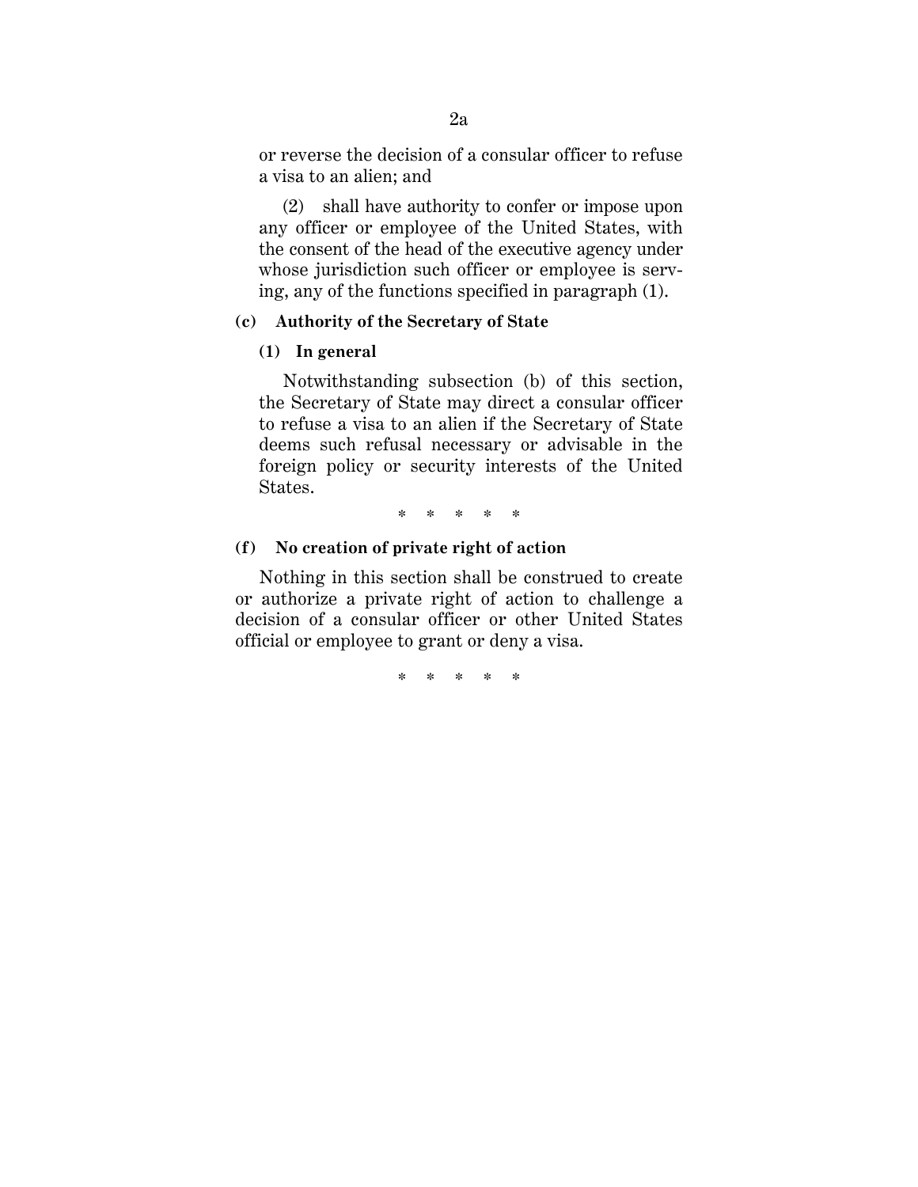or reverse the decision of a consular officer to refuse a visa to an alien; and

(2) shall have authority to confer or impose upon any officer or employee of the United States, with the consent of the head of the executive agency under whose jurisdiction such officer or employee is serving, any of the functions specified in paragraph (1).

**(c) Authority of the Secretary of State**

**(1) In general**

Notwithstanding subsection (b) of this section, the Secretary of State may direct a consular officer to refuse a visa to an alien if the Secretary of State deems such refusal necessary or advisable in the foreign policy or security interests of the United States.

\* \* \* \* \*

**(f) No creation of private right of action**

Nothing in this section shall be construed to create or authorize a private right of action to challenge a decision of a consular officer or other United States official or employee to grant or deny a visa.

\* \* \* \* \*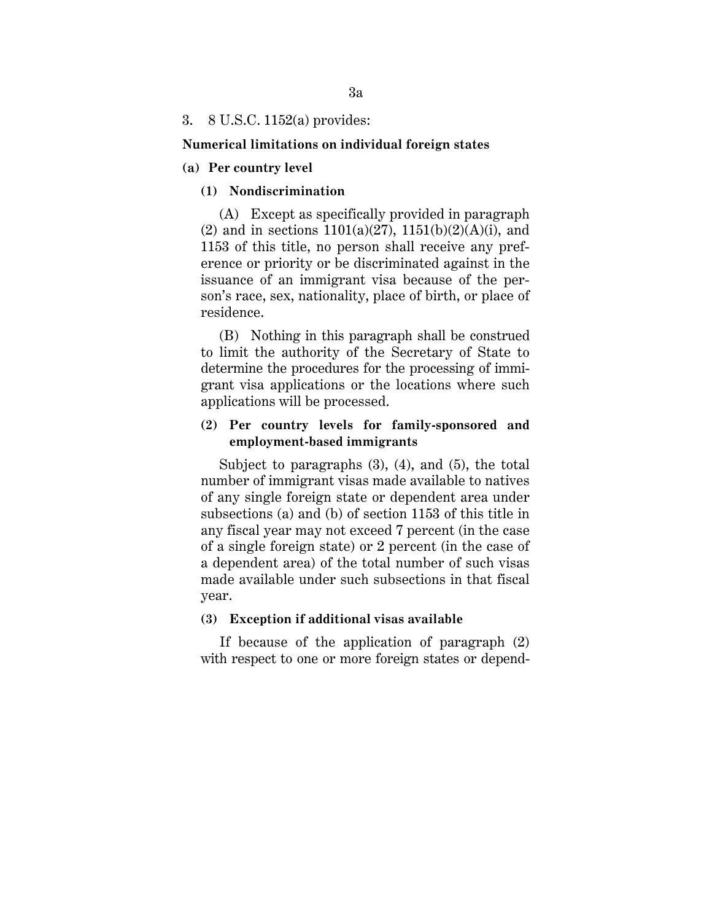3. 8 U.S.C. 1152(a) provides:

**Numerical limitations on individual foreign states**

**(a) Per country level**

**(1) Nondiscrimination**

(A) Except as specifically provided in paragraph (2) and in sections 1101(a)(27), 1151(b)(2)(A)(i), and 1153 of this title, no person shall receive any preference or priority or be discriminated against in the issuance of an immigrant visa because of the person's race, sex, nationality, place of birth, or place of residence.

(B) Nothing in this paragraph shall be construed to limit the authority of the Secretary of State to determine the procedures for the processing of immigrant visa applications or the locations where such applications will be processed.

**(2) Per country levels for family-sponsored and employment-based immigrants**

Subject to paragraphs (3), (4), and (5), the total number of immigrant visas made available to natives of any single foreign state or dependent area under subsections (a) and (b) of section 1153 of this title in any fiscal year may not exceed 7 percent (in the case of a single foreign state) or 2 percent (in the case of a dependent area) of the total number of such visas made available under such subsections in that fiscal year.

**(3) Exception if additional visas available**

If because of the application of paragraph (2) with respect to one or more foreign states or depend-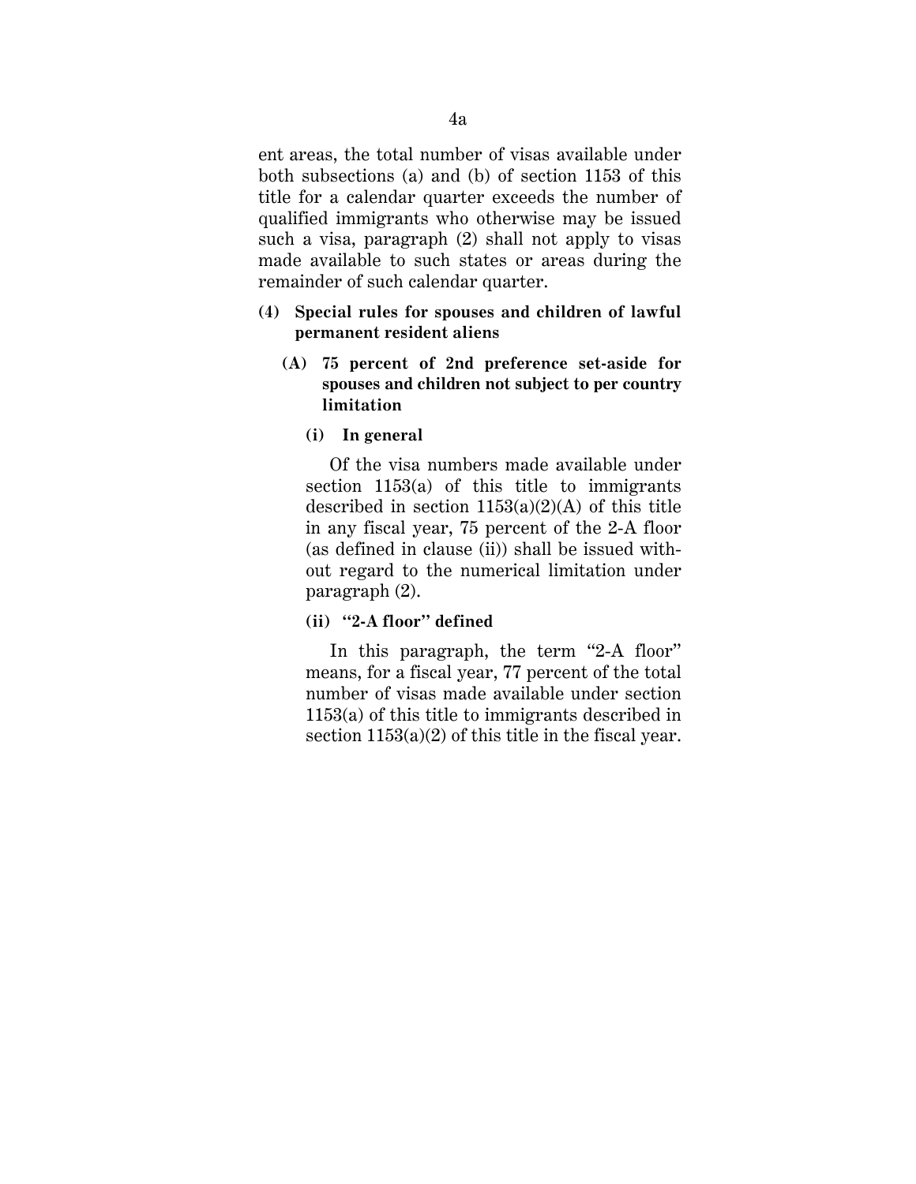ent areas, the total number of visas available under both subsections (a) and (b) of section 1153 of this title for a calendar quarter exceeds the number of qualified immigrants who otherwise may be issued such a visa, paragraph (2) shall not apply to visas made available to such states or areas during the remainder of such calendar quarter.

**(4) Special rules for spouses and children of lawful permanent resident aliens**

**(A) 75 percent of 2nd preference set-aside for spouses and children not subject to per country limitation**

**(i) In general**

Of the visa numbers made available under section 1153(a) of this title to immigrants described in section 1153(a)(2)(A) of this title in any fiscal year, 75 percent of the 2-A floor (as defined in clause (ii)) shall be issued without regard to the numerical limitation under paragraph (2).

**(ii) "2-A floor" defined**

In this paragraph, the term "2-A floor" means, for a fiscal year, 77 percent of the total number of visas made available under section 1153(a) of this title to immigrants described in section 1153(a)(2) of this title in the fiscal year.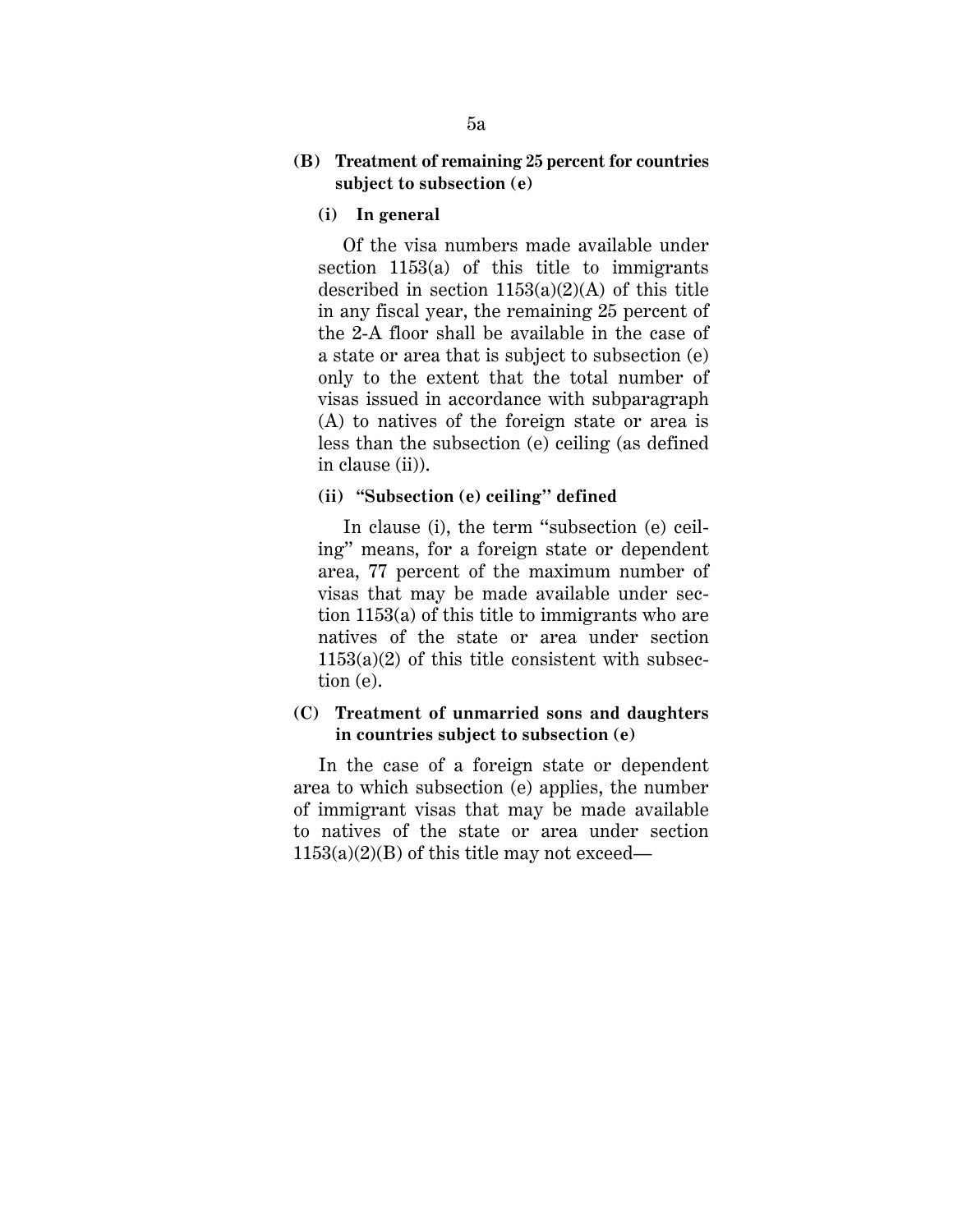**(B) Treatment of remaining 25 percent for countries subject to subsection (e)**

**(i) In general**

Of the visa numbers made available under section 1153(a) of this title to immigrants described in section 1153(a)(2)(A) of this title in any fiscal year, the remaining 25 percent of the 2-A floor shall be available in the case of a state or area that is subject to subsection (e) only to the extent that the total number of visas issued in accordance with subparagraph (A) to natives of the foreign state or area is less than the subsection (e) ceiling (as defined in clause (ii)).

**(ii) "Subsection (e) ceiling" defined**

In clause (i), the term "subsection (e) ceiling" means, for a foreign state or dependent area, 77 percent of the maximum number of visas that may be made available under section 1153(a) of this title to immigrants who are natives of the state or area under section 1153(a)(2) of this title consistent with subsection (e).

**(C) Treatment of unmarried sons and daughters in countries subject to subsection (e)**

In the case of a foreign state or dependent area to which subsection (e) applies, the number of immigrant visas that may be made available to natives of the state or area under section 1153(a)(2)(B) of this title may not exceed—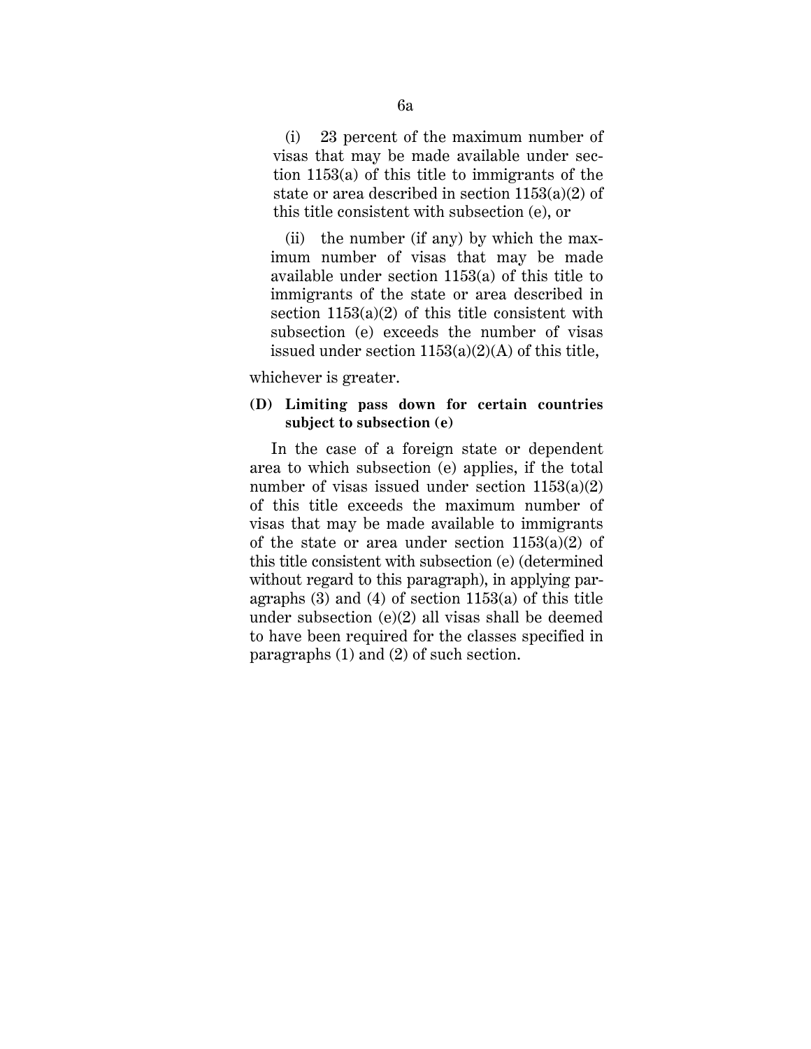(i) 23 percent of the maximum number of visas that may be made available under section 1153(a) of this title to immigrants of the state or area described in section 1153(a)(2) of this title consistent with subsection (e), or

(ii) the number (if any) by which the maximum number of visas that may be made available under section 1153(a) of this title to immigrants of the state or area described in section 1153(a)(2) of this title consistent with subsection (e) exceeds the number of visas issued under section 1153(a)(2)(A) of this title,

whichever is greater.

**(D) Limiting pass down for certain countries subject to subsection (e)**

In the case of a foreign state or dependent area to which subsection (e) applies, if the total number of visas issued under section 1153(a)(2) of this title exceeds the maximum number of visas that may be made available to immigrants of the state or area under section 1153(a)(2) of this title consistent with subsection (e) (determined without regard to this paragraph), in applying paragraphs (3) and (4) of section 1153(a) of this title under subsection (e)(2) all visas shall be deemed to have been required for the classes specified in paragraphs (1) and (2) of such section.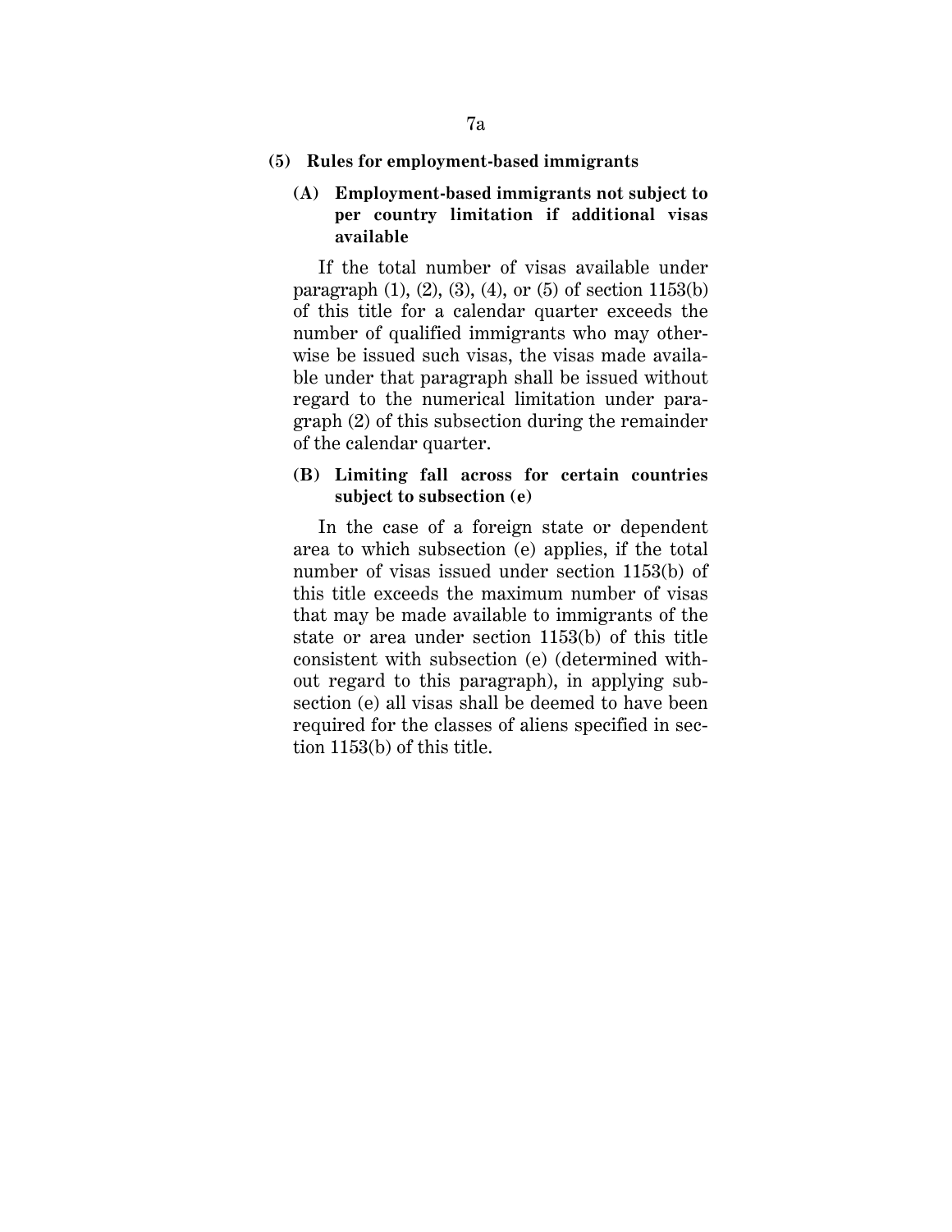**(5) Rules for employment-based immigrants**

**(A) Employment-based immigrants not subject to per country limitation if additional visas available**

If the total number of visas available under paragraph (1), (2), (3), (4), or (5) of section 1153(b) of this title for a calendar quarter exceeds the number of qualified immigrants who may otherwise be issued such visas, the visas made available under that paragraph shall be issued without regard to the numerical limitation under paragraph (2) of this subsection during the remainder of the calendar quarter.

**(B) Limiting fall across for certain countries subject to subsection (e)**

In the case of a foreign state or dependent area to which subsection (e) applies, if the total number of visas issued under section 1153(b) of this title exceeds the maximum number of visas that may be made available to immigrants of the state or area under section 1153(b) of this title consistent with subsection (e) (determined without regard to this paragraph), in applying subsection (e) all visas shall be deemed to have been required for the classes of aliens specified in section 1153(b) of this title.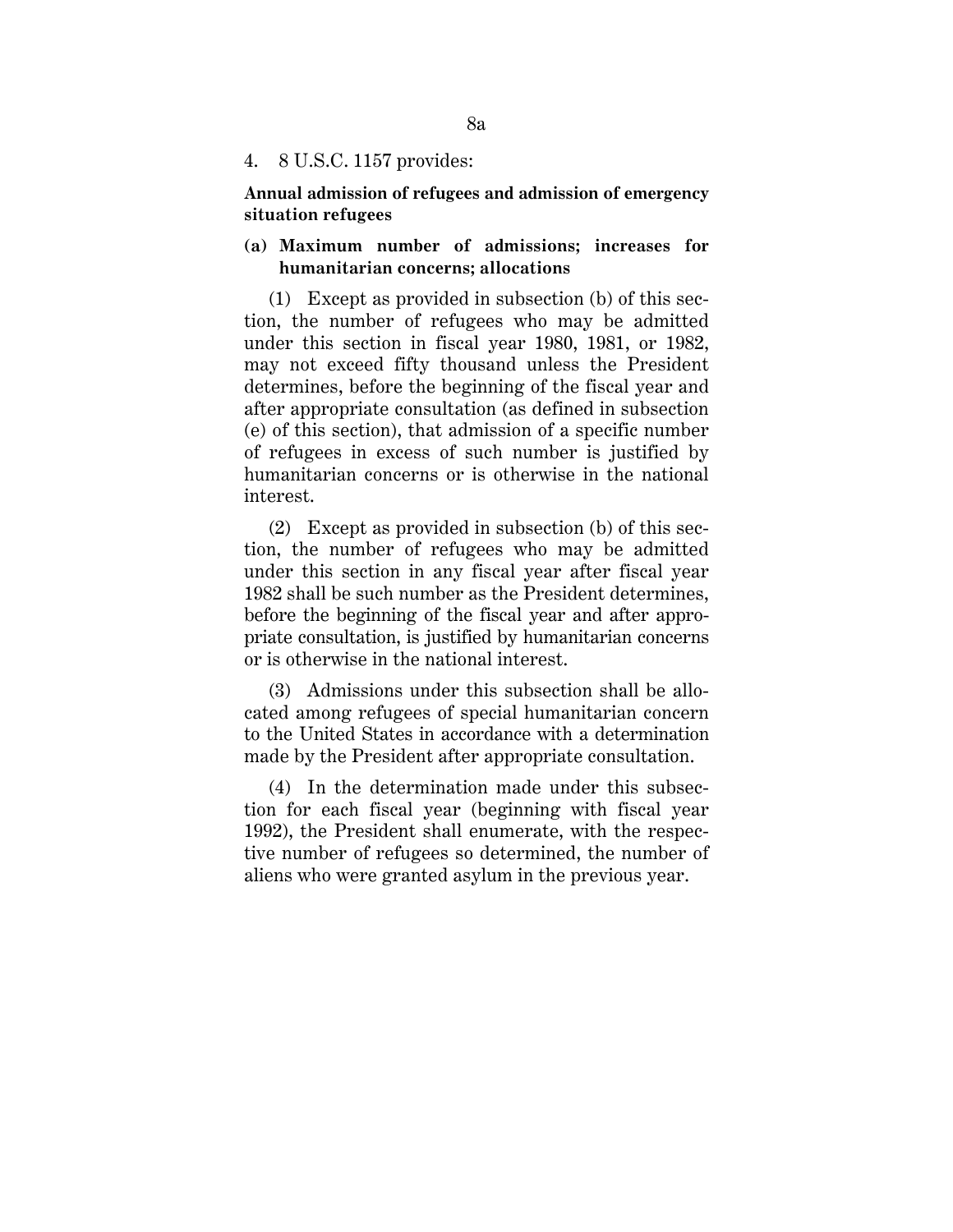4. 8 U.S.C. 1157 provides:

**Annual admission of refugees and admission of emergency situation refugees**

**(a) Maximum number of admissions; increases for humanitarian concerns; allocations**

(1) Except as provided in subsection (b) of this section, the number of refugees who may be admitted under this section in fiscal year 1980, 1981, or 1982, may not exceed fifty thousand unless the President determines, before the beginning of the fiscal year and after appropriate consultation (as defined in subsection (e) of this section), that admission of a specific number of refugees in excess of such number is justified by humanitarian concerns or is otherwise in the national interest.

(2) Except as provided in subsection (b) of this section, the number of refugees who may be admitted under this section in any fiscal year after fiscal year 1982 shall be such number as the President determines, before the beginning of the fiscal year and after appropriate consultation, is justified by humanitarian concerns or is otherwise in the national interest.

(3) Admissions under this subsection shall be allocated among refugees of special humanitarian concern to the United States in accordance with a determination made by the President after appropriate consultation.

(4) In the determination made under this subsection for each fiscal year (beginning with fiscal year 1992), the President shall enumerate, with the respective number of refugees so determined, the number of aliens who were granted asylum in the previous year.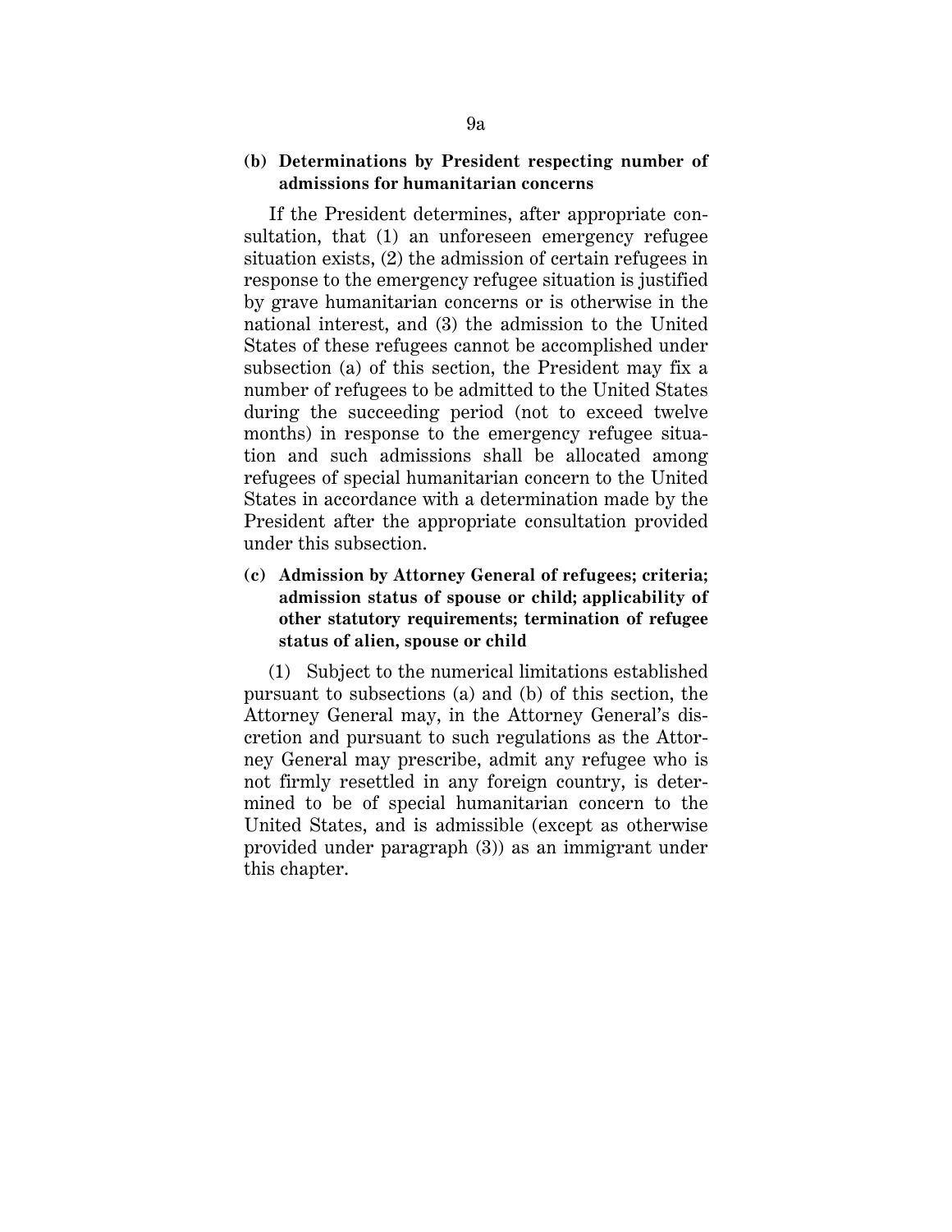**(b) Determinations by President respecting number of admissions for humanitarian concerns**

If the President determines, after appropriate consultation, that (1) an unforeseen emergency refugee situation exists, (2) the admission of certain refugees in response to the emergency refugee situation is justified by grave humanitarian concerns or is otherwise in the national interest, and (3) the admission to the United States of these refugees cannot be accomplished under subsection (a) of this section, the President may fix a number of refugees to be admitted to the United States during the succeeding period (not to exceed twelve months) in response to the emergency refugee situation and such admissions shall be allocated among refugees of special humanitarian concern to the United States in accordance with a determination made by the President after the appropriate consultation provided under this subsection.

**(c) Admission by Attorney General of refugees; criteria; admission status of spouse or child; applicability of other statutory requirements; termination of refugee status of alien, spouse or child**

(1) Subject to the numerical limitations established pursuant to subsections (a) and (b) of this section, the Attorney General may, in the Attorney General's discretion and pursuant to such regulations as the Attorney General may prescribe, admit any refugee who is not firmly resettled in any foreign country, is determined to be of special humanitarian concern to the United States, and is admissible (except as otherwise provided under paragraph (3)) as an immigrant under this chapter.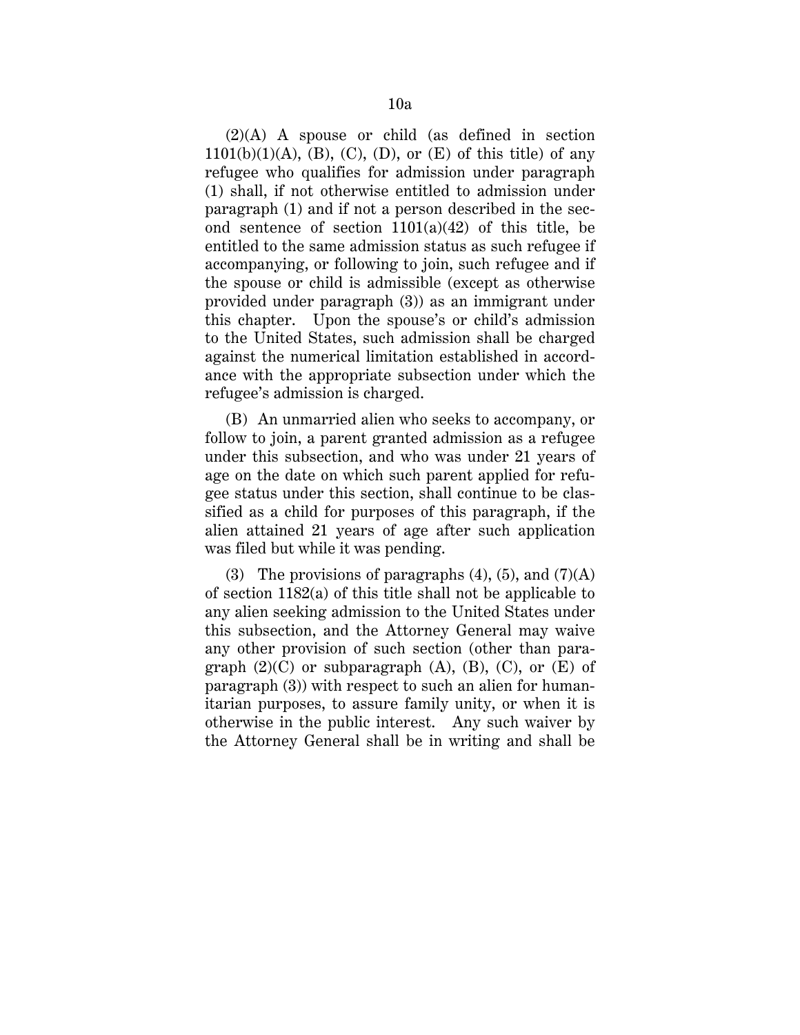(2)(A) A spouse or child (as defined in section 1101(b)(1)(A), (B), (C), (D), or (E) of this title) of any refugee who qualifies for admission under paragraph (1) shall, if not otherwise entitled to admission under paragraph (1) and if not a person described in the second sentence of section 1101(a)(42) of this title, be entitled to the same admission status as such refugee if accompanying, or following to join, such refugee and if the spouse or child is admissible (except as otherwise provided under paragraph (3)) as an immigrant under this chapter. Upon the spouse's or child's admission to the United States, such admission shall be charged against the numerical limitation established in accordance with the appropriate subsection under which the refugee's admission is charged.

(B) An unmarried alien who seeks to accompany, or follow to join, a parent granted admission as a refugee under this subsection, and who was under 21 years of age on the date on which such parent applied for refugee status under this section, shall continue to be classified as a child for purposes of this paragraph, if the alien attained 21 years of age after such application was filed but while it was pending.

(3) The provisions of paragraphs (4), (5), and (7)(A) of section 1182(a) of this title shall not be applicable to any alien seeking admission to the United States under this subsection, and the Attorney General may waive any other provision of such section (other than paragraph (2)(C) or subparagraph (A), (B), (C), or (E) of paragraph (3)) with respect to such an alien for humanitarian purposes, to assure family unity, or when it is otherwise in the public interest. Any such waiver by the Attorney General shall be in writing and shall be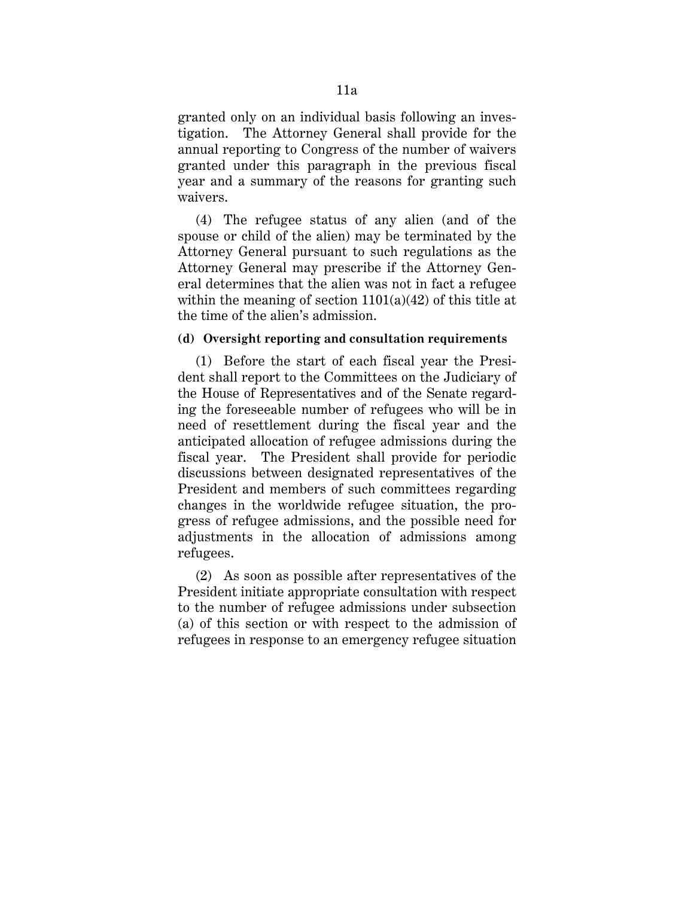granted only on an individual basis following an investigation. The Attorney General shall provide for the annual reporting to Congress of the number of waivers granted under this paragraph in the previous fiscal year and a summary of the reasons for granting such waivers.

(4) The refugee status of any alien (and of the spouse or child of the alien) may be terminated by the Attorney General pursuant to such regulations as the Attorney General may prescribe if the Attorney General determines that the alien was not in fact a refugee within the meaning of section 1101(a)(42) of this title at the time of the alien's admission.

**(d) Oversight reporting and consultation requirements**

(1) Before the start of each fiscal year the President shall report to the Committees on the Judiciary of the House of Representatives and of the Senate regarding the foreseeable number of refugees who will be in need of resettlement during the fiscal year and the anticipated allocation of refugee admissions during the fiscal year. The President shall provide for periodic discussions between designated representatives of the President and members of such committees regarding changes in the worldwide refugee situation, the progress of refugee admissions, and the possible need for adjustments in the allocation of admissions among refugees.

(2) As soon as possible after representatives of the President initiate appropriate consultation with respect to the number of refugee admissions under subsection (a) of this section or with respect to the admission of refugees in response to an emergency refugee situation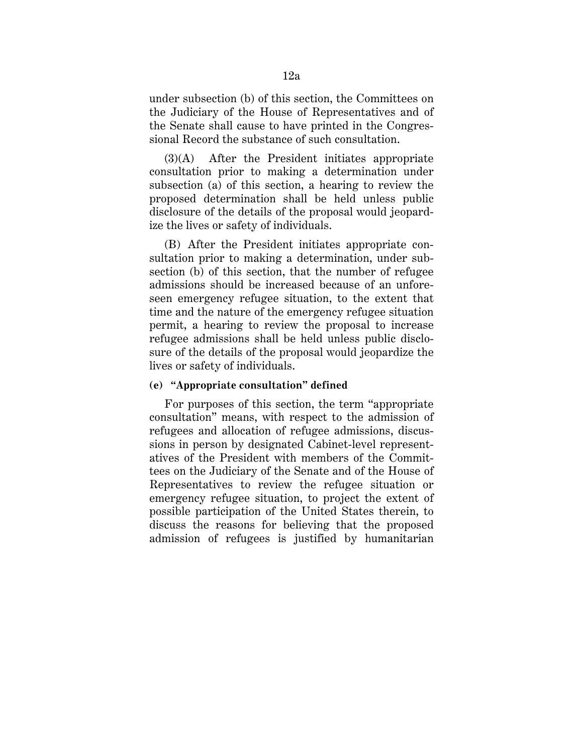under subsection (b) of this section, the Committees on the Judiciary of the House of Representatives and of the Senate shall cause to have printed in the Congressional Record the substance of such consultation.

(3)(A) After the President initiates appropriate consultation prior to making a determination under subsection (a) of this section, a hearing to review the proposed determination shall be held unless public disclosure of the details of the proposal would jeopardize the lives or safety of individuals.

(B) After the President initiates appropriate consultation prior to making a determination, under subsection (b) of this section, that the number of refugee admissions should be increased because of an unforeseen emergency refugee situation, to the extent that time and the nature of the emergency refugee situation permit, a hearing to review the proposal to increase refugee admissions shall be held unless public disclosure of the details of the proposal would jeopardize the lives or safety of individuals.

**(e) "Appropriate consultation" defined**

For purposes of this section, the term "appropriate consultation" means, with respect to the admission of refugees and allocation of refugee admissions, discussions in person by designated Cabinet-level representatives of the President with members of the Committees on the Judiciary of the Senate and of the House of Representatives to review the refugee situation or emergency refugee situation, to project the extent of possible participation of the United States therein, to discuss the reasons for believing that the proposed admission of refugees is justified by humanitarian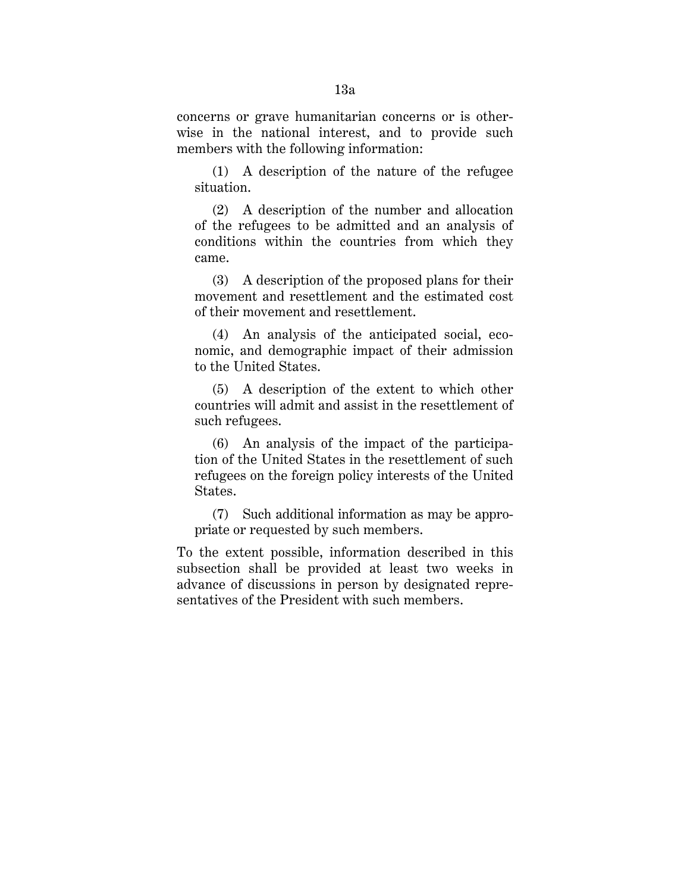concerns or grave humanitarian concerns or is otherwise in the national interest, and to provide such members with the following information:

(1) A description of the nature of the refugee situation.

(2) A description of the number and allocation of the refugees to be admitted and an analysis of conditions within the countries from which they came.

(3) A description of the proposed plans for their movement and resettlement and the estimated cost of their movement and resettlement.

(4) An analysis of the anticipated social, economic, and demographic impact of their admission to the United States.

(5) A description of the extent to which other countries will admit and assist in the resettlement of such refugees.

(6) An analysis of the impact of the participation of the United States in the resettlement of such refugees on the foreign policy interests of the United States.

(7) Such additional information as may be appropriate or requested by such members.

To the extent possible, information described in this subsection shall be provided at least two weeks in advance of discussions in person by designated representatives of the President with such members.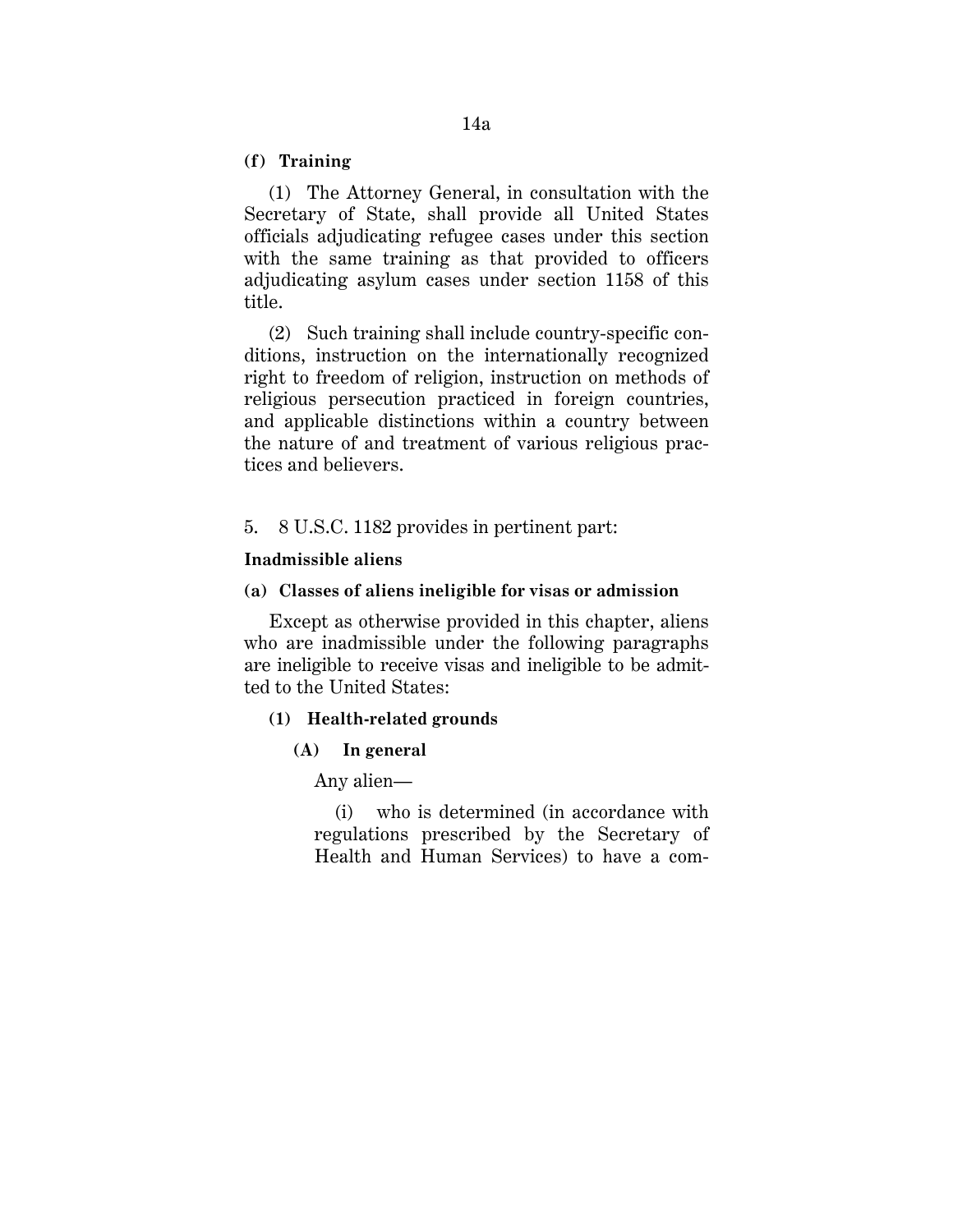**(f) Training**

(1) The Attorney General, in consultation with the Secretary of State, shall provide all United States officials adjudicating refugee cases under this section with the same training as that provided to officers adjudicating asylum cases under section 1158 of this title.

(2) Such training shall include country-specific conditions, instruction on the internationally recognized right to freedom of religion, instruction on methods of religious persecution practiced in foreign countries, and applicable distinctions within a country between the nature of and treatment of various religious practices and believers.

5. 8 U.S.C. 1182 provides in pertinent part:

**Inadmissible aliens**

**(a) Classes of aliens ineligible for visas or admission**

Except as otherwise provided in this chapter, aliens who are inadmissible under the following paragraphs are ineligible to receive visas and ineligible to be admitted to the United States:

**(1) Health-related grounds**

**(A) In general**

Any alien—

(i) who is determined (in accordance with regulations prescribed by the Secretary of Health and Human Services) to have a com-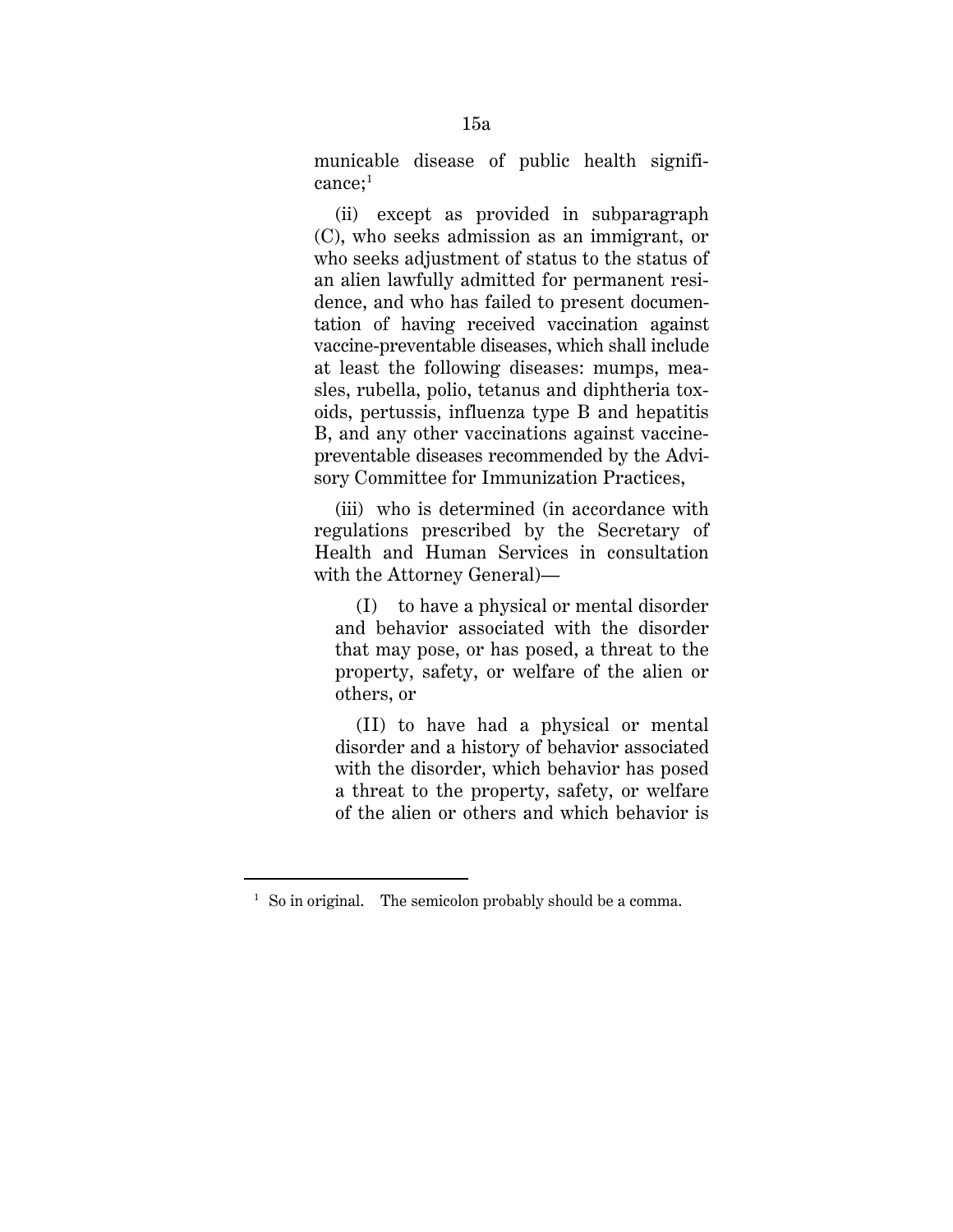municable disease of public health significance;[1]

(ii) except as provided in subparagraph (C), who seeks admission as an immigrant, or who seeks adjustment of status to the status of an alien lawfully admitted for permanent residence, and who has failed to present documentation of having received vaccination against vaccine-preventable diseases, which shall include at least the following diseases: mumps, measles, rubella, polio, tetanus and diphtheria toxoids, pertussis, influenza type B and hepatitis B, and any other vaccinations against vaccine-preventable diseases recommended by the Advisory Committee for Immunization Practices,

(iii) who is determined (in accordance with regulations prescribed by the Secretary of Health and Human Services in consultation with the Attorney General)—

(I) to have a physical or mental disorder and behavior associated with the disorder that may pose, or has posed, a threat to the property, safety, or welfare of the alien or others, or

(II) to have had a physical or mental disorder and a history of behavior associated with the disorder, which behavior has posed a threat to the property, safety, or welfare of the alien or others and which behavior is

---

[1] So in original. The semicolon probably should be a comma.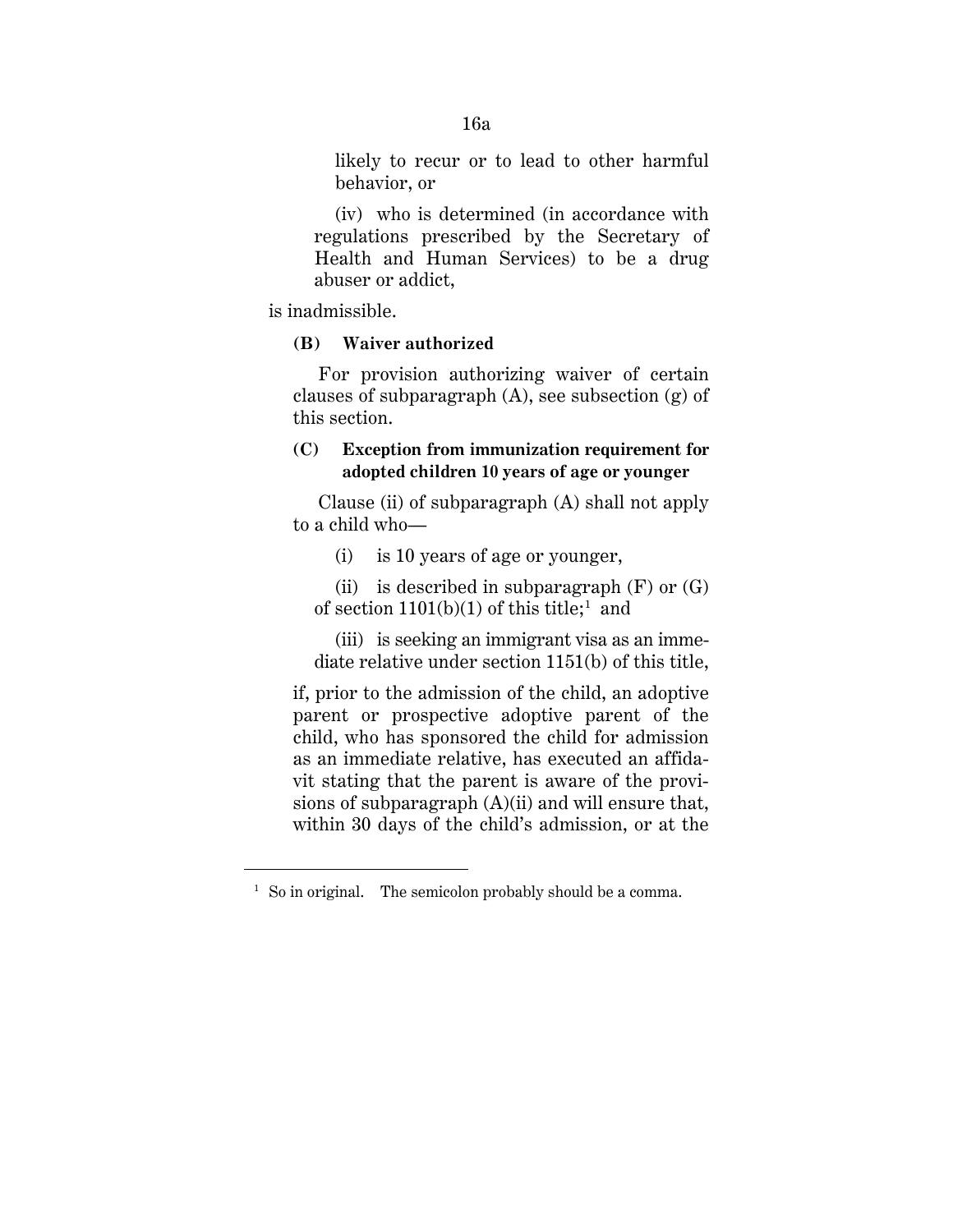likely to recur or to lead to other harmful behavior, or

(iv) who is determined (in accordance with regulations prescribed by the Secretary of Health and Human Services) to be a drug abuser or addict,

is inadmissible.

**(B) Waiver authorized**

For provision authorizing waiver of certain clauses of subparagraph (A), see subsection (g) of this section.

**(C) Exception from immunization requirement for adopted children 10 years of age or younger**

Clause (ii) of subparagraph (A) shall not apply to a child who—

(i) is 10 years of age or younger,

(ii) is described in subparagraph (F) or (G) of section 1101(b)(1) of this title;[1] and

(iii) is seeking an immigrant visa as an immediate relative under section 1151(b) of this title,

if, prior to the admission of the child, an adoptive parent or prospective adoptive parent of the child, who has sponsored the child for admission as an immediate relative, has executed an affidavit stating that the parent is aware of the provisions of subparagraph (A)(ii) and will ensure that, within 30 days of the child's admission, or at the

[1] So in original. The semicolon probably should be a comma.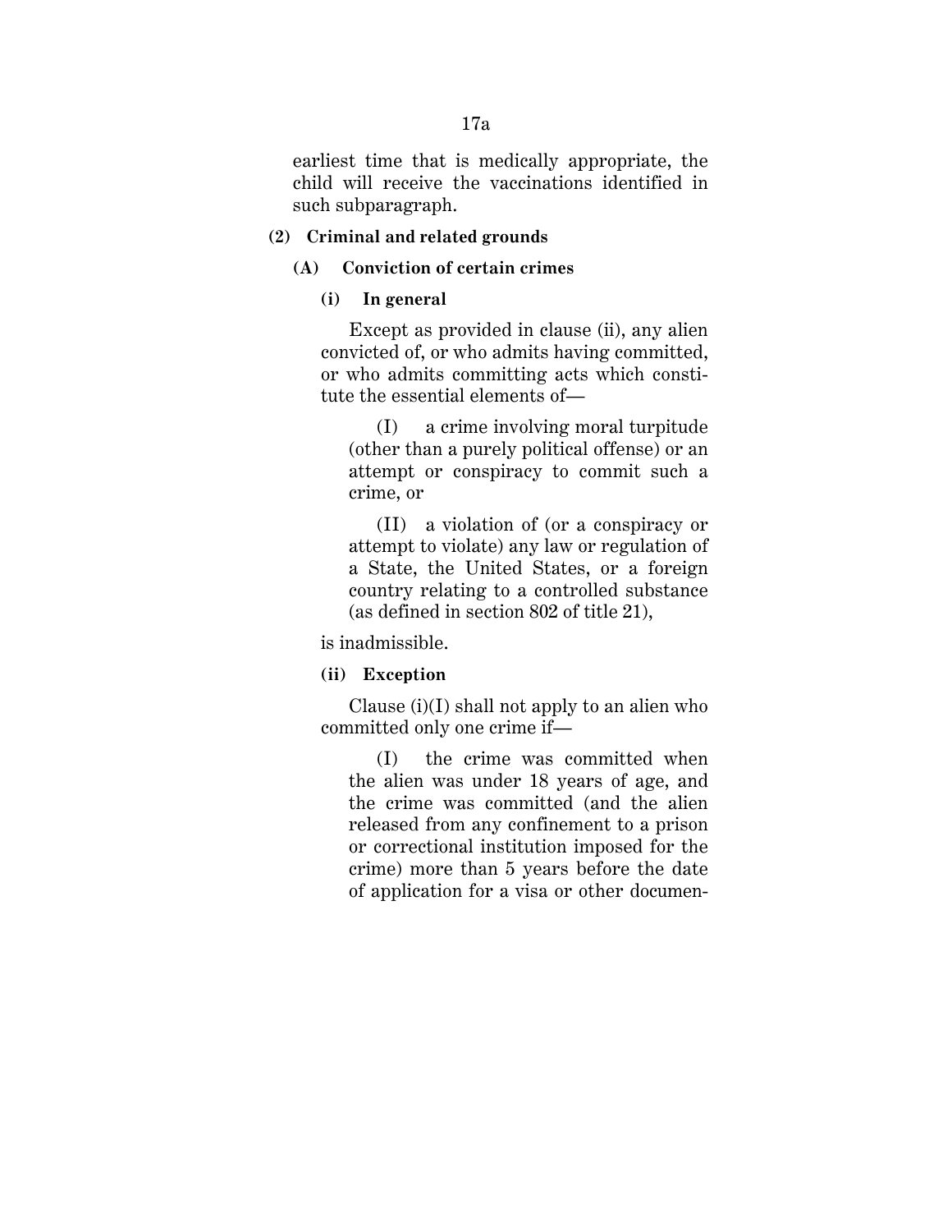earliest time that is medically appropriate, the child will receive the vaccinations identified in such subparagraph.

**(2) Criminal and related grounds**

**(A) Conviction of certain crimes**

**(i) In general**

Except as provided in clause (ii), any alien convicted of, or who admits having committed, or who admits committing acts which constitute the essential elements of—

(I) a crime involving moral turpitude (other than a purely political offense) or an attempt or conspiracy to commit such a crime, or

(II) a violation of (or a conspiracy or attempt to violate) any law or regulation of a State, the United States, or a foreign country relating to a controlled substance (as defined in section 802 of title 21),

is inadmissible.

**(ii) Exception**

Clause (i)(I) shall not apply to an alien who committed only one crime if—

(I) the crime was committed when the alien was under 18 years of age, and the crime was committed (and the alien released from any confinement to a prison or correctional institution imposed for the crime) more than 5 years before the date of application for a visa or other documen-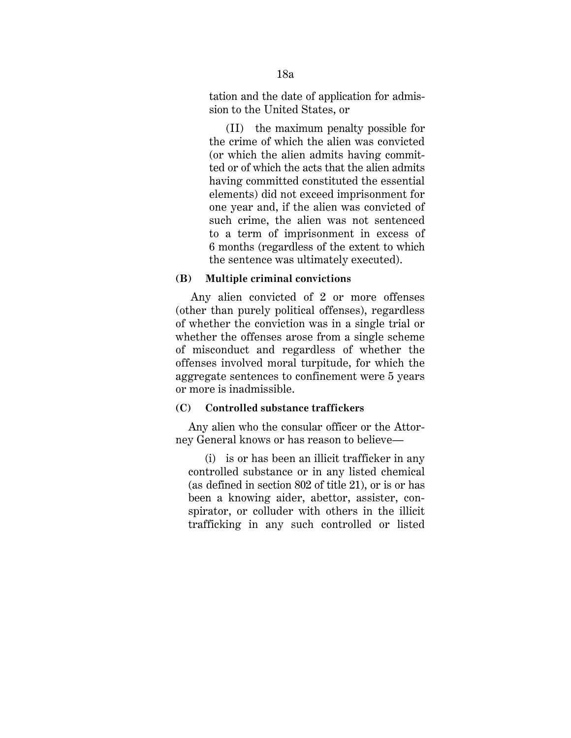tation and the date of application for admission to the United States, or

(II) the maximum penalty possible for the crime of which the alien was convicted (or which the alien admits having committed or of which the acts that the alien admits having committed constituted the essential elements) did not exceed imprisonment for one year and, if the alien was convicted of such crime, the alien was not sentenced to a term of imprisonment in excess of 6 months (regardless of the extent to which the sentence was ultimately executed).

**(B) Multiple criminal convictions**

Any alien convicted of 2 or more offenses (other than purely political offenses), regardless of whether the conviction was in a single trial or whether the offenses arose from a single scheme of misconduct and regardless of whether the offenses involved moral turpitude, for which the aggregate sentences to confinement were 5 years or more is inadmissible.

**(C) Controlled substance traffickers**

Any alien who the consular officer or the Attorney General knows or has reason to believe—

(i) is or has been an illicit trafficker in any controlled substance or in any listed chemical (as defined in section 802 of title 21), or is or has been a knowing aider, abettor, assister, conspirator, or colluder with others in the illicit trafficking in any such controlled or listed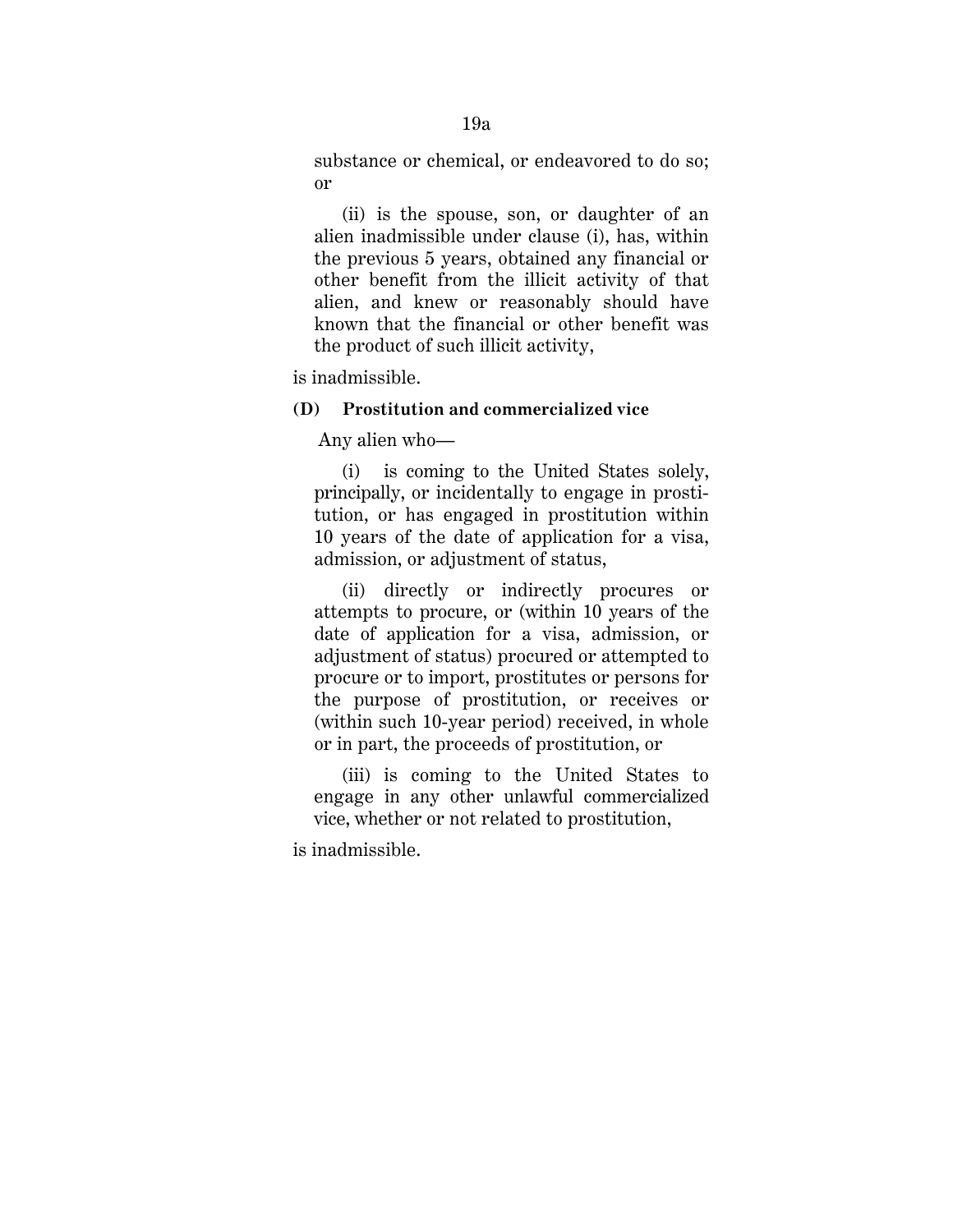substance or chemical, or endeavored to do so; or

(ii) is the spouse, son, or daughter of an alien inadmissible under clause (i), has, within the previous 5 years, obtained any financial or other benefit from the illicit activity of that alien, and knew or reasonably should have known that the financial or other benefit was the product of such illicit activity,

is inadmissible.

**(D) Prostitution and commercialized vice**

Any alien who—

(i) is coming to the United States solely, principally, or incidentally to engage in prostitution, or has engaged in prostitution within 10 years of the date of application for a visa, admission, or adjustment of status,

(ii) directly or indirectly procures or attempts to procure, or (within 10 years of the date of application for a visa, admission, or adjustment of status) procured or attempted to procure or to import, prostitutes or persons for the purpose of prostitution, or receives or (within such 10-year period) received, in whole or in part, the proceeds of prostitution, or

(iii) is coming to the United States to engage in any other unlawful commercialized vice, whether or not related to prostitution,

is inadmissible.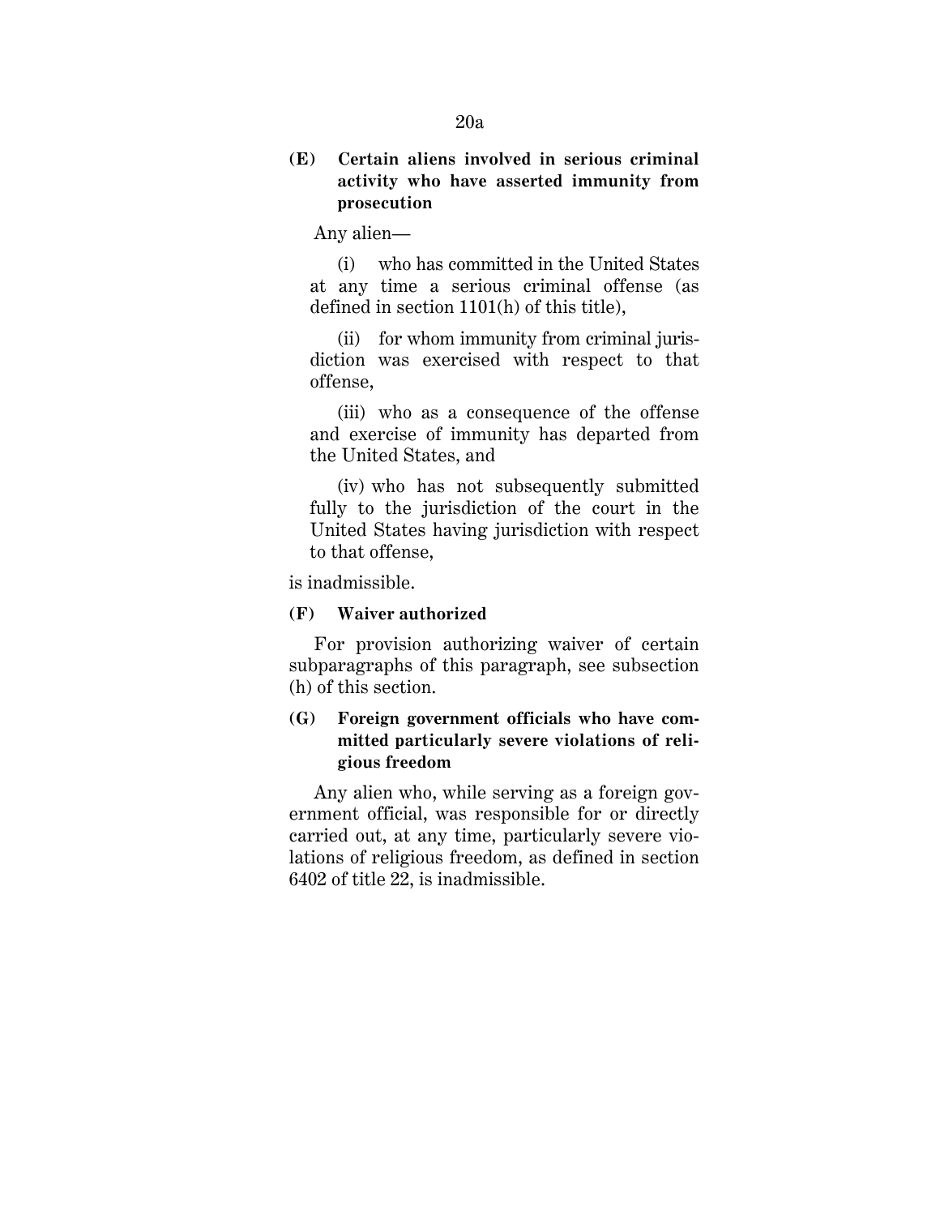**(E) Certain aliens involved in serious criminal activity who have asserted immunity from prosecution**

Any alien—

(i) who has committed in the United States at any time a serious criminal offense (as defined in section 1101(h) of this title),

(ii) for whom immunity from criminal jurisdiction was exercised with respect to that offense,

(iii) who as a consequence of the offense and exercise of immunity has departed from the United States, and

(iv) who has not subsequently submitted fully to the jurisdiction of the court in the United States having jurisdiction with respect to that offense,

is inadmissible.

**(F) Waiver authorized**

For provision authorizing waiver of certain subparagraphs of this paragraph, see subsection (h) of this section.

**(G) Foreign government officials who have committed particularly severe violations of religious freedom**

Any alien who, while serving as a foreign government official, was responsible for or directly carried out, at any time, particularly severe violations of religious freedom, as defined in section 6402 of title 22, is inadmissible.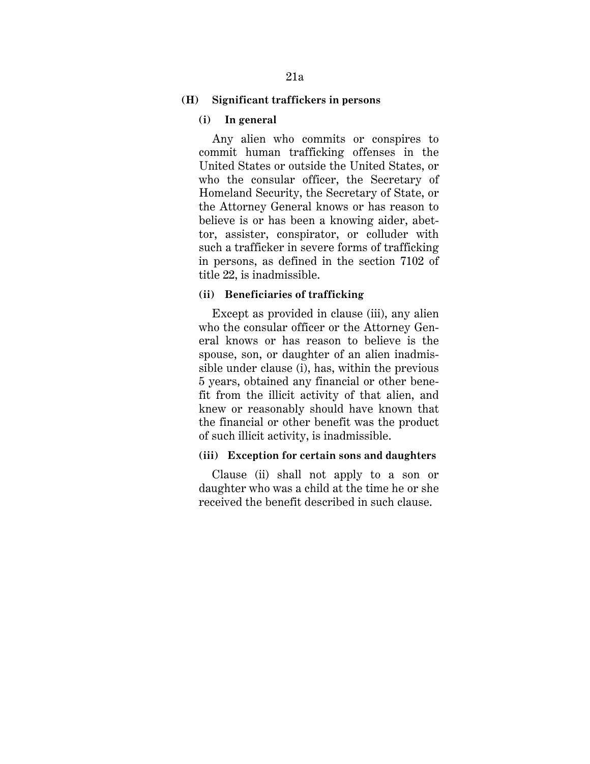**(H) Significant traffickers in persons**

**(i) In general**

Any alien who commits or conspires to commit human trafficking offenses in the United States or outside the United States, or who the consular officer, the Secretary of Homeland Security, the Secretary of State, or the Attorney General knows or has reason to believe is or has been a knowing aider, abettor, assister, conspirator, or colluder with such a trafficker in severe forms of trafficking in persons, as defined in the section 7102 of title 22, is inadmissible.

**(ii) Beneficiaries of trafficking**

Except as provided in clause (iii), any alien who the consular officer or the Attorney General knows or has reason to believe is the spouse, son, or daughter of an alien inadmissible under clause (i), has, within the previous 5 years, obtained any financial or other benefit from the illicit activity of that alien, and knew or reasonably should have known that the financial or other benefit was the product of such illicit activity, is inadmissible.

**(iii) Exception for certain sons and daughters**

Clause (ii) shall not apply to a son or daughter who was a child at the time he or she received the benefit described in such clause.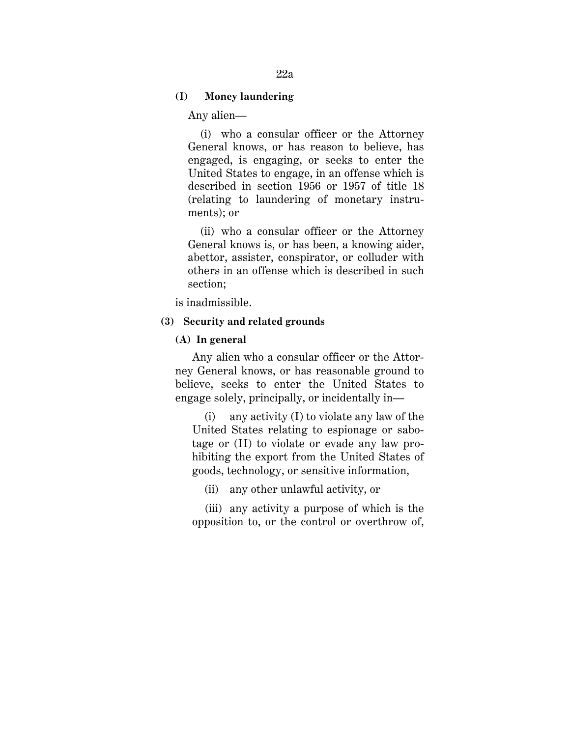**(I) Money laundering**

Any alien—

(i) who a consular officer or the Attorney General knows, or has reason to believe, has engaged, is engaging, or seeks to enter the United States to engage, in an offense which is described in section 1956 or 1957 of title 18 (relating to laundering of monetary instruments); or

(ii) who a consular officer or the Attorney General knows is, or has been, a knowing aider, abettor, assister, conspirator, or colluder with others in an offense which is described in such section;

is inadmissible.

**(3) Security and related grounds**

**(A) In general**

Any alien who a consular officer or the Attorney General knows, or has reasonable ground to believe, seeks to enter the United States to engage solely, principally, or incidentally in—

(i) any activity (I) to violate any law of the United States relating to espionage or sabotage or (II) to violate or evade any law prohibiting the export from the United States of goods, technology, or sensitive information,

(ii) any other unlawful activity, or

(iii) any activity a purpose of which is the opposition to, or the control or overthrow of,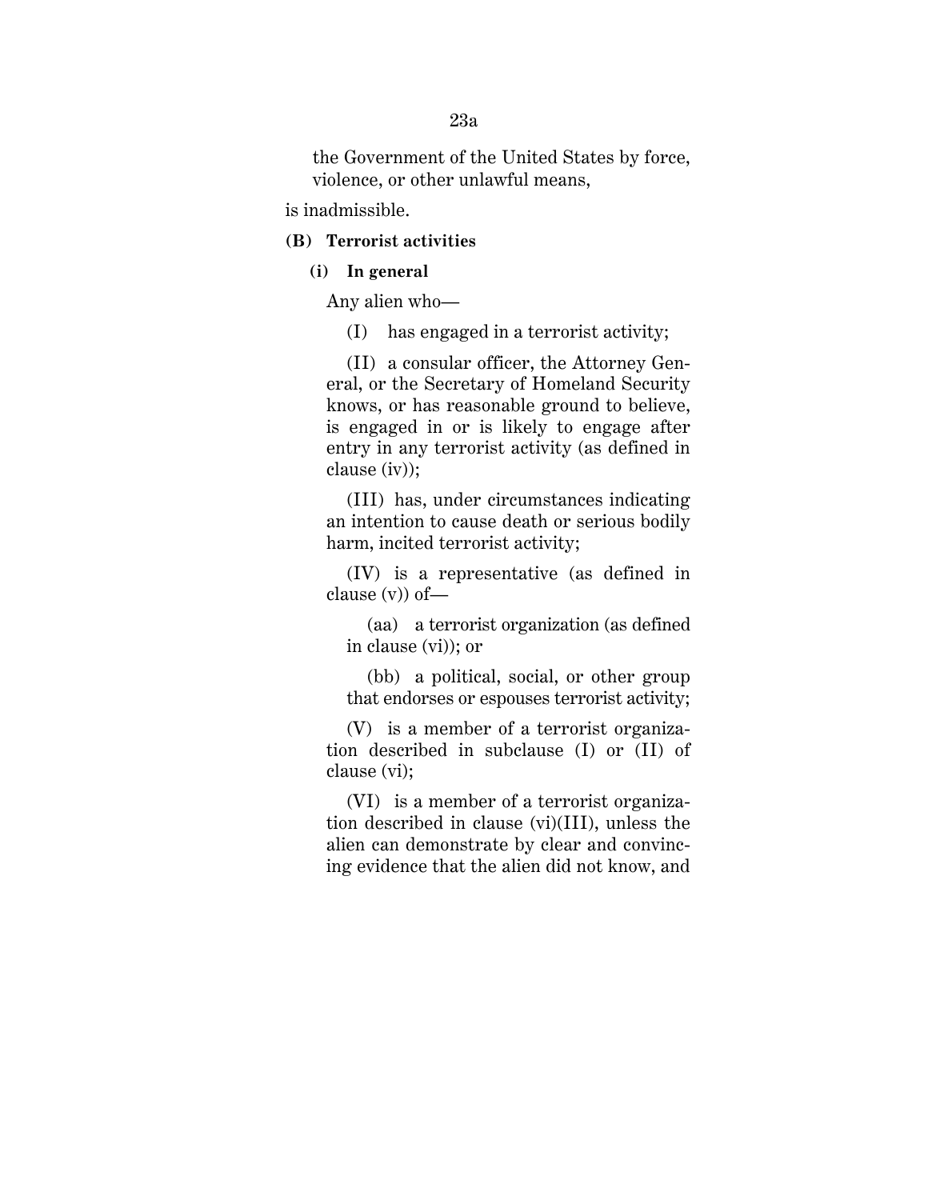the Government of the United States by force, violence, or other unlawful means,

is inadmissible.

**(B) Terrorist activities**

**(i) In general**

Any alien who—

(I) has engaged in a terrorist activity;

(II) a consular officer, the Attorney General, or the Secretary of Homeland Security knows, or has reasonable ground to believe, is engaged in or is likely to engage after entry in any terrorist activity (as defined in clause (iv));

(III) has, under circumstances indicating an intention to cause death or serious bodily harm, incited terrorist activity;

(IV) is a representative (as defined in clause (v)) of—

(aa) a terrorist organization (as defined in clause (vi)); or

(bb) a political, social, or other group that endorses or espouses terrorist activity;

(V) is a member of a terrorist organization described in subclause (I) or (II) of clause (vi);

(VI) is a member of a terrorist organization described in clause (vi)(III), unless the alien can demonstrate by clear and convincing evidence that the alien did not know, and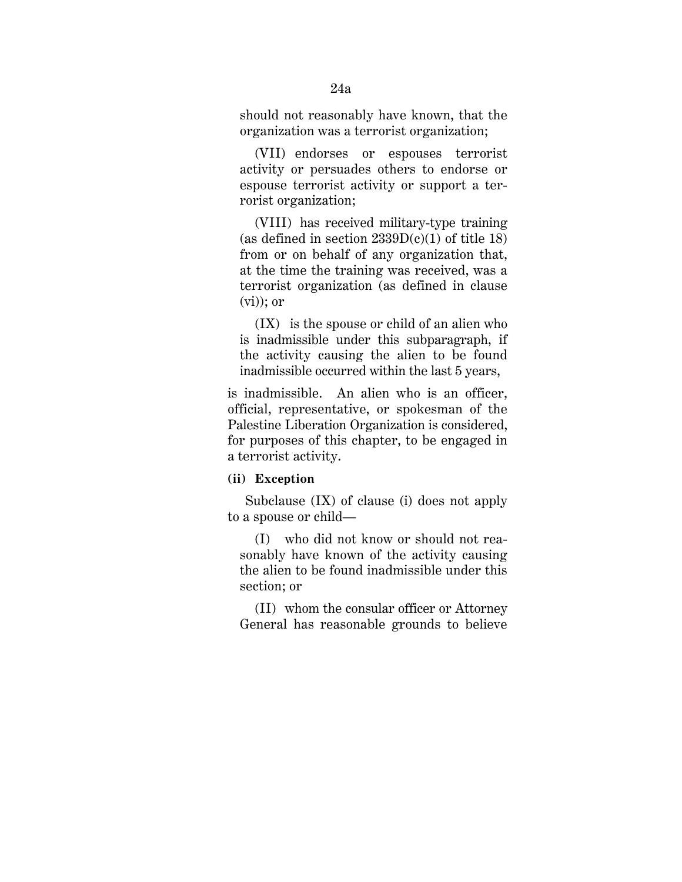should not reasonably have known, that the organization was a terrorist organization;

(VII) endorses or espouses terrorist activity or persuades others to endorse or espouse terrorist activity or support a terrorist organization;

(VIII) has received military-type training (as defined in section 2339D(c)(1) of title 18) from or on behalf of any organization that, at the time the training was received, was a terrorist organization (as defined in clause (vi)); or

(IX) is the spouse or child of an alien who is inadmissible under this subparagraph, if the activity causing the alien to be found inadmissible occurred within the last 5 years,

is inadmissible. An alien who is an officer, official, representative, or spokesman of the Palestine Liberation Organization is considered, for purposes of this chapter, to be engaged in a terrorist activity.

**(ii) Exception**

Subclause (IX) of clause (i) does not apply to a spouse or child—

(I) who did not know or should not reasonably have known of the activity causing the alien to be found inadmissible under this section; or

(II) whom the consular officer or Attorney General has reasonable grounds to believe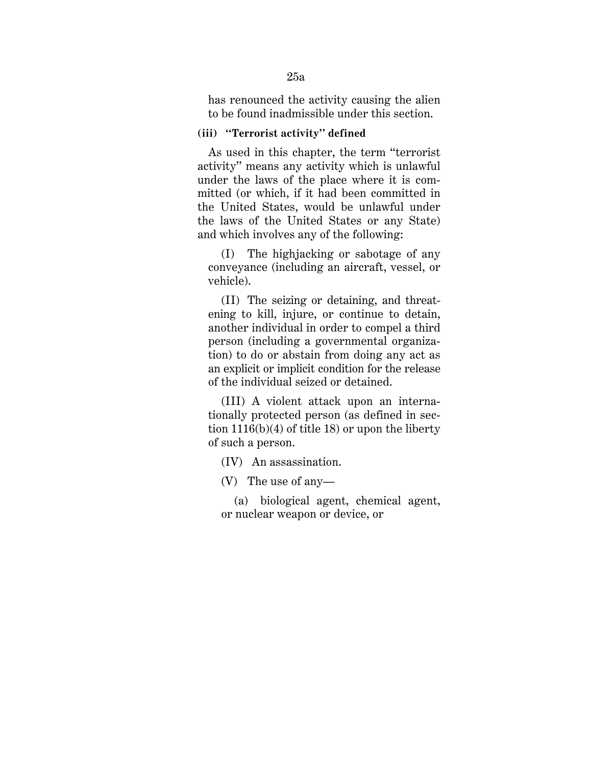has renounced the activity causing the alien to be found inadmissible under this section.

**(iii) ''Terrorist activity'' defined**

As used in this chapter, the term "terrorist activity" means any activity which is unlawful under the laws of the place where it is committed (or which, if it had been committed in the United States, would be unlawful under the laws of the United States or any State) and which involves any of the following:

(I) The highjacking or sabotage of any conveyance (including an aircraft, vessel, or vehicle).

(II) The seizing or detaining, and threatening to kill, injure, or continue to detain, another individual in order to compel a third person (including a governmental organization) to do or abstain from doing any act as an explicit or implicit condition for the release of the individual seized or detained.

(III) A violent attack upon an internationally protected person (as defined in section 1116(b)(4) of title 18) or upon the liberty of such a person.

(IV) An assassination.

(V) The use of any—

(a) biological agent, chemical agent, or nuclear weapon or device, or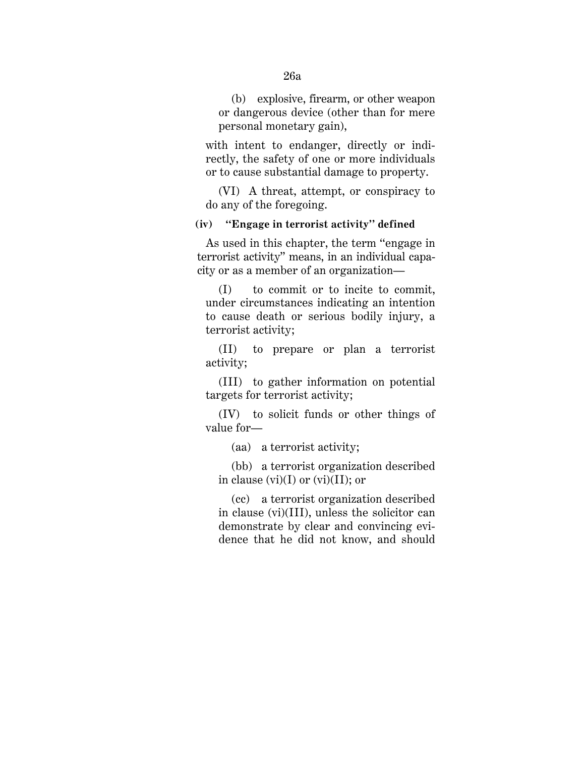(b) explosive, firearm, or other weapon or dangerous device (other than for mere personal monetary gain),

with intent to endanger, directly or indirectly, the safety of one or more individuals or to cause substantial damage to property.

(VI) A threat, attempt, or conspiracy to do any of the foregoing.

**(iv) "Engage in terrorist activity" defined**

As used in this chapter, the term "engage in terrorist activity" means, in an individual capacity or as a member of an organization—

(I) to commit or to incite to commit, under circumstances indicating an intention to cause death or serious bodily injury, a terrorist activity;

(II) to prepare or plan a terrorist activity;

(III) to gather information on potential targets for terrorist activity;

(IV) to solicit funds or other things of value for—

(aa) a terrorist activity;

(bb) a terrorist organization described in clause (vi)(I) or (vi)(II); or

(cc) a terrorist organization described in clause (vi)(III), unless the solicitor can demonstrate by clear and convincing evidence that he did not know, and should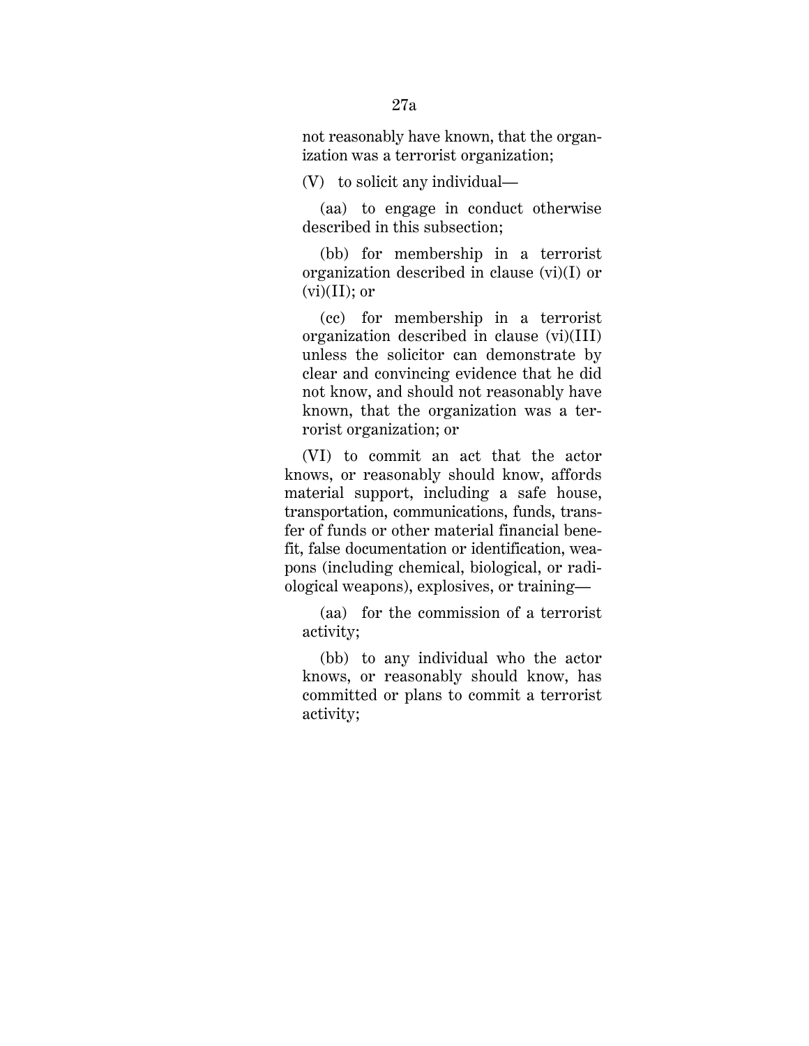not reasonably have known, that the organization was a terrorist organization;

(V) to solicit any individual—

(aa) to engage in conduct otherwise described in this subsection;

(bb) for membership in a terrorist organization described in clause (vi)(I) or (vi)(II); or

(cc) for membership in a terrorist organization described in clause (vi)(III) unless the solicitor can demonstrate by clear and convincing evidence that he did not know, and should not reasonably have known, that the organization was a terrorist organization; or

(VI) to commit an act that the actor knows, or reasonably should know, affords material support, including a safe house, transportation, communications, funds, transfer of funds or other material financial benefit, false documentation or identification, weapons (including chemical, biological, or radiological weapons), explosives, or training—

(aa) for the commission of a terrorist activity;

(bb) to any individual who the actor knows, or reasonably should know, has committed or plans to commit a terrorist activity;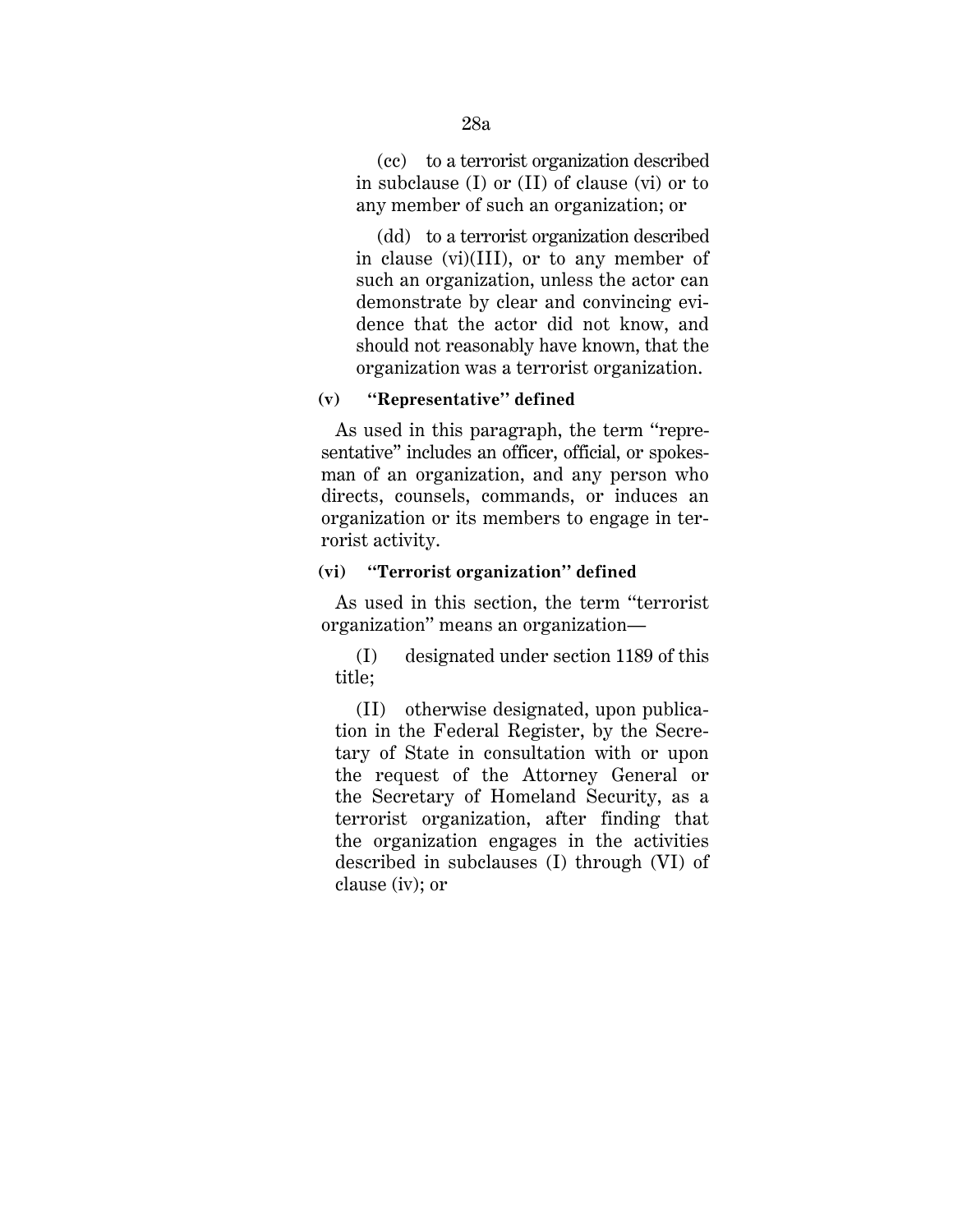(cc) to a terrorist organization described in subclause (I) or (II) of clause (vi) or to any member of such an organization; or

(dd) to a terrorist organization described in clause (vi)(III), or to any member of such an organization, unless the actor can demonstrate by clear and convincing evidence that the actor did not know, and should not reasonably have known, that the organization was a terrorist organization.

**(v) "Representative" defined**

As used in this paragraph, the term "representative" includes an officer, official, or spokesman of an organization, and any person who directs, counsels, commands, or induces an organization or its members to engage in terrorist activity.

**(vi) "Terrorist organization" defined**

As used in this section, the term "terrorist organization" means an organization—

(I) designated under section 1189 of this title;

(II) otherwise designated, upon publication in the Federal Register, by the Secretary of State in consultation with or upon the request of the Attorney General or the Secretary of Homeland Security, as a terrorist organization, after finding that the organization engages in the activities described in subclauses (I) through (VI) of clause (iv); or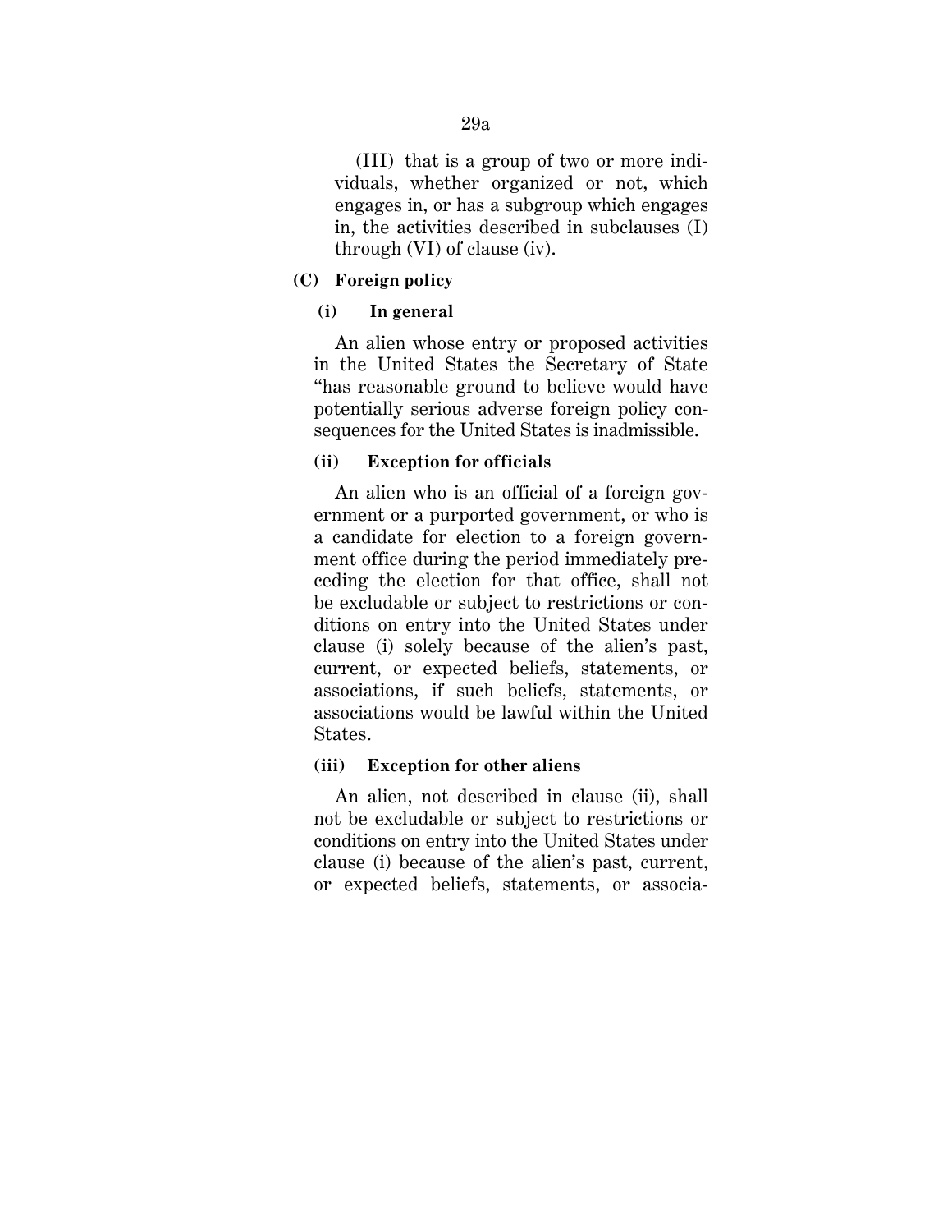(III) that is a group of two or more individuals, whether organized or not, which engages in, or has a subgroup which engages in, the activities described in subclauses (I) through (VI) of clause (iv).

**(C) Foreign policy**

**(i) In general**

An alien whose entry or proposed activities in the United States the Secretary of State "has reasonable ground to believe would have potentially serious adverse foreign policy consequences for the United States is inadmissible.

**(ii) Exception for officials**

An alien who is an official of a foreign government or a purported government, or who is a candidate for election to a foreign government office during the period immediately preceding the election for that office, shall not be excludable or subject to restrictions or conditions on entry into the United States under clause (i) solely because of the alien's past, current, or expected beliefs, statements, or associations, if such beliefs, statements, or associations would be lawful within the United States.

**(iii) Exception for other aliens**

An alien, not described in clause (ii), shall not be excludable or subject to restrictions or conditions on entry into the United States under clause (i) because of the alien's past, current, or expected beliefs, statements, or associa-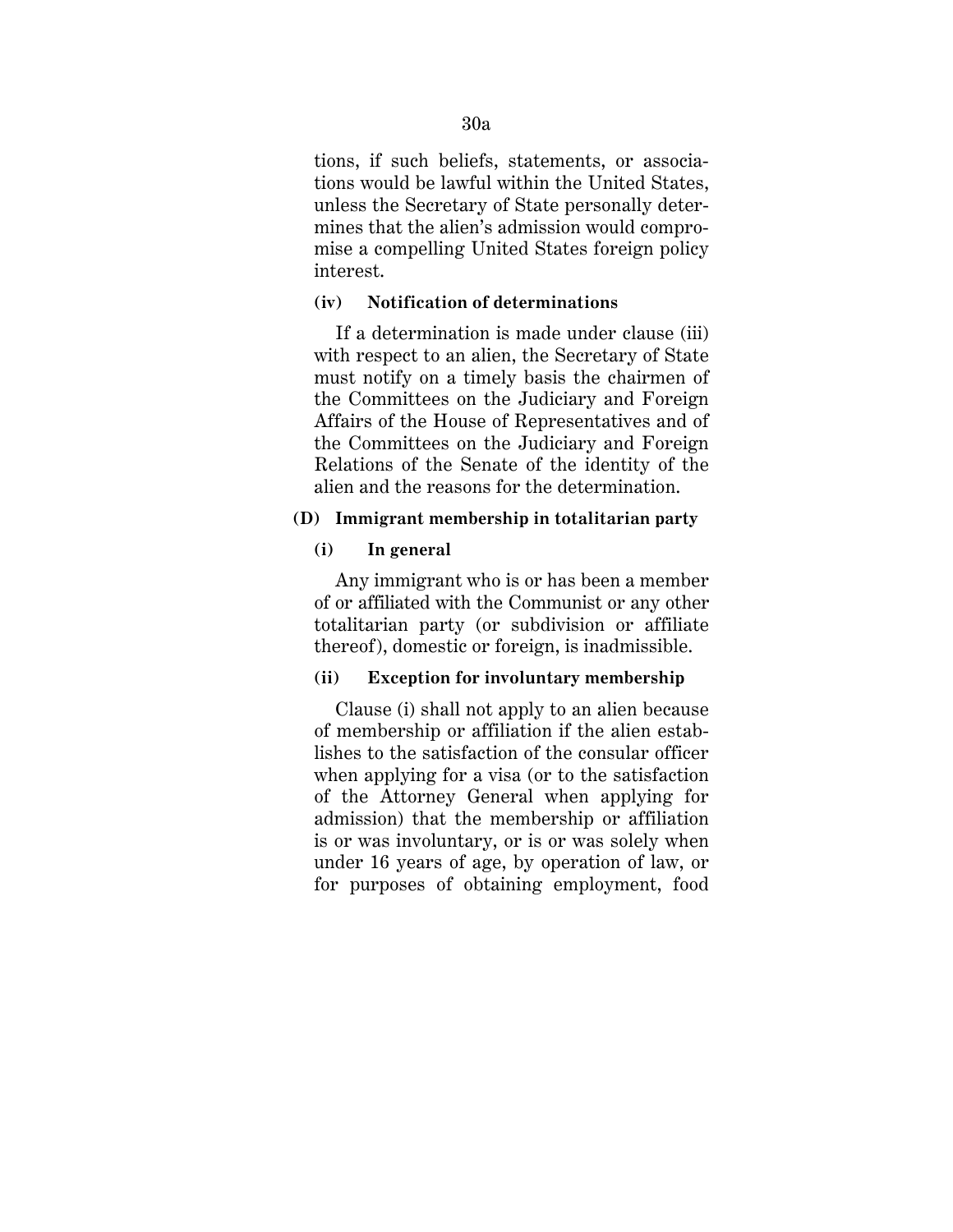tions, if such beliefs, statements, or associations would be lawful within the United States, unless the Secretary of State personally determines that the alien's admission would compromise a compelling United States foreign policy interest.

**(iv) Notification of determinations**

If a determination is made under clause (iii) with respect to an alien, the Secretary of State must notify on a timely basis the chairmen of the Committees on the Judiciary and Foreign Affairs of the House of Representatives and of the Committees on the Judiciary and Foreign Relations of the Senate of the identity of the alien and the reasons for the determination.

**(D) Immigrant membership in totalitarian party**

**(i) In general**

Any immigrant who is or has been a member of or affiliated with the Communist or any other totalitarian party (or subdivision or affiliate thereof), domestic or foreign, is inadmissible.

**(ii) Exception for involuntary membership**

Clause (i) shall not apply to an alien because of membership or affiliation if the alien establishes to the satisfaction of the consular officer when applying for a visa (or to the satisfaction of the Attorney General when applying for admission) that the membership or affiliation is or was involuntary, or is or was solely when under 16 years of age, by operation of law, or for purposes of obtaining employment, food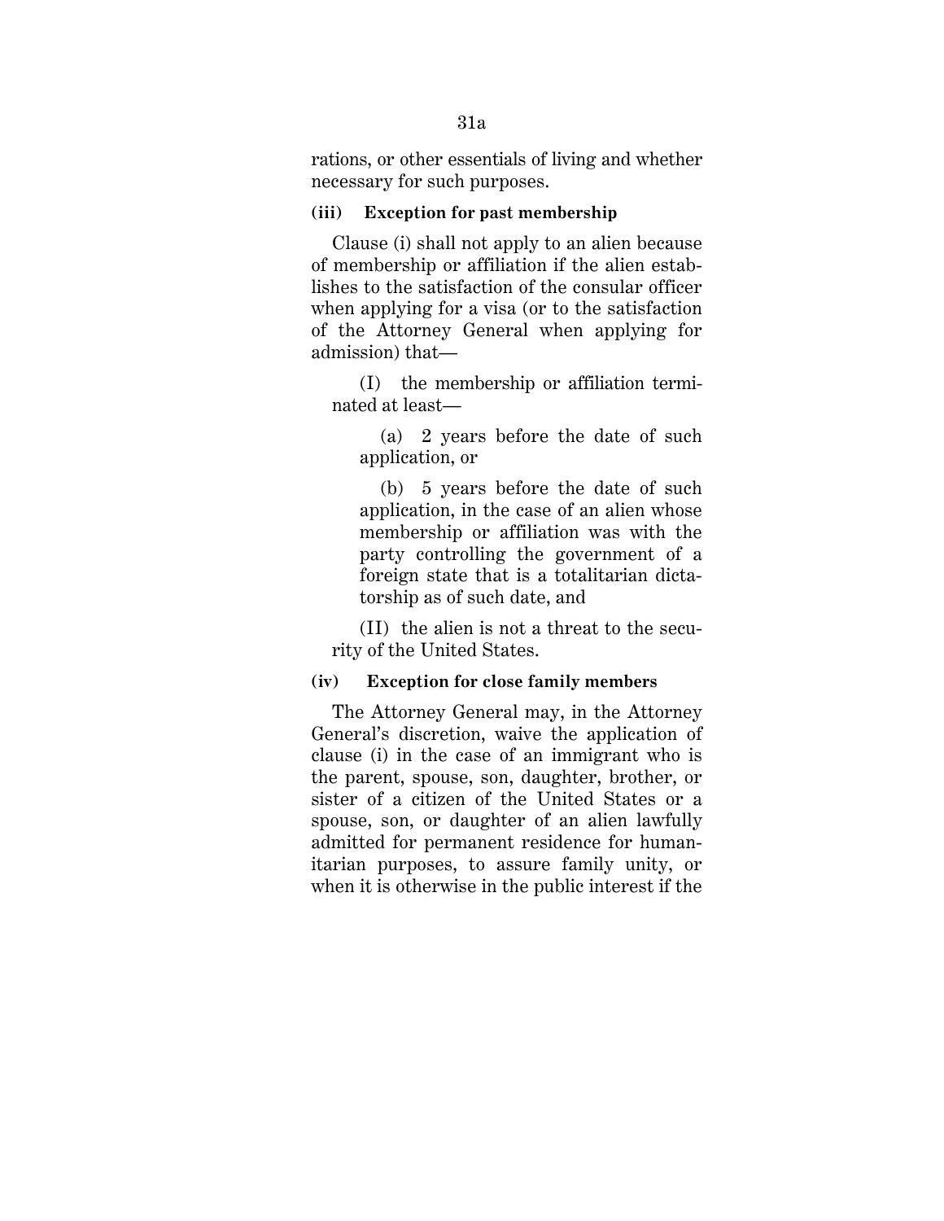rations, or other essentials of living and whether necessary for such purposes.

**(iii) Exception for past membership**

Clause (i) shall not apply to an alien because of membership or affiliation if the alien establishes to the satisfaction of the consular officer when applying for a visa (or to the satisfaction of the Attorney General when applying for admission) that—

(I) the membership or affiliation terminated at least—

(a) 2 years before the date of such application, or

(b) 5 years before the date of such application, in the case of an alien whose membership or affiliation was with the party controlling the government of a foreign state that is a totalitarian dictatorship as of such date, and

(II) the alien is not a threat to the security of the United States.

**(iv) Exception for close family members**

The Attorney General may, in the Attorney General's discretion, waive the application of clause (i) in the case of an immigrant who is the parent, spouse, son, daughter, brother, or sister of a citizen of the United States or a spouse, son, or daughter of an alien lawfully admitted for permanent residence for humanitarian purposes, to assure family unity, or when it is otherwise in the public interest if the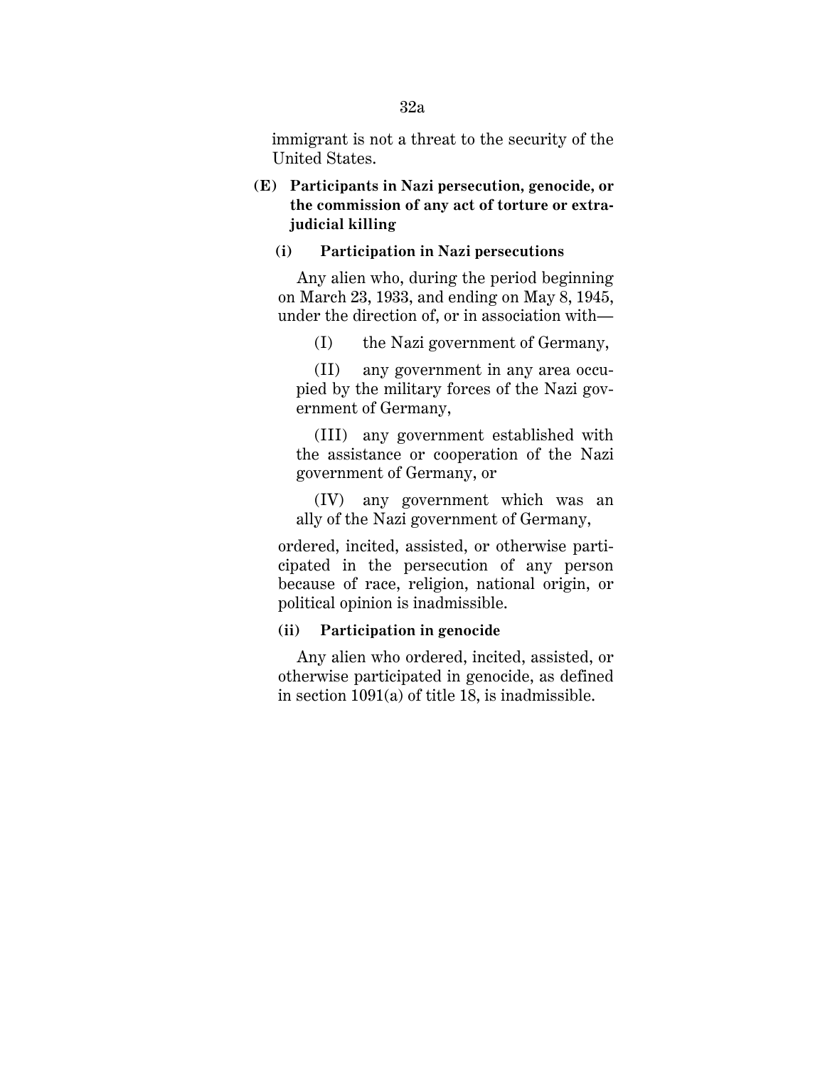immigrant is not a threat to the security of the United States.

**(E) Participants in Nazi persecution, genocide, or the commission of any act of torture or extrajudicial killing**

**(i) Participation in Nazi persecutions**

Any alien who, during the period beginning on March 23, 1933, and ending on May 8, 1945, under the direction of, or in association with—

(I) the Nazi government of Germany,

(II) any government in any area occupied by the military forces of the Nazi government of Germany,

(III) any government established with the assistance or cooperation of the Nazi government of Germany, or

(IV) any government which was an ally of the Nazi government of Germany,

ordered, incited, assisted, or otherwise participated in the persecution of any person because of race, religion, national origin, or political opinion is inadmissible.

**(ii) Participation in genocide**

Any alien who ordered, incited, assisted, or otherwise participated in genocide, as defined in section 1091(a) of title 18, is inadmissible.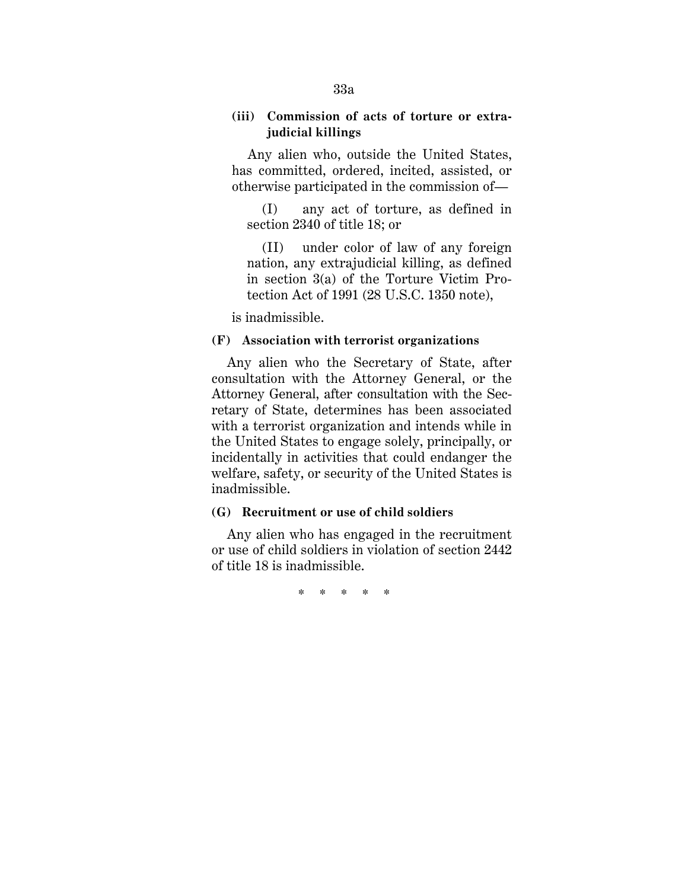**(iii) Commission of acts of torture or extrajudicial killings**

Any alien who, outside the United States, has committed, ordered, incited, assisted, or otherwise participated in the commission of—

(I) any act of torture, as defined in section 2340 of title 18; or

(II) under color of law of any foreign nation, any extrajudicial killing, as defined in section 3(a) of the Torture Victim Protection Act of 1991 (28 U.S.C. 1350 note),

is inadmissible.

**(F) Association with terrorist organizations**

Any alien who the Secretary of State, after consultation with the Attorney General, or the Attorney General, after consultation with the Secretary of State, determines has been associated with a terrorist organization and intends while in the United States to engage solely, principally, or incidentally in activities that could endanger the welfare, safety, or security of the United States is inadmissible.

**(G) Recruitment or use of child soldiers**

Any alien who has engaged in the recruitment or use of child soldiers in violation of section 2442 of title 18 is inadmissible.

\* \* \* \* \*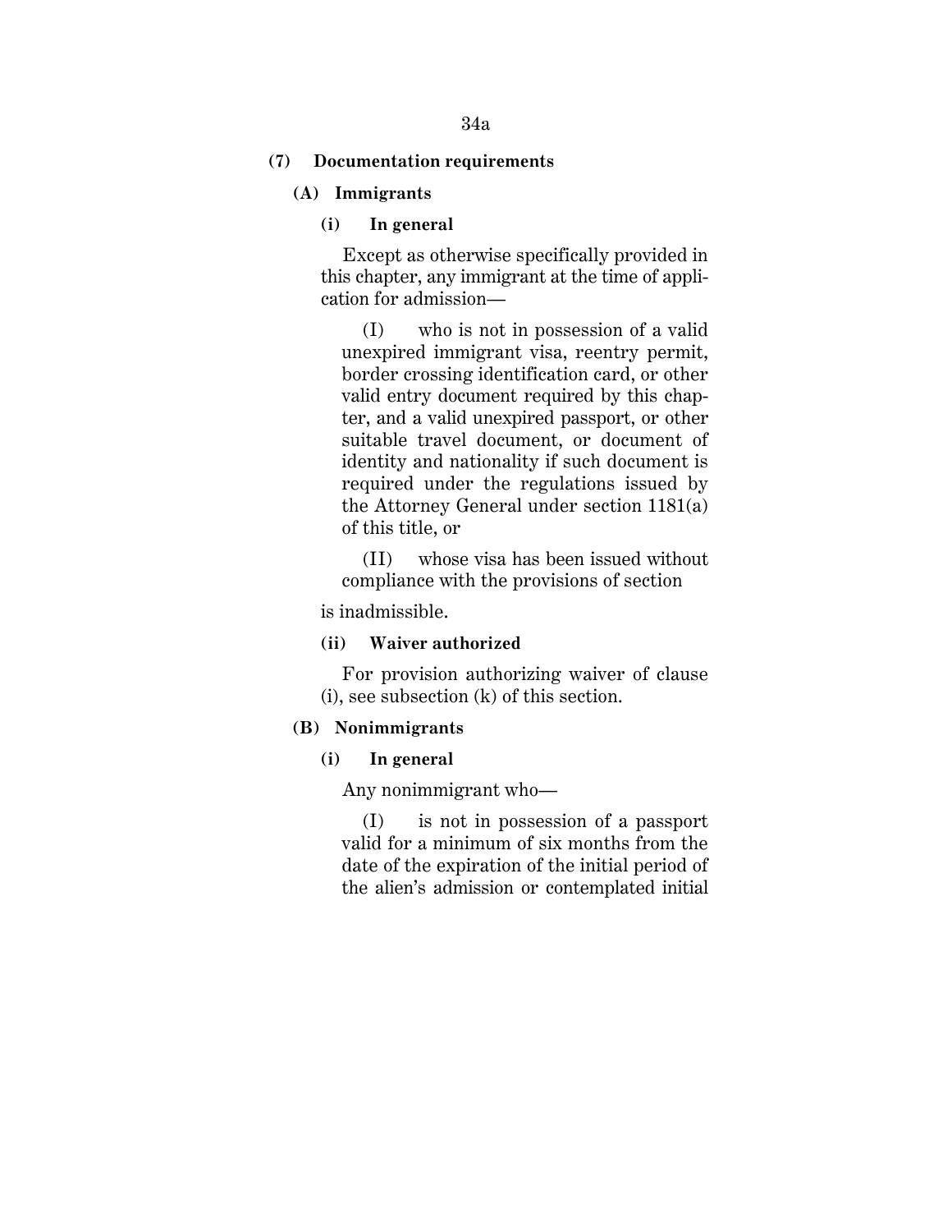**(7) Documentation requirements**

**(A) Immigrants**

**(i) In general**

Except as otherwise specifically provided in this chapter, any immigrant at the time of application for admission—

(I) who is not in possession of a valid unexpired immigrant visa, reentry permit, border crossing identification card, or other valid entry document required by this chapter, and a valid unexpired passport, or other suitable travel document, or document of identity and nationality if such document is required under the regulations issued by the Attorney General under section 1181(a) of this title, or

(II) whose visa has been issued without compliance with the provisions of section

is inadmissible.

**(ii) Waiver authorized**

For provision authorizing waiver of clause (i), see subsection (k) of this section.

**(B) Nonimmigrants**

**(i) In general**

Any nonimmigrant who—

(I) is not in possession of a passport valid for a minimum of six months from the date of the expiration of the initial period of the alien's admission or contemplated initial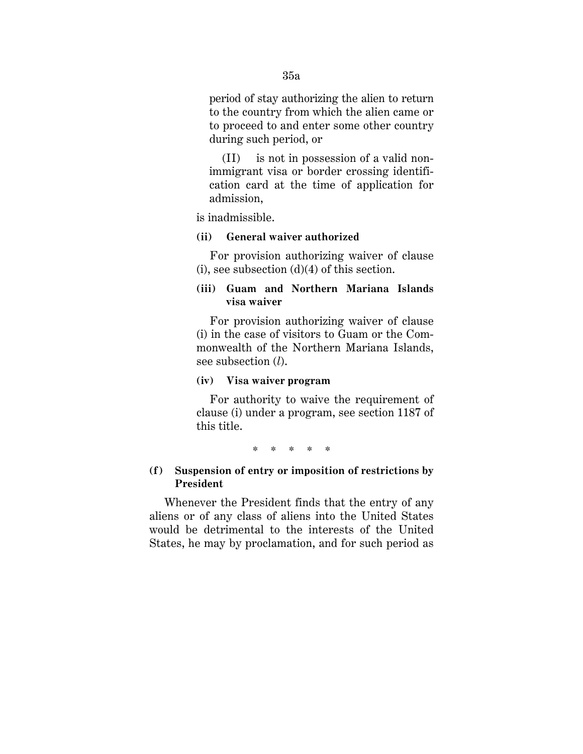period of stay authorizing the alien to return to the country from which the alien came or to proceed to and enter some other country during such period, or

(II) is not in possession of a valid nonimmigrant visa or border crossing identification card at the time of application for admission,

is inadmissible.

**(ii) General waiver authorized**

For provision authorizing waiver of clause (i), see subsection (d)(4) of this section.

**(iii) Guam and Northern Mariana Islands visa waiver**

For provision authorizing waiver of clause (i) in the case of visitors to Guam or the Commonwealth of the Northern Mariana Islands, see subsection (*l*).

**(iv) Visa waiver program**

For authority to waive the requirement of clause (i) under a program, see section 1187 of this title.

\* \* \* \* \*

**(f) Suspension of entry or imposition of restrictions by President**

Whenever the President finds that the entry of any aliens or of any class of aliens into the United States would be detrimental to the interests of the United States, he may by proclamation, and for such period as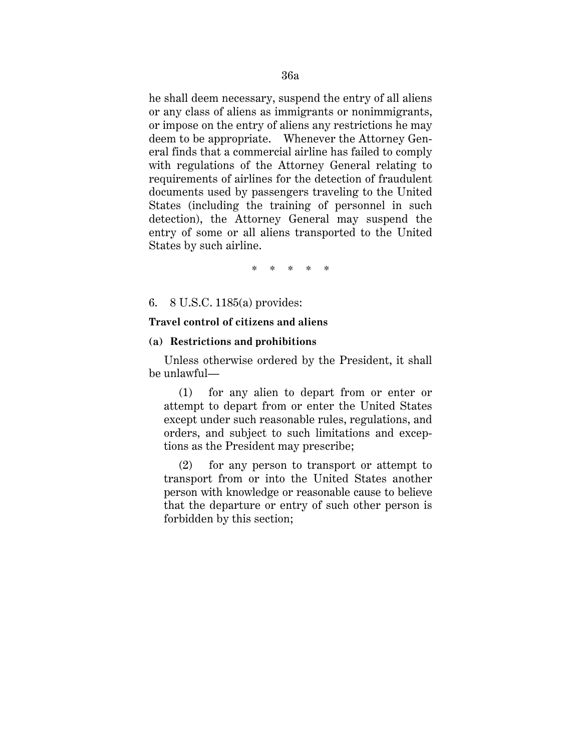he shall deem necessary, suspend the entry of all aliens or any class of aliens as immigrants or nonimmigrants, or impose on the entry of aliens any restrictions he may deem to be appropriate. Whenever the Attorney General finds that a commercial airline has failed to comply with regulations of the Attorney General relating to requirements of airlines for the detection of fraudulent documents used by passengers traveling to the United States (including the training of personnel in such detection), the Attorney General may suspend the entry of some or all aliens transported to the United States by such airline.

\* \* \* \* \*

6. 8 U.S.C. 1185(a) provides:

**Travel control of citizens and aliens**

**(a) Restrictions and prohibitions**

Unless otherwise ordered by the President, it shall be unlawful—

(1) for any alien to depart from or enter or attempt to depart from or enter the United States except under such reasonable rules, regulations, and orders, and subject to such limitations and exceptions as the President may prescribe;

(2) for any person to transport or attempt to transport from or into the United States another person with knowledge or reasonable cause to believe that the departure or entry of such other person is forbidden by this section;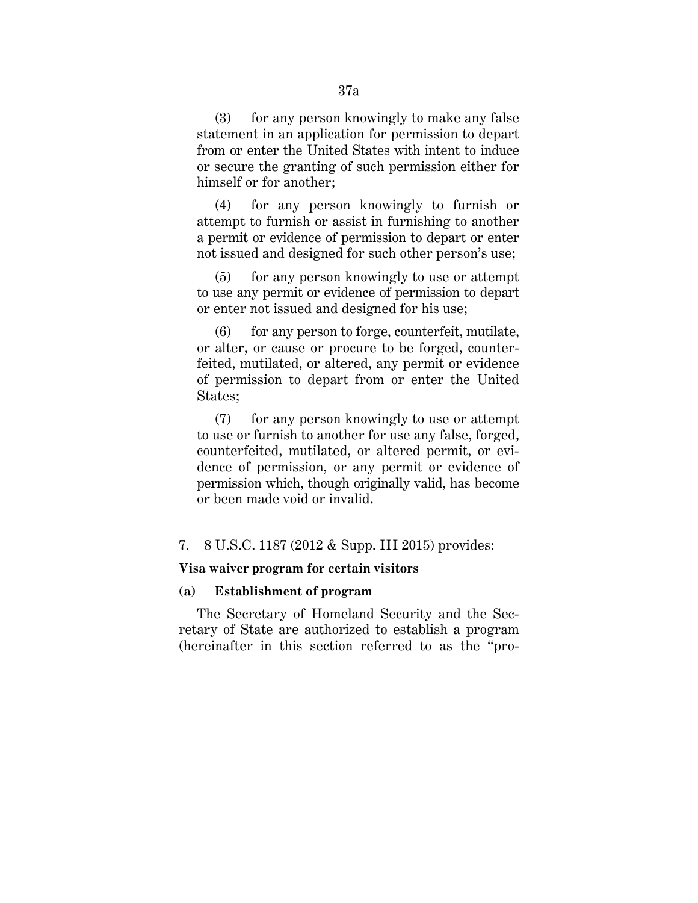(3) for any person knowingly to make any false statement in an application for permission to depart from or enter the United States with intent to induce or secure the granting of such permission either for himself or for another;

(4) for any person knowingly to furnish or attempt to furnish or assist in furnishing to another a permit or evidence of permission to depart or enter not issued and designed for such other person's use;

(5) for any person knowingly to use or attempt to use any permit or evidence of permission to depart or enter not issued and designed for his use;

(6) for any person to forge, counterfeit, mutilate, or alter, or cause or procure to be forged, counterfeited, mutilated, or altered, any permit or evidence of permission to depart from or enter the United States;

(7) for any person knowingly to use or attempt to use or furnish to another for use any false, forged, counterfeited, mutilated, or altered permit, or evidence of permission, or any permit or evidence of permission which, though originally valid, has become or been made void or invalid.

7. 8 U.S.C. 1187 (2012 & Supp. III 2015) provides:

**Visa waiver program for certain visitors**

**(a) Establishment of program**

The Secretary of Homeland Security and the Secretary of State are authorized to establish a program (hereinafter in this section referred to as the "pro-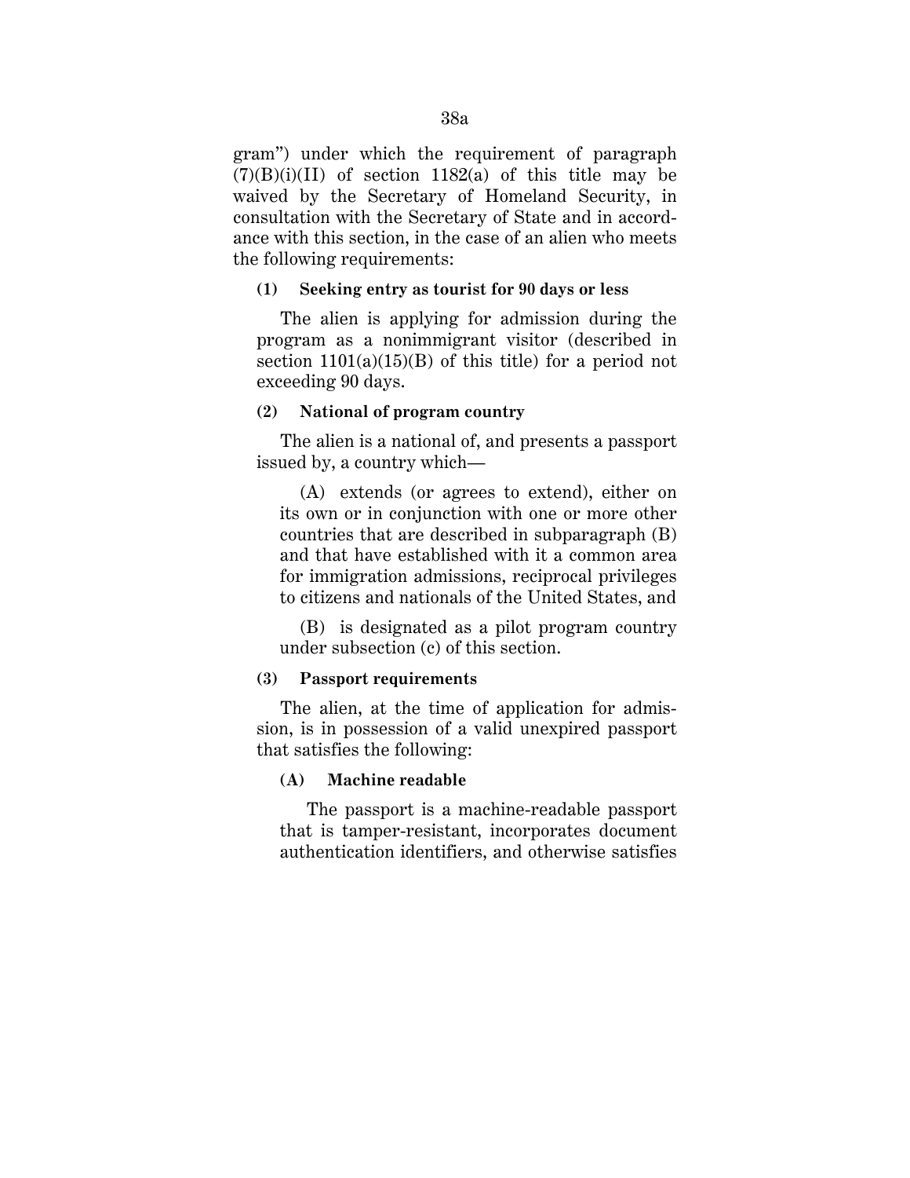gram") under which the requirement of paragraph (7)(B)(i)(II) of section 1182(a) of this title may be waived by the Secretary of Homeland Security, in consultation with the Secretary of State and in accordance with this section, in the case of an alien who meets the following requirements:

**(1) Seeking entry as tourist for 90 days or less**

The alien is applying for admission during the program as a nonimmigrant visitor (described in section 1101(a)(15)(B) of this title) for a period not exceeding 90 days.

**(2) National of program country**

The alien is a national of, and presents a passport issued by, a country which—

(A) extends (or agrees to extend), either on its own or in conjunction with one or more other countries that are described in subparagraph (B) and that have established with it a common area for immigration admissions, reciprocal privileges to citizens and nationals of the United States, and

(B) is designated as a pilot program country under subsection (c) of this section.

**(3) Passport requirements**

The alien, at the time of application for admission, is in possession of a valid unexpired passport that satisfies the following:

**(A) Machine readable**

The passport is a machine-readable passport that is tamper-resistant, incorporates document authentication identifiers, and otherwise satisfies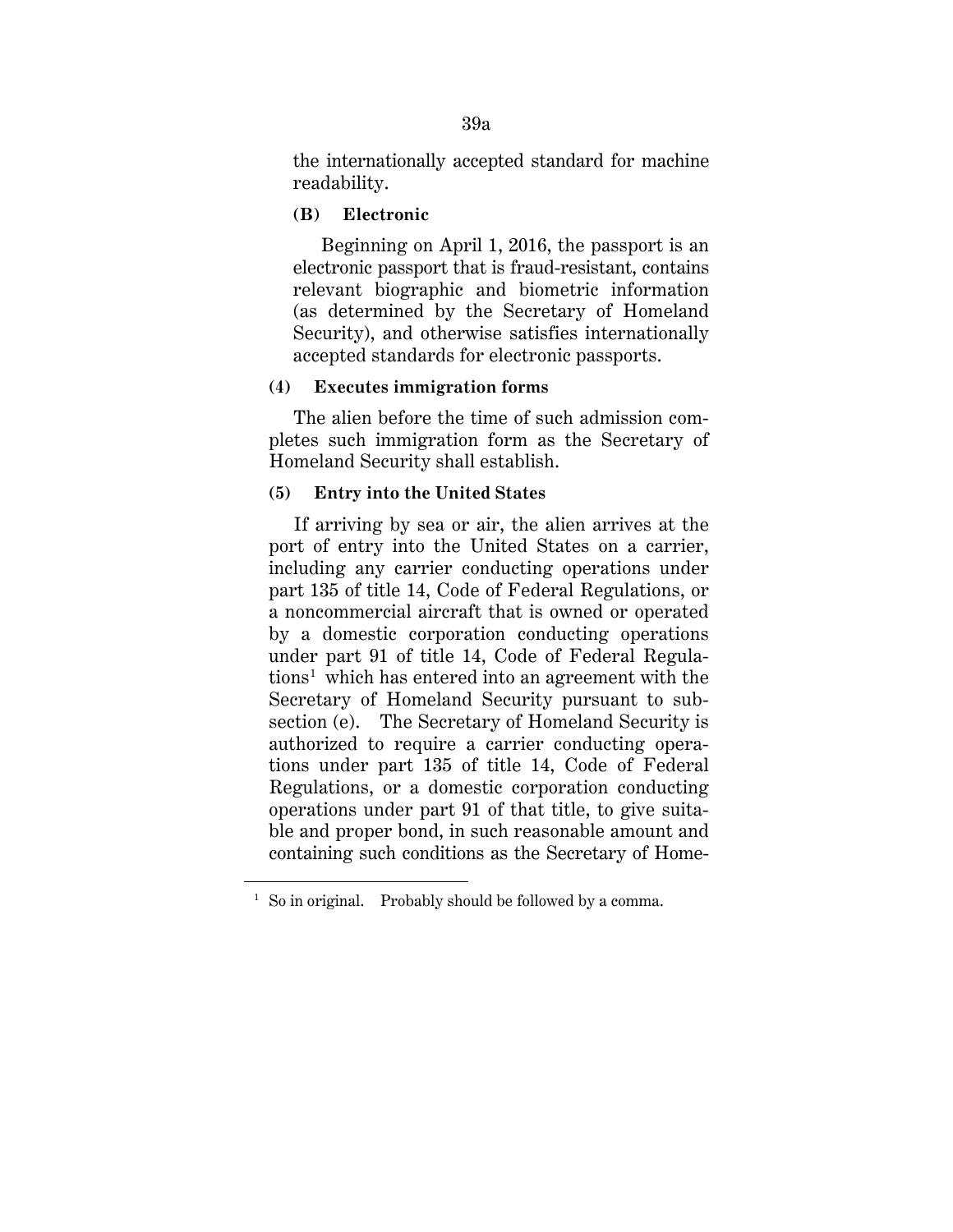the internationally accepted standard for machine readability.

**(B) Electronic**

Beginning on April 1, 2016, the passport is an electronic passport that is fraud-resistant, contains relevant biographic and biometric information (as determined by the Secretary of Homeland Security), and otherwise satisfies internationally accepted standards for electronic passports.

**(4) Executes immigration forms**

The alien before the time of such admission completes such immigration form as the Secretary of Homeland Security shall establish.

**(5) Entry into the United States**

If arriving by sea or air, the alien arrives at the port of entry into the United States on a carrier, including any carrier conducting operations under part 135 of title 14, Code of Federal Regulations, or a noncommercial aircraft that is owned or operated by a domestic corporation conducting operations under part 91 of title 14, Code of Federal Regulations[1] which has entered into an agreement with the Secretary of Homeland Security pursuant to subsection (e). The Secretary of Homeland Security is authorized to require a carrier conducting operations under part 135 of title 14, Code of Federal Regulations, or a domestic corporation conducting operations under part 91 of that title, to give suitable and proper bond, in such reasonable amount and containing such conditions as the Secretary of Home-

[1] So in original. Probably should be followed by a comma.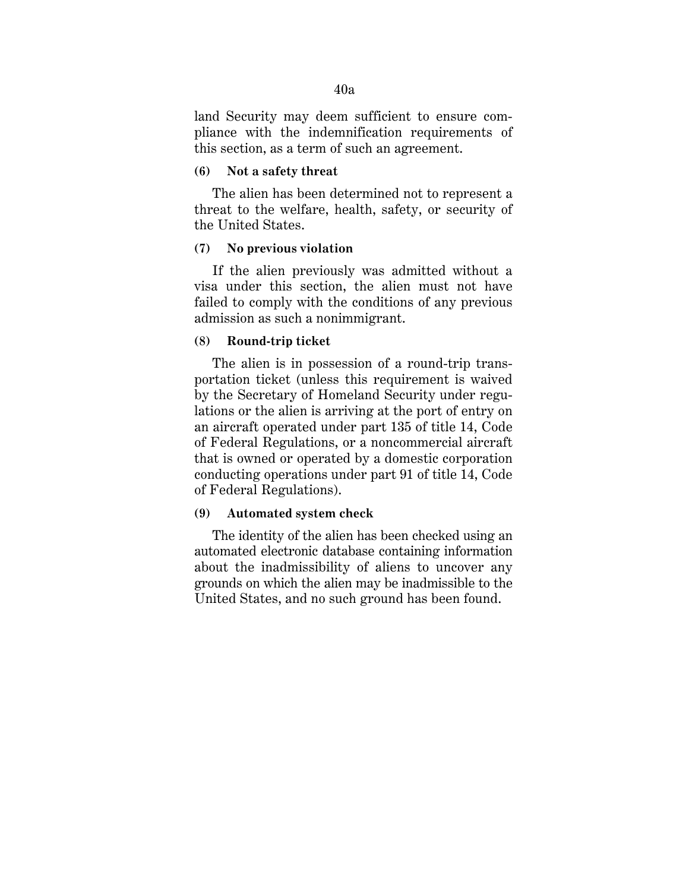land Security may deem sufficient to ensure compliance with the indemnification requirements of this section, as a term of such an agreement.

**(6) Not a safety threat**

The alien has been determined not to represent a threat to the welfare, health, safety, or security of the United States.

**(7) No previous violation**

If the alien previously was admitted without a visa under this section, the alien must not have failed to comply with the conditions of any previous admission as such a nonimmigrant.

**(8) Round-trip ticket**

The alien is in possession of a round-trip transportation ticket (unless this requirement is waived by the Secretary of Homeland Security under regulations or the alien is arriving at the port of entry on an aircraft operated under part 135 of title 14, Code of Federal Regulations, or a noncommercial aircraft that is owned or operated by a domestic corporation conducting operations under part 91 of title 14, Code of Federal Regulations).

**(9) Automated system check**

The identity of the alien has been checked using an automated electronic database containing information about the inadmissibility of aliens to uncover any grounds on which the alien may be inadmissible to the United States, and no such ground has been found.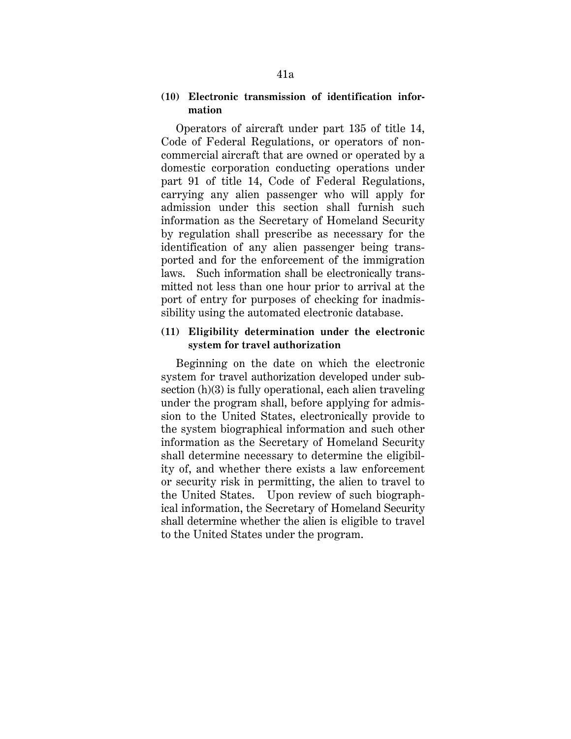**(10) Electronic transmission of identification information**

Operators of aircraft under part 135 of title 14, Code of Federal Regulations, or operators of noncommercial aircraft that are owned or operated by a domestic corporation conducting operations under part 91 of title 14, Code of Federal Regulations, carrying any alien passenger who will apply for admission under this section shall furnish such information as the Secretary of Homeland Security by regulation shall prescribe as necessary for the identification of any alien passenger being transported and for the enforcement of the immigration laws. Such information shall be electronically transmitted not less than one hour prior to arrival at the port of entry for purposes of checking for inadmissibility using the automated electronic database.

**(11) Eligibility determination under the electronic system for travel authorization**

Beginning on the date on which the electronic system for travel authorization developed under subsection (h)(3) is fully operational, each alien traveling under the program shall, before applying for admission to the United States, electronically provide to the system biographical information and such other information as the Secretary of Homeland Security shall determine necessary to determine the eligibility of, and whether there exists a law enforcement or security risk in permitting, the alien to travel to the United States. Upon review of such biographical information, the Secretary of Homeland Security shall determine whether the alien is eligible to travel to the United States under the program.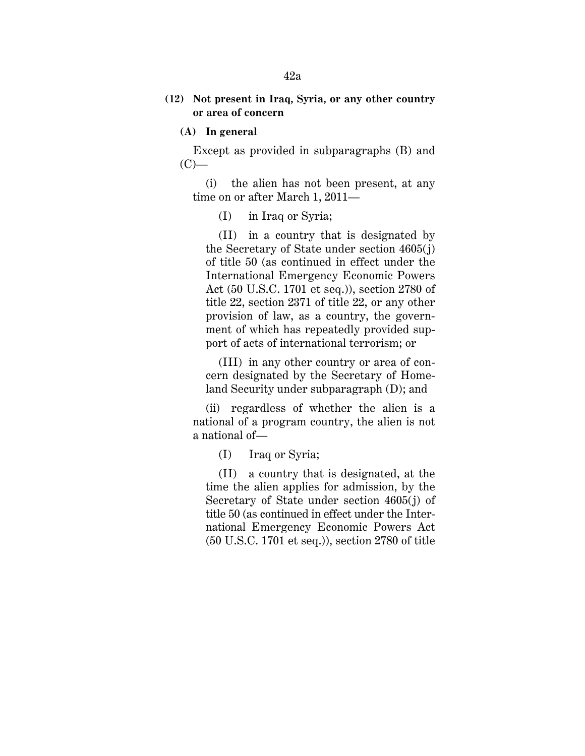**(12) Not present in Iraq, Syria, or any other country or area of concern**

**(A) In general**

Except as provided in subparagraphs (B) and (C)—

(i) the alien has not been present, at any time on or after March 1, 2011—

(I) in Iraq or Syria;

(II) in a country that is designated by the Secretary of State under section 4605(j) of title 50 (as continued in effect under the International Emergency Economic Powers Act (50 U.S.C. 1701 et seq.)), section 2780 of title 22, section 2371 of title 22, or any other provision of law, as a country, the government of which has repeatedly provided support of acts of international terrorism; or

(III) in any other country or area of concern designated by the Secretary of Homeland Security under subparagraph (D); and

(ii) regardless of whether the alien is a national of a program country, the alien is not a national of—

(I) Iraq or Syria;

(II) a country that is designated, at the time the alien applies for admission, by the Secretary of State under section 4605(j) of title 50 (as continued in effect under the International Emergency Economic Powers Act (50 U.S.C. 1701 et seq.)), section 2780 of title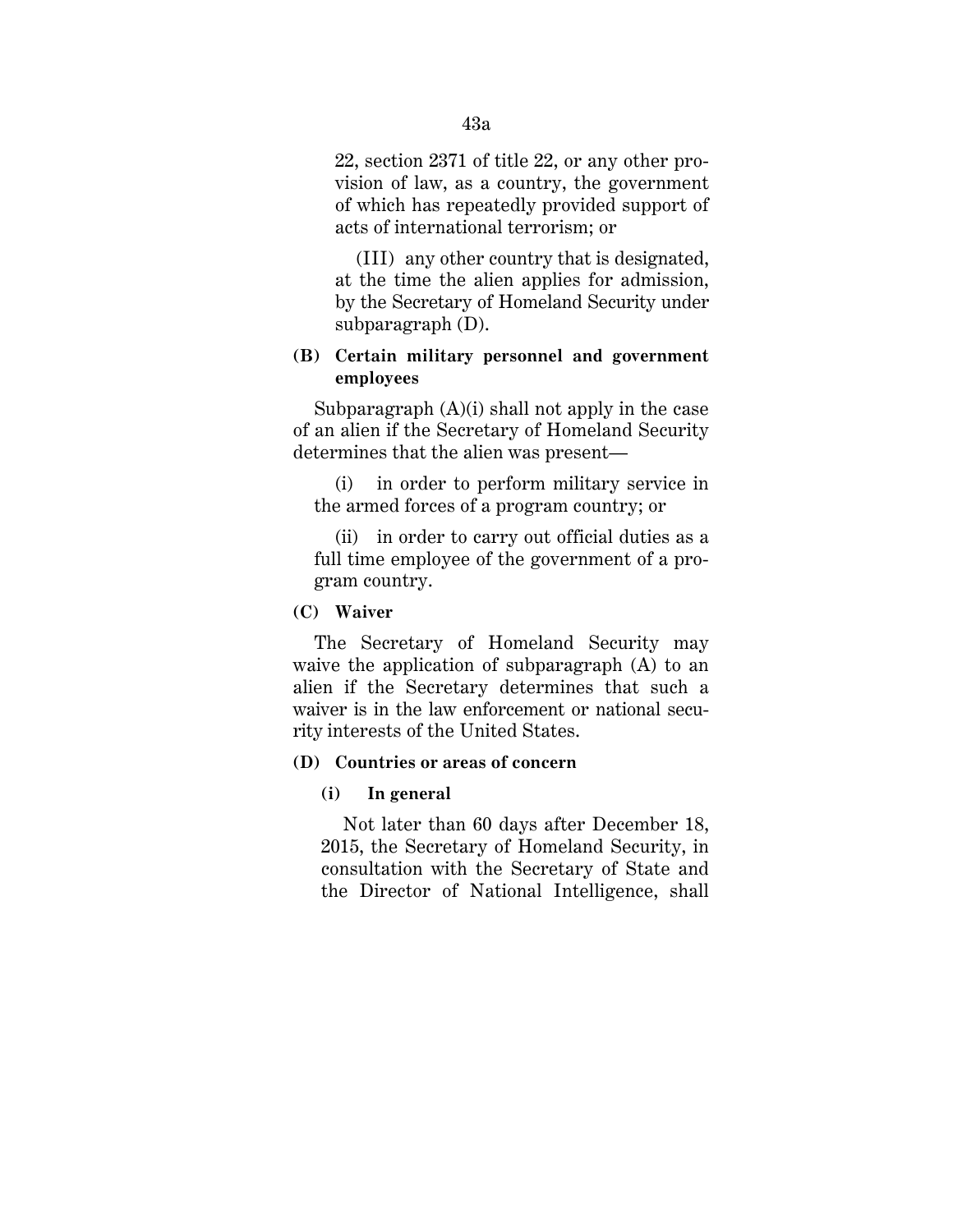22, section 2371 of title 22, or any other provision of law, as a country, the government of which has repeatedly provided support of acts of international terrorism; or

(III) any other country that is designated, at the time the alien applies for admission, by the Secretary of Homeland Security under subparagraph (D).

**(B) Certain military personnel and government employees**

Subparagraph (A)(i) shall not apply in the case of an alien if the Secretary of Homeland Security determines that the alien was present—

(i) in order to perform military service in the armed forces of a program country; or

(ii) in order to carry out official duties as a full time employee of the government of a program country.

**(C) Waiver**

The Secretary of Homeland Security may waive the application of subparagraph (A) to an alien if the Secretary determines that such a waiver is in the law enforcement or national security interests of the United States.

**(D) Countries or areas of concern**

**(i) In general**

Not later than 60 days after December 18, 2015, the Secretary of Homeland Security, in consultation with the Secretary of State and the Director of National Intelligence, shall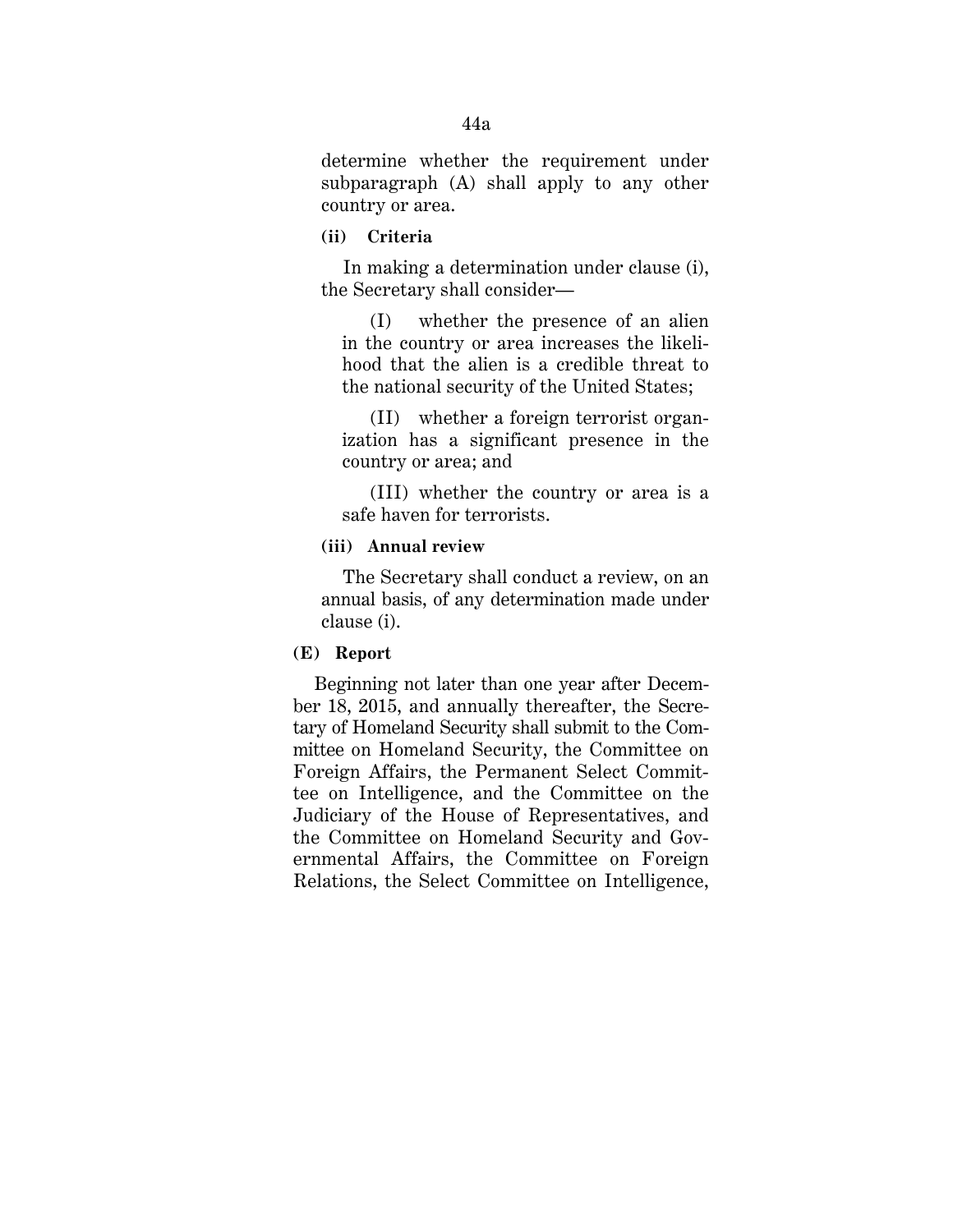determine whether the requirement under subparagraph (A) shall apply to any other country or area.

**(ii) Criteria**

In making a determination under clause (i), the Secretary shall consider—

(I) whether the presence of an alien in the country or area increases the likelihood that the alien is a credible threat to the national security of the United States;

(II) whether a foreign terrorist organization has a significant presence in the country or area; and

(III) whether the country or area is a safe haven for terrorists.

**(iii) Annual review**

The Secretary shall conduct a review, on an annual basis, of any determination made under clause (i).

**(E) Report**

Beginning not later than one year after December 18, 2015, and annually thereafter, the Secretary of Homeland Security shall submit to the Committee on Homeland Security, the Committee on Foreign Affairs, the Permanent Select Committee on Intelligence, and the Committee on the Judiciary of the House of Representatives, and the Committee on Homeland Security and Governmental Affairs, the Committee on Foreign Relations, the Select Committee on Intelligence,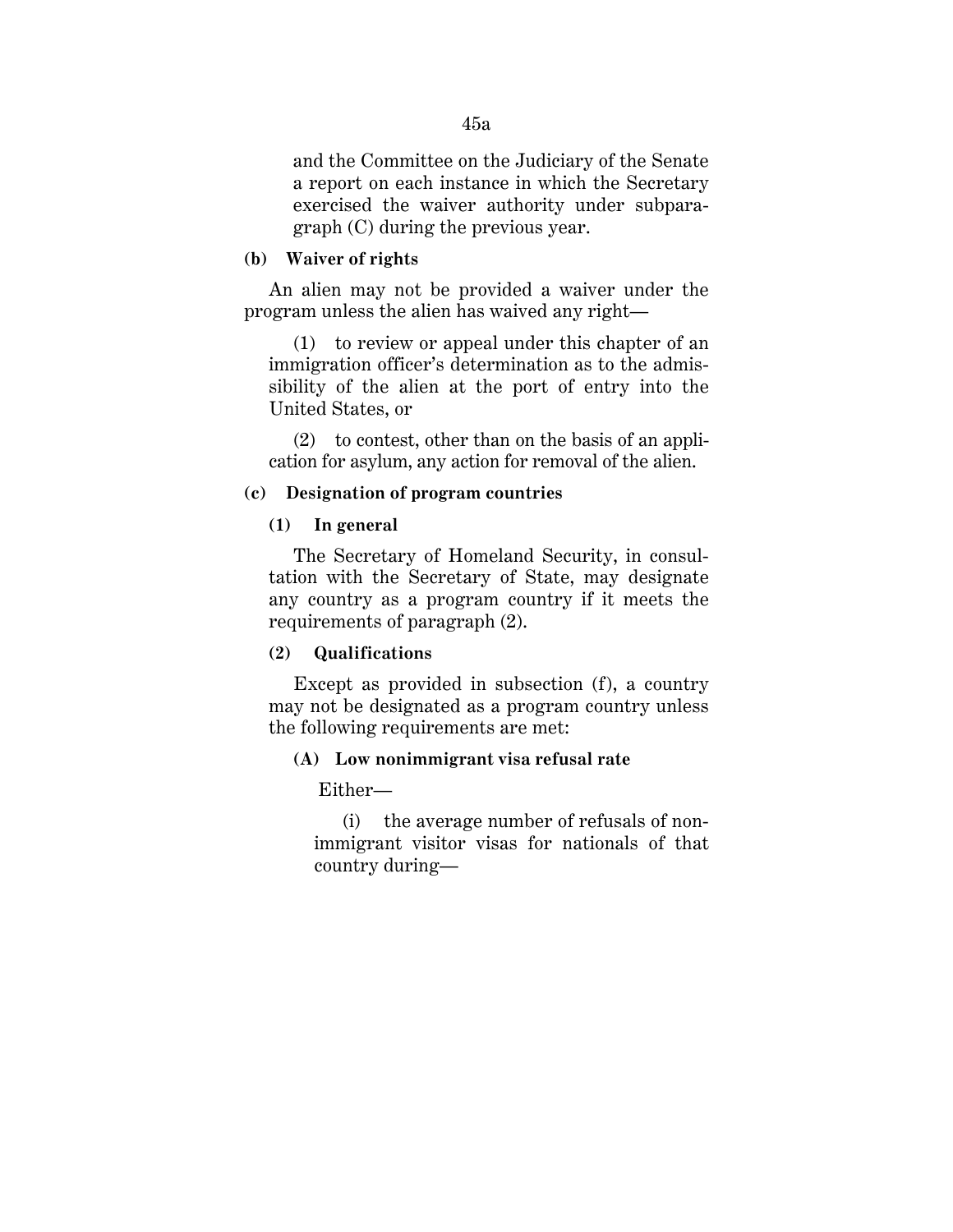and the Committee on the Judiciary of the Senate a report on each instance in which the Secretary exercised the waiver authority under subparagraph (C) during the previous year.

**(b) Waiver of rights**

An alien may not be provided a waiver under the program unless the alien has waived any right—

(1) to review or appeal under this chapter of an immigration officer's determination as to the admissibility of the alien at the port of entry into the United States, or

(2) to contest, other than on the basis of an application for asylum, any action for removal of the alien.

**(c) Designation of program countries**

**(1) In general**

The Secretary of Homeland Security, in consultation with the Secretary of State, may designate any country as a program country if it meets the requirements of paragraph (2).

**(2) Qualifications**

Except as provided in subsection (f), a country may not be designated as a program country unless the following requirements are met:

**(A) Low nonimmigrant visa refusal rate**

Either—

(i) the average number of refusals of nonimmigrant visitor visas for nationals of that country during—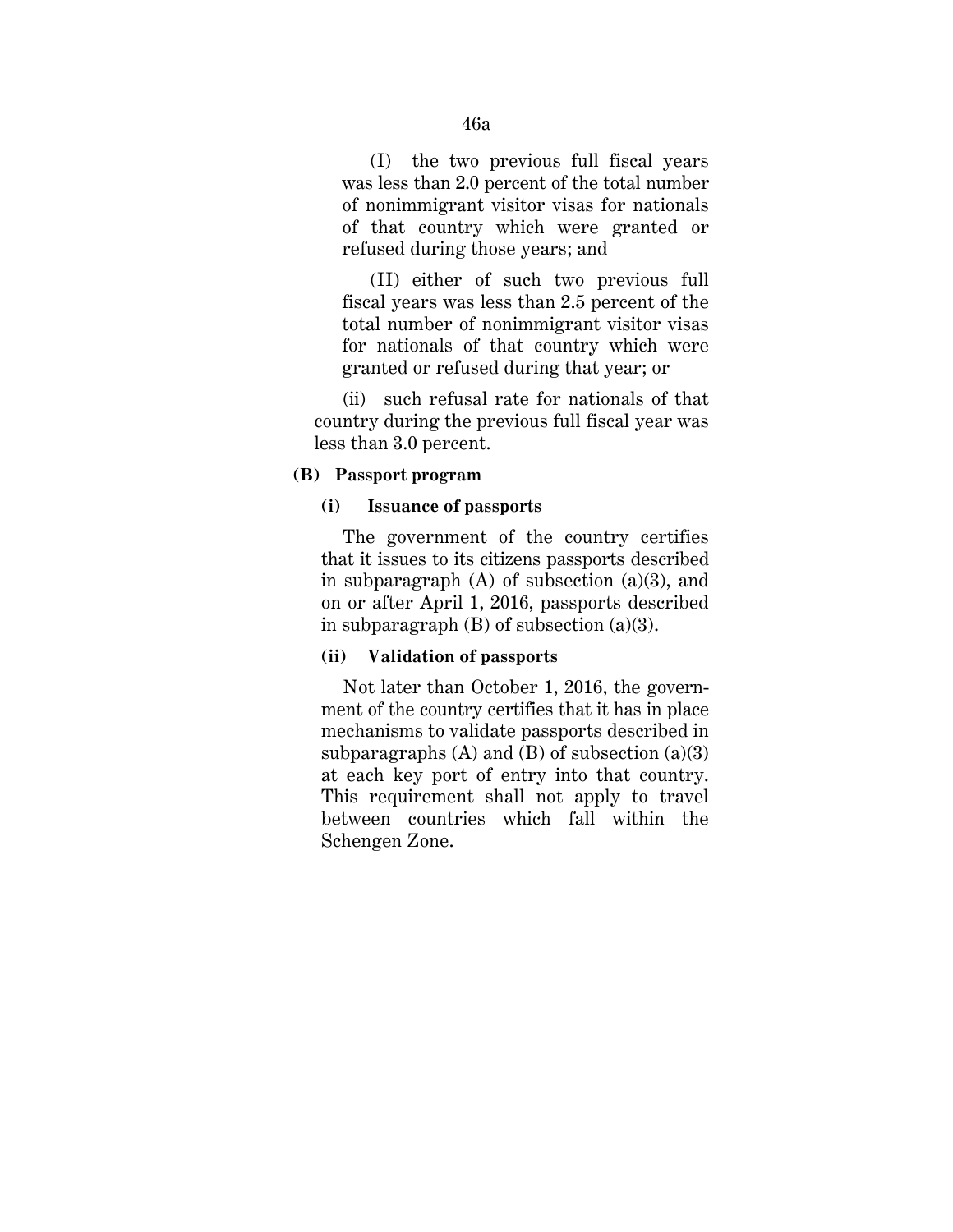(I) the two previous full fiscal years was less than 2.0 percent of the total number of nonimmigrant visitor visas for nationals of that country which were granted or refused during those years; and

(II) either of such two previous full fiscal years was less than 2.5 percent of the total number of nonimmigrant visitor visas for nationals of that country which were granted or refused during that year; or

(ii) such refusal rate for nationals of that country during the previous full fiscal year was less than 3.0 percent.

**(B) Passport program**

**(i) Issuance of passports**

The government of the country certifies that it issues to its citizens passports described in subparagraph (A) of subsection (a)(3), and on or after April 1, 2016, passports described in subparagraph (B) of subsection (a)(3).

**(ii) Validation of passports**

Not later than October 1, 2016, the government of the country certifies that it has in place mechanisms to validate passports described in subparagraphs (A) and (B) of subsection (a)(3) at each key port of entry into that country. This requirement shall not apply to travel between countries which fall within the Schengen Zone.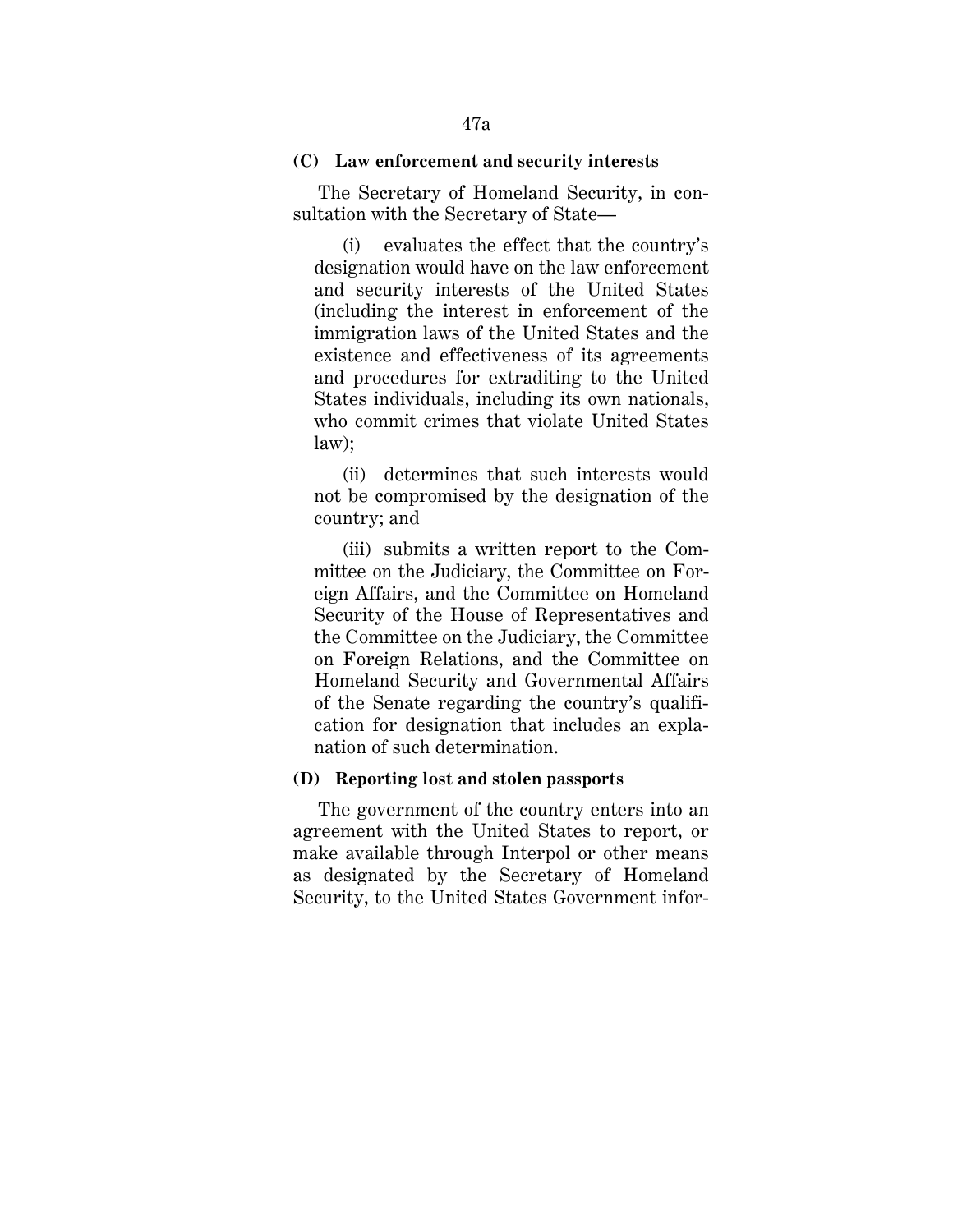**(C) Law enforcement and security interests**

The Secretary of Homeland Security, in consultation with the Secretary of State—

(i) evaluates the effect that the country's designation would have on the law enforcement and security interests of the United States (including the interest in enforcement of the immigration laws of the United States and the existence and effectiveness of its agreements and procedures for extraditing to the United States individuals, including its own nationals, who commit crimes that violate United States law);

(ii) determines that such interests would not be compromised by the designation of the country; and

(iii) submits a written report to the Committee on the Judiciary, the Committee on Foreign Affairs, and the Committee on Homeland Security of the House of Representatives and the Committee on the Judiciary, the Committee on Foreign Relations, and the Committee on Homeland Security and Governmental Affairs of the Senate regarding the country's qualification for designation that includes an explanation of such determination.

**(D) Reporting lost and stolen passports**

The government of the country enters into an agreement with the United States to report, or make available through Interpol or other means as designated by the Secretary of Homeland Security, to the United States Government infor-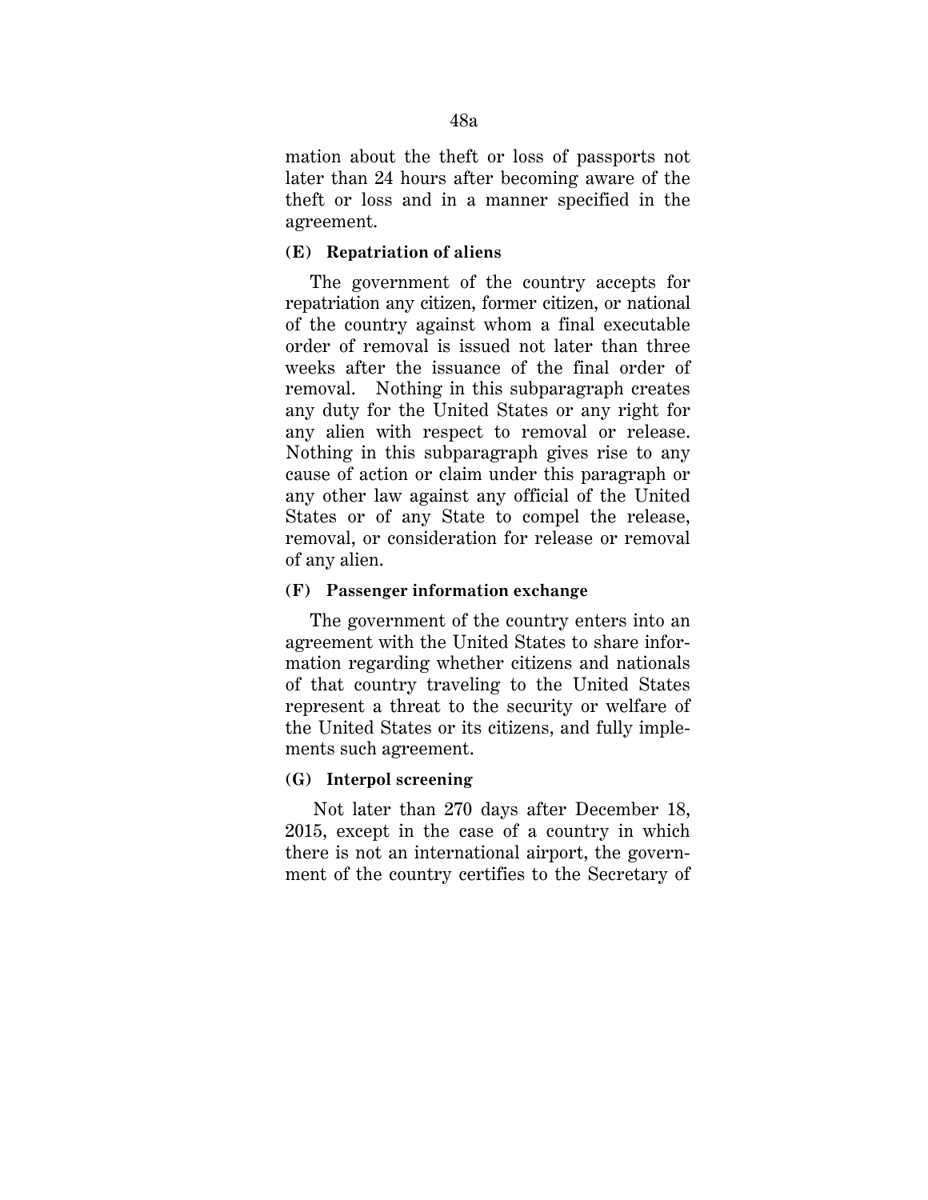mation about the theft or loss of passports not later than 24 hours after becoming aware of the theft or loss and in a manner specified in the agreement.

**(E) Repatriation of aliens**

The government of the country accepts for repatriation any citizen, former citizen, or national of the country against whom a final executable order of removal is issued not later than three weeks after the issuance of the final order of removal. Nothing in this subparagraph creates any duty for the United States or any right for any alien with respect to removal or release. Nothing in this subparagraph gives rise to any cause of action or claim under this paragraph or any other law against any official of the United States or of any State to compel the release, removal, or consideration for release or removal of any alien.

**(F) Passenger information exchange**

The government of the country enters into an agreement with the United States to share information regarding whether citizens and nationals of that country traveling to the United States represent a threat to the security or welfare of the United States or its citizens, and fully implements such agreement.

**(G) Interpol screening**

Not later than 270 days after December 18, 2015, except in the case of a country in which there is not an international airport, the government of the country certifies to the Secretary of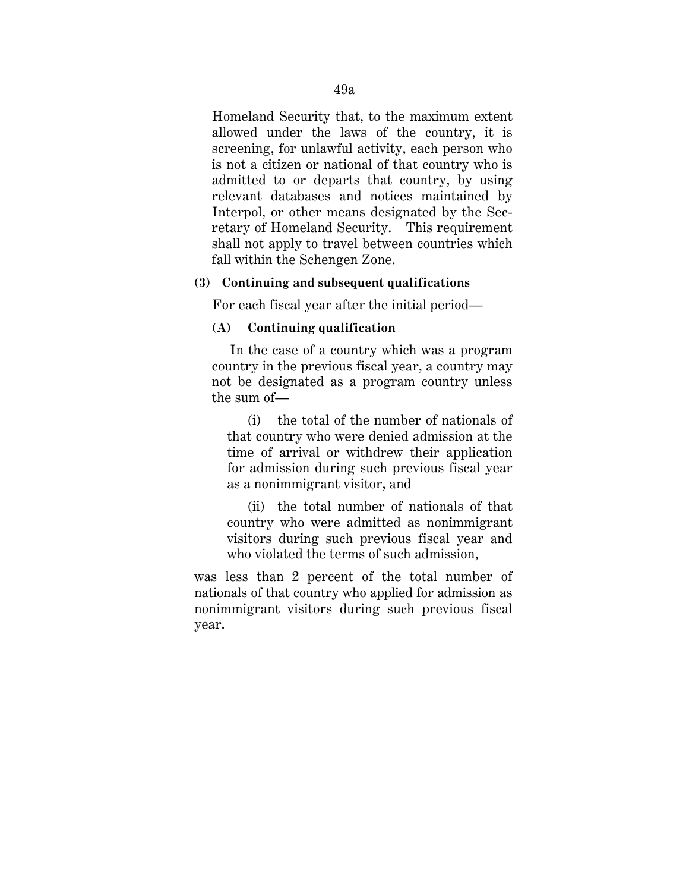Homeland Security that, to the maximum extent allowed under the laws of the country, it is screening, for unlawful activity, each person who is not a citizen or national of that country who is admitted to or departs that country, by using relevant databases and notices maintained by Interpol, or other means designated by the Secretary of Homeland Security. This requirement shall not apply to travel between countries which fall within the Schengen Zone.

**(3) Continuing and subsequent qualifications**

For each fiscal year after the initial period—

**(A) Continuing qualification**

In the case of a country which was a program country in the previous fiscal year, a country may not be designated as a program country unless the sum of—

(i) the total of the number of nationals of that country who were denied admission at the time of arrival or withdrew their application for admission during such previous fiscal year as a nonimmigrant visitor, and

(ii) the total number of nationals of that country who were admitted as nonimmigrant visitors during such previous fiscal year and who violated the terms of such admission,

was less than 2 percent of the total number of nationals of that country who applied for admission as nonimmigrant visitors during such previous fiscal year.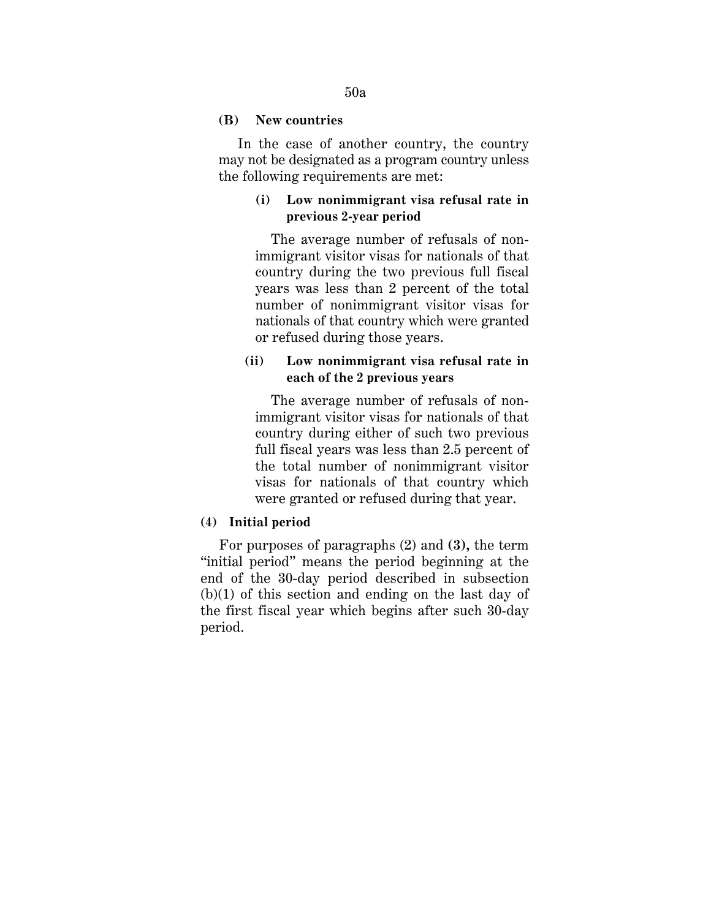**(B) New countries**

In the case of another country, the country may not be designated as a program country unless the following requirements are met:

> **(i) Low nonimmigrant visa refusal rate in previous 2-year period**
>
> The average number of refusals of nonimmigrant visitor visas for nationals of that country during the two previous full fiscal years was less than 2 percent of the total number of nonimmigrant visitor visas for nationals of that country which were granted or refused during those years.
>
> **(ii) Low nonimmigrant visa refusal rate in each of the 2 previous years**
>
> The average number of refusals of nonimmigrant visitor visas for nationals of that country during either of such two previous full fiscal years was less than 2.5 percent of the total number of nonimmigrant visitor visas for nationals of that country which were granted or refused during that year.

**(4) Initial period**

For purposes of paragraphs (2) and **(3),** the term "initial period" means the period beginning at the end of the 30-day period described in subsection (b)(1) of this section and ending on the last day of the first fiscal year which begins after such 30-day period.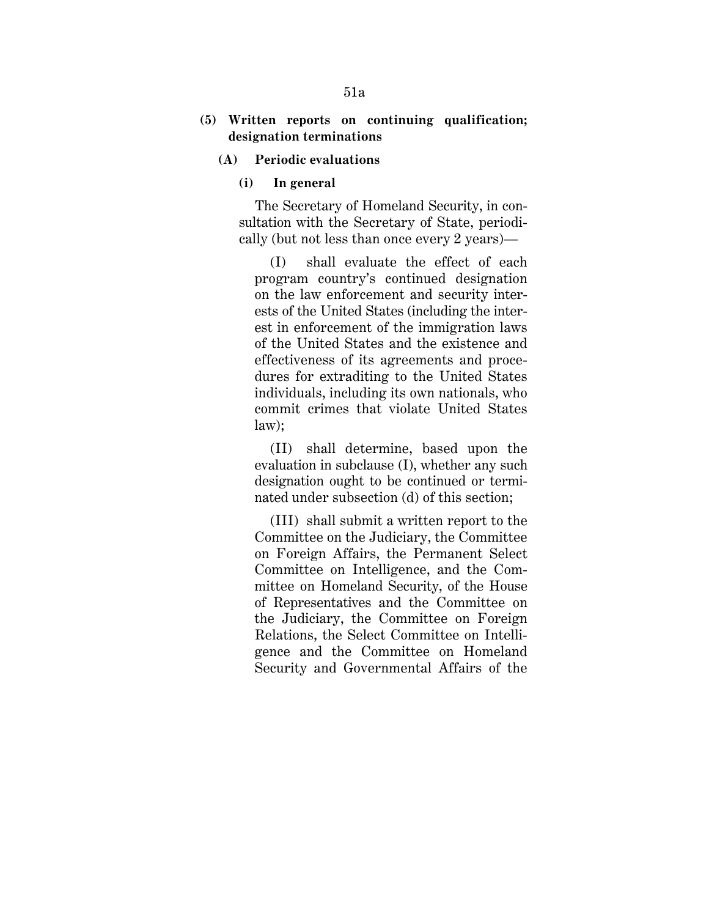**(5) Written reports on continuing qualification; designation terminations**

**(A) Periodic evaluations**

**(i) In general**

The Secretary of Homeland Security, in consultation with the Secretary of State, periodically (but not less than once every 2 years)—

(I) shall evaluate the effect of each program country's continued designation on the law enforcement and security interests of the United States (including the interest in enforcement of the immigration laws of the United States and the existence and effectiveness of its agreements and procedures for extraditing to the United States individuals, including its own nationals, who commit crimes that violate United States law);

(II) shall determine, based upon the evaluation in subclause (I), whether any such designation ought to be continued or terminated under subsection (d) of this section;

(III) shall submit a written report to the Committee on the Judiciary, the Committee on Foreign Affairs, the Permanent Select Committee on Intelligence, and the Committee on Homeland Security, of the House of Representatives and the Committee on the Judiciary, the Committee on Foreign Relations, the Select Committee on Intelligence and the Committee on Homeland Security and Governmental Affairs of the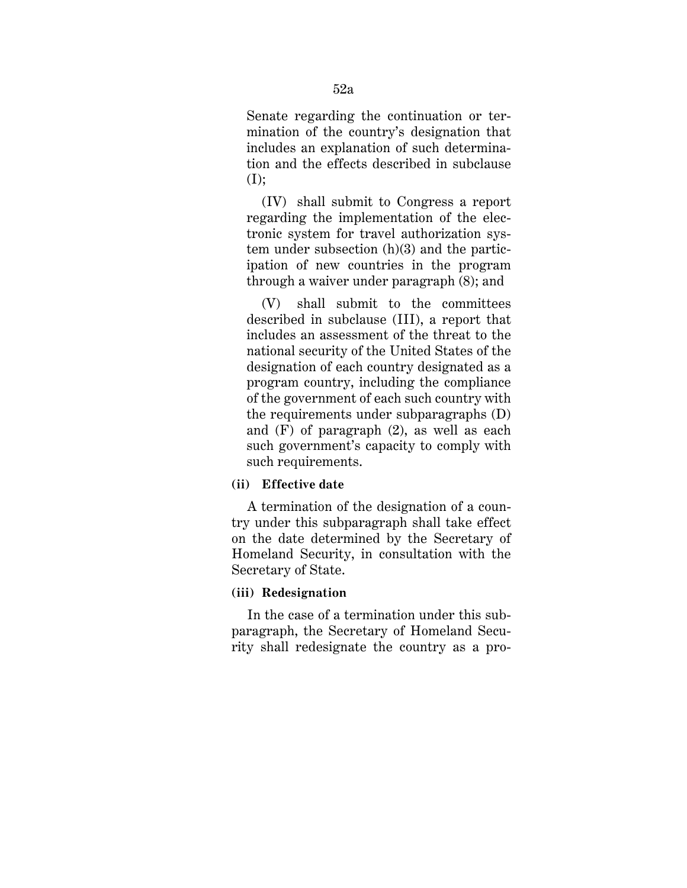Senate regarding the continuation or termination of the country's designation that includes an explanation of such determination and the effects described in subclause (I);

(IV) shall submit to Congress a report regarding the implementation of the electronic system for travel authorization system under subsection (h)(3) and the participation of new countries in the program through a waiver under paragraph (8); and

(V) shall submit to the committees described in subclause (III), a report that includes an assessment of the threat to the national security of the United States of the designation of each country designated as a program country, including the compliance of the government of each such country with the requirements under subparagraphs (D) and (F) of paragraph (2), as well as each such government's capacity to comply with such requirements.

**(ii) Effective date**

A termination of the designation of a country under this subparagraph shall take effect on the date determined by the Secretary of Homeland Security, in consultation with the Secretary of State.

**(iii) Redesignation**

In the case of a termination under this subparagraph, the Secretary of Homeland Security shall redesignate the country as a pro-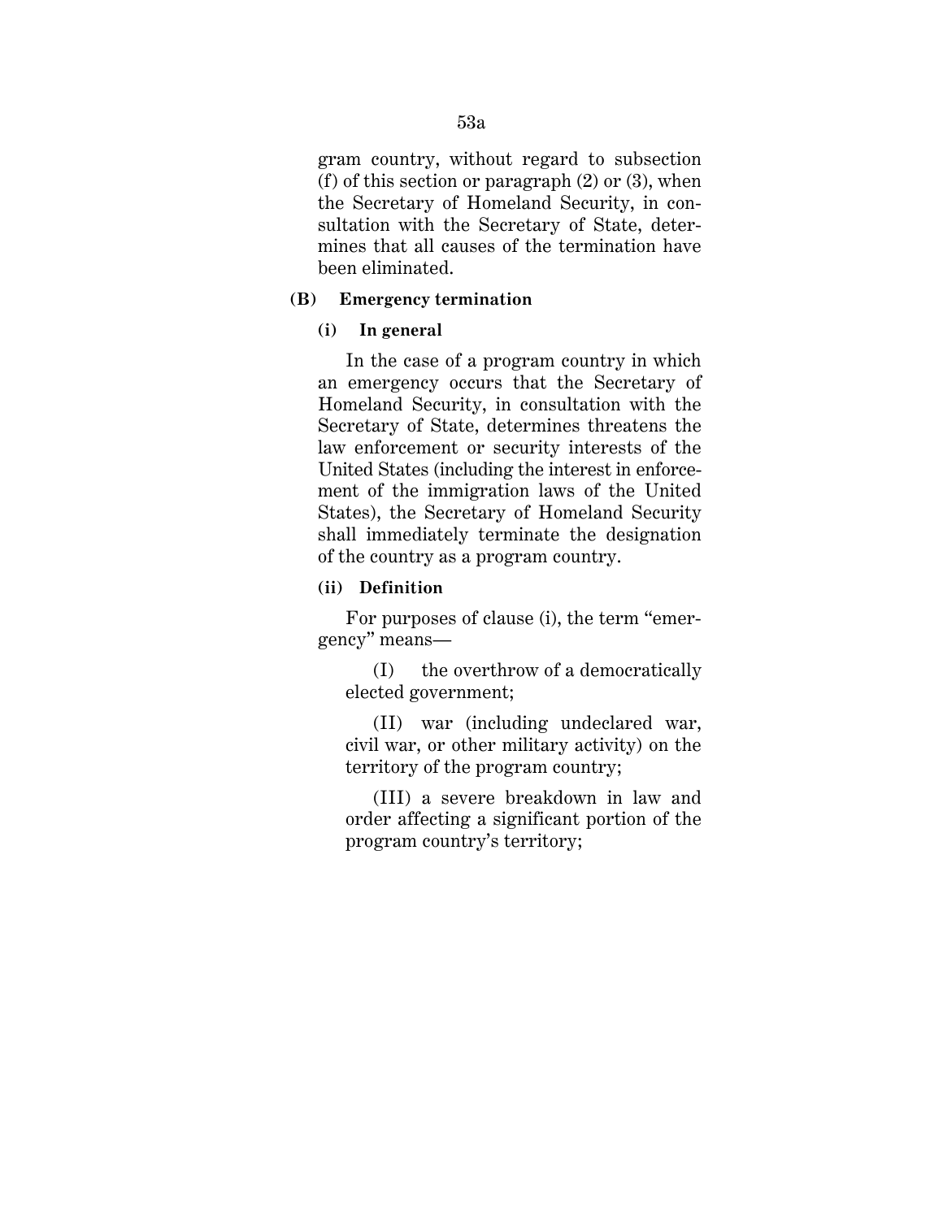gram country, without regard to subsection (f) of this section or paragraph (2) or (3), when the Secretary of Homeland Security, in consultation with the Secretary of State, determines that all causes of the termination have been eliminated.

**(B) Emergency termination**

**(i) In general**

In the case of a program country in which an emergency occurs that the Secretary of Homeland Security, in consultation with the Secretary of State, determines threatens the law enforcement or security interests of the United States (including the interest in enforcement of the immigration laws of the United States), the Secretary of Homeland Security shall immediately terminate the designation of the country as a program country.

**(ii) Definition**

For purposes of clause (i), the term "emergency" means—

(I) the overthrow of a democratically elected government;

(II) war (including undeclared war, civil war, or other military activity) on the territory of the program country;

(III) a severe breakdown in law and order affecting a significant portion of the program country's territory;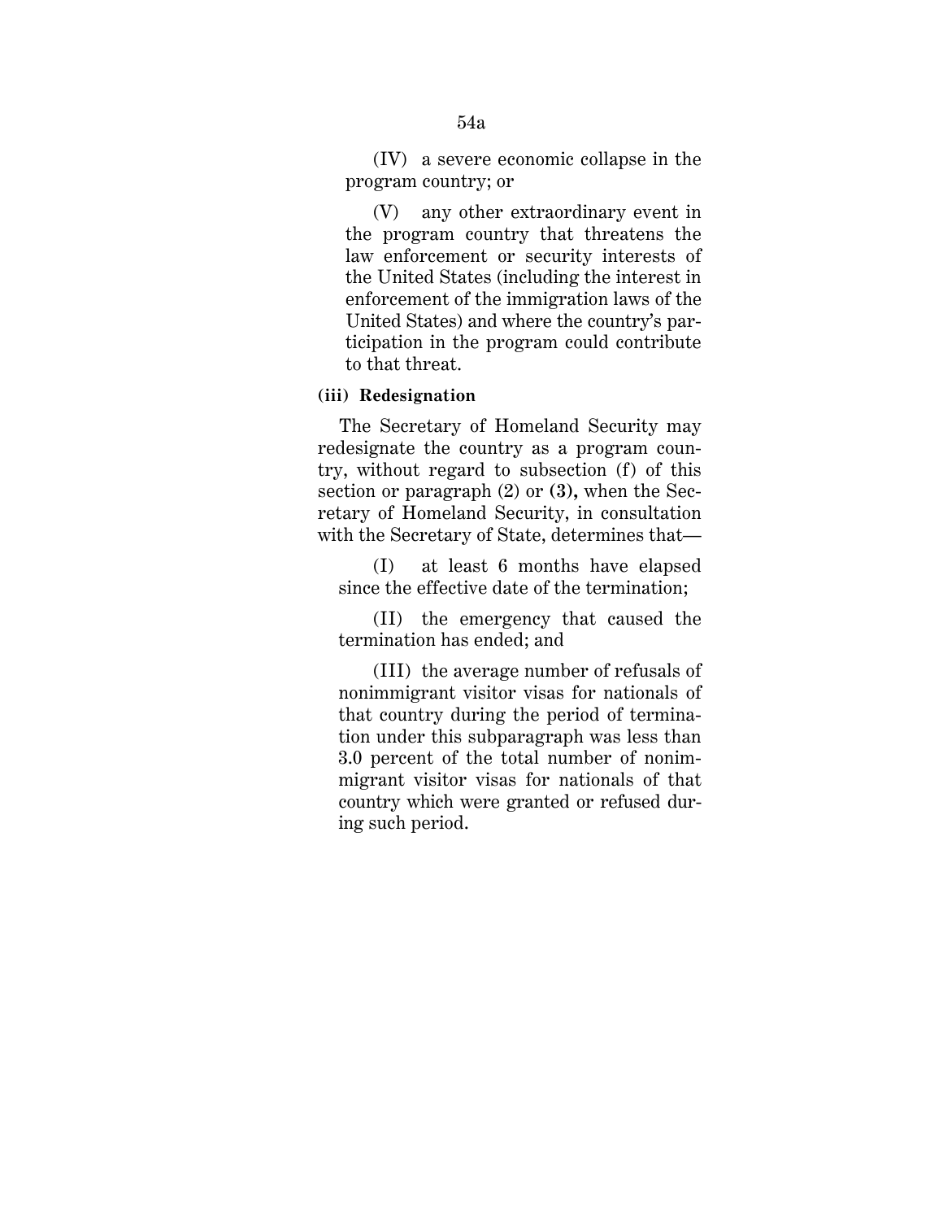(IV) a severe economic collapse in the program country; or

(V) any other extraordinary event in the program country that threatens the law enforcement or security interests of the United States (including the interest in enforcement of the immigration laws of the United States) and where the country's participation in the program could contribute to that threat.

**(iii) Redesignation**

The Secretary of Homeland Security may redesignate the country as a program country, without regard to subsection (f) of this section or paragraph (2) or **(3),** when the Secretary of Homeland Security, in consultation with the Secretary of State, determines that—

(I) at least 6 months have elapsed since the effective date of the termination;

(II) the emergency that caused the termination has ended; and

(III) the average number of refusals of nonimmigrant visitor visas for nationals of that country during the period of termination under this subparagraph was less than 3.0 percent of the total number of nonimmigrant visitor visas for nationals of that country which were granted or refused during such period.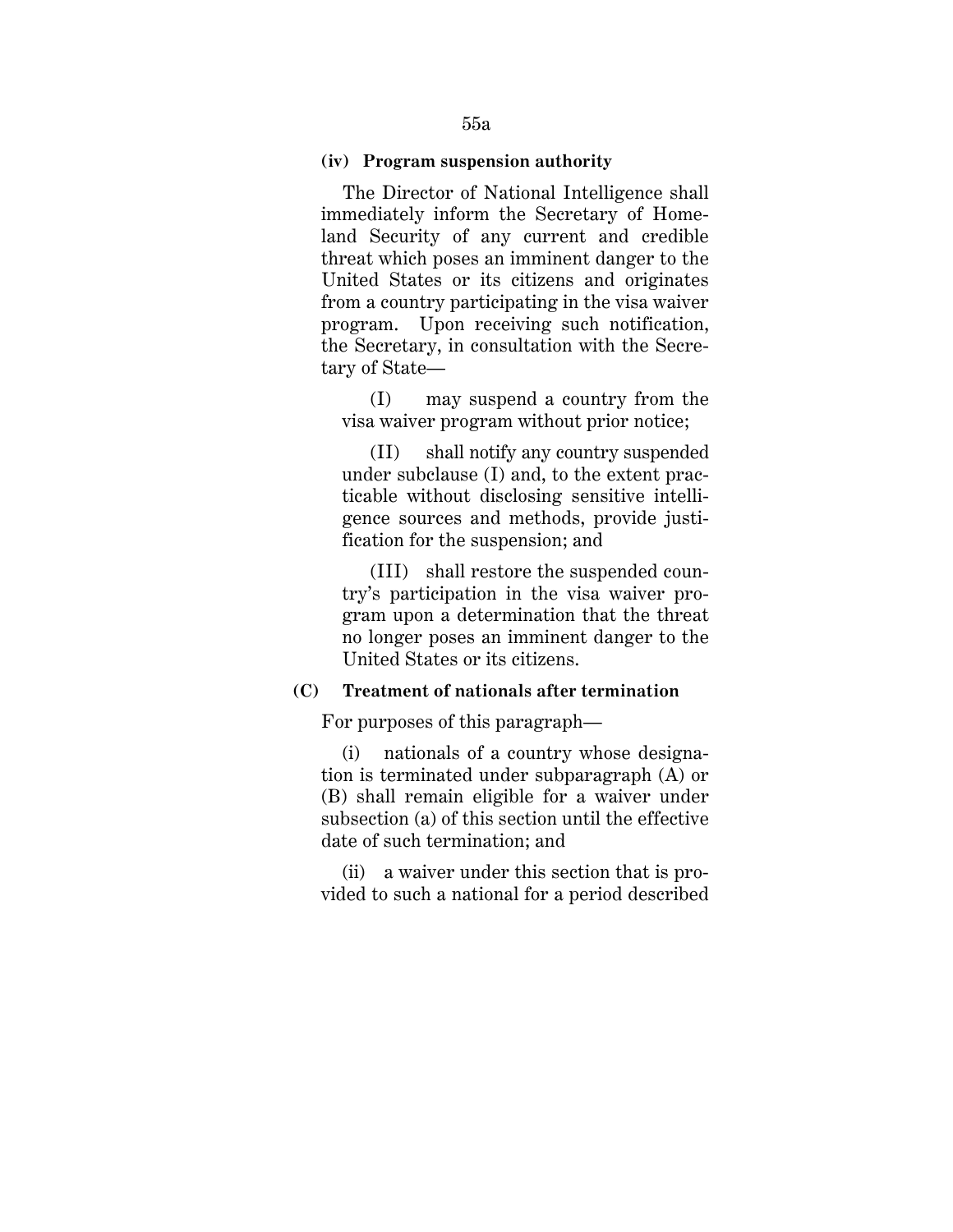**(iv) Program suspension authority**

The Director of National Intelligence shall immediately inform the Secretary of Homeland Security of any current and credible threat which poses an imminent danger to the United States or its citizens and originates from a country participating in the visa waiver program. Upon receiving such notification, the Secretary, in consultation with the Secretary of State—

(I) may suspend a country from the visa waiver program without prior notice;

(II) shall notify any country suspended under subclause (I) and, to the extent practicable without disclosing sensitive intelligence sources and methods, provide justification for the suspension; and

(III) shall restore the suspended country's participation in the visa waiver program upon a determination that the threat no longer poses an imminent danger to the United States or its citizens.

**(C) Treatment of nationals after termination**

For purposes of this paragraph—

(i) nationals of a country whose designation is terminated under subparagraph (A) or (B) shall remain eligible for a waiver under subsection (a) of this section until the effective date of such termination; and

(ii) a waiver under this section that is provided to such a national for a period described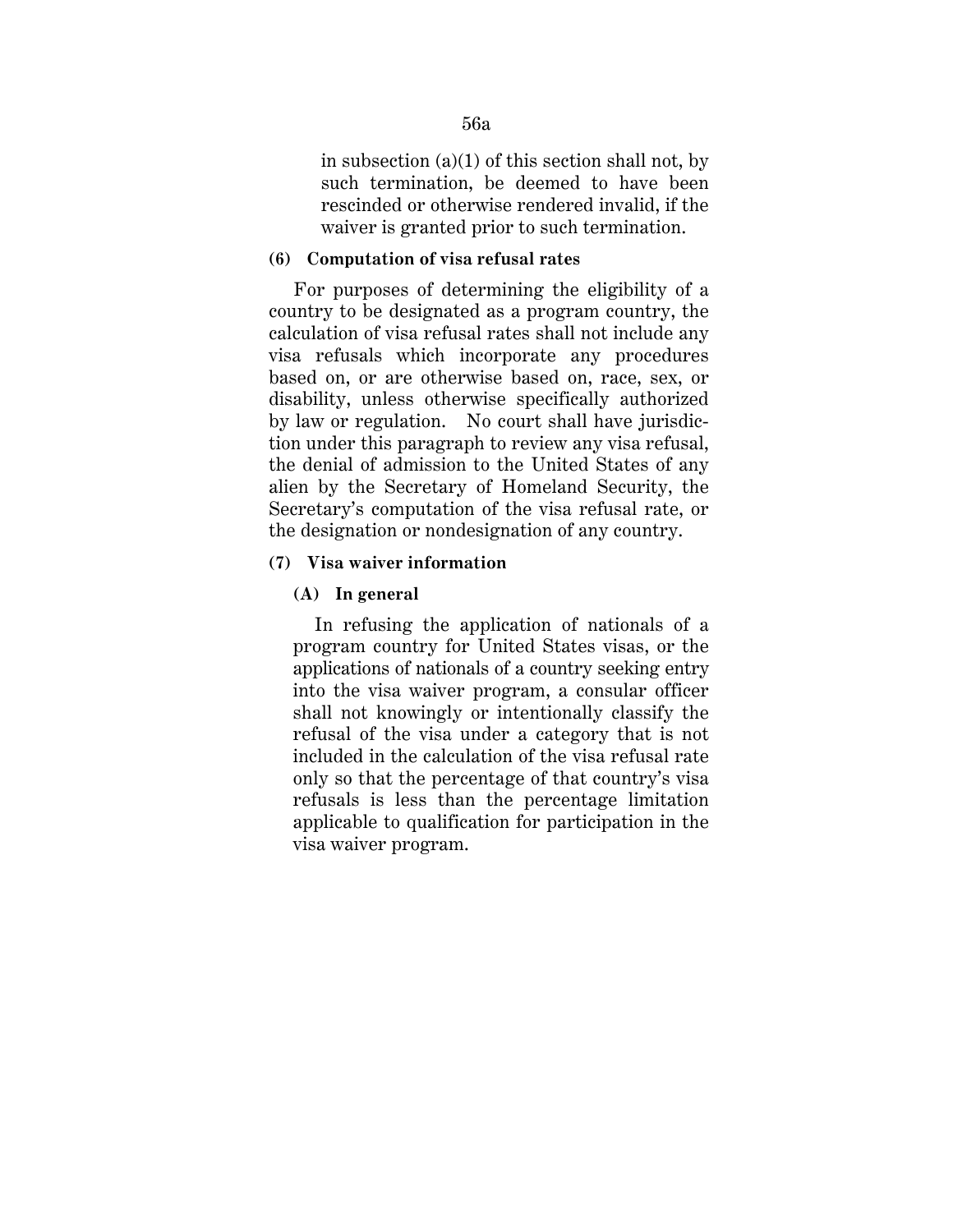in subsection (a)(1) of this section shall not, by such termination, be deemed to have been rescinded or otherwise rendered invalid, if the waiver is granted prior to such termination.

**(6) Computation of visa refusal rates**

For purposes of determining the eligibility of a country to be designated as a program country, the calculation of visa refusal rates shall not include any visa refusals which incorporate any procedures based on, or are otherwise based on, race, sex, or disability, unless otherwise specifically authorized by law or regulation. No court shall have jurisdiction under this paragraph to review any visa refusal, the denial of admission to the United States of any alien by the Secretary of Homeland Security, the Secretary's computation of the visa refusal rate, or the designation or nondesignation of any country.

**(7) Visa waiver information**

**(A) In general**

In refusing the application of nationals of a program country for United States visas, or the applications of nationals of a country seeking entry into the visa waiver program, a consular officer shall not knowingly or intentionally classify the refusal of the visa under a category that is not included in the calculation of the visa refusal rate only so that the percentage of that country's visa refusals is less than the percentage limitation applicable to qualification for participation in the visa waiver program.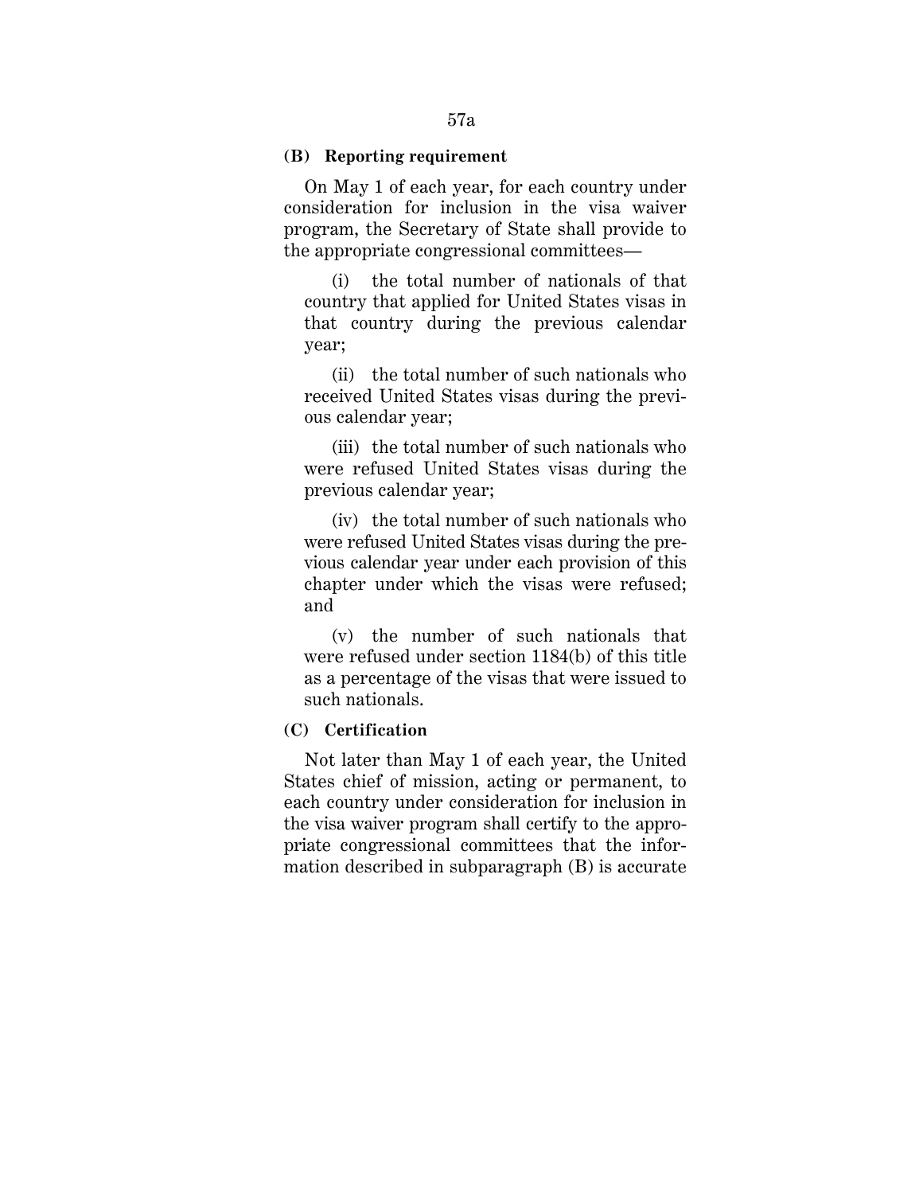**(B) Reporting requirement**

On May 1 of each year, for each country under consideration for inclusion in the visa waiver program, the Secretary of State shall provide to the appropriate congressional committees—

(i) the total number of nationals of that country that applied for United States visas in that country during the previous calendar year;

(ii) the total number of such nationals who received United States visas during the previous calendar year;

(iii) the total number of such nationals who were refused United States visas during the previous calendar year;

(iv) the total number of such nationals who were refused United States visas during the previous calendar year under each provision of this chapter under which the visas were refused; and

(v) the number of such nationals that were refused under section 1184(b) of this title as a percentage of the visas that were issued to such nationals.

**(C) Certification**

Not later than May 1 of each year, the United States chief of mission, acting or permanent, to each country under consideration for inclusion in the visa waiver program shall certify to the appropriate congressional committees that the information described in subparagraph (B) is accurate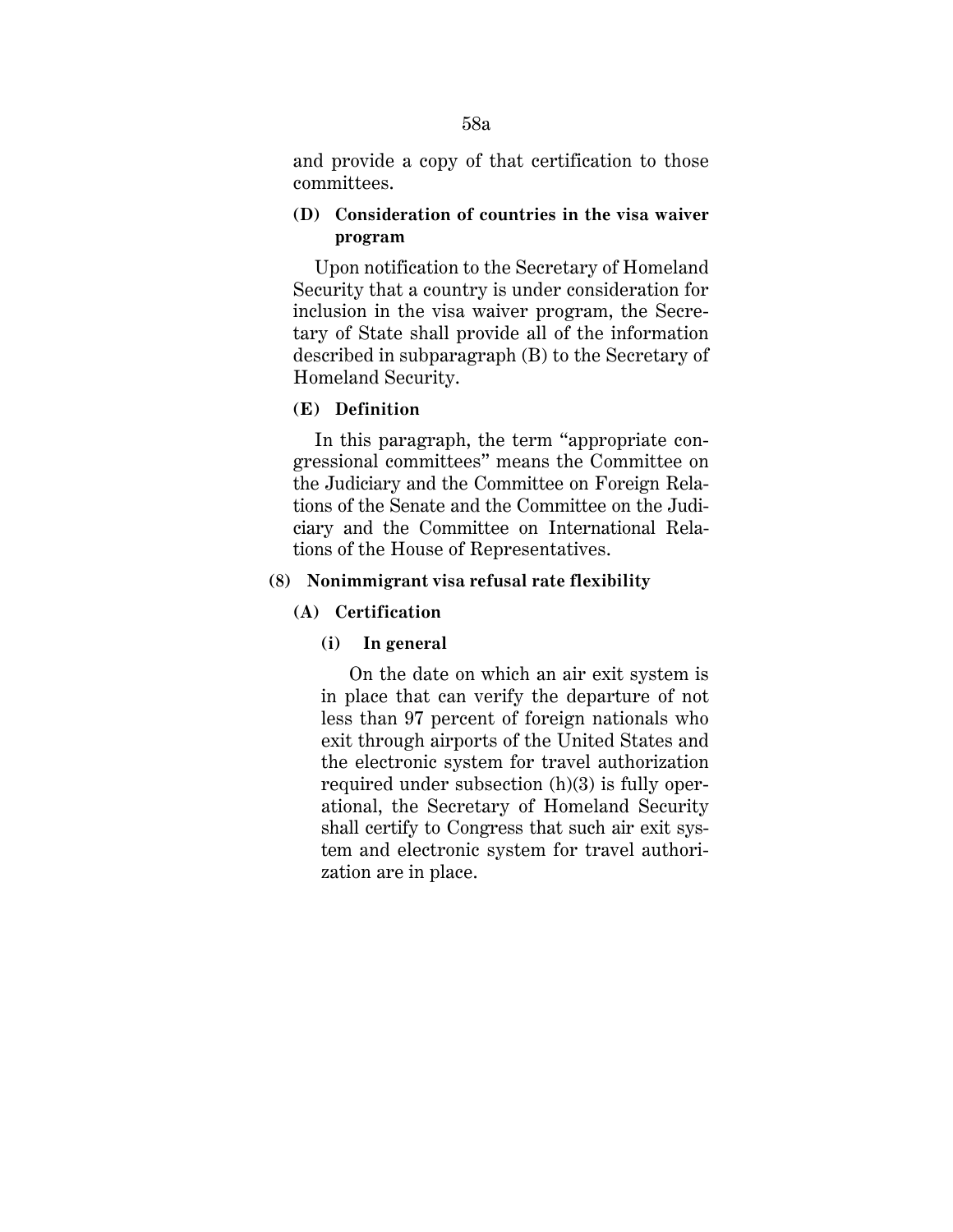and provide a copy of that certification to those committees.

**(D) Consideration of countries in the visa waiver program**

Upon notification to the Secretary of Homeland Security that a country is under consideration for inclusion in the visa waiver program, the Secretary of State shall provide all of the information described in subparagraph (B) to the Secretary of Homeland Security.

**(E) Definition**

In this paragraph, the term "appropriate congressional committees" means the Committee on the Judiciary and the Committee on Foreign Relations of the Senate and the Committee on the Judiciary and the Committee on International Relations of the House of Representatives.

**(8) Nonimmigrant visa refusal rate flexibility**

**(A) Certification**

**(i) In general**

On the date on which an air exit system is in place that can verify the departure of not less than 97 percent of foreign nationals who exit through airports of the United States and the electronic system for travel authorization required under subsection (h)(3) is fully operational, the Secretary of Homeland Security shall certify to Congress that such air exit system and electronic system for travel authorization are in place.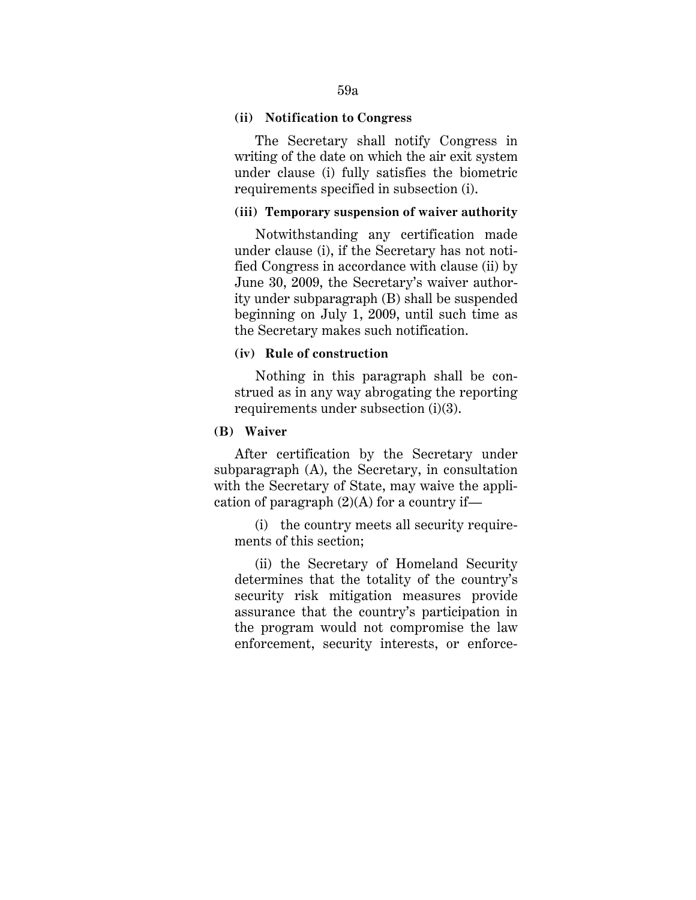**(ii) Notification to Congress**

The Secretary shall notify Congress in writing of the date on which the air exit system under clause (i) fully satisfies the biometric requirements specified in subsection (i).

**(iii) Temporary suspension of waiver authority**

Notwithstanding any certification made under clause (i), if the Secretary has not notified Congress in accordance with clause (ii) by June 30, 2009, the Secretary's waiver authority under subparagraph (B) shall be suspended beginning on July 1, 2009, until such time as the Secretary makes such notification.

**(iv) Rule of construction**

Nothing in this paragraph shall be construed as in any way abrogating the reporting requirements under subsection (i)(3).

**(B) Waiver**

After certification by the Secretary under subparagraph (A), the Secretary, in consultation with the Secretary of State, may waive the application of paragraph (2)(A) for a country if—

(i) the country meets all security requirements of this section;

(ii) the Secretary of Homeland Security determines that the totality of the country's security risk mitigation measures provide assurance that the country's participation in the program would not compromise the law enforcement, security interests, or enforce-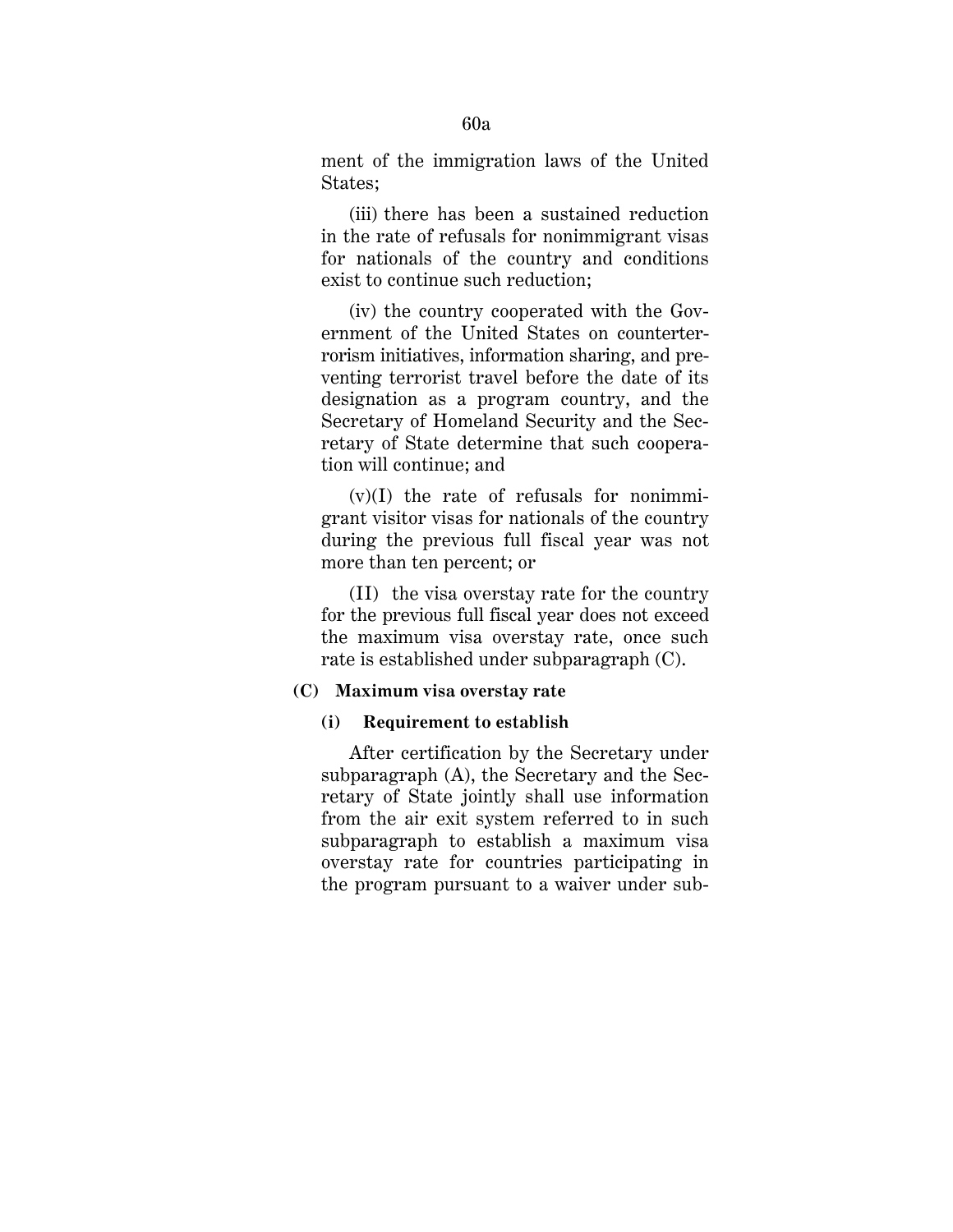ment of the immigration laws of the United States;

(iii) there has been a sustained reduction in the rate of refusals for nonimmigrant visas for nationals of the country and conditions exist to continue such reduction;

(iv) the country cooperated with the Government of the United States on counterterrorism initiatives, information sharing, and preventing terrorist travel before the date of its designation as a program country, and the Secretary of Homeland Security and the Secretary of State determine that such cooperation will continue; and

(v)(I) the rate of refusals for nonimmigrant visitor visas for nationals of the country during the previous full fiscal year was not more than ten percent; or

(II) the visa overstay rate for the country for the previous full fiscal year does not exceed the maximum visa overstay rate, once such rate is established under subparagraph (C).

**(C) Maximum visa overstay rate**

**(i) Requirement to establish**

After certification by the Secretary under subparagraph (A), the Secretary and the Secretary of State jointly shall use information from the air exit system referred to in such subparagraph to establish a maximum visa overstay rate for countries participating in the program pursuant to a waiver under sub-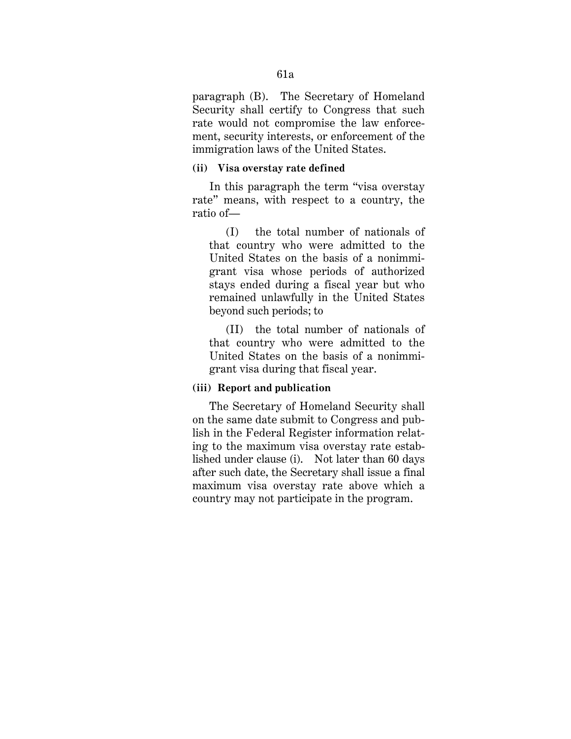paragraph (B). The Secretary of Homeland Security shall certify to Congress that such rate would not compromise the law enforcement, security interests, or enforcement of the immigration laws of the United States.

**(ii) Visa overstay rate defined**

In this paragraph the term "visa overstay rate" means, with respect to a country, the ratio of—

(I) the total number of nationals of that country who were admitted to the United States on the basis of a nonimmigrant visa whose periods of authorized stays ended during a fiscal year but who remained unlawfully in the United States beyond such periods; to

(II) the total number of nationals of that country who were admitted to the United States on the basis of a nonimmigrant visa during that fiscal year.

**(iii) Report and publication**

The Secretary of Homeland Security shall on the same date submit to Congress and publish in the Federal Register information relating to the maximum visa overstay rate established under clause (i). Not later than 60 days after such date, the Secretary shall issue a final maximum visa overstay rate above which a country may not participate in the program.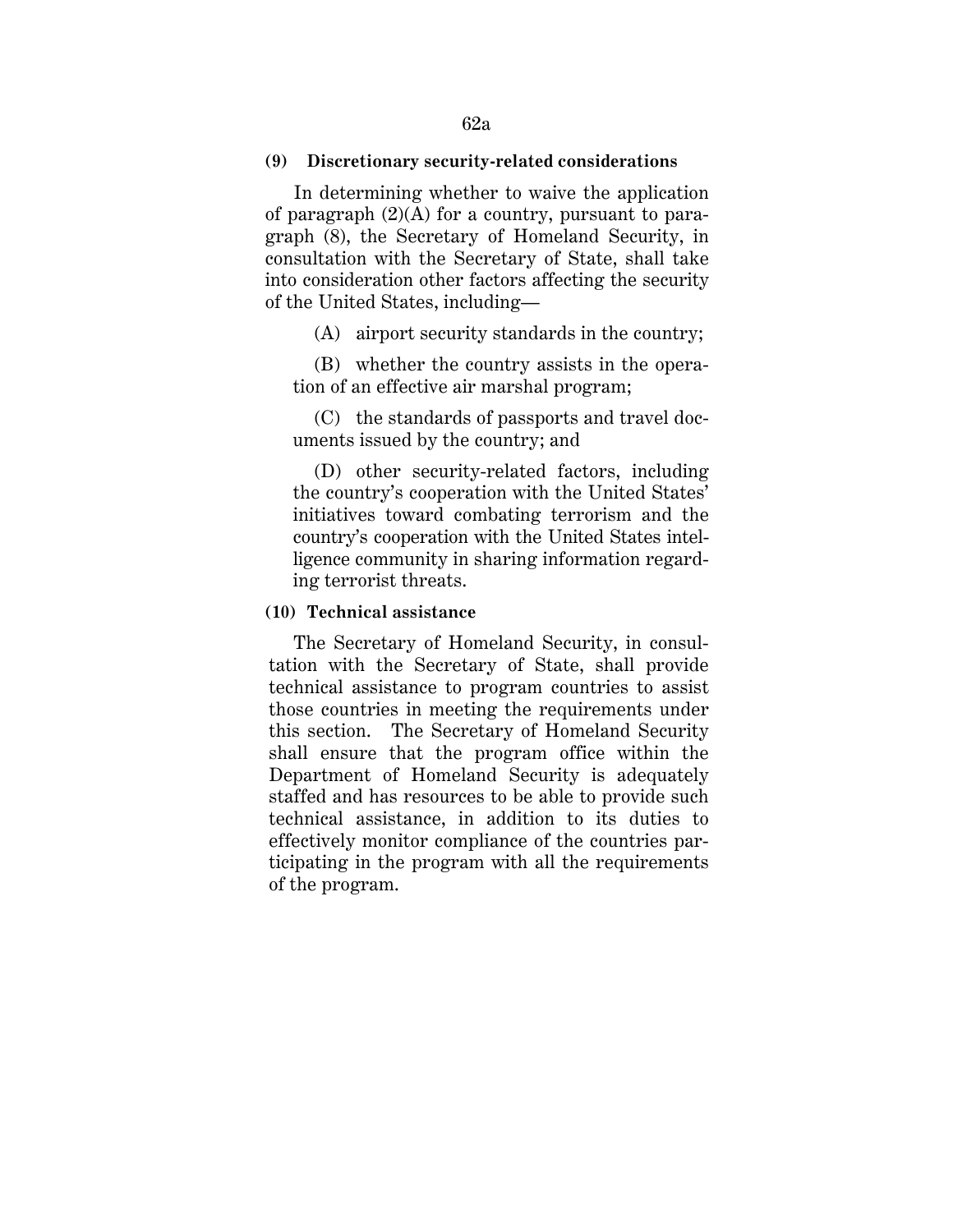**(9) Discretionary security-related considerations**

In determining whether to waive the application of paragraph (2)(A) for a country, pursuant to paragraph (8), the Secretary of Homeland Security, in consultation with the Secretary of State, shall take into consideration other factors affecting the security of the United States, including—

(A) airport security standards in the country;

(B) whether the country assists in the operation of an effective air marshal program;

(C) the standards of passports and travel documents issued by the country; and

(D) other security-related factors, including the country's cooperation with the United States' initiatives toward combating terrorism and the country's cooperation with the United States intelligence community in sharing information regarding terrorist threats.

**(10) Technical assistance**

The Secretary of Homeland Security, in consultation with the Secretary of State, shall provide technical assistance to program countries to assist those countries in meeting the requirements under this section. The Secretary of Homeland Security shall ensure that the program office within the Department of Homeland Security is adequately staffed and has resources to be able to provide such technical assistance, in addition to its duties to effectively monitor compliance of the countries participating in the program with all the requirements of the program.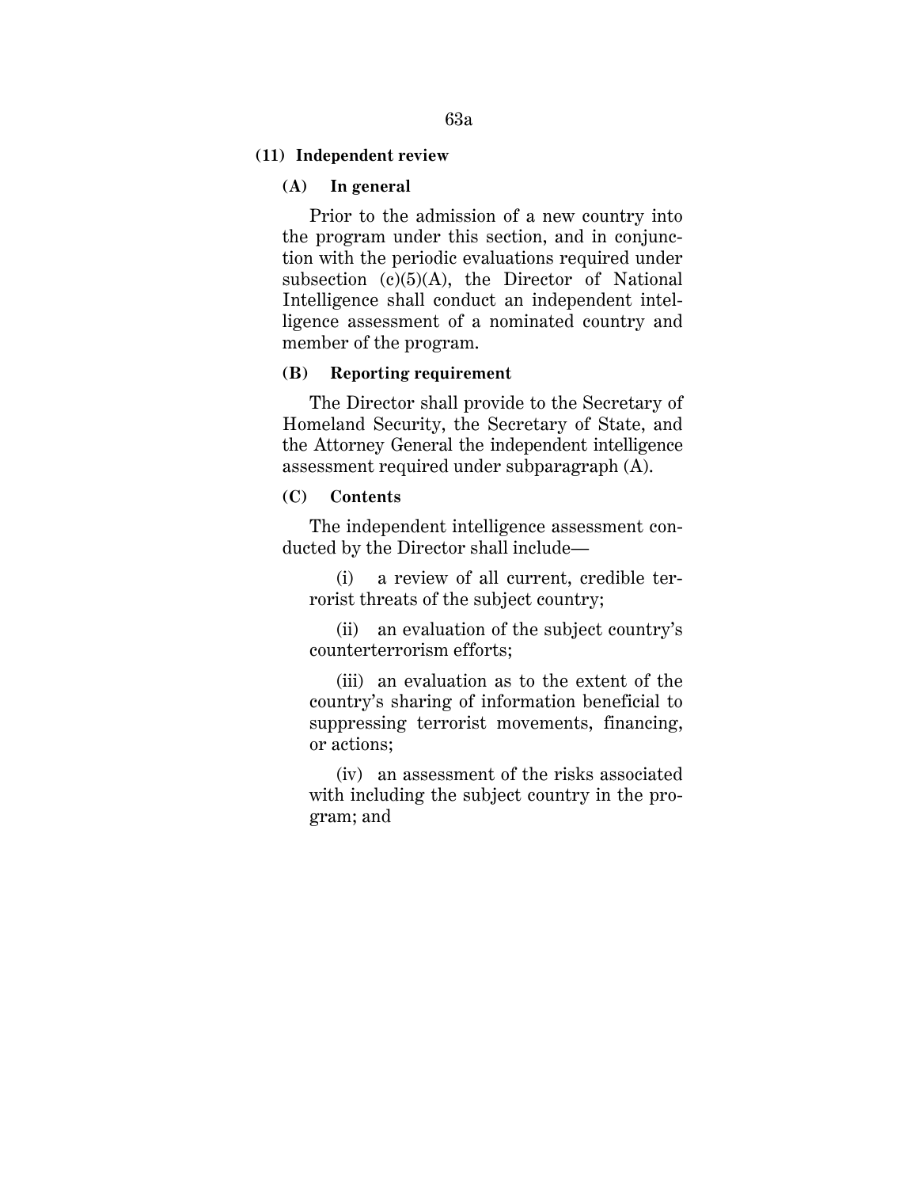**(11) Independent review**

**(A) In general**

Prior to the admission of a new country into the program under this section, and in conjunction with the periodic evaluations required under subsection (c)(5)(A), the Director of National Intelligence shall conduct an independent intelligence assessment of a nominated country and member of the program.

**(B) Reporting requirement**

The Director shall provide to the Secretary of Homeland Security, the Secretary of State, and the Attorney General the independent intelligence assessment required under subparagraph (A).

**(C) Contents**

The independent intelligence assessment conducted by the Director shall include—

(i) a review of all current, credible terrorist threats of the subject country;

(ii) an evaluation of the subject country's counterterrorism efforts;

(iii) an evaluation as to the extent of the country's sharing of information beneficial to suppressing terrorist movements, financing, or actions;

(iv) an assessment of the risks associated with including the subject country in the program; and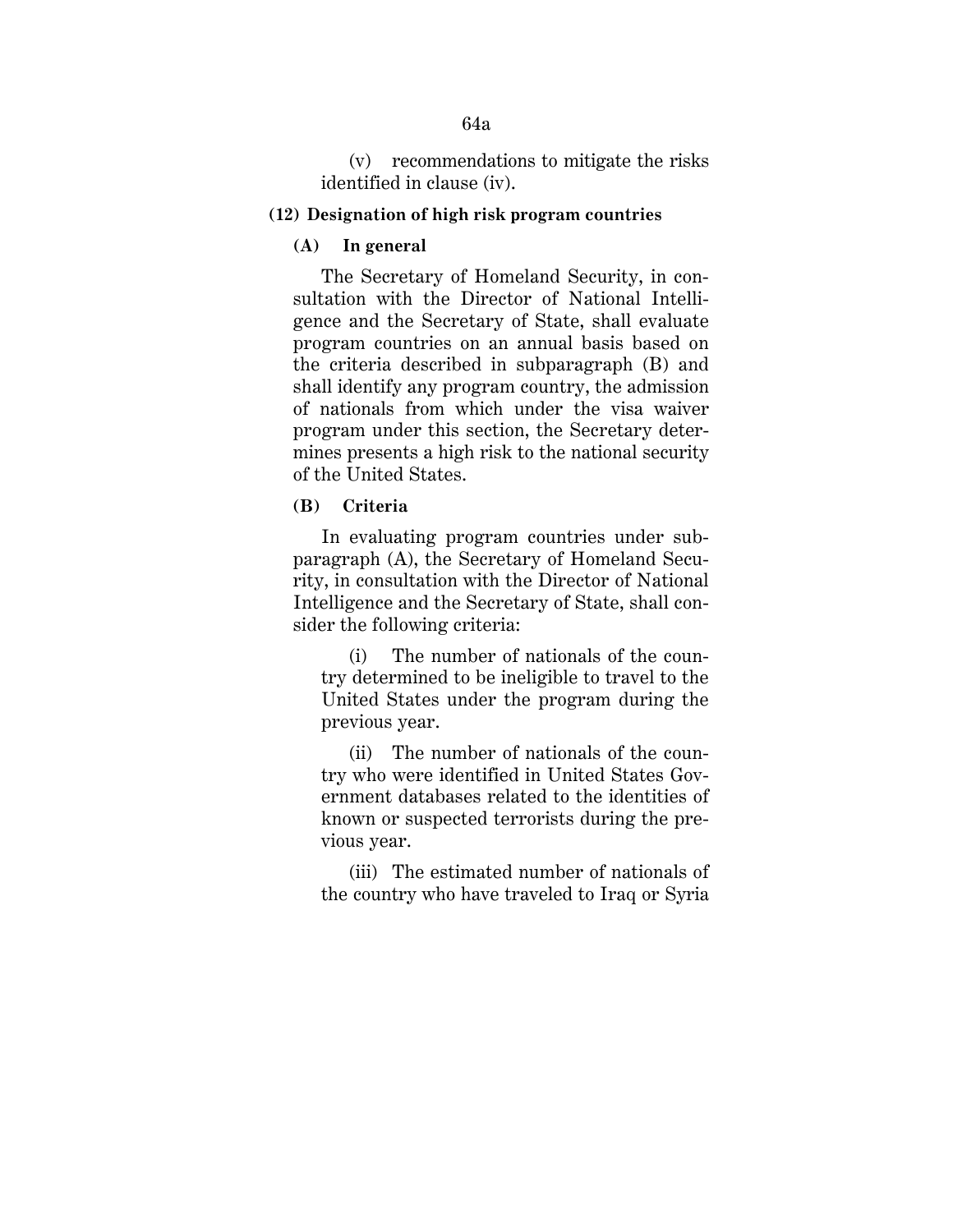(v) recommendations to mitigate the risks identified in clause (iv).

**(12) Designation of high risk program countries**

**(A) In general**

The Secretary of Homeland Security, in consultation with the Director of National Intelligence and the Secretary of State, shall evaluate program countries on an annual basis based on the criteria described in subparagraph (B) and shall identify any program country, the admission of nationals from which under the visa waiver program under this section, the Secretary determines presents a high risk to the national security of the United States.

**(B) Criteria**

In evaluating program countries under subparagraph (A), the Secretary of Homeland Security, in consultation with the Director of National Intelligence and the Secretary of State, shall consider the following criteria:

(i) The number of nationals of the country determined to be ineligible to travel to the United States under the program during the previous year.

(ii) The number of nationals of the country who were identified in United States Government databases related to the identities of known or suspected terrorists during the previous year.

(iii) The estimated number of nationals of the country who have traveled to Iraq or Syria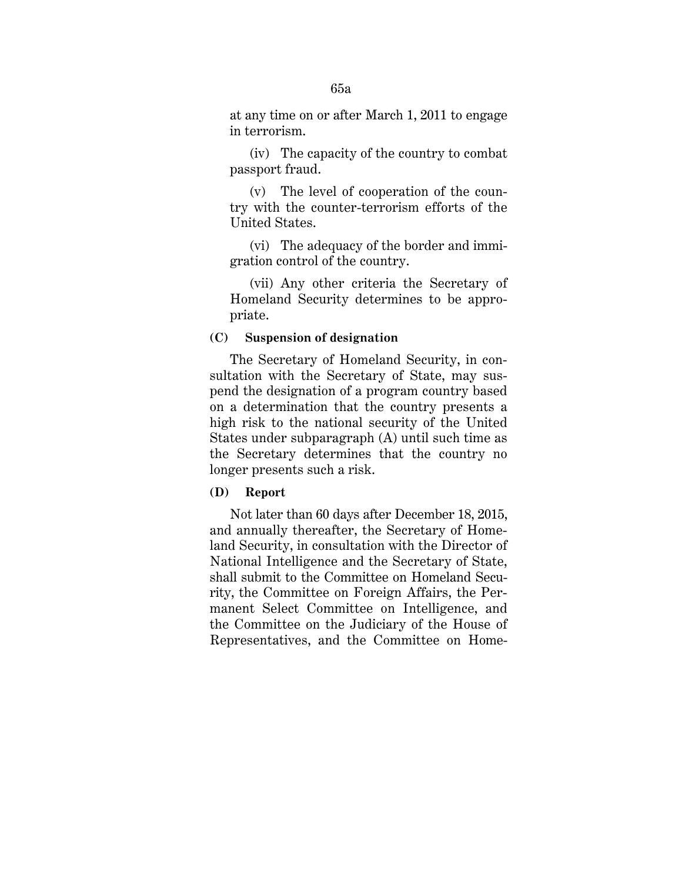at any time on or after March 1, 2011 to engage in terrorism.

(iv) The capacity of the country to combat passport fraud.

(v) The level of cooperation of the country with the counter-terrorism efforts of the United States.

(vi) The adequacy of the border and immigration control of the country.

(vii) Any other criteria the Secretary of Homeland Security determines to be appropriate.

**(C) Suspension of designation**

The Secretary of Homeland Security, in consultation with the Secretary of State, may suspend the designation of a program country based on a determination that the country presents a high risk to the national security of the United States under subparagraph (A) until such time as the Secretary determines that the country no longer presents such a risk.

**(D) Report**

Not later than 60 days after December 18, 2015, and annually thereafter, the Secretary of Homeland Security, in consultation with the Director of National Intelligence and the Secretary of State, shall submit to the Committee on Homeland Security, the Committee on Foreign Affairs, the Permanent Select Committee on Intelligence, and the Committee on the Judiciary of the House of Representatives, and the Committee on Home-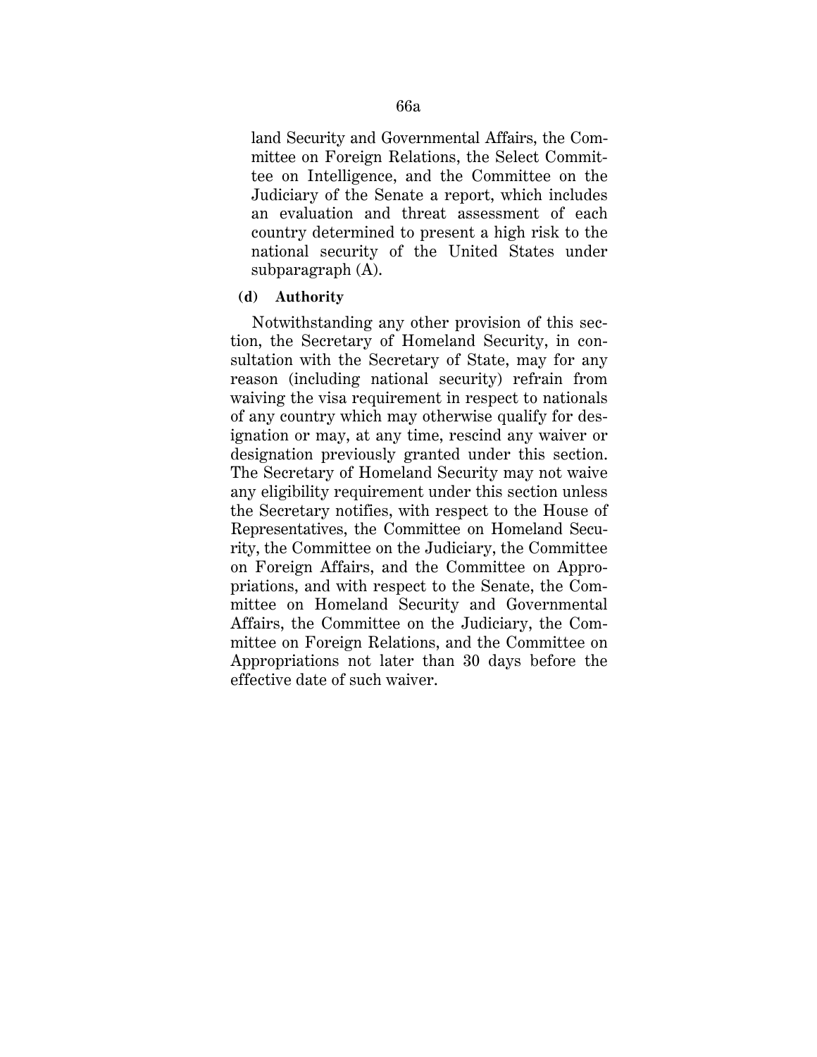land Security and Governmental Affairs, the Committee on Foreign Relations, the Select Committee on Intelligence, and the Committee on the Judiciary of the Senate a report, which includes an evaluation and threat assessment of each country determined to present a high risk to the national security of the United States under subparagraph (A).

**(d) Authority**

Notwithstanding any other provision of this section, the Secretary of Homeland Security, in consultation with the Secretary of State, may for any reason (including national security) refrain from waiving the visa requirement in respect to nationals of any country which may otherwise qualify for designation or may, at any time, rescind any waiver or designation previously granted under this section. The Secretary of Homeland Security may not waive any eligibility requirement under this section unless the Secretary notifies, with respect to the House of Representatives, the Committee on Homeland Security, the Committee on the Judiciary, the Committee on Foreign Affairs, and the Committee on Appropriations, and with respect to the Senate, the Committee on Homeland Security and Governmental Affairs, the Committee on the Judiciary, the Committee on Foreign Relations, and the Committee on Appropriations not later than 30 days before the effective date of such waiver.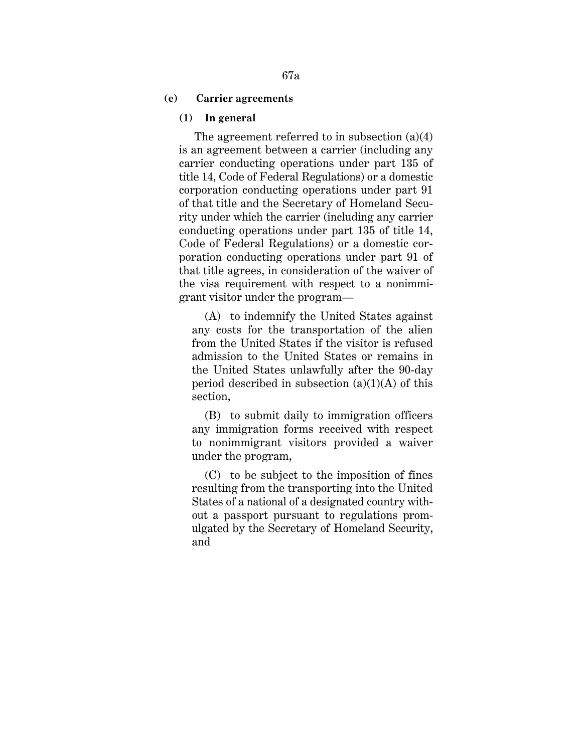**(e) Carrier agreements**

**(1) In general**

The agreement referred to in subsection (a)(4) is an agreement between a carrier (including any carrier conducting operations under part 135 of title 14, Code of Federal Regulations) or a domestic corporation conducting operations under part 91 of that title and the Secretary of Homeland Security under which the carrier (including any carrier conducting operations under part 135 of title 14, Code of Federal Regulations) or a domestic corporation conducting operations under part 91 of that title agrees, in consideration of the waiver of the visa requirement with respect to a nonimmigrant visitor under the program—

(A) to indemnify the United States against any costs for the transportation of the alien from the United States if the visitor is refused admission to the United States or remains in the United States unlawfully after the 90-day period described in subsection (a)(1)(A) of this section,

(B) to submit daily to immigration officers any immigration forms received with respect to nonimmigrant visitors provided a waiver under the program,

(C) to be subject to the imposition of fines resulting from the transporting into the United States of a national of a designated country without a passport pursuant to regulations promulgated by the Secretary of Homeland Security, and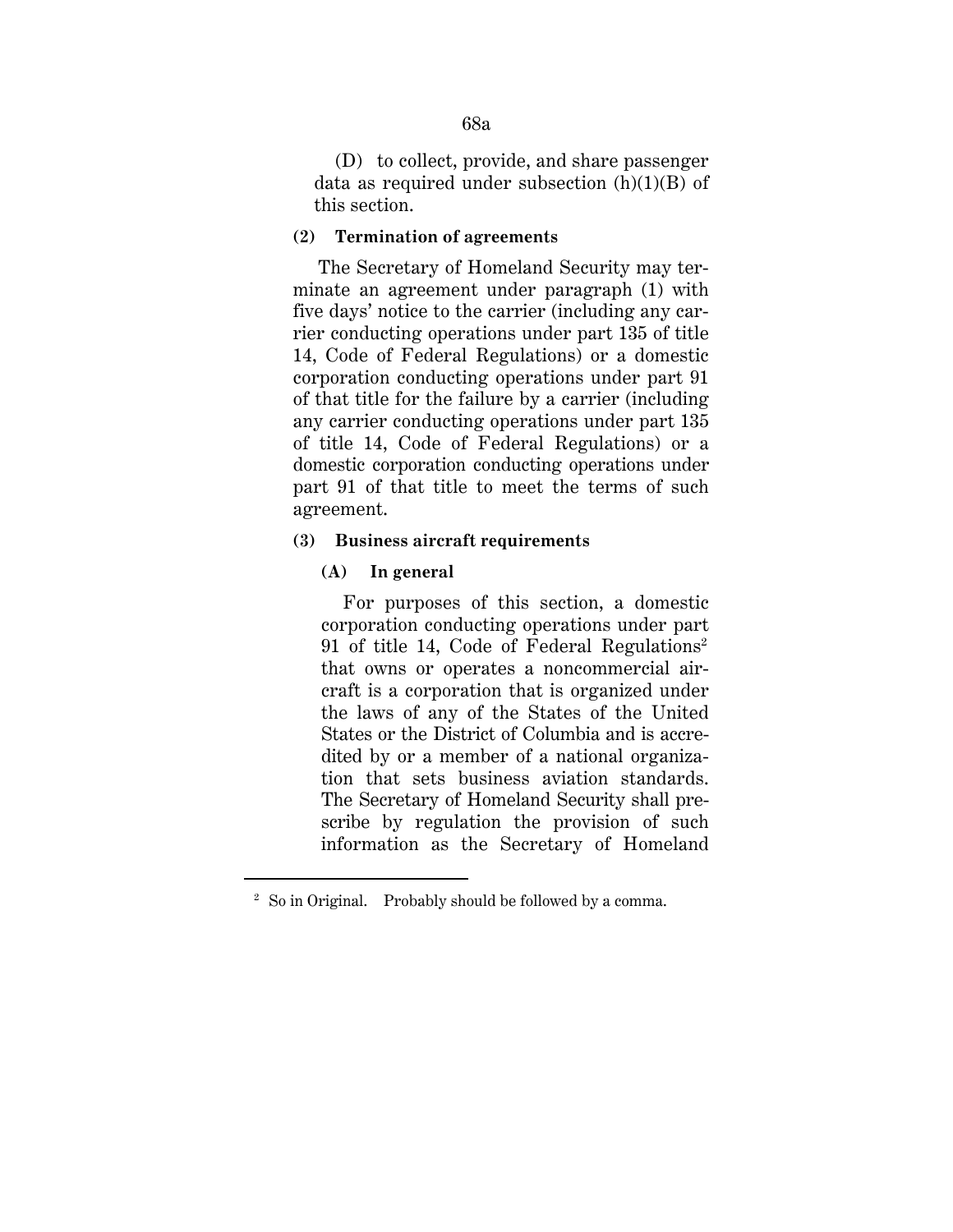(D) to collect, provide, and share passenger data as required under subsection (h)(1)(B) of this section.

**(2) Termination of agreements**

The Secretary of Homeland Security may terminate an agreement under paragraph (1) with five days' notice to the carrier (including any carrier conducting operations under part 135 of title 14, Code of Federal Regulations) or a domestic corporation conducting operations under part 91 of that title for the failure by a carrier (including any carrier conducting operations under part 135 of title 14, Code of Federal Regulations) or a domestic corporation conducting operations under part 91 of that title to meet the terms of such agreement.

**(3) Business aircraft requirements**

**(A) In general**

For purposes of this section, a domestic corporation conducting operations under part 91 of title 14, Code of Federal Regulations[2] that owns or operates a noncommercial aircraft is a corporation that is organized under the laws of any of the States of the United States or the District of Columbia and is accredited by or a member of a national organization that sets business aviation standards. The Secretary of Homeland Security shall prescribe by regulation the provision of such information as the Secretary of Homeland

---

[2] So in Original. Probably should be followed by a comma.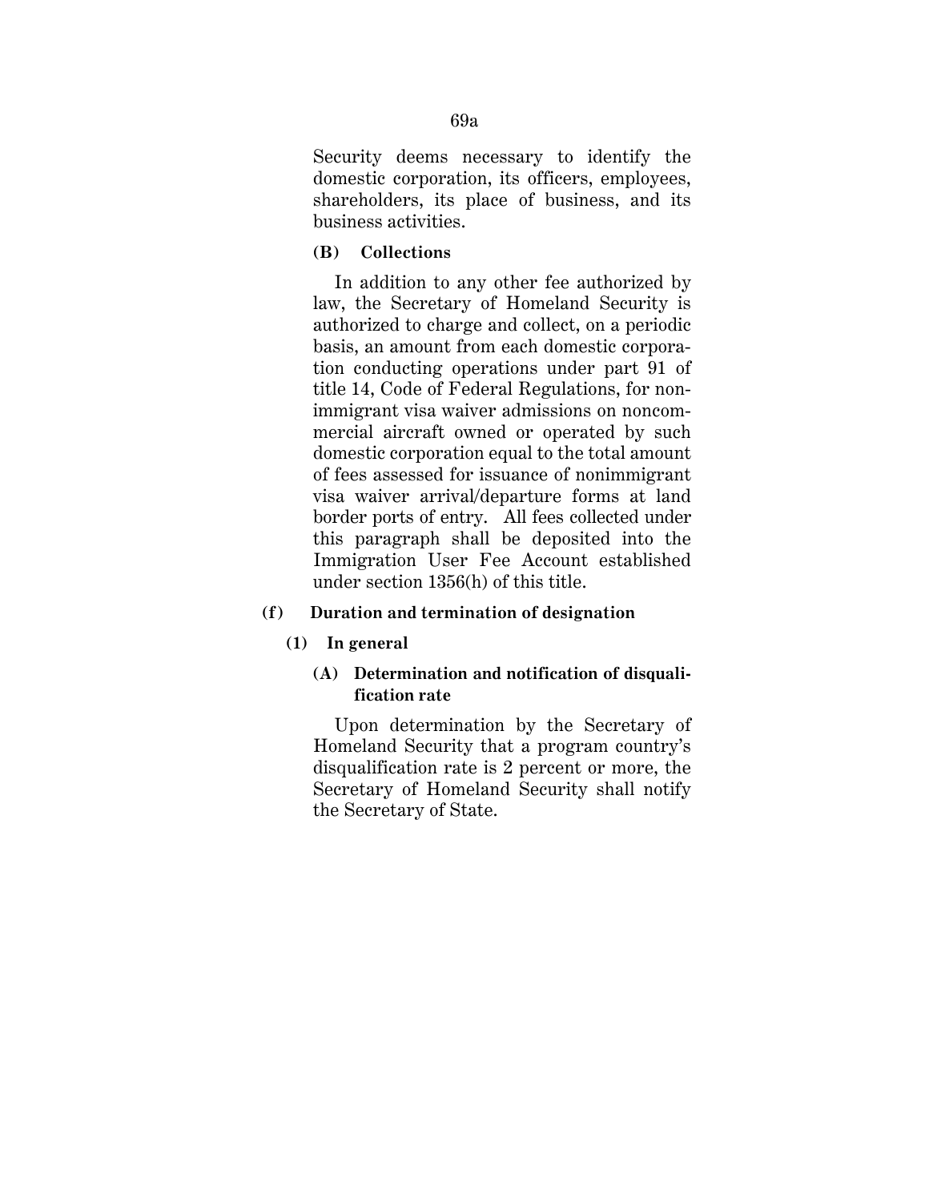Security deems necessary to identify the domestic corporation, its officers, employees, shareholders, its place of business, and its business activities.

**(B) Collections**

In addition to any other fee authorized by law, the Secretary of Homeland Security is authorized to charge and collect, on a periodic basis, an amount from each domestic corporation conducting operations under part 91 of title 14, Code of Federal Regulations, for nonimmigrant visa waiver admissions on noncommercial aircraft owned or operated by such domestic corporation equal to the total amount of fees assessed for issuance of nonimmigrant visa waiver arrival/departure forms at land border ports of entry. All fees collected under this paragraph shall be deposited into the Immigration User Fee Account established under section 1356(h) of this title.

**(f) Duration and termination of designation**

**(1) In general**

**(A) Determination and notification of disqualification rate**

Upon determination by the Secretary of Homeland Security that a program country's disqualification rate is 2 percent or more, the Secretary of Homeland Security shall notify the Secretary of State.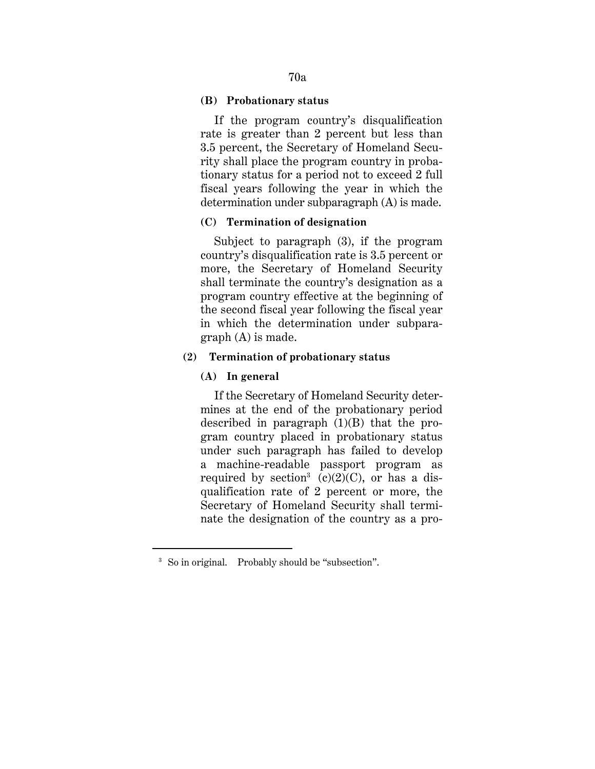**(B) Probationary status**

If the program country's disqualification rate is greater than 2 percent but less than 3.5 percent, the Secretary of Homeland Security shall place the program country in probationary status for a period not to exceed 2 full fiscal years following the year in which the determination under subparagraph (A) is made.

**(C) Termination of designation**

Subject to paragraph (3), if the program country's disqualification rate is 3.5 percent or more, the Secretary of Homeland Security shall terminate the country's designation as a program country effective at the beginning of the second fiscal year following the fiscal year in which the determination under subparagraph (A) is made.

**(2) Termination of probationary status**

**(A) In general**

If the Secretary of Homeland Security determines at the end of the probationary period described in paragraph (1)(B) that the program country placed in probationary status under such paragraph has failed to develop a machine-readable passport program as required by section[3] (c)(2)(C), or has a disqualification rate of 2 percent or more, the Secretary of Homeland Security shall terminate the designation of the country as a pro-

---

[3] So in original. Probably should be "subsection".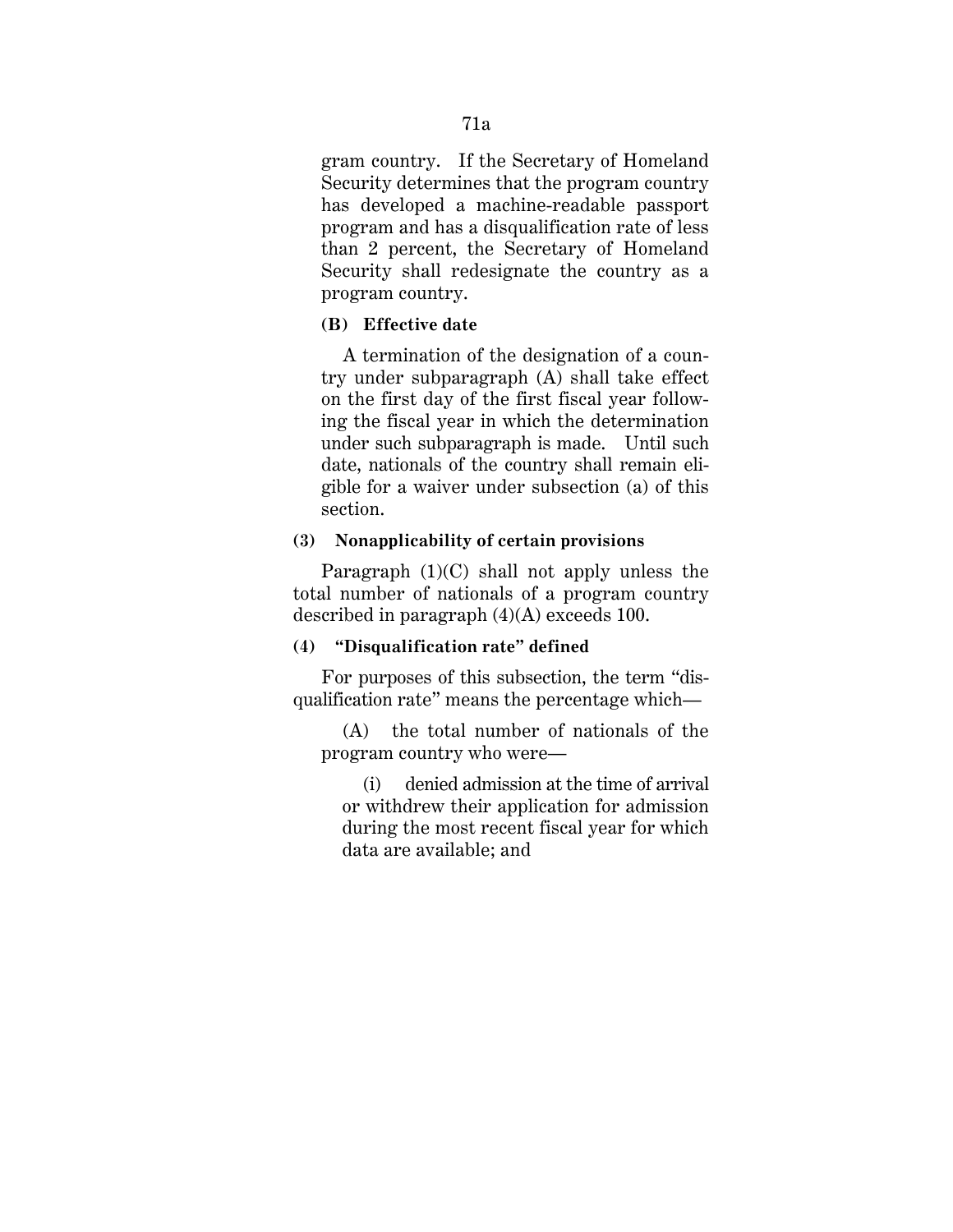gram country. If the Secretary of Homeland Security determines that the program country has developed a machine-readable passport program and has a disqualification rate of less than 2 percent, the Secretary of Homeland Security shall redesignate the country as a program country.

**(B) Effective date**

A termination of the designation of a country under subparagraph (A) shall take effect on the first day of the first fiscal year following the fiscal year in which the determination under such subparagraph is made. Until such date, nationals of the country shall remain eligible for a waiver under subsection (a) of this section.

**(3) Nonapplicability of certain provisions**

Paragraph (1)(C) shall not apply unless the total number of nationals of a program country described in paragraph (4)(A) exceeds 100.

**(4) "Disqualification rate" defined**

For purposes of this subsection, the term "disqualification rate" means the percentage which—

(A) the total number of nationals of the program country who were—

(i) denied admission at the time of arrival or withdrew their application for admission during the most recent fiscal year for which data are available; and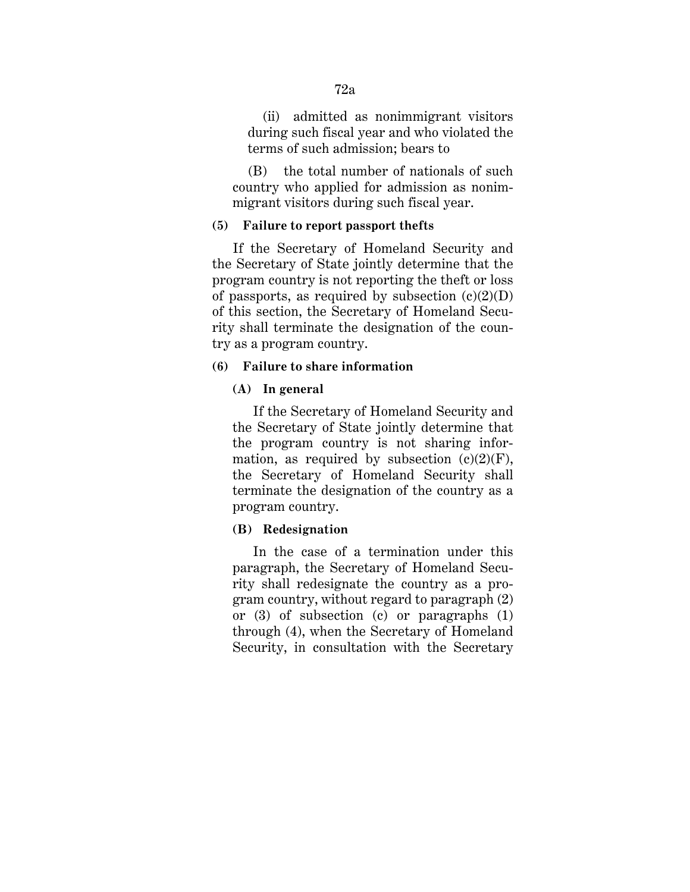(ii) admitted as nonimmigrant visitors during such fiscal year and who violated the terms of such admission; bears to

(B) the total number of nationals of such country who applied for admission as nonimmigrant visitors during such fiscal year.

**(5) Failure to report passport thefts**

If the Secretary of Homeland Security and the Secretary of State jointly determine that the program country is not reporting the theft or loss of passports, as required by subsection (c)(2)(D) of this section, the Secretary of Homeland Security shall terminate the designation of the country as a program country.

**(6) Failure to share information**

**(A) In general**

If the Secretary of Homeland Security and the Secretary of State jointly determine that the program country is not sharing information, as required by subsection (c)(2)(F), the Secretary of Homeland Security shall terminate the designation of the country as a program country.

**(B) Redesignation**

In the case of a termination under this paragraph, the Secretary of Homeland Security shall redesignate the country as a program country, without regard to paragraph (2) or (3) of subsection (c) or paragraphs (1) through (4), when the Secretary of Homeland Security, in consultation with the Secretary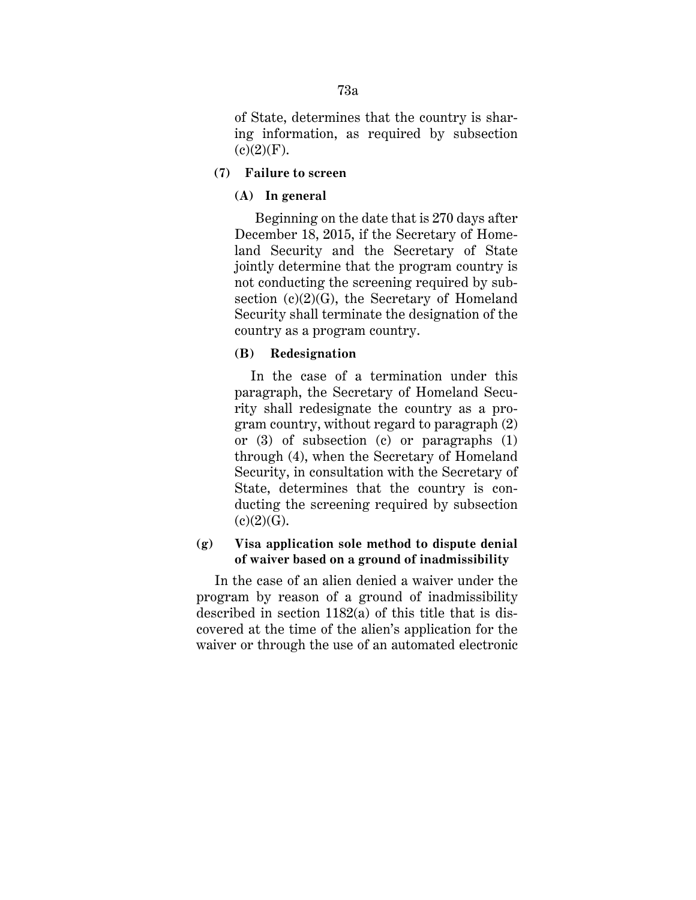of State, determines that the country is sharing information, as required by subsection (c)(2)(F).

**(7) Failure to screen**

**(A) In general**

Beginning on the date that is 270 days after December 18, 2015, if the Secretary of Homeland Security and the Secretary of State jointly determine that the program country is not conducting the screening required by subsection (c)(2)(G), the Secretary of Homeland Security shall terminate the designation of the country as a program country.

**(B) Redesignation**

In the case of a termination under this paragraph, the Secretary of Homeland Security shall redesignate the country as a program country, without regard to paragraph (2) or (3) of subsection (c) or paragraphs (1) through (4), when the Secretary of Homeland Security, in consultation with the Secretary of State, determines that the country is conducting the screening required by subsection (c)(2)(G).

**(g) Visa application sole method to dispute denial of waiver based on a ground of inadmissibility**

In the case of an alien denied a waiver under the program by reason of a ground of inadmissibility described in section 1182(a) of this title that is discovered at the time of the alien's application for the waiver or through the use of an automated electronic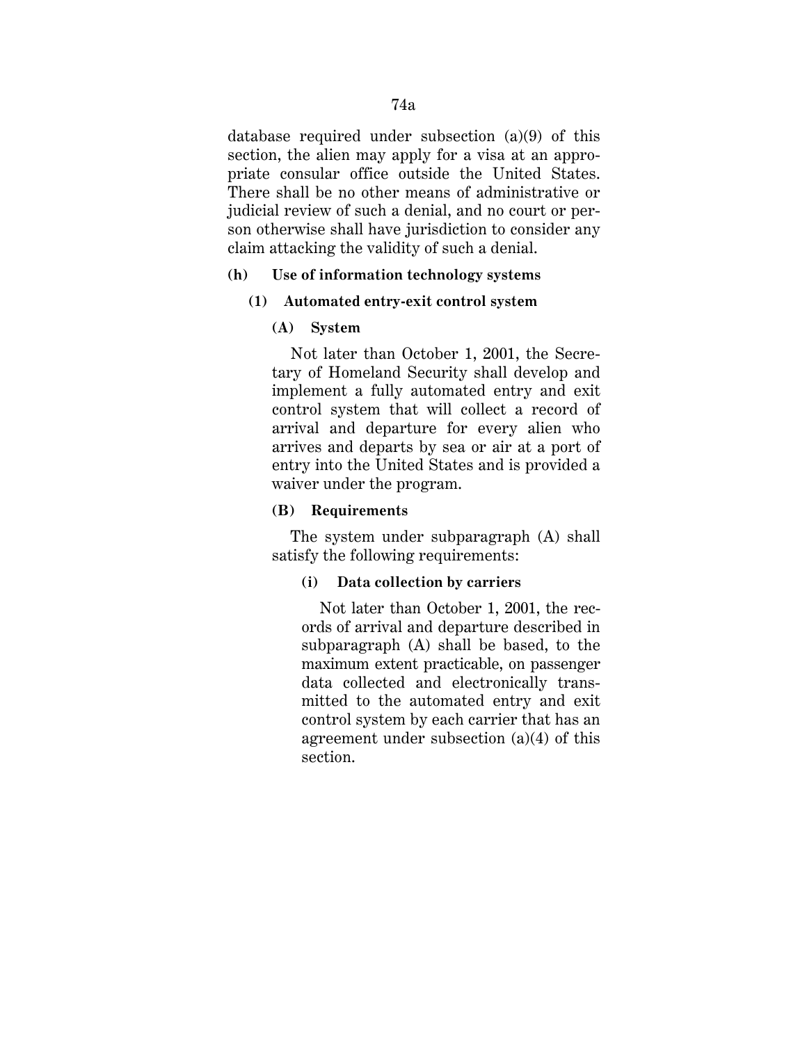database required under subsection (a)(9) of this section, the alien may apply for a visa at an appropriate consular office outside the United States. There shall be no other means of administrative or judicial review of such a denial, and no court or person otherwise shall have jurisdiction to consider any claim attacking the validity of such a denial.

**(h) Use of information technology systems**

**(1) Automated entry-exit control system**

**(A) System**

Not later than October 1, 2001, the Secretary of Homeland Security shall develop and implement a fully automated entry and exit control system that will collect a record of arrival and departure for every alien who arrives and departs by sea or air at a port of entry into the United States and is provided a waiver under the program.

**(B) Requirements**

The system under subparagraph (A) shall satisfy the following requirements:

**(i) Data collection by carriers**

Not later than October 1, 2001, the records of arrival and departure described in subparagraph (A) shall be based, to the maximum extent practicable, on passenger data collected and electronically transmitted to the automated entry and exit control system by each carrier that has an agreement under subsection (a)(4) of this section.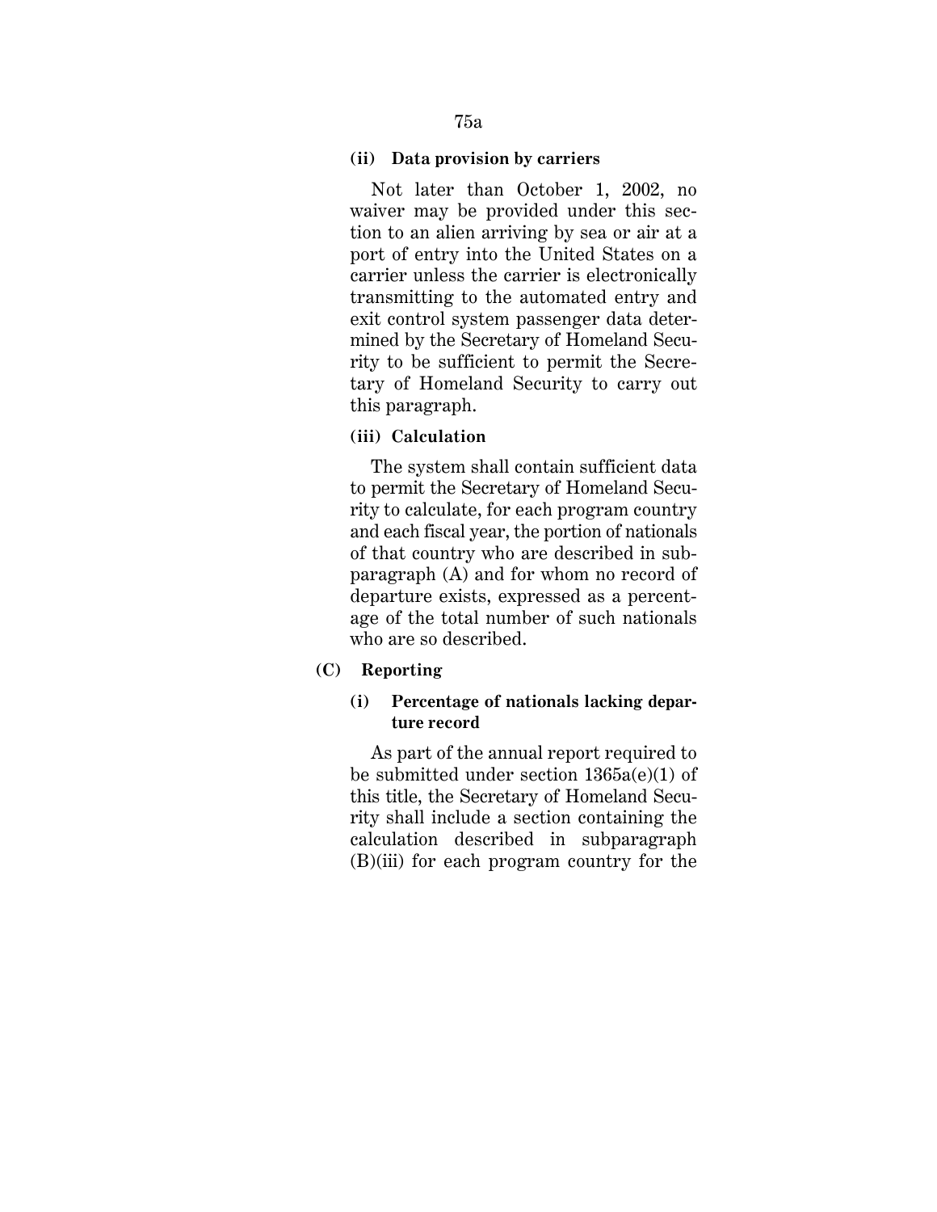**(ii) Data provision by carriers**

Not later than October 1, 2002, no waiver may be provided under this section to an alien arriving by sea or air at a port of entry into the United States on a carrier unless the carrier is electronically transmitting to the automated entry and exit control system passenger data determined by the Secretary of Homeland Security to be sufficient to permit the Secretary of Homeland Security to carry out this paragraph.

**(iii) Calculation**

The system shall contain sufficient data to permit the Secretary of Homeland Security to calculate, for each program country and each fiscal year, the portion of nationals of that country who are described in subparagraph (A) and for whom no record of departure exists, expressed as a percentage of the total number of such nationals who are so described.

**(C) Reporting**

**(i) Percentage of nationals lacking departure record**

As part of the annual report required to be submitted under section 1365a(e)(1) of this title, the Secretary of Homeland Security shall include a section containing the calculation described in subparagraph (B)(iii) for each program country for the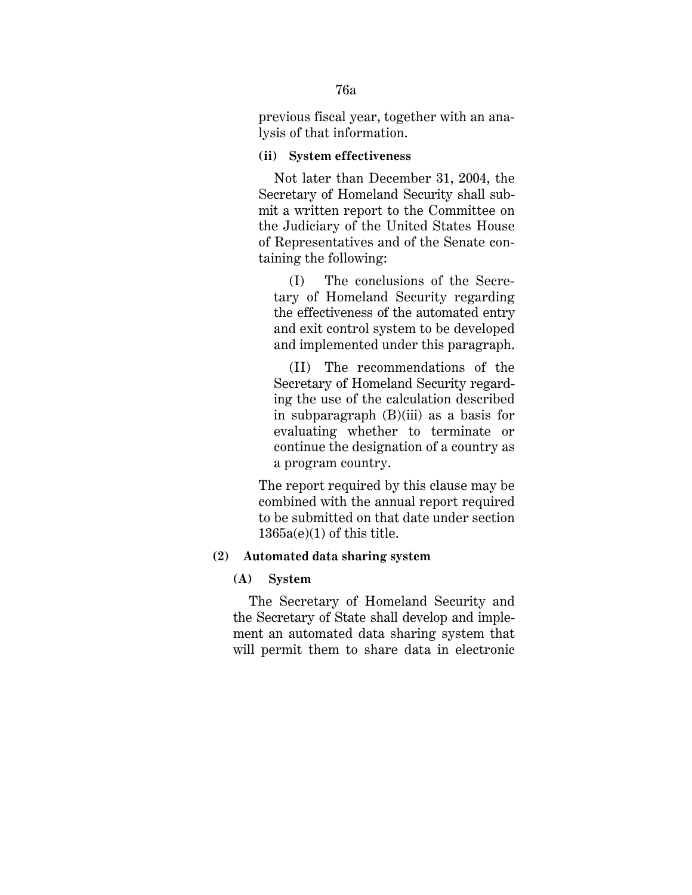previous fiscal year, together with an analysis of that information.

**(ii) System effectiveness**

Not later than December 31, 2004, the Secretary of Homeland Security shall submit a written report to the Committee on the Judiciary of the United States House of Representatives and of the Senate containing the following:

(I) The conclusions of the Secretary of Homeland Security regarding the effectiveness of the automated entry and exit control system to be developed and implemented under this paragraph.

(II) The recommendations of the Secretary of Homeland Security regarding the use of the calculation described in subparagraph (B)(iii) as a basis for evaluating whether to terminate or continue the designation of a country as a program country.

The report required by this clause may be combined with the annual report required to be submitted on that date under section 1365a(e)(1) of this title.

**(2) Automated data sharing system**

**(A) System**

The Secretary of Homeland Security and the Secretary of State shall develop and implement an automated data sharing system that will permit them to share data in electronic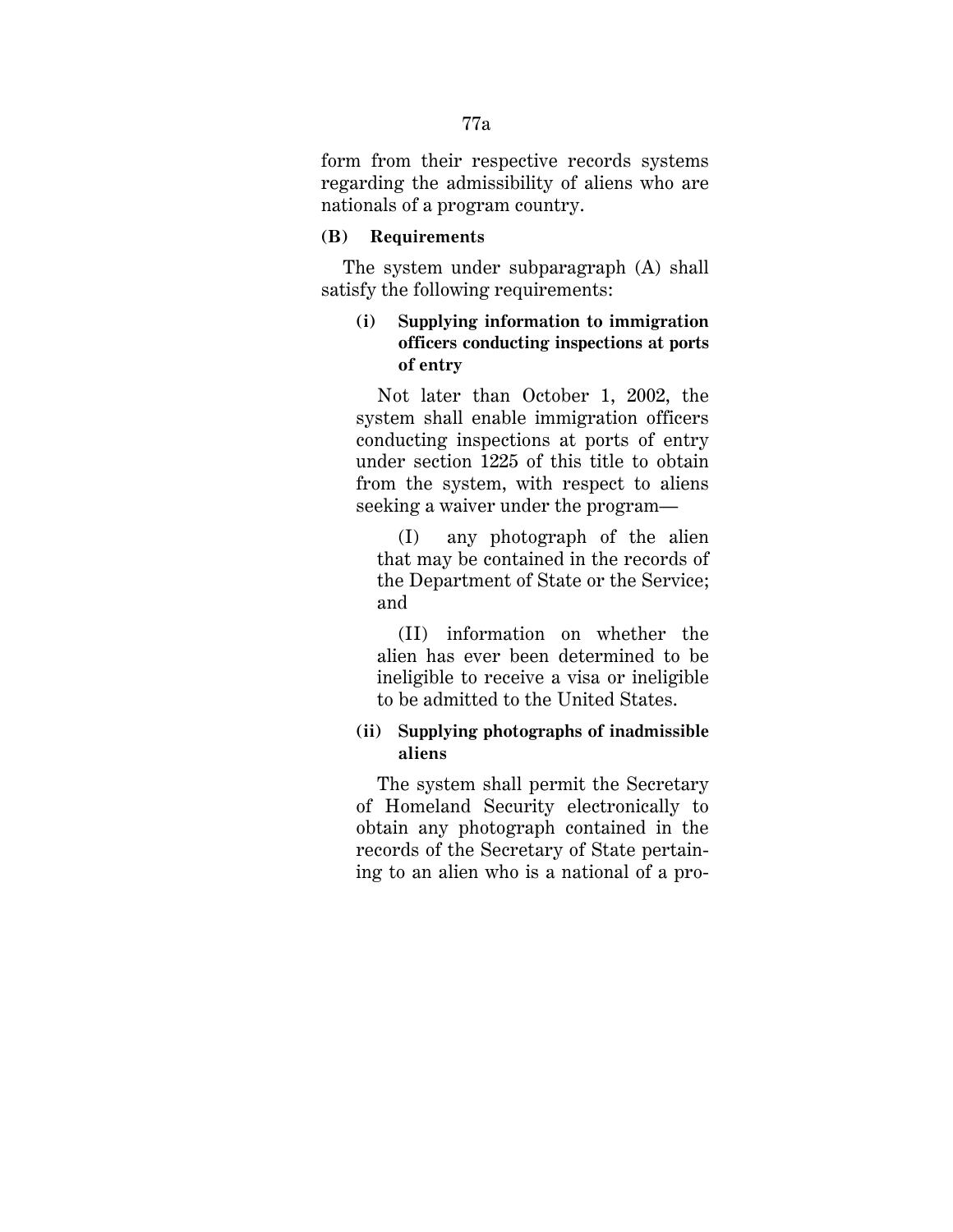form from their respective records systems regarding the admissibility of aliens who are nationals of a program country.

**(B) Requirements**

The system under subparagraph (A) shall satisfy the following requirements:

**(i) Supplying information to immigration officers conducting inspections at ports of entry**

Not later than October 1, 2002, the system shall enable immigration officers conducting inspections at ports of entry under section 1225 of this title to obtain from the system, with respect to aliens seeking a waiver under the program—

(I) any photograph of the alien that may be contained in the records of the Department of State or the Service; and

(II) information on whether the alien has ever been determined to be ineligible to receive a visa or ineligible to be admitted to the United States.

**(ii) Supplying photographs of inadmissible aliens**

The system shall permit the Secretary of Homeland Security electronically to obtain any photograph contained in the records of the Secretary of State pertaining to an alien who is a national of a pro-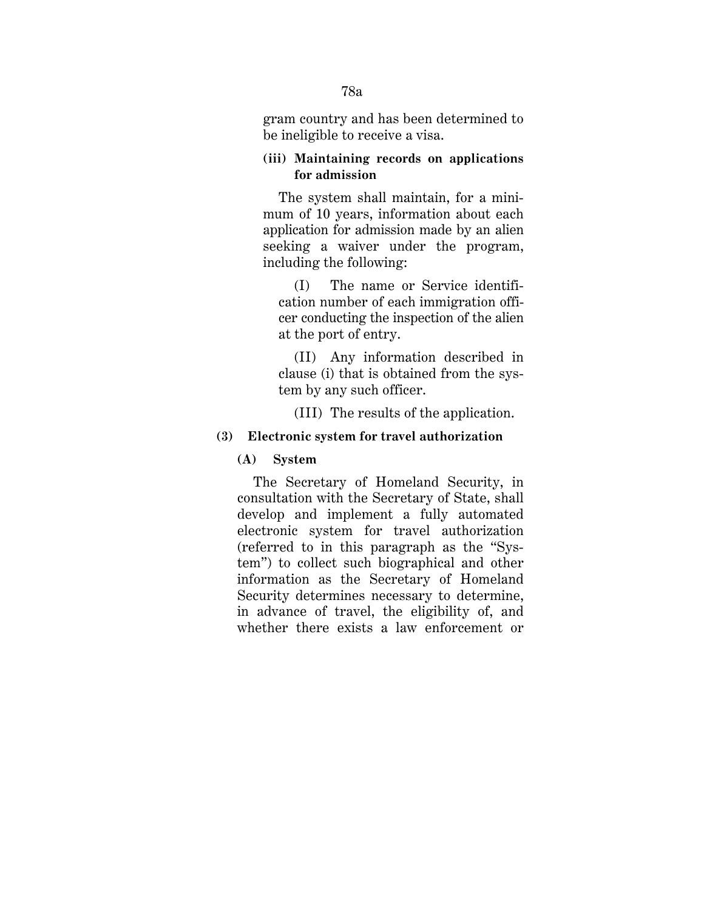gram country and has been determined to be ineligible to receive a visa.

**(iii) Maintaining records on applications for admission**

The system shall maintain, for a minimum of 10 years, information about each application for admission made by an alien seeking a waiver under the program, including the following:

(I) The name or Service identification number of each immigration officer conducting the inspection of the alien at the port of entry.

(II) Any information described in clause (i) that is obtained from the system by any such officer.

(III) The results of the application.

**(3) Electronic system for travel authorization**

**(A) System**

The Secretary of Homeland Security, in consultation with the Secretary of State, shall develop and implement a fully automated electronic system for travel authorization (referred to in this paragraph as the "System") to collect such biographical and other information as the Secretary of Homeland Security determines necessary to determine, in advance of travel, the eligibility of, and whether there exists a law enforcement or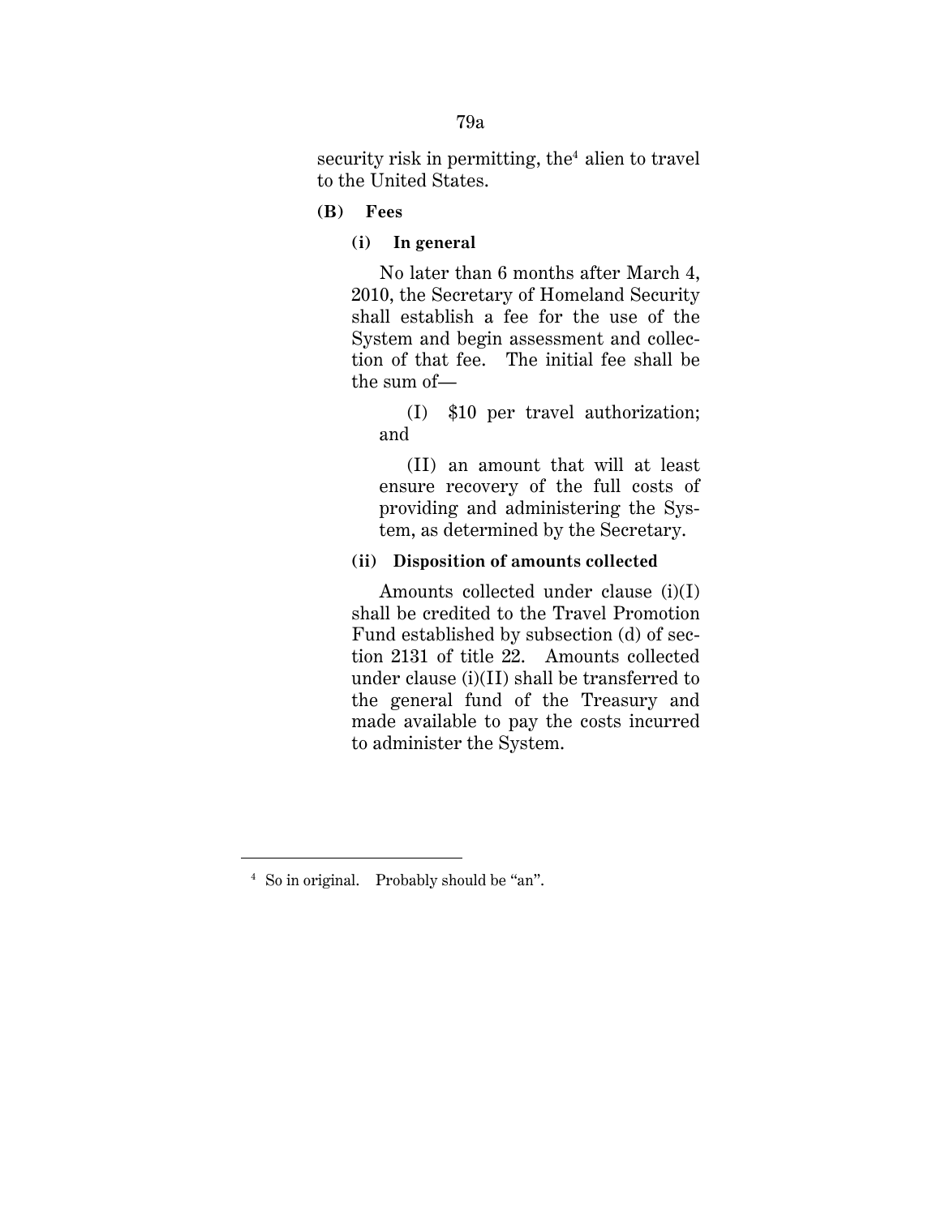security risk in permitting, the[4] alien to travel to the United States.

**(B) Fees**

**(i) In general**

No later than 6 months after March 4, 2010, the Secretary of Homeland Security shall establish a fee for the use of the System and begin assessment and collection of that fee. The initial fee shall be the sum of—

(I) $10 per travel authorization; and

(II) an amount that will at least ensure recovery of the full costs of providing and administering the System, as determined by the Secretary.

**(ii) Disposition of amounts collected**

Amounts collected under clause (i)(I) shall be credited to the Travel Promotion Fund established by subsection (d) of section 2131 of title 22. Amounts collected under clause (i)(II) shall be transferred to the general fund of the Treasury and made available to pay the costs incurred to administer the System.

---

[4] So in original. Probably should be "an".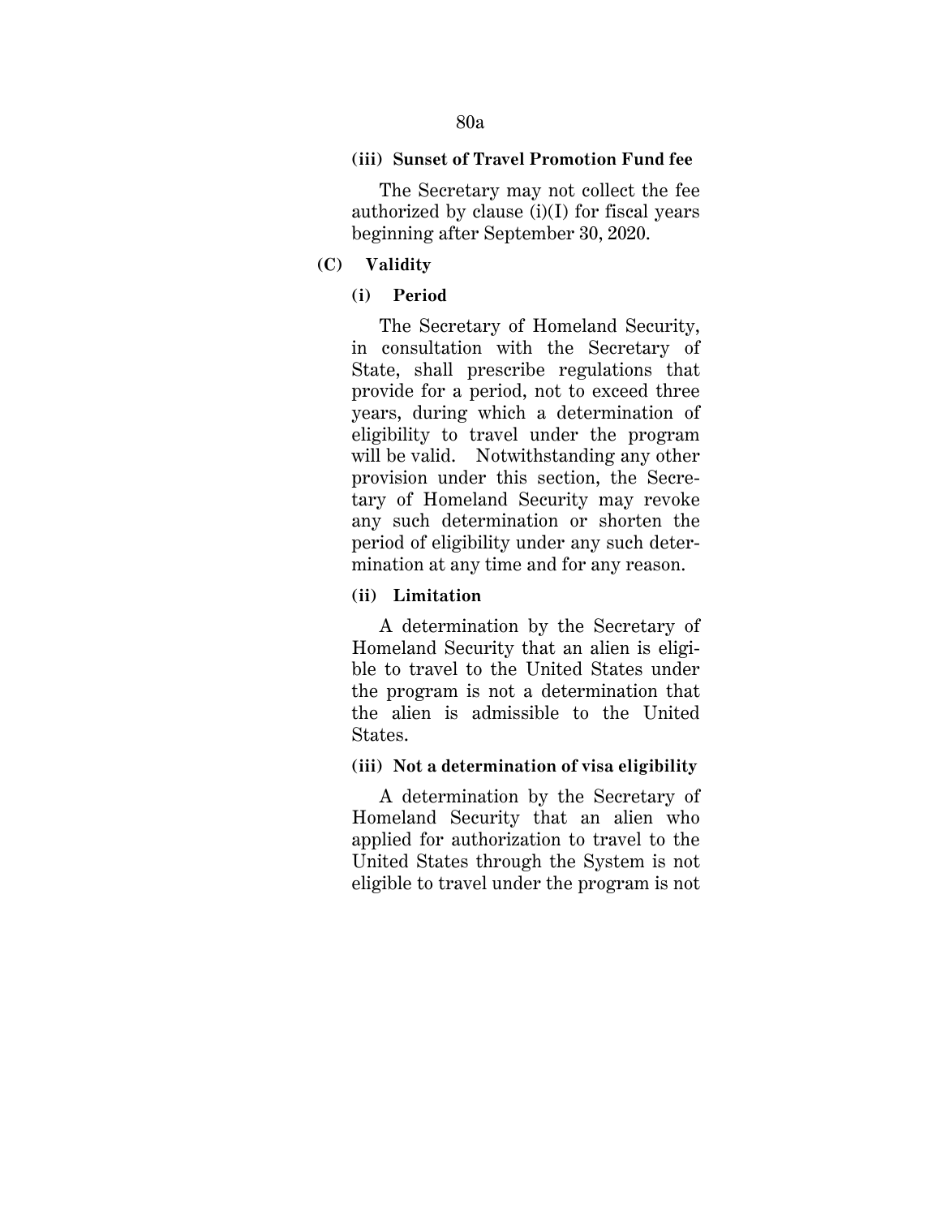**(iii) Sunset of Travel Promotion Fund fee**

The Secretary may not collect the fee authorized by clause (i)(I) for fiscal years beginning after September 30, 2020.

**(C) Validity**

**(i) Period**

The Secretary of Homeland Security, in consultation with the Secretary of State, shall prescribe regulations that provide for a period, not to exceed three years, during which a determination of eligibility to travel under the program will be valid. Notwithstanding any other provision under this section, the Secretary of Homeland Security may revoke any such determination or shorten the period of eligibility under any such determination at any time and for any reason.

**(ii) Limitation**

A determination by the Secretary of Homeland Security that an alien is eligible to travel to the United States under the program is not a determination that the alien is admissible to the United States.

**(iii) Not a determination of visa eligibility**

A determination by the Secretary of Homeland Security that an alien who applied for authorization to travel to the United States through the System is not eligible to travel under the program is not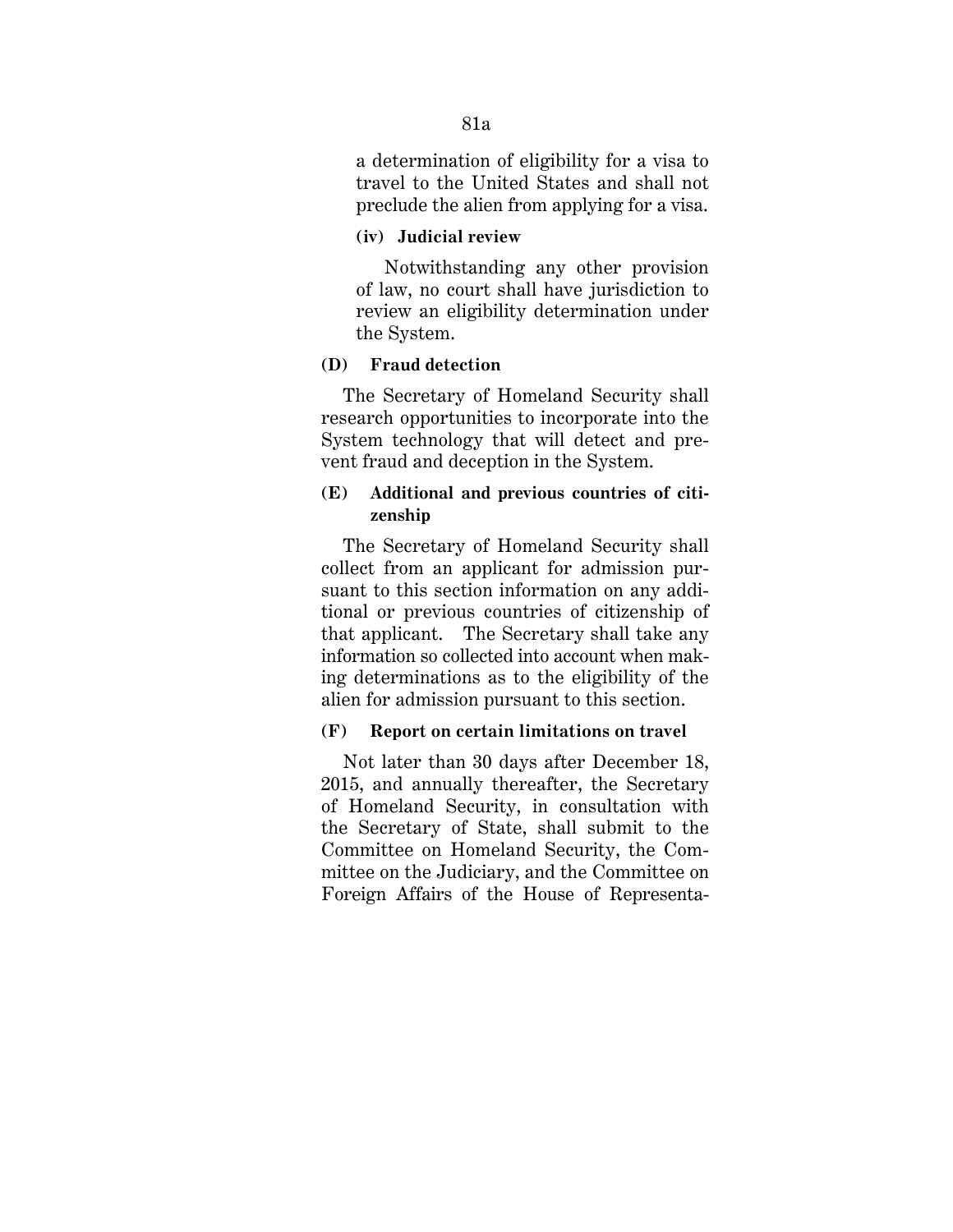a determination of eligibility for a visa to travel to the United States and shall not preclude the alien from applying for a visa.

**(iv) Judicial review**

Notwithstanding any other provision of law, no court shall have jurisdiction to review an eligibility determination under the System.

**(D) Fraud detection**

The Secretary of Homeland Security shall research opportunities to incorporate into the System technology that will detect and prevent fraud and deception in the System.

**(E) Additional and previous countries of citizenship**

The Secretary of Homeland Security shall collect from an applicant for admission pursuant to this section information on any additional or previous countries of citizenship of that applicant. The Secretary shall take any information so collected into account when making determinations as to the eligibility of the alien for admission pursuant to this section.

**(F) Report on certain limitations on travel**

Not later than 30 days after December 18, 2015, and annually thereafter, the Secretary of Homeland Security, in consultation with the Secretary of State, shall submit to the Committee on Homeland Security, the Committee on the Judiciary, and the Committee on Foreign Affairs of the House of Representa-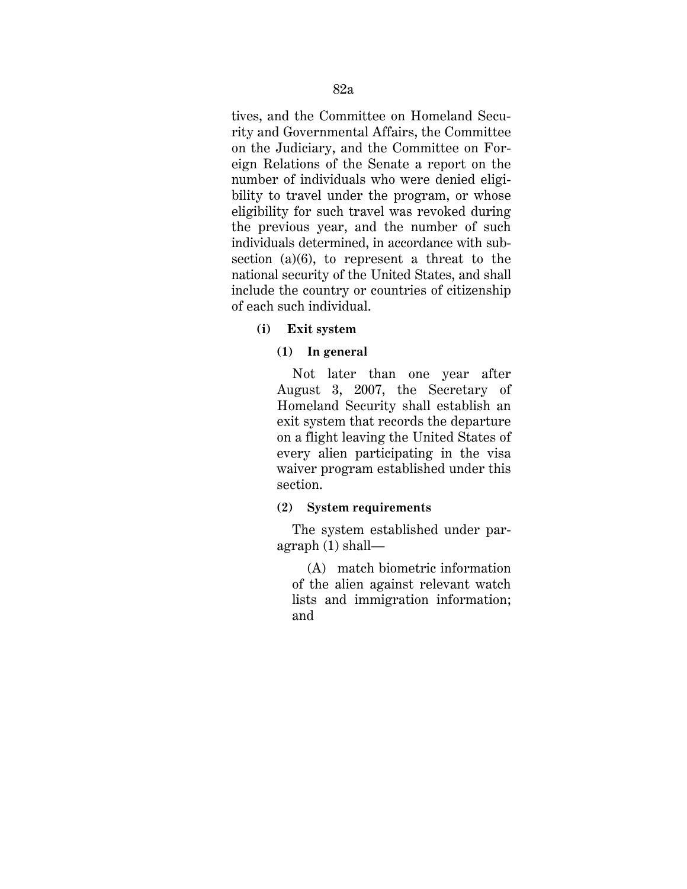tives, and the Committee on Homeland Security and Governmental Affairs, the Committee on the Judiciary, and the Committee on Foreign Relations of the Senate a report on the number of individuals who were denied eligibility to travel under the program, or whose eligibility for such travel was revoked during the previous year, and the number of such individuals determined, in accordance with subsection (a)(6), to represent a threat to the national security of the United States, and shall include the country or countries of citizenship of each such individual.

**(i) Exit system**

**(1) In general**

Not later than one year after August 3, 2007, the Secretary of Homeland Security shall establish an exit system that records the departure on a flight leaving the United States of every alien participating in the visa waiver program established under this section.

**(2) System requirements**

The system established under paragraph (1) shall—

(A) match biometric information of the alien against relevant watch lists and immigration information; and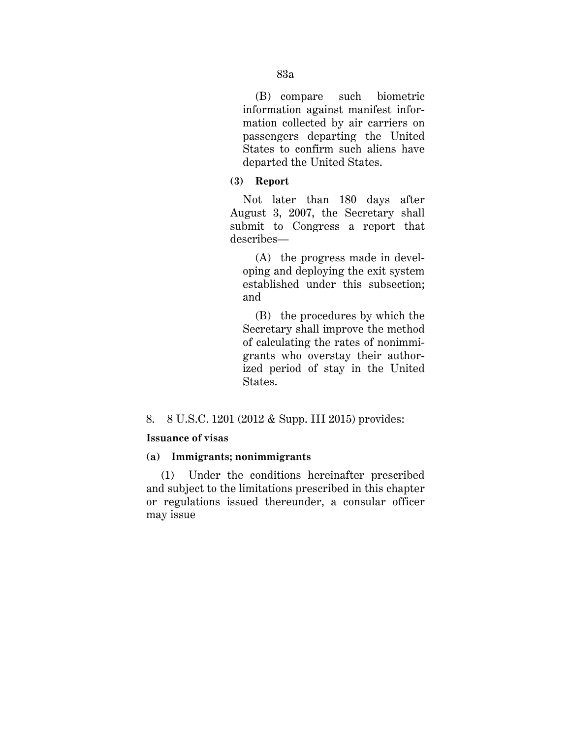(B) compare such biometric information against manifest information collected by air carriers on passengers departing the United States to confirm such aliens have departed the United States.

**(3) Report**

Not later than 180 days after August 3, 2007, the Secretary shall submit to Congress a report that describes—

(A) the progress made in developing and deploying the exit system established under this subsection; and

(B) the procedures by which the Secretary shall improve the method of calculating the rates of nonimmigrants who overstay their authorized period of stay in the United States.

8. 8 U.S.C. 1201 (2012 & Supp. III 2015) provides:

**Issuance of visas**

**(a) Immigrants; nonimmigrants**

(1) Under the conditions hereinafter prescribed and subject to the limitations prescribed in this chapter or regulations issued thereunder, a consular officer may issue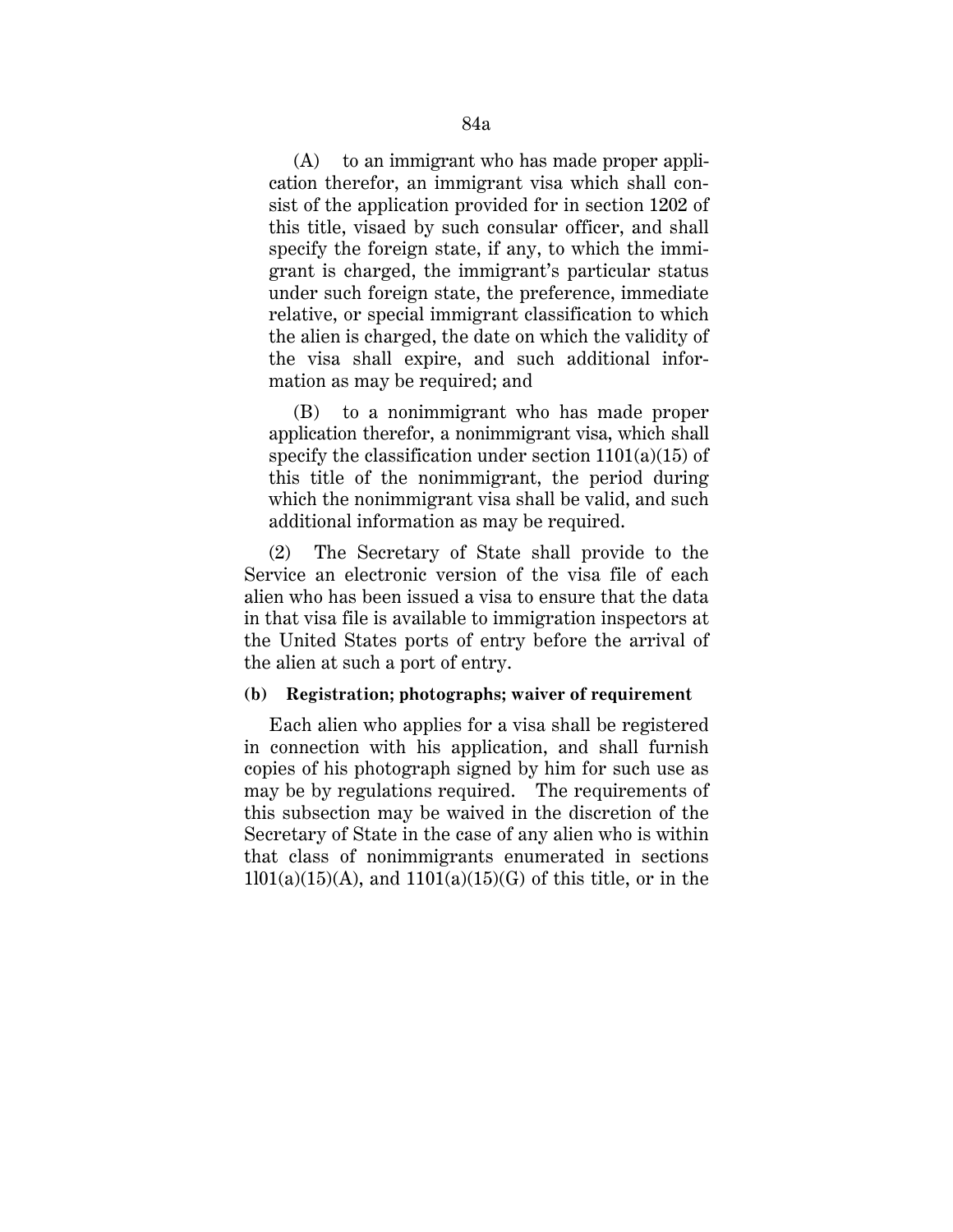(A) to an immigrant who has made proper application therefor, an immigrant visa which shall consist of the application provided for in section 1202 of this title, visaed by such consular officer, and shall specify the foreign state, if any, to which the immigrant is charged, the immigrant's particular status under such foreign state, the preference, immediate relative, or special immigrant classification to which the alien is charged, the date on which the validity of the visa shall expire, and such additional information as may be required; and

(B) to a nonimmigrant who has made proper application therefor, a nonimmigrant visa, which shall specify the classification under section 1101(a)(15) of this title of the nonimmigrant, the period during which the nonimmigrant visa shall be valid, and such additional information as may be required.

(2) The Secretary of State shall provide to the Service an electronic version of the visa file of each alien who has been issued a visa to ensure that the data in that visa file is available to immigration inspectors at the United States ports of entry before the arrival of the alien at such a port of entry.

**(b) Registration; photographs; waiver of requirement**

Each alien who applies for a visa shall be registered in connection with his application, and shall furnish copies of his photograph signed by him for such use as may be by regulations required. The requirements of this subsection may be waived in the discretion of the Secretary of State in the case of any alien who is within that class of nonimmigrants enumerated in sections 1l01(a)(15)(A), and 1101(a)(15)(G) of this title, or in the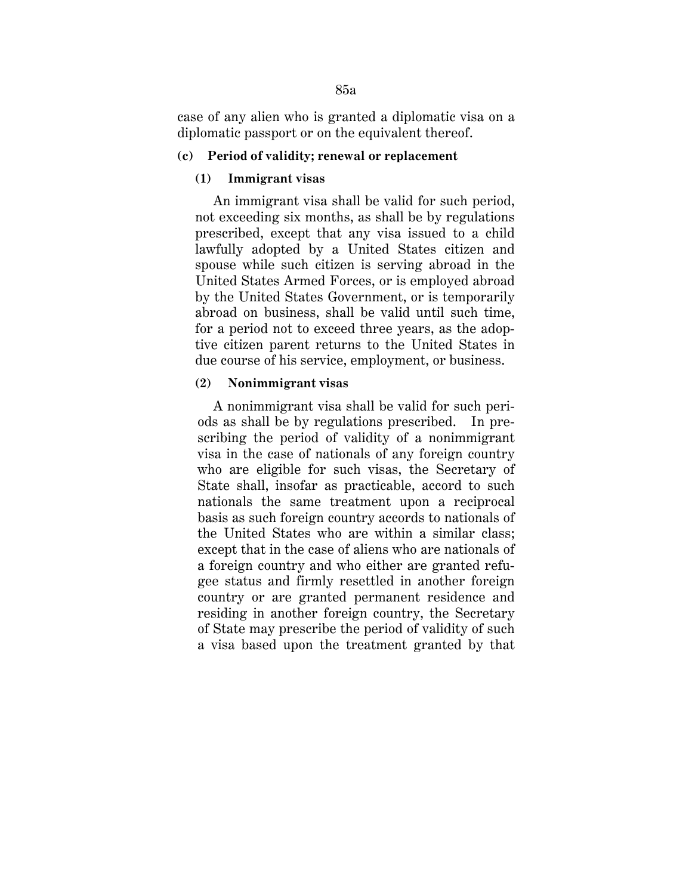case of any alien who is granted a diplomatic visa on a diplomatic passport or on the equivalent thereof.

**(c) Period of validity; renewal or replacement**

**(1) Immigrant visas**

An immigrant visa shall be valid for such period, not exceeding six months, as shall be by regulations prescribed, except that any visa issued to a child lawfully adopted by a United States citizen and spouse while such citizen is serving abroad in the United States Armed Forces, or is employed abroad by the United States Government, or is temporarily abroad on business, shall be valid until such time, for a period not to exceed three years, as the adoptive citizen parent returns to the United States in due course of his service, employment, or business.

**(2) Nonimmigrant visas**

A nonimmigrant visa shall be valid for such periods as shall be by regulations prescribed. In prescribing the period of validity of a nonimmigrant visa in the case of nationals of any foreign country who are eligible for such visas, the Secretary of State shall, insofar as practicable, accord to such nationals the same treatment upon a reciprocal basis as such foreign country accords to nationals of the United States who are within a similar class; except that in the case of aliens who are nationals of a foreign country and who either are granted refugee status and firmly resettled in another foreign country or are granted permanent residence and residing in another foreign country, the Secretary of State may prescribe the period of validity of such a visa based upon the treatment granted by that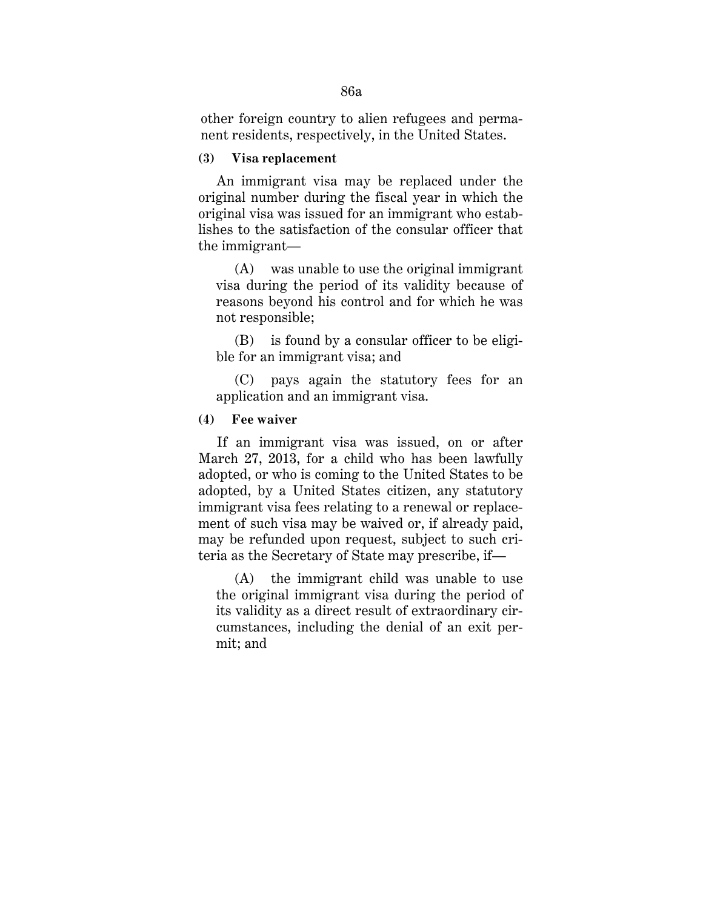other foreign country to alien refugees and permanent residents, respectively, in the United States.

**(3) Visa replacement**

An immigrant visa may be replaced under the original number during the fiscal year in which the original visa was issued for an immigrant who establishes to the satisfaction of the consular officer that the immigrant—

(A) was unable to use the original immigrant visa during the period of its validity because of reasons beyond his control and for which he was not responsible;

(B) is found by a consular officer to be eligible for an immigrant visa; and

(C) pays again the statutory fees for an application and an immigrant visa.

**(4) Fee waiver**

If an immigrant visa was issued, on or after March 27, 2013, for a child who has been lawfully adopted, or who is coming to the United States to be adopted, by a United States citizen, any statutory immigrant visa fees relating to a renewal or replacement of such visa may be waived or, if already paid, may be refunded upon request, subject to such criteria as the Secretary of State may prescribe, if—

(A) the immigrant child was unable to use the original immigrant visa during the period of its validity as a direct result of extraordinary circumstances, including the denial of an exit permit; and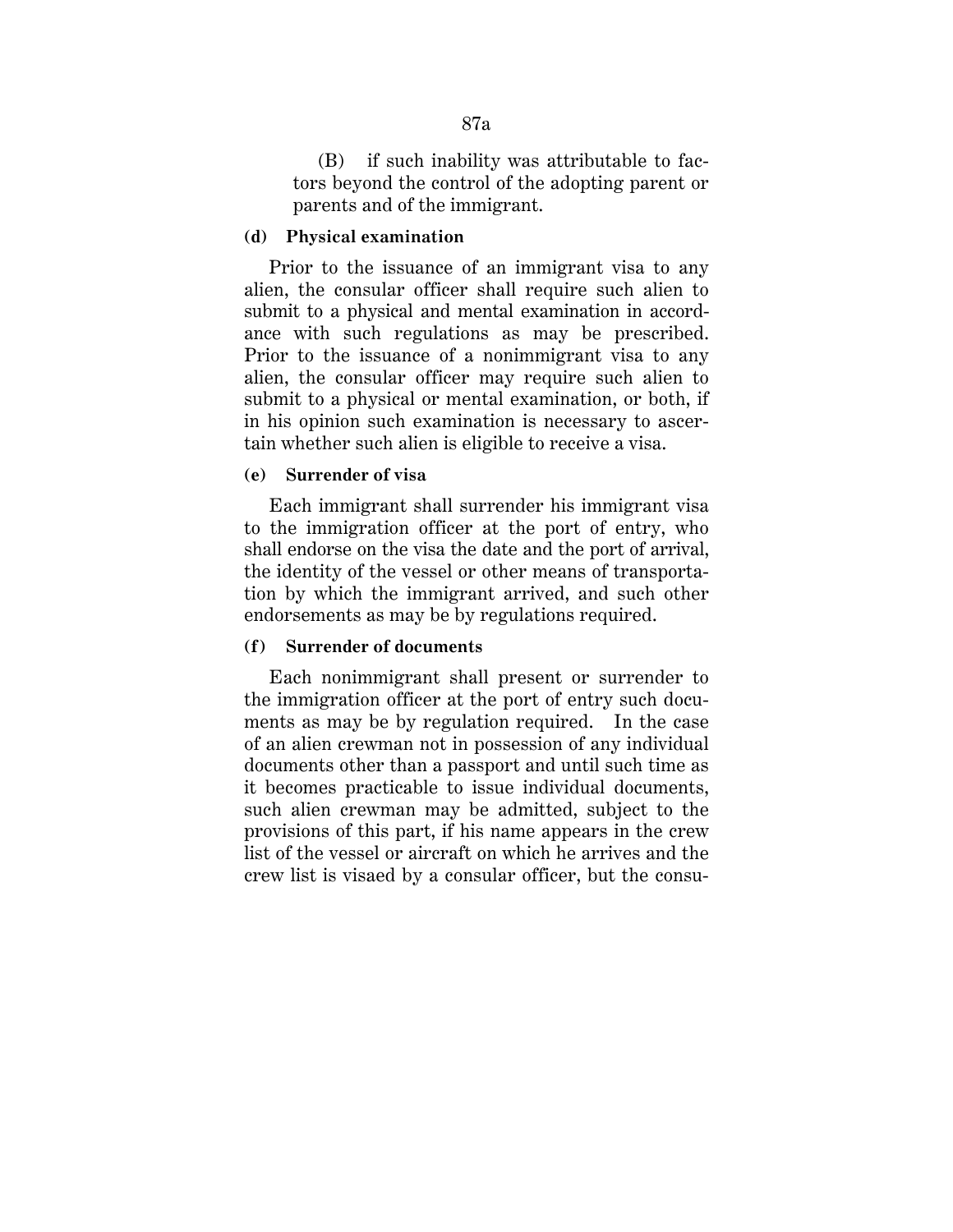(B) if such inability was attributable to factors beyond the control of the adopting parent or parents and of the immigrant.

**(d) Physical examination**

Prior to the issuance of an immigrant visa to any alien, the consular officer shall require such alien to submit to a physical and mental examination in accordance with such regulations as may be prescribed. Prior to the issuance of a nonimmigrant visa to any alien, the consular officer may require such alien to submit to a physical or mental examination, or both, if in his opinion such examination is necessary to ascertain whether such alien is eligible to receive a visa.

**(e) Surrender of visa**

Each immigrant shall surrender his immigrant visa to the immigration officer at the port of entry, who shall endorse on the visa the date and the port of arrival, the identity of the vessel or other means of transportation by which the immigrant arrived, and such other endorsements as may be by regulations required.

**(f) Surrender of documents**

Each nonimmigrant shall present or surrender to the immigration officer at the port of entry such documents as may be by regulation required. In the case of an alien crewman not in possession of any individual documents other than a passport and until such time as it becomes practicable to issue individual documents, such alien crewman may be admitted, subject to the provisions of this part, if his name appears in the crew list of the vessel or aircraft on which he arrives and the crew list is visaed by a consular officer, but the consu-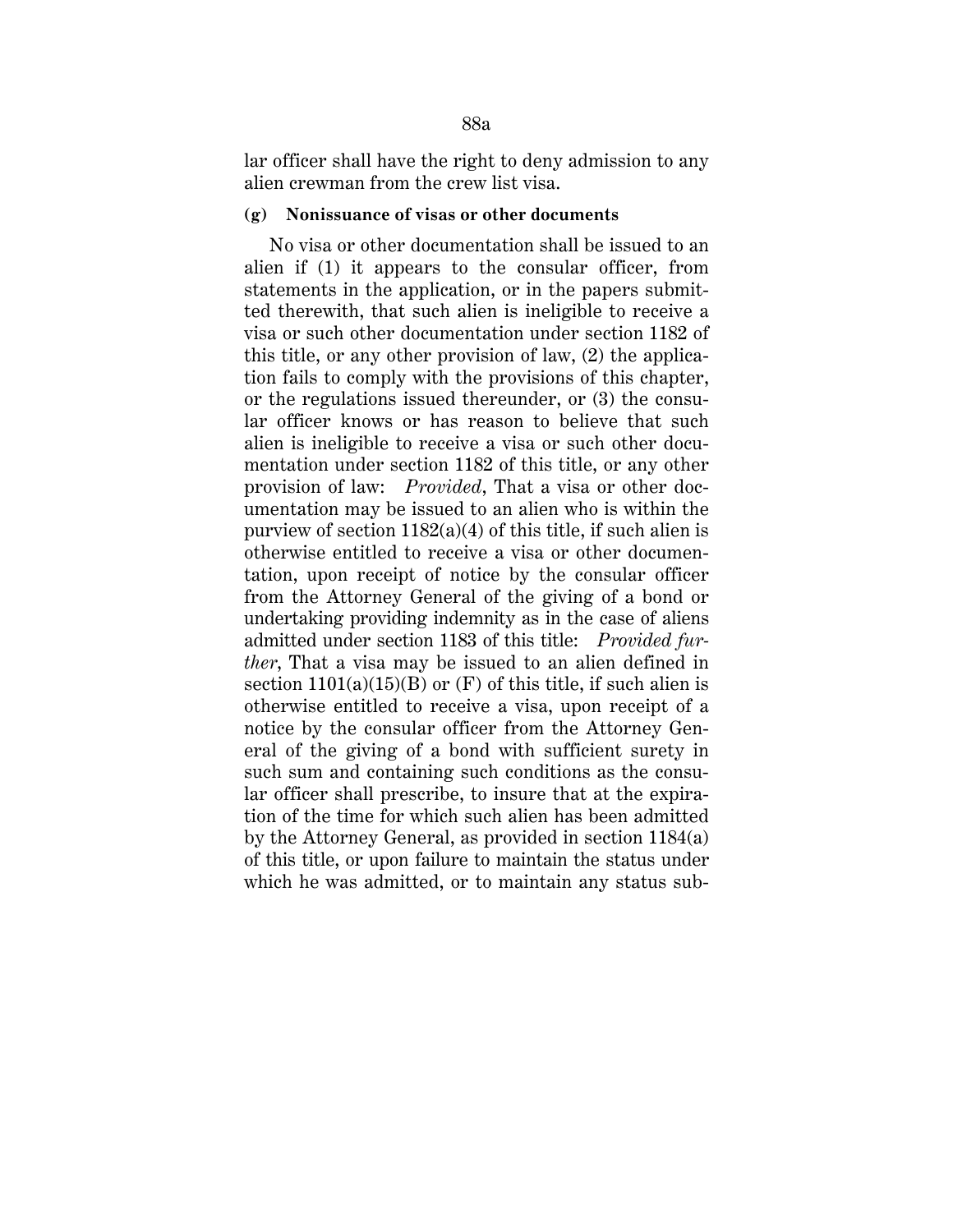lar officer shall have the right to deny admission to any alien crewman from the crew list visa.

**(g) Nonissuance of visas or other documents**

No visa or other documentation shall be issued to an alien if (1) it appears to the consular officer, from statements in the application, or in the papers submitted therewith, that such alien is ineligible to receive a visa or such other documentation under section 1182 of this title, or any other provision of law, (2) the application fails to comply with the provisions of this chapter, or the regulations issued thereunder, or (3) the consular officer knows or has reason to believe that such alien is ineligible to receive a visa or such other documentation under section 1182 of this title, or any other provision of law: *Provided*, That a visa or other documentation may be issued to an alien who is within the purview of section 1182(a)(4) of this title, if such alien is otherwise entitled to receive a visa or other documentation, upon receipt of notice by the consular officer from the Attorney General of the giving of a bond or undertaking providing indemnity as in the case of aliens admitted under section 1183 of this title: *Provided further*, That a visa may be issued to an alien defined in section 1101(a)(15)(B) or (F) of this title, if such alien is otherwise entitled to receive a visa, upon receipt of a notice by the consular officer from the Attorney General of the giving of a bond with sufficient surety in such sum and containing such conditions as the consular officer shall prescribe, to insure that at the expiration of the time for which such alien has been admitted by the Attorney General, as provided in section 1184(a) of this title, or upon failure to maintain the status under which he was admitted, or to maintain any status sub-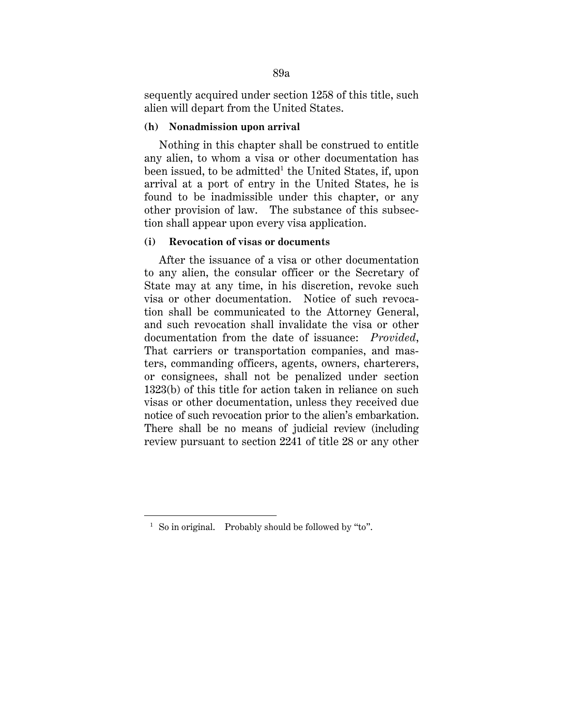sequently acquired under section 1258 of this title, such alien will depart from the United States.

**(h) Nonadmission upon arrival**

Nothing in this chapter shall be construed to entitle any alien, to whom a visa or other documentation has been issued, to be admitted[1] the United States, if, upon arrival at a port of entry in the United States, he is found to be inadmissible under this chapter, or any other provision of law. The substance of this subsection shall appear upon every visa application.

**(i) Revocation of visas or documents**

After the issuance of a visa or other documentation to any alien, the consular officer or the Secretary of State may at any time, in his discretion, revoke such visa or other documentation. Notice of such revocation shall be communicated to the Attorney General, and such revocation shall invalidate the visa or other documentation from the date of issuance: *Provided*, That carriers or transportation companies, and masters, commanding officers, agents, owners, charterers, or consignees, shall not be penalized under section 1323(b) of this title for action taken in reliance on such visas or other documentation, unless they received due notice of such revocation prior to the alien's embarkation. There shall be no means of judicial review (including review pursuant to section 2241 of title 28 or any other

---

[1] So in original. Probably should be followed by "to".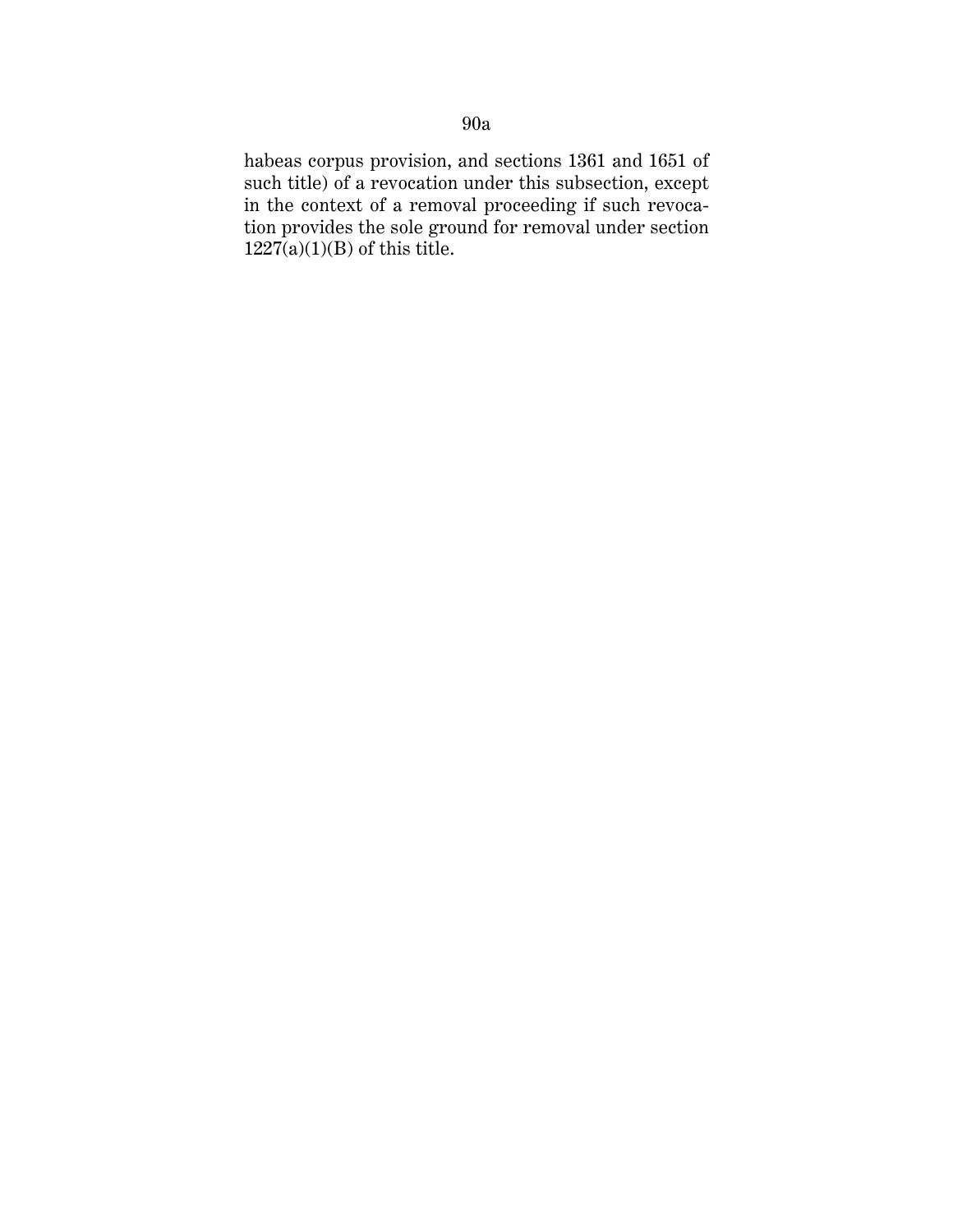habeas corpus provision, and sections 1361 and 1651 of such title) of a revocation under this subsection, except in the context of a removal proceeding if such revocation provides the sole ground for removal under section 1227(a)(1)(B) of this title.